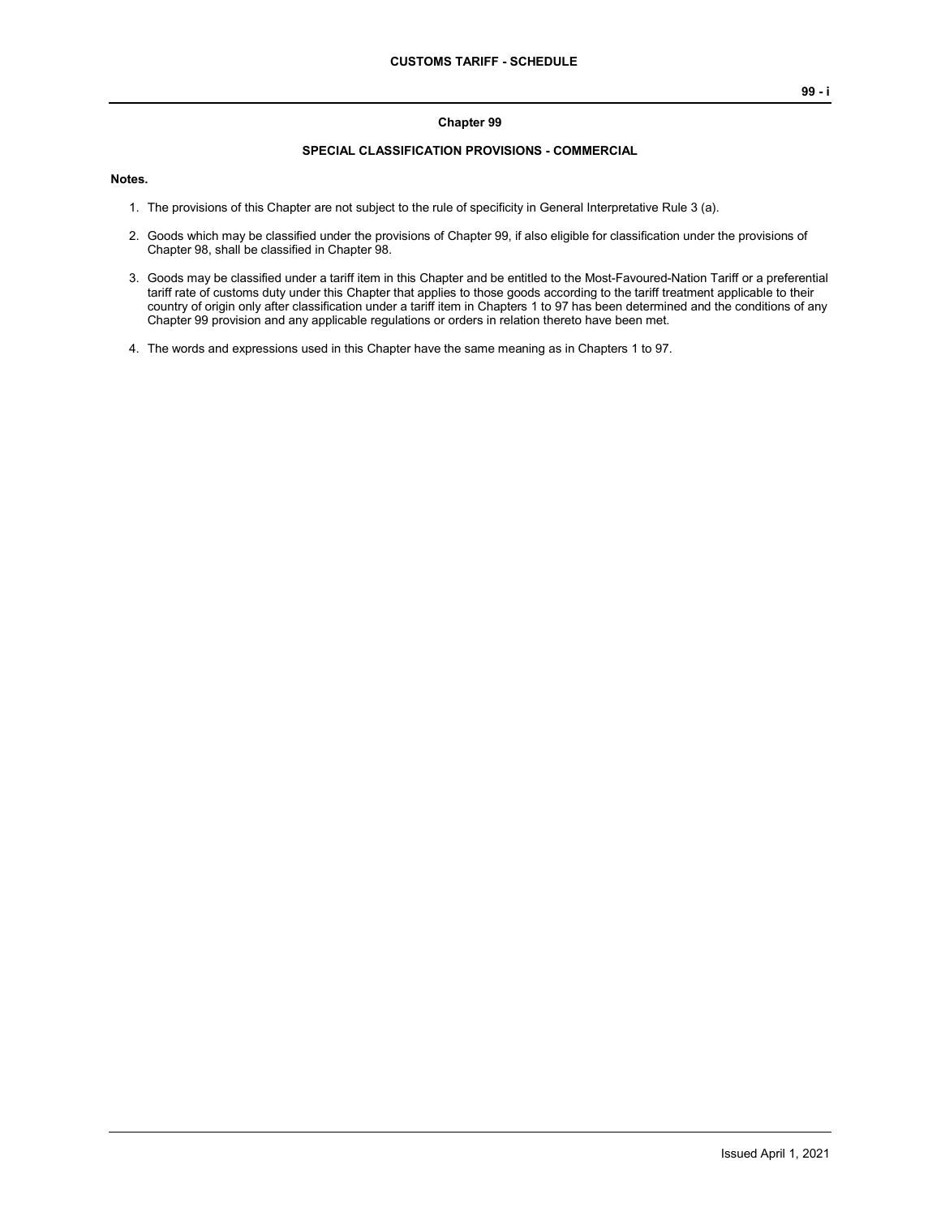## Chapter 99

### SPECIAL CLASSIFICATION PROVISIONS - COMMERCIAL

**Notes.**

1. The provisions of this Chapter are not subject to the rule of specificity in General Interpretative Rule 3 (a).

2. Goods which may be classified under the provisions of Chapter 99, if also eligible for classification under the provisions of Chapter 98, shall be classified in Chapter 98.

3. Goods may be classified under a tariff item in this Chapter and be entitled to the Most-Favoured-Nation Tariff or a preferential tariff rate of customs duty under this Chapter that applies to those goods according to the tariff treatment applicable to their country of origin only after classification under a tariff item in Chapters 1 to 97 has been determined and the conditions of any Chapter 99 provision and any applicable regulations or orders in relation thereto have been met.

4. The words and expressions used in this Chapter have the same meaning as in Chapters 1 to 97.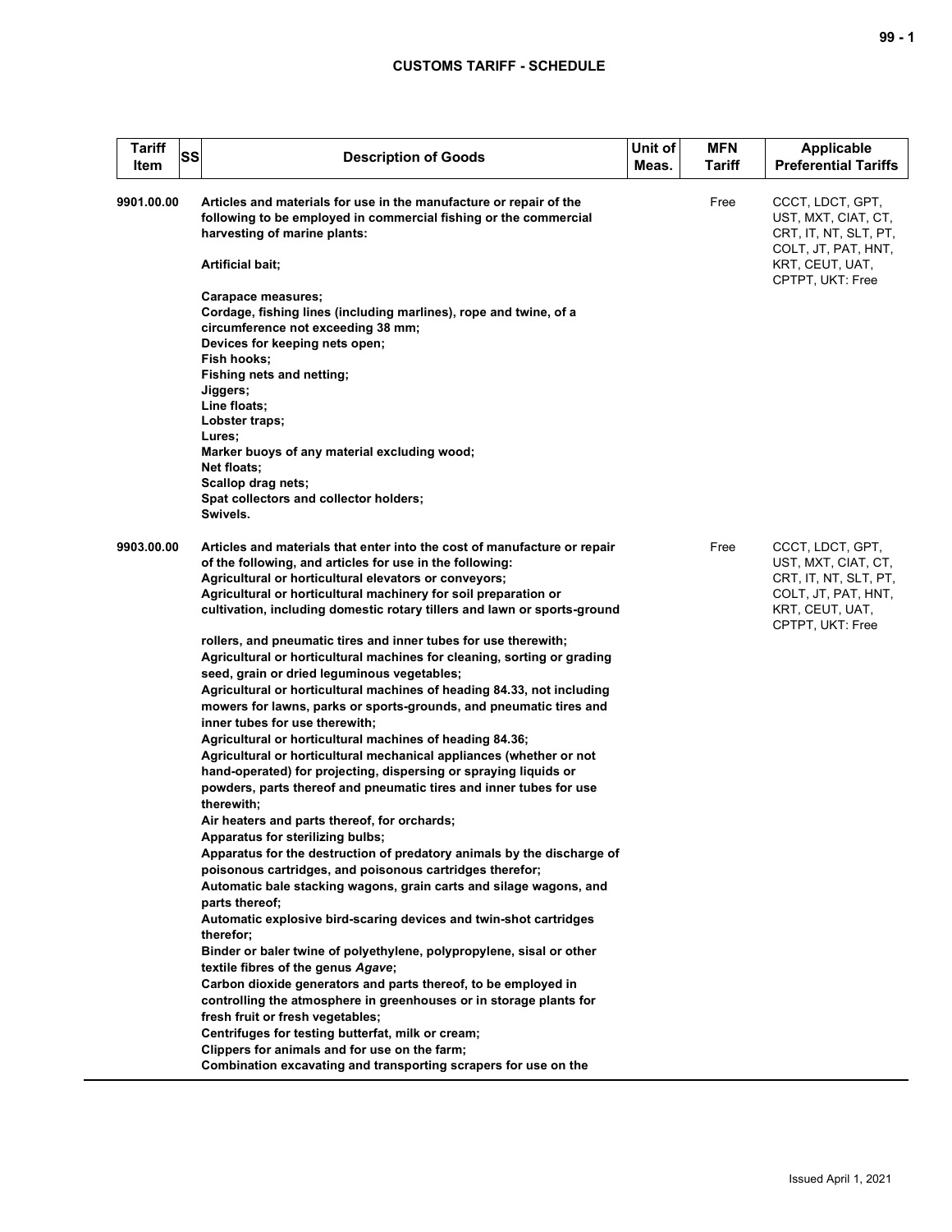| Tariff Item | SS | Description of Goods | Unit of Meas. | MFN Tariff | Applicable Preferential Tariffs |
|---|---|---|---|---|---|
| 9901.00.00 | | **Articles and materials for use in the manufacture or repair of the following to be employed in commercial fishing or the commercial harvesting of marine plants:**<br><br>**Artificial bait;**<br><br>**Carapace measures;**<br>**Cordage, fishing lines (including marlines), rope and twine, of a circumference not exceeding 38 mm;**<br>**Devices for keeping nets open;**<br>**Fish hooks;**<br>**Fishing nets and netting;**<br>**Jiggers;**<br>**Line floats;**<br>**Lobster traps;**<br>**Lures;**<br>**Marker buoys of any material excluding wood;**<br>**Net floats;**<br>**Scallop drag nets;**<br>**Spat collectors and collector holders;**<br>**Swivels.** | | Free | CCCT, LDCT, GPT, UST, MXT, CIAT, CT, CRT, IT, NT, SLT, PT, COLT, JT, PAT, HNT, KRT, CEUT, UAT, CPTPT, UKT: Free |
| 9903.00.00 | | **Articles and materials that enter into the cost of manufacture or repair of the following, and articles for use in the following:**<br>**Agricultural or horticultural elevators or conveyors;**<br>**Agricultural or horticultural machinery for soil preparation or cultivation, including domestic rotary tillers and lawn or sports-ground rollers, and pneumatic tires and inner tubes for use therewith;**<br>**Agricultural or horticultural machines for cleaning, sorting or grading seed, grain or dried leguminous vegetables;**<br>**Agricultural or horticultural machines of heading 84.33, not including mowers for lawns, parks or sports-grounds, and pneumatic tires and inner tubes for use therewith;**<br>**Agricultural or horticultural machines of heading 84.36;**<br>**Agricultural or horticultural mechanical appliances (whether or not hand-operated) for projecting, dispersing or spraying liquids or powders, parts thereof and pneumatic tires and inner tubes for use therewith;**<br>**Air heaters and parts thereof, for orchards;**<br>**Apparatus for sterilizing bulbs;**<br>**Apparatus for the destruction of predatory animals by the discharge of poisonous cartridges, and poisonous cartridges therefor;**<br>**Automatic bale stacking wagons, grain carts and silage wagons, and parts thereof;**<br>**Automatic explosive bird-scaring devices and twin-shot cartridges therefor;**<br>**Binder or baler twine of polyethylene, polypropylene, sisal or other textile fibres of the genus *Agave*;**<br>**Carbon dioxide generators and parts thereof, to be employed in controlling the atmosphere in greenhouses or in storage plants for fresh fruit or fresh vegetables;**<br>**Centrifuges for testing butterfat, milk or cream;**<br>**Clippers for animals and for use on the farm;**<br>**Combination excavating and transporting scrapers for use on the** | | Free | CCCT, LDCT, GPT, UST, MXT, CIAT, CT, CRT, IT, NT, SLT, PT, COLT, JT, PAT, HNT, KRT, CEUT, UAT, CPTPT, UKT: Free |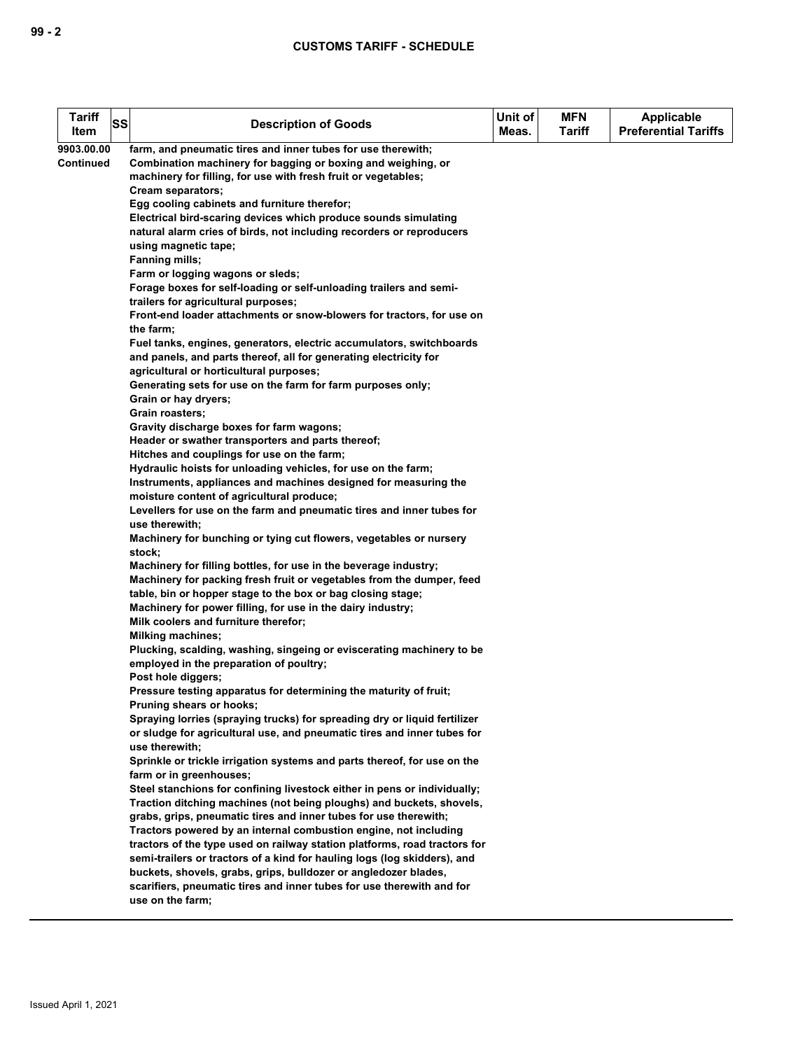| Tariff Item | SS | Description of Goods | Unit of Meas. | MFN Tariff | Applicable Preferential Tariffs |
|---|---|---|---|---|---|
| 9903.00.00 Continued | | farm, and pneumatic tires and inner tubes for use therewith;<br>Combination machinery for bagging or boxing and weighing, or machinery for filling, for use with fresh fruit or vegetables;<br>Cream separators;<br>Egg cooling cabinets and furniture therefor;<br>Electrical bird-scaring devices which produce sounds simulating natural alarm cries of birds, not including recorders or reproducers using magnetic tape;<br>Fanning mills;<br>Farm or logging wagons or sleds;<br>Forage boxes for self-loading or self-unloading trailers and semi-trailers for agricultural purposes;<br>Front-end loader attachments or snow-blowers for tractors, for use on the farm;<br>Fuel tanks, engines, generators, electric accumulators, switchboards and panels, and parts thereof, all for generating electricity for agricultural or horticultural purposes;<br>Generating sets for use on the farm for farm purposes only;<br>Grain or hay dryers;<br>Grain roasters;<br>Gravity discharge boxes for farm wagons;<br>Header or swather transporters and parts thereof;<br>Hitches and couplings for use on the farm;<br>Hydraulic hoists for unloading vehicles, for use on the farm;<br>Instruments, appliances and machines designed for measuring the moisture content of agricultural produce;<br>Levellers for use on the farm and pneumatic tires and inner tubes for use therewith;<br>Machinery for bunching or tying cut flowers, vegetables or nursery stock;<br>Machinery for filling bottles, for use in the beverage industry;<br>Machinery for packing fresh fruit or vegetables from the dumper, feed table, bin or hopper stage to the box or bag closing stage;<br>Machinery for power filling, for use in the dairy industry;<br>Milk coolers and furniture therefor;<br>Milking machines;<br>Plucking, scalding, washing, singeing or eviscerating machinery to be employed in the preparation of poultry;<br>Post hole diggers;<br>Pressure testing apparatus for determining the maturity of fruit;<br>Pruning shears or hooks;<br>Spraying lorries (spraying trucks) for spreading dry or liquid fertilizer or sludge for agricultural use, and pneumatic tires and inner tubes for use therewith;<br>Sprinkle or trickle irrigation systems and parts thereof, for use on the farm or in greenhouses;<br>Steel stanchions for confining livestock either in pens or individually;<br>Traction ditching machines (not being ploughs) and buckets, shovels, grabs, grips, pneumatic tires and inner tubes for use therewith;<br>Tractors powered by an internal combustion engine, not including tractors of the type used on railway station platforms, road tractors for semi-trailers or tractors of a kind for hauling logs (log skidders), and buckets, shovels, grabs, grips, bulldozer or angledozer blades, scarifiers, pneumatic tires and inner tubes for use therewith and for use on the farm; | | | |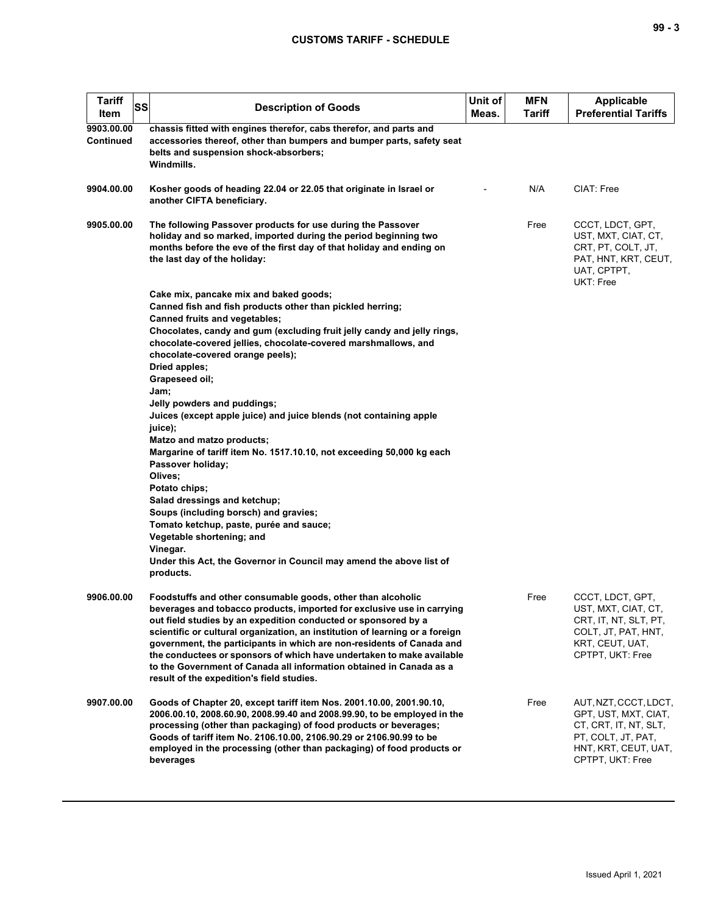| Tariff Item | SS | Description of Goods | Unit of Meas. | MFN Tariff | Applicable Preferential Tariffs |
|---|---|---|---|---|---|
| 9903.00.00 Continued | | chassis fitted with engines therefor, cabs therefor, and parts and accessories thereof, other than bumpers and bumper parts, safety seat belts and suspension shock-absorbers;<br>Windmills. | | | |
| 9904.00.00 | | Kosher goods of heading 22.04 or 22.05 that originate in Israel or another CIFTA beneficiary. | - | N/A | CIAT: Free |
| 9905.00.00 | | The following Passover products for use during the Passover holiday and so marked, imported during the period beginning two months before the eve of the first day of that holiday and ending on the last day of the holiday:<br><br>Cake mix, pancake mix and baked goods;<br>Canned fish and fish products other than pickled herring;<br>Canned fruits and vegetables;<br>Chocolates, candy and gum (excluding fruit jelly candy and jelly rings, chocolate-covered jellies, chocolate-covered marshmallows, and chocolate-covered orange peels);<br>Dried apples;<br>Grapeseed oil;<br>Jam;<br>Jelly powders and puddings;<br>Juices (except apple juice) and juice blends (not containing apple juice);<br>Matzo and matzo products;<br>Margarine of tariff item No. 1517.10.10, not exceeding 50,000 kg each Passover holiday;<br>Olives;<br>Potato chips;<br>Salad dressings and ketchup;<br>Soups (including borsch) and gravies;<br>Tomato ketchup, paste, purée and sauce;<br>Vegetable shortening; and<br>Vinegar.<br>Under this Act, the Governor in Council may amend the above list of products. | | Free | CCCT, LDCT, GPT, UST, MXT, CIAT, CT, CRT, PT, COLT, JT, PAT, HNT, KRT, CEUT, UAT, CPTPT, UKT: Free |
| 9906.00.00 | | Foodstuffs and other consumable goods, other than alcoholic beverages and tobacco products, imported for exclusive use in carrying out field studies by an expedition conducted or sponsored by a scientific or cultural organization, an institution of learning or a foreign government, the participants in which are non-residents of Canada and the conductees or sponsors of which have undertaken to make available to the Government of Canada all information obtained in Canada as a result of the expedition's field studies. | | Free | CCCT, LDCT, GPT, UST, MXT, CIAT, CT, CRT, IT, NT, SLT, PT, COLT, JT, PAT, HNT, KRT, CEUT, UAT, CPTPT, UKT: Free |
| 9907.00.00 | | Goods of Chapter 20, except tariff item Nos. 2001.10.00, 2001.90.10, 2006.00.10, 2008.60.90, 2008.99.40 and 2008.99.90, to be employed in the processing (other than packaging) of food products or beverages;<br>Goods of tariff item No. 2106.10.00, 2106.90.29 or 2106.90.99 to be employed in the processing (other than packaging) of food products or beverages | | Free | AUT, NZT, CCCT, LDCT, GPT, UST, MXT, CIAT, CT, CRT, IT, NT, SLT, PT, COLT, JT, PAT, HNT, KRT, CEUT, UAT, CPTPT, UKT: Free |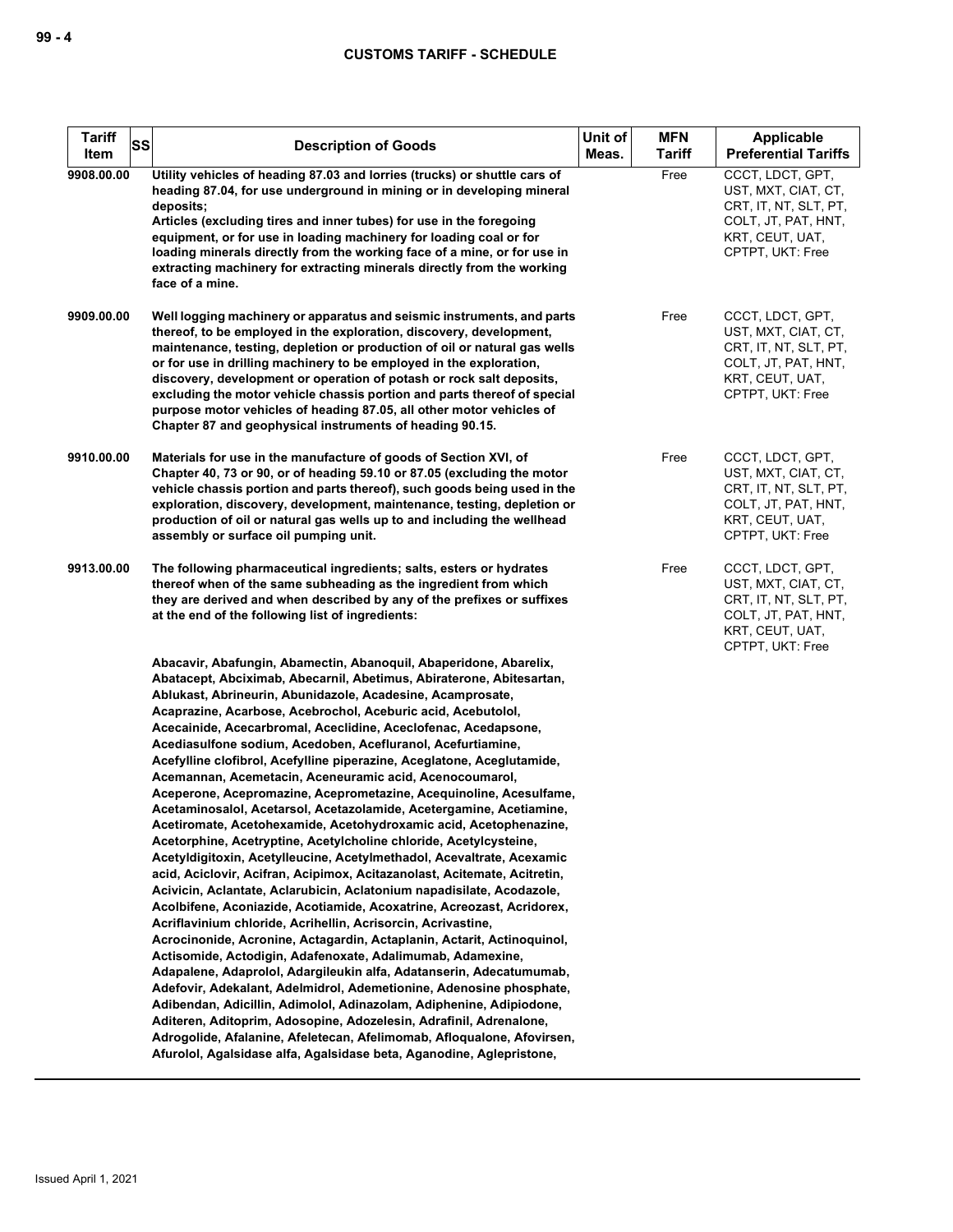| Tariff Item | SS | Description of Goods | Unit of Meas. | MFN Tariff | Applicable Preferential Tariffs |
|---|---|---|---|---|---|
| 9908.00.00 | | Utility vehicles of heading 87.03 and lorries (trucks) or shuttle cars of heading 87.04, for use underground in mining or in developing mineral deposits;<br>Articles (excluding tires and inner tubes) for use in the foregoing equipment, or for use in loading machinery for loading coal or for loading minerals directly from the working face of a mine, or for use in extracting machinery for extracting minerals directly from the working face of a mine. | | Free | CCCT, LDCT, GPT, UST, MXT, CIAT, CT, CRT, IT, NT, SLT, PT, COLT, JT, PAT, HNT, KRT, CEUT, UAT, CPTPT, UKT: Free |
| 9909.00.00 | | Well logging machinery or apparatus and seismic instruments, and parts thereof, to be employed in the exploration, discovery, development, maintenance, testing, depletion or production of oil or natural gas wells or for use in drilling machinery to be employed in the exploration, discovery, development or operation of potash or rock salt deposits, excluding the motor vehicle chassis portion and parts thereof of special purpose motor vehicles of heading 87.05, all other motor vehicles of Chapter 87 and geophysical instruments of heading 90.15. | | Free | CCCT, LDCT, GPT, UST, MXT, CIAT, CT, CRT, IT, NT, SLT, PT, COLT, JT, PAT, HNT, KRT, CEUT, UAT, CPTPT, UKT: Free |
| 9910.00.00 | | Materials for use in the manufacture of goods of Section XVI, of Chapter 40, 73 or 90, or of heading 59.10 or 87.05 (excluding the motor vehicle chassis portion and parts thereof), such goods being used in the exploration, discovery, development, maintenance, testing, depletion or production of oil or natural gas wells up to and including the wellhead assembly or surface oil pumping unit. | | Free | CCCT, LDCT, GPT, UST, MXT, CIAT, CT, CRT, IT, NT, SLT, PT, COLT, JT, PAT, HNT, KRT, CEUT, UAT, CPTPT, UKT: Free |
| 9913.00.00 | | The following pharmaceutical ingredients; salts, esters or hydrates thereof when of the same subheading as the ingredient from which they are derived and when described by any of the prefixes or suffixes at the end of the following list of ingredients:<br><br>Abacavir, Abafungin, Abamectin, Abanoquil, Abaperidone, Abarelix, Abatacept, Abciximab, Abecarnil, Abetimus, Abiraterone, Abitesartan, Ablukast, Abrineurin, Abunidazole, Acadesine, Acamprosate, Acaprazine, Acarbose, Acebrochol, Aceburic acid, Acebutolol, Acecainide, Acecarbromal, Aceclidine, Aceclofenac, Acedapsone, Acediasulfone sodium, Acedoben, Acefluranol, Acefurtiamine, Acefylline clofibrol, Acefylline piperazine, Aceglatone, Aceglutamide, Acemannan, Acemetacin, Aceneuramic acid, Acenocoumarol, Aceperone, Acepromazine, Aceprometazine, Acequinoline, Acesulfame, Acetaminosalol, Acetarsol, Acetazolamide, Acetergamine, Acetiamine, Acetiromate, Acetohexamide, Acetohydroxamic acid, Acetophenazine, Acetorphine, Acetryptine, Acetylcholine chloride, Acetylcysteine, Acetyldigitoxin, Acetylleucine, Acetylmethadol, Acevaltrate, Acexamic acid, Aciclovir, Acifran, Acipimox, Acitazanolast, Acitemate, Acitretin, Acivicin, Aclantate, Aclarubicin, Aclatonium napadisilate, Acodazole, Acolbifene, Aconiazide, Acotiamide, Acoxatrine, Acreozast, Acridorex, Acriflavinium chloride, Acrihellin, Acrisorcin, Acrivastine, Acrocinonide, Acronine, Actagardin, Actaplanin, Actarit, Actinoquinol, Actisomide, Actodigin, Adafenoxate, Adalimumab, Adamexine, Adapalene, Adaprolol, Adargileukin alfa, Adatanserin, Adecatumumab, Adefovir, Adekalant, Adelmidrol, Ademetionine, Adenosine phosphate, Adibendan, Adicillin, Adimolol, Adinazolam, Adiphenine, Adipiodone, Aditeren, Aditoprim, Adosopine, Adozelesin, Adrafinil, Adrenalone, Adrogolide, Afalanine, Afeletecan, Afelimomab, Afloqualone, Afovirsen, Afurolol, Agalsidase alfa, Agalsidase beta, Aganodine, Aglepristone, | | Free | CCCT, LDCT, GPT, UST, MXT, CIAT, CT, CRT, IT, NT, SLT, PT, COLT, JT, PAT, HNT, KRT, CEUT, UAT, CPTPT, UKT: Free |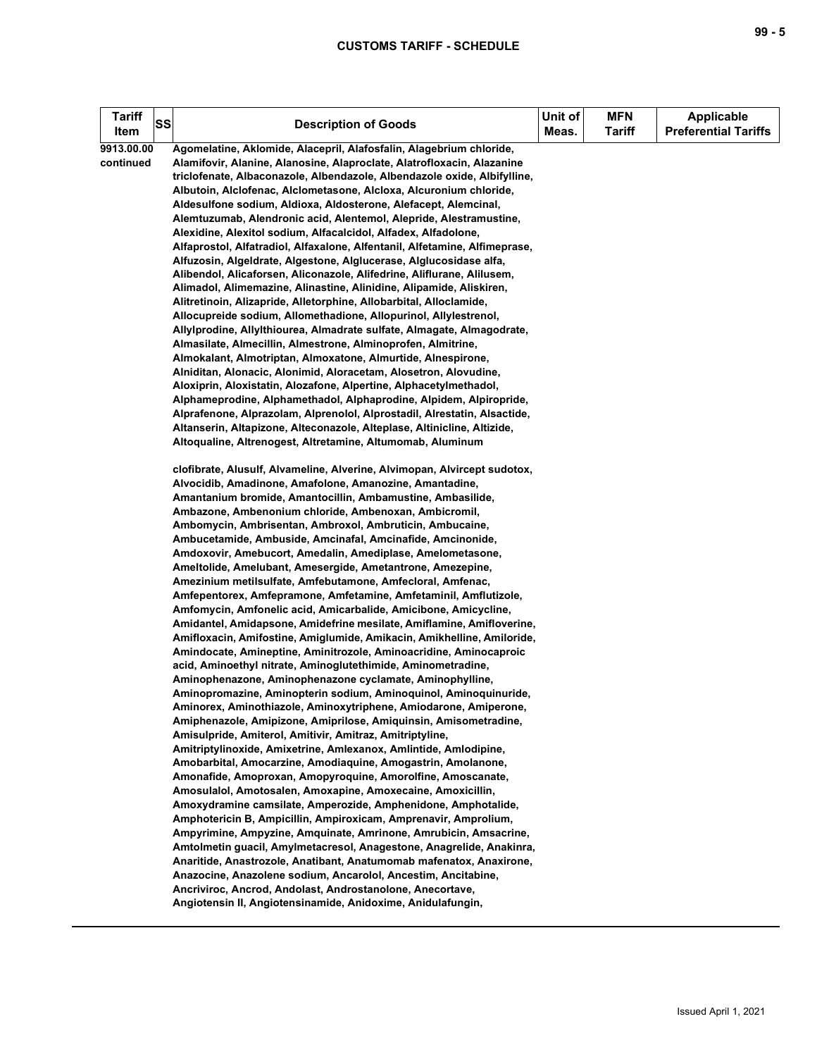| Tariff Item | SS | Description of Goods | Unit of Meas. | MFN Tariff | Applicable Preferential Tariffs |
|---|---|---|---|---|---|
| 9913.00.00 continued | | Agomelatine, Aklomide, Alacepril, Alafosfalin, Alagebrium chloride, Alamifovir, Alanine, Alanosine, Alaproclate, Alatrofloxacin, Alazanine triclofenate, Albaconazole, Albendazole, Albendazole oxide, Albifylline, Albutoin, Alclofenac, Alclometasone, Alcloxa, Alcuronium chloride, Aldesulfone sodium, Aldioxa, Aldosterone, Alefacept, Alemcinal, Alemtuzumab, Alendronic acid, Alentemol, Alepride, Alestramustine, Alexidine, Alexitol sodium, Alfacalcidol, Alfadex, Alfadolone, Alfaprostol, Alfatradiol, Alfaxalone, Alfentanil, Alfetamine, Alfimeprase, Alfuzosin, Algeldrate, Algestone, Alglucerase, Alglucosidase alfa, Alibendol, Alicaforsen, Aliconazole, Alifedrine, Aliflurane, Alilusem, Alimadol, Alimemazine, Alinastine, Alinidine, Alipamide, Aliskiren, Alitretinoin, Alizapride, Alletorphine, Allobarbital, Alloclamide, Allocupreide sodium, Allomethadione, Allopurinol, Allylestrenol, Allylprodine, Allylthiourea, Almadrate sulfate, Almagate, Almagodrate, Almasilate, Almecillin, Almestrone, Alminoprofen, Almitrine, Almokalant, Almotriptan, Almoxatone, Almurtide, Alnespirone, Alniditan, Alonacic, Alonimid, Aloracetam, Alosetron, Alovudine, Aloxiprin, Aloxistatin, Alozafone, Alpertine, Alphacetylmethadol, Alphameprodine, Alphamethadol, Alphaprodine, Alpidem, Alpiropride, Alprafenone, Alprazolam, Alprenolol, Alprostadil, Alrestatin, Alsactide, Altanserin, Altapizone, Alteconazole, Alteplase, Altinicline, Altizide, Altoqualine, Altrenogest, Altretamine, Altumomab, Aluminum<br><br>clofibrate, Alusulf, Alvameline, Alverine, Alvimopan, Alvircept sudotox, Alvocidib, Amadinone, Amafolone, Amanozine, Amantadine, Amantanium bromide, Amantocillin, Ambamustine, Ambasilide, Ambazone, Ambenonium chloride, Ambenoxan, Ambicromil, Ambomycin, Ambrisentan, Ambroxol, Ambruticin, Ambucaine, Ambucetamide, Ambuside, Amcinafal, Amcinafide, Amcinonide, Amdoxovir, Amebucort, Amedalin, Amediplase, Amelometasone, Ameltolide, Amelubant, Amesergide, Ametantrone, Amezepine, Amezinium metilsulfate, Amfebutamone, Amfecloral, Amfenac, Amfepentorex, Amfepramone, Amfetamine, Amfetaminil, Amflutizole, Amfomycin, Amfonelic acid, Amicarbalide, Amicibone, Amicycline, Amidantel, Amidapsone, Amidefrine mesilate, Amiflamine, Amifloverine, Amifloxacin, Amifostine, Amiglumide, Amikacin, Amikhelline, Amiloride, Amindocate, Amineptine, Aminitrozole, Aminoacridine, Aminocaproic acid, Aminoethyl nitrate, Aminoglutethimide, Aminometradine, Aminophenazone, Aminophenazone cyclamate, Aminophylline, Aminopromazine, Aminopterin sodium, Aminoquinol, Aminoquinuride, Aminorex, Aminothiazole, Aminoxytriphene, Amiodarone, Amiperone, Amiphenazole, Amipizone, Amiprilose, Amiquinsin, Amisometradine, Amisulpride, Amiterol, Amitivir, Amitraz, Amitriptyline, Amitriptylinoxide, Amixetrine, Amlexanox, Amlintide, Amlodipine, Amobarbital, Amocarzine, Amodiaquine, Amogastrin, Amolanone, Amonafide, Amoproxan, Amopyroquine, Amorolfine, Amoscanate, Amosulalol, Amotosalen, Amoxapine, Amoxecaine, Amoxicillin, Amoxydramine camsilate, Amperozide, Amphenidone, Amphotalide, Amphotericin B, Ampicillin, Ampiroxicam, Amprenavir, Amprolium, Ampyrimine, Ampyzine, Amquinate, Amrinone, Amrubicin, Amsacrine, Amtolmetin guacil, Amylmetacresol, Anagestone, Anagrelide, Anakinra, Anaritide, Anastrozole, Anatibant, Anatumomab mafenatox, Anaxirone, Anazocine, Anazolene sodium, Ancarolol, Ancestim, Ancitabine, Ancriviroc, Ancrod, Andolast, Androstanolone, Anecortave, Angiotensin II, Angiotensinamide, Anidoxime, Anidulafungin, | | | |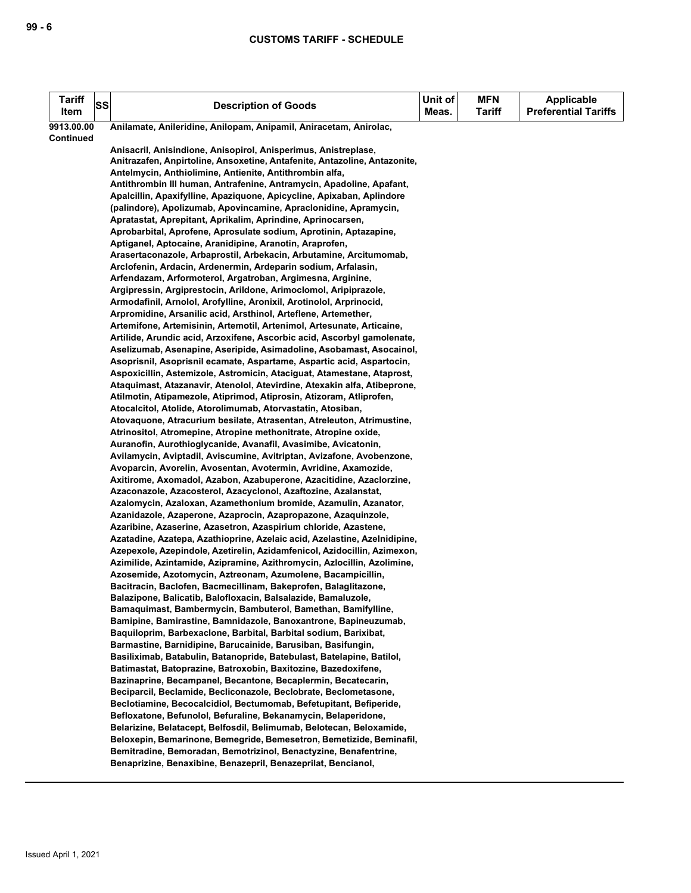| Tariff Item | SS | Description of Goods | Unit of Meas. | MFN Tariff | Applicable Preferential Tariffs |
|---|---|---|---|---|---|
| 9913.00.00 Continued | | Anilamate, Anileridine, Anilopam, Anipamil, Aniracetam, Anirolac, Anisacril, Anisindione, Anisopirol, Anisperimus, Anistreplase, Anitrazafen, Anpirtoline, Ansoxetine, Antafenite, Antazoline, Antazonite, Antelmycin, Anthiolimine, Antienite, Antithrombin alfa, Antithrombin III human, Antrafenine, Antramycin, Apadoline, Apafant, Apalcillin, Apaxifylline, Apaziquone, Apicycline, Apixaban, Aplindore (palindore), Apolizumab, Apovincamine, Apraclonidine, Apramycin, Apratastat, Aprepitant, Aprikalim, Aprindine, Aprinocarsen, Aprobarbital, Aprofene, Aprosulate sodium, Aprotinin, Aptazapine, Aptiganel, Aptocaine, Aranidipine, Aranotin, Araprofen, Arasertaconazole, Arbaprostil, Arbekacin, Arbutamine, Arcitumomab, Arclofenin, Ardacin, Ardenermin, Ardeparin sodium, Arfalasin, Arfendazam, Arformoterol, Argatroban, Argimesna, Arginine, Argipressin, Argiprestocin, Arildone, Arimoclomol, Aripiprazole, Armodafinil, Arnolol, Arofylline, Aronixil, Arotinolol, Arprinocid, Arpromidine, Arsanilic acid, Arsthinol, Arteflene, Artemether, Artemifone, Artemisinin, Artemotil, Artenimol, Artesunate, Articaine, Artilide, Arundic acid, Arzoxifene, Ascorbic acid, Ascorbyl gamolenate, Aselizumab, Asenapine, Aseripide, Asimadoline, Asobamast, Asocainol, Asoprisnil, Asoprisnil ecamate, Aspartame, Aspartic acid, Aspartocin, Aspoxicillin, Astemizole, Astromicin, Ataciguat, Atamestane, Ataprost, Ataquimast, Atazanavir, Atenolol, Atevirdine, Atexakin alfa, Atibeprone, Atilmotin, Atipamezole, Atiprimod, Atiprosin, Atizoram, Atliprofen, Atocalcitol, Atolide, Atorolimumab, Atorvastatin, Atosiban, Atovaquone, Atracurium besilate, Atrasentan, Atreleuton, Atrimustine, Atrinositol, Atromepine, Atropine methonitrate, Atropine oxide, Auranofin, Aurothioglycanide, Avanafil, Avasimibe, Avicatonin, Avilamycin, Aviptadil, Aviscumine, Avitriptan, Avizafone, Avobenzone, Avoparcin, Avorelin, Avosentan, Avotermin, Avridine, Axamozide, Axitirome, Axomadol, Azabon, Azabuperone, Azacitidine, Azaclorzine, Azaconazole, Azacosterol, Azacyclonol, Azaftozine, Azalanstat, Azalomycin, Azaloxan, Azamethonium bromide, Azamulin, Azanator, Azanidazole, Azaperone, Azaprocin, Azapropazone, Azaquinzole, Azaribine, Azaserine, Azasetron, Azaspirium chloride, Azastene, Azatadine, Azatepa, Azathioprine, Azelaic acid, Azelastine, Azelnidipine, Azepexole, Azepindole, Azetirelin, Azidamfenicol, Azidocillin, Azimexon, Azimilide, Azintamide, Azipramine, Azithromycin, Azlocillin, Azolimine, Azosemide, Azotomycin, Aztreonam, Azumolene, Bacampicillin, Bacitracin, Baclofen, Bacmecillinam, Bakeprofen, Balaglitazone, Balazipone, Balicatib, Balofloxacin, Balsalazide, Bamaluzole, Bamaquimast, Bambermycin, Bambuterol, Bamethan, Bamifylline, Bamipine, Bamirastine, Bamnidazole, Banoxantrone, Bapineuzumab, Baquiloprim, Barbexaclone, Barbital, Barbital sodium, Barixibat, Barmastine, Barnidipine, Barucainide, Barusiban, Basifungin, Basiliximab, Batabulin, Batanopride, Batebulast, Batelapine, Batilol, Batimastat, Batoprazine, Batroxobin, Baxitozine, Bazedoxifene, Bazinaprine, Becampanel, Becantone, Becaplermin, Becatecarin, Beciparcil, Beclamide, Becliconazole, Beclobrate, Beclometasone, Beclotiamine, Becocalcidiol, Bectumomab, Befetupitant, Befiperide, Befloxatone, Befunolol, Befuraline, Bekanamycin, Belaperidone, Belarizine, Belatacept, Belfosdil, Belimumab, Belotecan, Beloxamide, Beloxepin, Bemarinone, Bemegride, Bemesetron, Bemetizide, Beminafil, Bemitradine, Bemoradan, Bemotrizinol, Benactyzine, Benafentrine, Benaprizine, Benaxibine, Benazepril, Benazeprilat, Bencianol, | | | |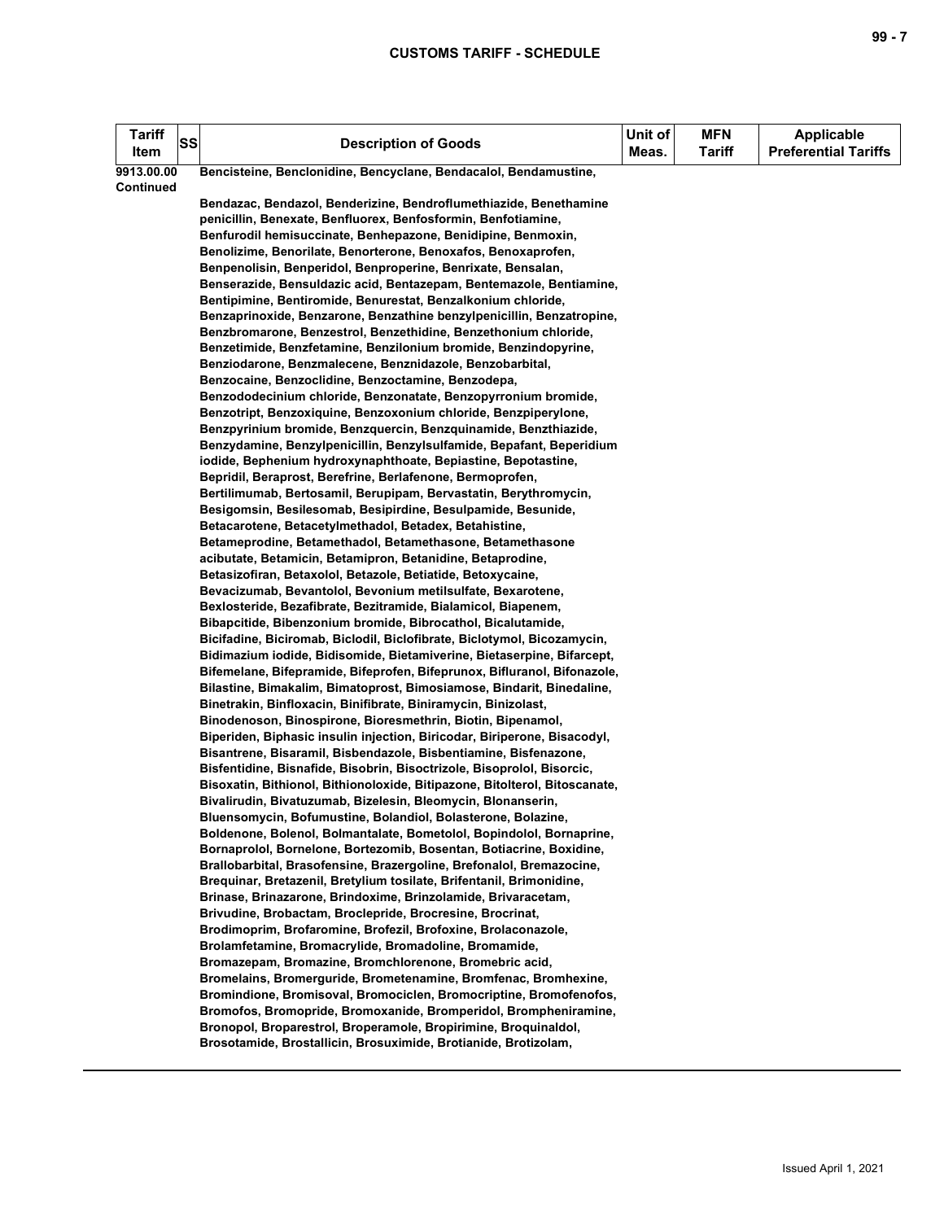| Tariff Item | SS | Description of Goods | Unit of Meas. | MFN Tariff | Applicable Preferential Tariffs |
|---|---|---|---|---|---|
| 9913.00.00 Continued | | Bencisteine, Benclonidine, Bencyclane, Bendacalol, Bendamustine, | | | |
| | | Bendazac, Bendazol, Benderizine, Bendroflumethiazide, Benethamine penicillin, Benexate, Benfluorex, Benfosformin, Benfotiamine, Benfurodil hemisuccinate, Benhepazone, Benidipine, Benmoxin, Benolizime, Benorilate, Benorterone, Benoxafos, Benoxaprofen, Benpenolisin, Benperidol, Benproperine, Benrixate, Bensalan, Benserazide, Bensuldazic acid, Bentazepam, Bentemazole, Bentiamine, Bentipimine, Bentiromide, Benurestat, Benzalkonium chloride, Benzaprinoxide, Benzarone, Benzathine benzylpenicillin, Benzatropine, Benzbromarone, Benzestrol, Benzethidine, Benzethonium chloride, Benzetimide, Benzfetamine, Benzilonium bromide, Benzindopyrine, Benziodarone, Benzmalecene, Benznidazole, Benzobarbital, Benzocaine, Benzoclidine, Benzoctamine, Benzodepa, Benzododecinium chloride, Benzonatate, Benzopyrronium bromide, Benzotript, Benzoxiquine, Benzoxonium chloride, Benzpiperylone, Benzpyrinium bromide, Benzquercin, Benzquinamide, Benzthiazide, Benzydamine, Benzylpenicillin, Benzylsulfamide, Bepafant, Beperidium iodide, Bephenium hydroxynaphthoate, Bepiastine, Bepotastine, Bepridil, Beraprost, Berefrine, Berlafenone, Bermoprofen, Bertilimumab, Bertosamil, Berupipam, Bervastatin, Berythromycin, Besigomsin, Besilesomab, Besipirdine, Besulpamide, Besunide, Betacarotene, Betacetylmethadol, Betadex, Betahistine, Betameprodine, Betamethadol, Betamethasone, Betamethasone acibutate, Betamicin, Betamipron, Betanidine, Betaprodine, Betasizofiran, Betaxolol, Betazole, Betiatide, Betoxycaine, Bevacizumab, Bevantolol, Bevonium metilsulfate, Bexarotene, Bexlosteride, Bezafibrate, Bezitramide, Bialamicol, Biapenem, Bibapcitide, Bibenzonium bromide, Bibrocathol, Bicalutamide, Bicifadine, Biciromab, Biclodil, Biclofibrate, Biclotymol, Bicozamycin, Bidimazium iodide, Bidisomide, Bietamiverine, Bietaserpine, Bifarcept, Bifemelane, Bifepramide, Bifeprofen, Bifeprunox, Bifluranol, Bifonazole, Bilastine, Bimakalim, Bimatoprost, Bimosiamose, Bindarit, Binedaline, Binetrakin, Binfloxacin, Binifibrate, Biniramycin, Binizolast, Binodenoson, Binospirone, Bioresmethrin, Biotin, Bipenamol, Biperiden, Biphasic insulin injection, Biricodar, Biriperone, Bisacodyl, Bisantrene, Bisaramil, Bisbendazole, Bisbentiamine, Bisfenazone, Bisfentidine, Bisnafide, Bisobrin, Bisoctrizole, Bisoprolol, Bisorcic, Bisoxatin, Bithionol, Bithionoloxide, Bitipazone, Bitolterol, Bitoscanate, Bivalirudin, Bivatuzumab, Bizelesin, Bleomycin, Blonanserin, Bluensomycin, Bofumustine, Bolandiol, Bolasterone, Bolazine, Boldenone, Bolenol, Bolmantalate, Bometolol, Bopindolol, Bornaprine, Bornaprolol, Bornelone, Bortezomib, Bosentan, Botiacrine, Boxidine, Brallobarbital, Brasofensine, Brazergoline, Brefonalol, Bremazocine, Brequinar, Bretazenil, Bretylium tosilate, Brifentanil, Brimonidine, Brinase, Brinazarone, Brindoxime, Brinzolamide, Brivaracetam, Brivudine, Brobactam, Broclepride, Brocresine, Brocrinat, Brodimoprim, Brofaromine, Brofezil, Brofoxine, Brolaconazole, Brolamfetamine, Bromacrylide, Bromadoline, Bromamide, Bromazepam, Bromazine, Bromchlorenone, Bromebric acid, Bromelains, Bromerguride, Brometenamine, Bromfenac, Bromhexine, Bromindione, Bromisoval, Bromociclen, Bromocriptine, Bromofenofos, Bromofos, Bromopride, Bromoxanide, Bromperidol, Brompheniramine, Bronopol, Broparestrol, Broperamole, Bropirimine, Broquinaldol, Brosotamide, Brostallicin, Brosuximide, Brotianide, Brotizolam, | | | |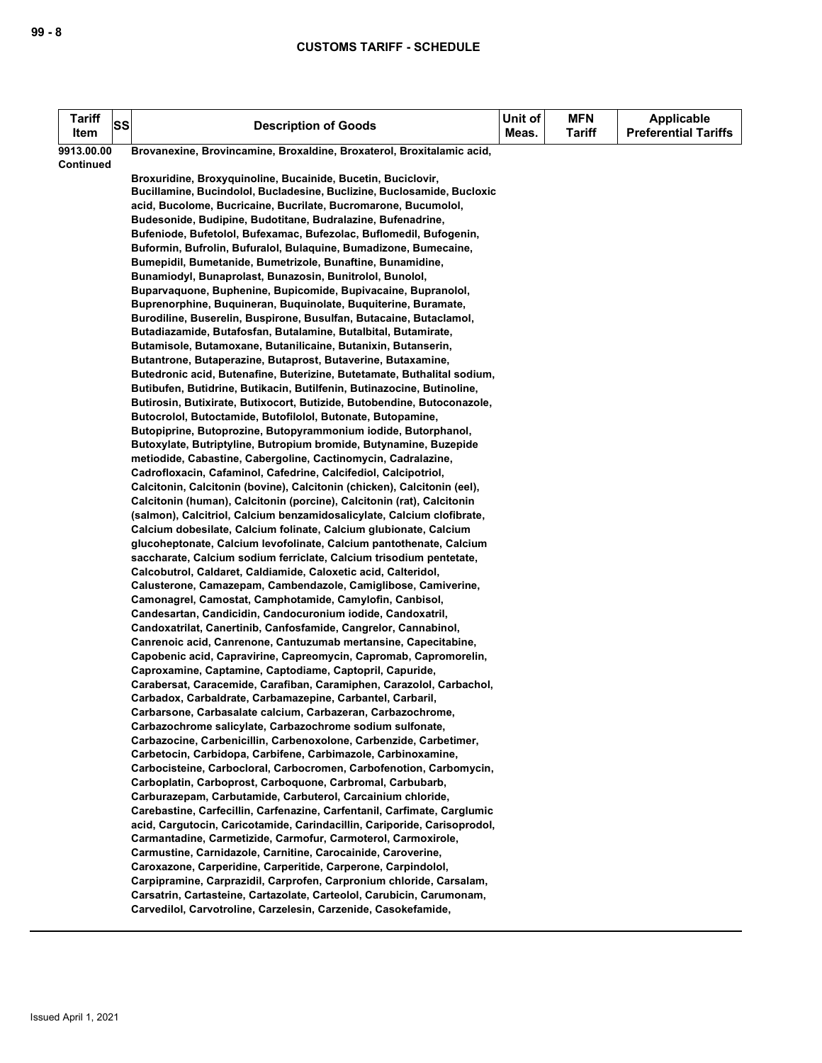| Tariff Item | SS | Description of Goods | Unit of Meas. | MFN Tariff | Applicable Preferential Tariffs |
|---|---|---|---|---|---|
| 9913.00.00 Continued | | Brovanexine, Brovincamine, Broxaldine, Broxaterol, Broxitalamic acid, Broxuridine, Broxyquinoline, Bucainide, Bucetin, Buciclovir, Bucillamine, Bucindolol, Bucladesine, Buclizine, Buclosamide, Bucloxic acid, Bucolome, Bucricaine, Bucrilate, Bucromarone, Bucumolol, Budesonide, Budipine, Budotitane, Budralazine, Bufenadrine, Bufeniode, Bufetolol, Bufexamac, Bufezolac, Buflomedil, Bufogenin, Buformin, Bufrolin, Bufuralol, Bulaquine, Bumadizone, Bumecaine, Bumepidil, Bumetanide, Bumetrizole, Bunaftine, Bunamidine, Bunamiodyl, Bunaprolast, Bunazosin, Bunitrolol, Bunolol, Buparvaquone, Buphenine, Bupicomide, Bupivacaine, Bupranolol, Buprenorphine, Buquineran, Buquinolate, Buquiterine, Buramate, Burodiline, Buserelin, Buspirone, Busulfan, Butacaine, Butaclamol, Butadiazamide, Butafosfan, Butalamine, Butalbital, Butamirate, Butamisole, Butamoxane, Butanilicaine, Butanixin, Butanserin, Butantrone, Butaperazine, Butaprost, Butaverine, Butaxamine, Butedronic acid, Butenafine, Buterizine, Butetamate, Buthalital sodium, Butibufen, Butidrine, Butikacin, Butilfenin, Butinazocine, Butinoline, Butirosin, Butixirate, Butixocort, Butizide, Butobendine, Butoconazole, Butocrolol, Butoctamide, Butofilolol, Butonate, Butopamine, Butopiprine, Butoprozine, Butopyrammonium iodide, Butorphanol, Butoxylate, Butriptyline, Butropium bromide, Butynamine, Buzepide metiodide, Cabastine, Cabergoline, Cactinomycin, Cadralazine, Cadrofloxacin, Cafaminol, Cafedrine, Calcifediol, Calcipotriol, Calcitonin, Calcitonin (bovine), Calcitonin (chicken), Calcitonin (eel), Calcitonin (human), Calcitonin (porcine), Calcitonin (rat), Calcitonin (salmon), Calcitriol, Calcium benzamidosalicylate, Calcium clofibrate, Calcium dobesilate, Calcium folinate, Calcium glubionate, Calcium glucoheptonate, Calcium levofolinate, Calcium pantothenate, Calcium saccharate, Calcium sodium ferriclate, Calcium trisodium pentetate, Calcobutrol, Caldaret, Caldiamide, Caloxetic acid, Calteridol, Calusterone, Camazepam, Cambendazole, Camiglibose, Camiverine, Camonagrel, Camostat, Camphotamide, Camylofin, Canbisol, Candesartan, Candicidin, Candocuronium iodide, Candoxatril, Candoxatrilat, Canertinib, Canfosfamide, Cangrelor, Cannabinol, Canrenoic acid, Canrenone, Cantuzumab mertansine, Capecitabine, Capobenic acid, Capravirine, Capreomycin, Capromab, Capromorelin, Caproxamine, Captamine, Captodiame, Captopril, Capuride, Carabersat, Caracemide, Carafiban, Caramiphen, Carazolol, Carbachol, Carbadox, Carbaldrate, Carbamazepine, Carbantel, Carbaril, Carbarsone, Carbasalate calcium, Carbazeran, Carbazochrome, Carbazochrome salicylate, Carbazochrome sodium sulfonate, Carbazocine, Carbenicillin, Carbenoxolone, Carbenzide, Carbetimer, Carbetocin, Carbidopa, Carbifene, Carbimazole, Carbinoxamine, Carbocisteine, Carbocloral, Carbocromen, Carbofenotion, Carbomycin, Carboplatin, Carboprost, Carboquone, Carbromal, Carbubarb, Carburazepam, Carbutamide, Carbuterol, Carcainium chloride, Carebastine, Carfecillin, Carfenazine, Carfentanil, Carfimate, Carglumic acid, Cargutocin, Caricotamide, Carindacillin, Cariporide, Carisoprodol, Carmantadine, Carmetizide, Carmofur, Carmoterol, Carmoxirole, Carmustine, Carnidazole, Carnitine, Carocainide, Caroverine, Caroxazone, Carperidine, Carperitide, Carperone, Carpindolol, Carpipramine, Carprazidil, Carprofen, Carpronium chloride, Carsalam, Carsatrin, Cartasteine, Cartazolate, Carteolol, Carubicin, Carumonam, Carvedilol, Carvotroline, Carzelesin, Carzenide, Casokefamide, | | | |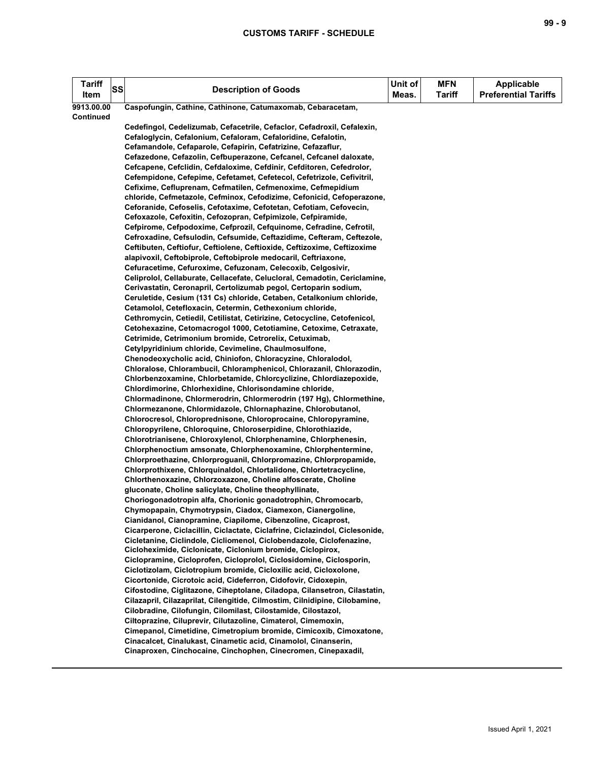| Tariff Item | SS | Description of Goods | Unit of Meas. | MFN Tariff | Applicable Preferential Tariffs |
|---|---|---|---|---|---|
| 9913.00.00 Continued | | Caspofungin, Cathine, Cathinone, Catumaxomab, Cebaracetam, Cedefingol, Cedelizumab, Cefacetrile, Cefaclor, Cefadroxil, Cefalexin, Cefaloglycin, Cefalonium, Cefaloram, Cefaloridine, Cefalotin, Cefamandole, Cefaparole, Cefapirin, Cefatrizine, Cefazaflur, Cefazedone, Cefazolin, Cefbuperazone, Cefcanel, Cefcanel daloxate, Cefcapene, Cefclidin, Cefdaloxime, Cefdinir, Cefditoren, Cefedrolor, Cefempidone, Cefepime, Cefetamet, Cefetecol, Cefetrizole, Cefivitril, Cefixime, Cefluprenam, Cefmatilen, Cefmenoxime, Cefmepidium chloride, Cefmetazole, Cefminox, Cefodizime, Cefonicid, Cefoperazone, Ceforanide, Cefoselis, Cefotaxime, Cefotetan, Cefotiam, Cefovecin, Cefoxazole, Cefoxitin, Cefozopran, Cefpimizole, Cefpiramide, Cefpirome, Cefpodoxime, Cefprozil, Cefquinome, Cefradine, Cefrotil, Cefroxadine, Cefsulodin, Cefsumide, Ceftazidime, Cefteram, Ceftezole, Ceftibuten, Ceftiofur, Ceftiolene, Ceftioxide, Ceftizoxime, Ceftizoxime alapivoxil, Ceftobiprole, Ceftobiprole medocaril, Ceftriaxone, Cefuracetime, Cefuroxime, Cefuzonam, Celecoxib, Celgosivir, Celiprolol, Cellaburate, Cellacefate, Celucloral, Cemadotin, Cericlamine, Cerivastatin, Ceronapril, Certolizumab pegol, Certoparin sodium, Ceruletide, Cesium (131 Cs) chloride, Cetaben, Cetalkonium chloride, Cetamolol, Cetefloxacin, Cetermin, Cethexonium chloride, Cethromycin, Cetiedil, Cetilistat, Cetirizine, Cetocycline, Cetofenicol, Cetohexazine, Cetomacrogol 1000, Cetotiamine, Cetoxime, Cetraxate, Cetrimide, Cetrimonium bromide, Cetrorelix, Cetuximab, Cetylpyridinium chloride, Cevimeline, Chaulmosulfone, Chenodeoxycholic acid, Chiniofon, Chloracyzine, Chloralodol, Chloralose, Chlorambucil, Chloramphenicol, Chlorazanil, Chlorazodin, Chlorbenzoxamine, Chlorbetamide, Chlorcyclizine, Chlordiazepoxide, Chlordimorine, Chlorhexidine, Chlorisondamine chloride, Chlormadinone, Chlormerodrin, Chlormerodrin (197 Hg), Chlormethine, Chlormezanone, Chlormidazole, Chlornaphazine, Chlorobutanol, Chlorocresol, Chloroprednisone, Chloroprocaine, Chloropyramine, Chloropyrilene, Chloroquine, Chloroserpidine, Chlorothiazide, Chlorotrianisene, Chloroxylenol, Chlorphenamine, Chlorphenesin, Chlorphenoctium amsonate, Chlorphenoxamine, Chlorphentermine, Chlorproethazine, Chlorproguanil, Chlorpromazine, Chlorpropamide, Chlorprothixene, Chlorquinaldol, Chlortalidone, Chlortetracycline, Chlorthenoxazine, Chlorzoxazone, Choline alfoscerate, Choline gluconate, Choline salicylate, Choline theophyllinate, Choriogonadotropin alfa, Chorionic gonadotrophin, Chromocarb, Chymopapain, Chymotrypsin, Ciadox, Ciamexon, Cianergoline, Cianidanol, Cianopramine, Ciapilome, Cibenzoline, Cicaprost, Cicarperone, Ciclacillin, Ciclactate, Ciclafrine, Ciclazindol, Ciclesonide, Cicletanine, Ciclindole, Cicliomenol, Ciclobendazole, Ciclofenazine, Cicloheximide, Ciclonicate, Ciclonium bromide, Ciclopirox, Ciclopramine, Cicloprofen, Cicloprolol, Ciclosidomine, Ciclosporin, Ciclotizolam, Ciclotropium bromide, Cicloxilic acid, Cicloxolone, Cicortonide, Cicrotoic acid, Cideferron, Cidofovir, Cidoxepin, Cifostodine, Ciglitazone, Ciheptolane, Ciladopa, Cilansetron, Cilastatin, Cilazapril, Cilazaprilat, Cilengitide, Cilmostim, Cilnidipine, Cilobamine, Cilobradine, Cilofungin, Cilomilast, Cilostamide, Cilostazol, Ciltoprazine, Ciluprevir, Cilutazoline, Cimaterol, Cimemoxin, Cimepanol, Cimetidine, Cimetropium bromide, Cimicoxib, Cimoxatone, Cinacalcet, Cinalukast, Cinametic acid, Cinamolol, Cinanserin, Cinaproxen, Cinchocaine, Cinchophen, Cinecromen, Cinepaxadil, | | | |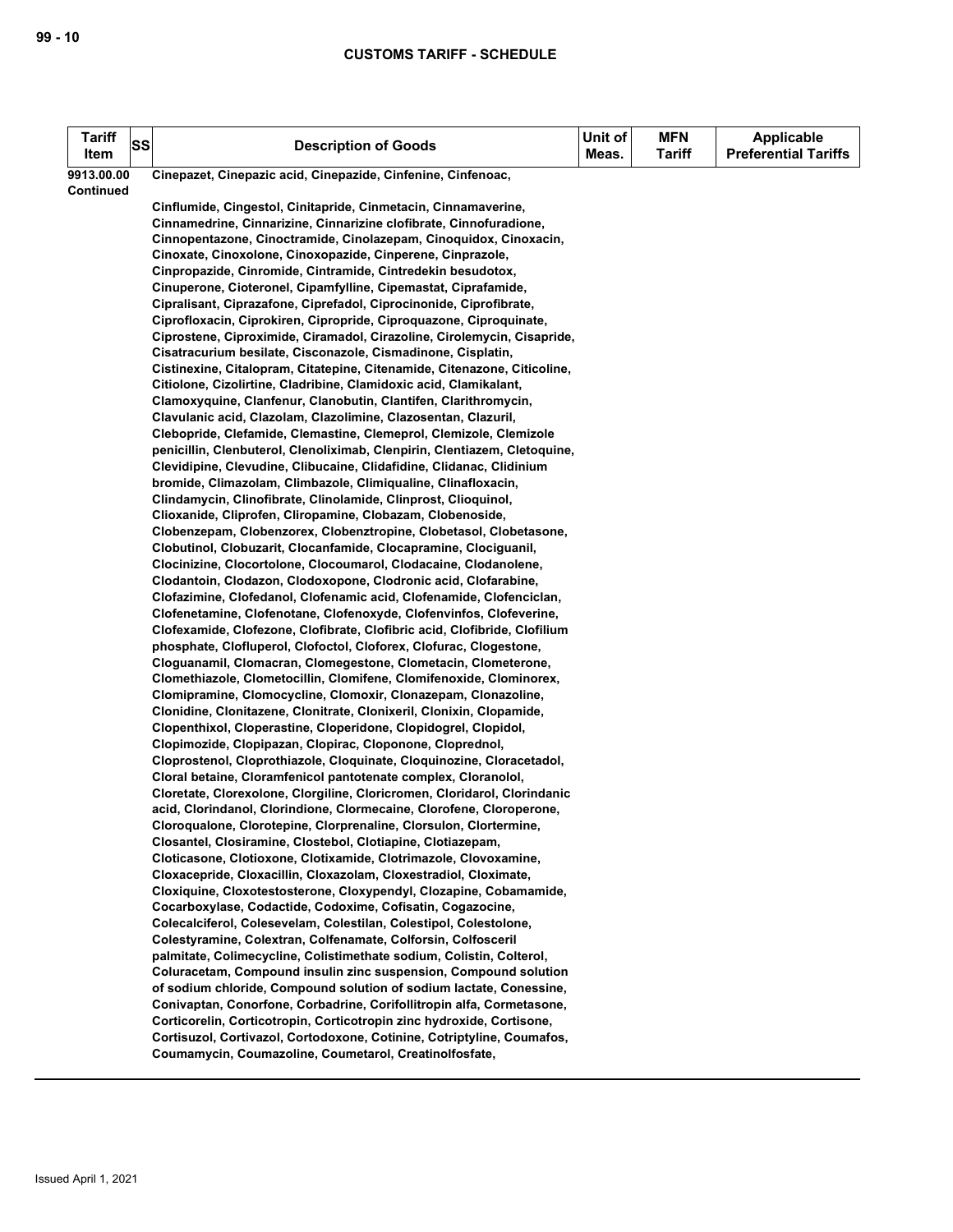| Tariff Item | SS | Description of Goods | Unit of Meas. | MFN Tariff | Applicable Preferential Tariffs |
|---|---|---|---|---|---|
| 9913.00.00 Continued | | Cinepazet, Cinepazic acid, Cinepazide, Cinfenine, Cinfenoac, Cinflumide, Cingestol, Cinitapride, Cinmetacin, Cinnamaverine, Cinnamedrine, Cinnarizine, Cinnarizine clofibrate, Cinnofuradione, Cinnopentazone, Cinoctramide, Cinolazepam, Cinoquidox, Cinoxacin, Cinoxate, Cinoxolone, Cinoxopazide, Cinperene, Cinprazole, Cinpropazide, Cinromide, Cintramide, Cintredekin besudotox, Cinuperone, Cioteronel, Cipamfylline, Cipemastat, Ciprafamide, Cipralisant, Ciprazafone, Ciprefadol, Ciprocinonide, Ciprofibrate, Ciprofloxacin, Ciprokiren, Cipropride, Ciproquazone, Ciproquinate, Ciprostene, Ciproximide, Ciramadol, Cirazoline, Cirolemycin, Cisapride, Cisatracurium besilate, Cisconazole, Cismadinone, Cisplatin, Cistinexine, Citalopram, Citatepine, Citenamide, Citenazone, Citicoline, Citiolone, Cizolirtine, Cladribine, Clamidoxic acid, Clamikalant, Clamoxyquine, Clanfenur, Clanobutin, Clantifen, Clarithromycin, Clavulanic acid, Clazolam, Clazolimine, Clazosentan, Clazuril, Clebopride, Clefamide, Clemastine, Clemeprol, Clemizole, Clemizole penicillin, Clenbuterol, Clenoliximab, Clenpirin, Clentiazem, Cletoquine, Clevidipine, Clevudine, Clibucaine, Clidafidine, Clidanac, Clidinium bromide, Climazolam, Climbazole, Climiqualine, Clinafloxacin, Clindamycin, Clinofibrate, Clinolamide, Clinprost, Clioquinol, Clioxanide, Cliprofen, Clipropamine, Clobazam, Clobenoside, Clobenzepam, Clobenzorex, Clobenztropine, Clobetasol, Clobetasone, Clobutinol, Clobuzarit, Clocanfamide, Clocapramine, Clociguanil, Clocinizine, Clocortolone, Clocoumarol, Clodacaine, Clodanolene, Clodantoin, Clodazon, Clodoxopone, Clodronic acid, Clofarabine, Clofazimine, Clofedanol, Clofenamic acid, Clofenamide, Clofenciclan, Clofenetamine, Clofenotane, Clofenoxyde, Clofenvinfos, Clofeverine, Clofexamide, Clofezone, Clofibrate, Clofibric acid, Clofibride, Clofilium phosphate, Clofluperol, Clofoctol, Cloforex, Clofurac, Clogestone, Cloguanamil, Clomacran, Clomegestone, Clometacin, Clometerone, Clomethiazole, Clometocillin, Clomifene, Clomifenoxide, Clominorex, Clomipramine, Clomocycline, Clomoxir, Clonazepam, Clonazoline, Clonidine, Clonitazene, Clonitrate, Clonixeril, Clonixin, Clopamide, Clopenthixol, Cloperastine, Cloperidone, Clopidogrel, Clopidol, Clopimozide, Clopipazan, Clopirac, Cloponone, Cloprednol, Cloprostenol, Cloprothiazole, Cloquinate, Cloquinozine, Cloracetadol, Cloral betaine, Cloramfenicol pantotenate complex, Cloranolol, Cloretate, Clorexolone, Clorgiline, Cloricromen, Cloridarol, Clorindanic acid, Clorindanol, Clorindione, Clormecaine, Clorofene, Cloroperone, Cloroqualone, Clorotepine, Clorprenaline, Clorsulon, Clortermine, Closantel, Closiramine, Clostebol, Clotiapine, Clotiazepam, Cloticasone, Clotioxone, Clotixamide, Clotrimazole, Clovoxamine, Cloxacepride, Cloxacillin, Cloxazolam, Cloxestradiol, Cloximate, Cloxiquine, Cloxotestosterone, Cloxypendyl, Clozapine, Cobamamide, Cocarboxylase, Codactide, Codoxime, Cofisatin, Cogazocine, Colecalciferol, Colesevelam, Colestilan, Colestipol, Colestolone, Colestyramine, Colextran, Colfenamate, Colforsin, Colfosceril palmitate, Colimecycline, Colistimethate sodium, Colistin, Colterol, Coluracetam, Compound insulin zinc suspension, Compound solution of sodium chloride, Compound solution of sodium lactate, Conessine, Conivaptan, Conorfone, Corbadrine, Corifollitropin alfa, Cormetasone, Corticorelin, Corticotropin, Corticotropin zinc hydroxide, Cortisone, Cortisuzol, Cortivazol, Cortodoxone, Cotinine, Cotriptyline, Coumafos, Coumamycin, Coumazoline, Coumetarol, Creatinolfosfate, | | | |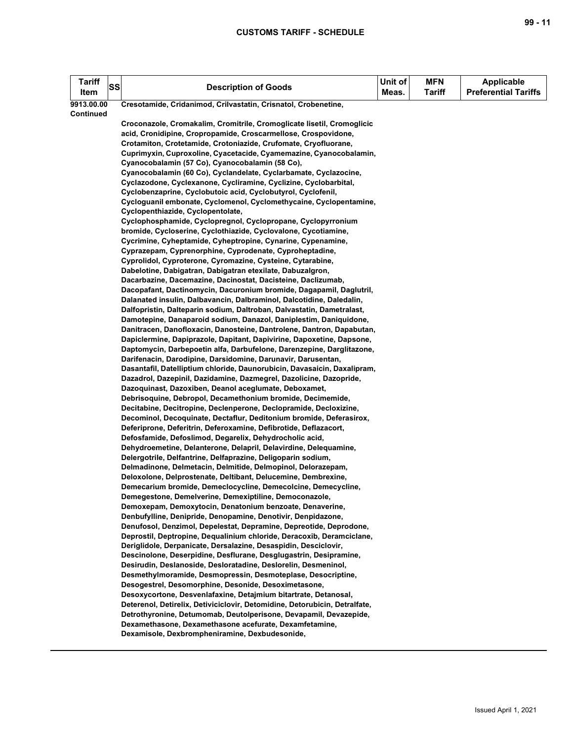| Tariff Item | SS | Description of Goods | Unit of Meas. | MFN Tariff | Applicable Preferential Tariffs |
|---|---|---|---|---|---|
| 9913.00.00 Continued | | Cresotamide, Cridanimod, Crilvastatin, Crisnatol, Crobenetine, Croconazole, Cromakalim, Cromitrile, Cromoglicate lisetil, Cromoglicic acid, Cronidipine, Cropropamide, Croscarmellose, Crospovidone, Crotamiton, Crotetamide, Crotoniazide, Crufomate, Cryofluorane, Cuprimyxin, Cuproxoline, Cyacetacide, Cyamemazine, Cyanocobalamin, Cyanocobalamin (57 Co), Cyanocobalamin (58 Co), Cyanocobalamin (60 Co), Cyclandelate, Cyclarbamate, Cyclazocine, Cyclazodone, Cyclexanone, Cycliramine, Cyclizine, Cyclobarbital, Cyclobenzaprine, Cyclobutoic acid, Cyclobutyrol, Cyclofenil, Cycloguanil embonate, Cyclomenol, Cyclomethycaine, Cyclopentamine, Cyclopenthiazide, Cyclopentolate, Cyclophosphamide, Cyclopregnol, Cyclopropane, Cyclopyrronium bromide, Cycloserine, Cyclothiazide, Cyclovalone, Cycotiamine, Cycrimine, Cyheptamide, Cyheptropine, Cynarine, Cypenamine, Cyprazepam, Cyprenorphine, Cyprodenate, Cyproheptadine, Cyprolidol, Cyproterone, Cyromazine, Cysteine, Cytarabine, Dabelotine, Dabigatran, Dabigatran etexilate, Dabuzalgron, Dacarbazine, Dacemazine, Dacinostat, Dacisteine, Daclizumab, Dacopafant, Dactinomycin, Dacuronium bromide, Dagapamil, Daglutril, Dalanated insulin, Dalbavancin, Dalbraminol, Dalcotidine, Daledalin, Dalfopristin, Dalteparin sodium, Daltroban, Dalvastatin, Dametralast, Damotepine, Danaparoid sodium, Danazol, Daniplestim, Daniquidone, Danitracen, Danofloxacin, Danosteine, Dantrolene, Dantron, Dapabutan, Dapiclermine, Dapiprazole, Dapitant, Dapivirine, Dapoxetine, Dapsone, Daptomycin, Darbepoetin alfa, Darbufelone, Darenzepine, Darglitazone, Darifenacin, Darodipine, Darsidomine, Darunavir, Darusentan, Dasantafil, Datelliptium chloride, Daunorubicin, Davasaicin, Daxalipram, Dazadrol, Dazepinil, Dazidamine, Dazmegrel, Dazolicine, Dazopride, Dazoquinast, Dazoxiben, Deanol aceglumate, Deboxamet, Debrisoquine, Debropol, Decamethonium bromide, Decimemide, Decitabine, Decitropine, Declenperone, Declopramide, Decloxizine, Decominol, Decoquinate, Dectaflur, Deditonium bromide, Deferasirox, Deferiprone, Deferitrin, Deferoxamine, Defibrotide, Deflazacort, Defosfamide, Defoslimod, Degarelix, Dehydrocholic acid, Dehydroemetine, Delanterone, Delapril, Delavirdine, Delequamine, Delergotrile, Delfantrine, Delfaprazine, Deligoparin sodium, Delmadinone, Delmetacin, Delmitide, Delmopinol, Delorazepam, Deloxolone, Delprostenate, Deltibant, Delucemine, Dembrexine, Demecarium bromide, Demeclocycline, Demecolcine, Demecycline, Demegestone, Demelverine, Demexiptiline, Democonazole, Demoxepam, Demoxytocin, Denatonium benzoate, Denaverine, Denbufylline, Denipride, Denopamine, Denotivir, Denpidazone, Denufosol, Denzimol, Depelestat, Depramine, Depreotide, Deprodone, Deprostil, Deptropine, Dequalinium chloride, Deracoxib, Deramciclane, Deriglidole, Derpanicate, Dersalazine, Desaspidin, Desciclovir, Descinolone, Deserpidine, Desflurane, Desglugastrin, Desipramine, Desirudin, Deslanoside, Desloratadine, Deslorelin, Desmeninol, Desmethylmoramide, Desmopressin, Desmoteplase, Desocriptine, Desogestrel, Desomorphine, Desonide, Desoximetasone, Desoxycortone, Desvenlafaxine, Detajmium bitartrate, Detanosal, Deterenol, Detirelix, Detiviciclovir, Detomidine, Detorubicin, Detralfate, Detrothyronine, Detumomab, Deutolperisone, Devapamil, Devazepide, Dexamethasone, Dexamethasone acefurate, Dexamfetamine, Dexamisole, Dexbrompheniramine, Dexbudesonide, | | | |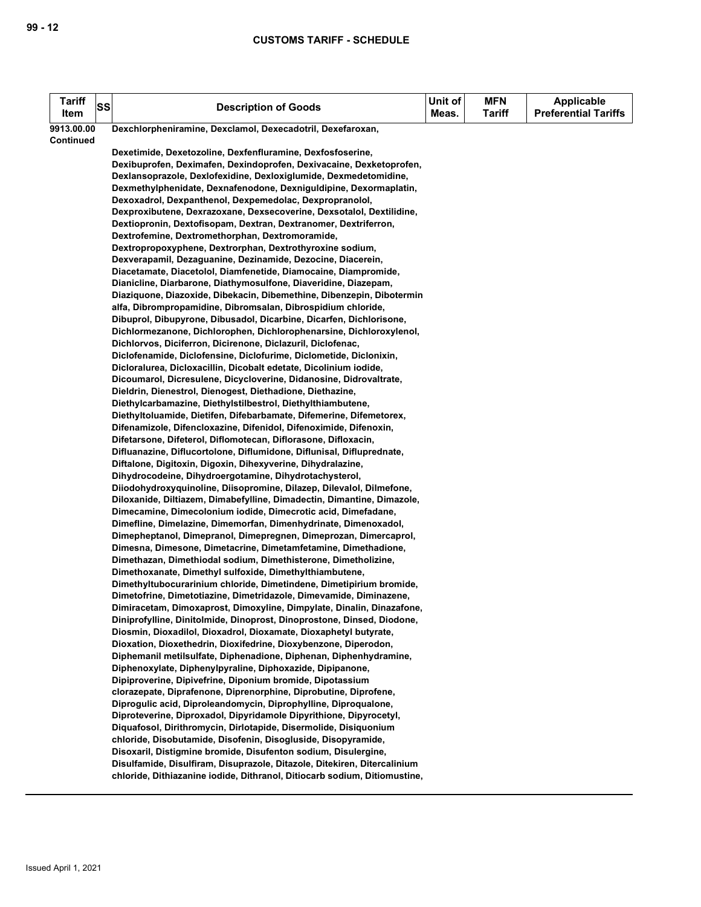| Tariff Item | SS | Description of Goods | Unit of Meas. | MFN Tariff | Applicable Preferential Tariffs |
|---|---|---|---|---|---|
| 9913.00.00 Continued | | Dexchlorpheniramine, Dexclamol, Dexecadotril, Dexefaroxan, Dexetimide, Dexetozoline, Dexfenfluramine, Dexfosfoserine, Dexibuprofen, Deximafen, Dexindoprofen, Dexivacaine, Dexketoprofen, Dexlansoprazole, Dexlofexidine, Dexloxiglumide, Dexmedetomidine, Dexmethylphenidate, Dexnafenodone, Dexniguldipine, Dexormaplatin, Dexoxadrol, Dexpanthenol, Dexpemedolac, Dexpropranolol, Dexproxibutene, Dexrazoxane, Dexsecoverine, Dexsotalol, Dextilidine, Dextiopronin, Dextofisopam, Dextran, Dextranomer, Dextriferron, Dextrofemine, Dextromethorphan, Dextromoramide, Dextropropoxyphene, Dextrorphan, Dextrothyroxine sodium, Dexverapamil, Dezaguanine, Dezinamide, Dezocine, Diacerein, Diacetamate, Diacetolol, Diamfenetide, Diamocaine, Diampromide, Dianicline, Diarbarone, Diathymosulfone, Diaveridine, Diazepam, Diaziquone, Diazoxide, Dibekacin, Dibemethine, Dibenzepin, Dibotermin alfa, Dibrompropamidine, Dibromsalan, Dibrospidium chloride, Dibuprol, Dibupyrone, Dibusadol, Dicarbine, Dicarfen, Dichlorisone, Dichlormezanone, Dichlorophen, Dichlorophenarsine, Dichloroxylenol, Dichlorvos, Diciferron, Dicirenone, Diclazuril, Diclofenac, Diclofenamide, Diclofensine, Diclofurime, Diclometide, Diclonixin, Dicloralurea, Dicloxacillin, Dicobalt edetate, Dicolinium iodide, Dicoumarol, Dicresulene, Dicycloverine, Didanosine, Didrovaltrate, Dieldrin, Dienestrol, Dienogest, Diethadione, Diethazine, Diethylcarbamazine, Diethylstilbestrol, Diethylthiambutene, Diethyltoluamide, Dietifen, Difebarbamate, Difemerine, Difemetorex, Difenamizole, Difencloxazine, Difenidol, Difenoximide, Difenoxin, Difetarsone, Difeterol, Diflomotecan, Diflorasone, Difloxacin, Difluanazine, Diflucortolone, Diflumidone, Diflunisal, Difluprednate, Diftalone, Digitoxin, Digoxin, Dihexyverine, Dihydralazine, Dihydrocodeine, Dihydroergotamine, Dihydrotachysterol, Diiodohydroxyquinoline, Diisopromine, Dilazep, Dilevalol, Dilmefone, Diloxanide, Diltiazem, Dimabefylline, Dimadectin, Dimantine, Dimazole, Dimecamine, Dimecolonium iodide, Dimecrotic acid, Dimefadane, Dimefline, Dimelazine, Dimemorfan, Dimenhydrinate, Dimenoxadol, Dimepheptanol, Dimepranol, Dimepregnen, Dimeprozan, Dimercaprol, Dimesna, Dimesone, Dimetacrine, Dimetamfetamine, Dimethadione, Dimethazan, Dimethiodal sodium, Dimethisterone, Dimetholizine, Dimethoxanate, Dimethyl sulfoxide, Dimethylthiambutene, Dimethyltubocurarinium chloride, Dimetindene, Dimetipirium bromide, Dimetofrine, Dimetotiazine, Dimetridazole, Dimevamide, Diminazene, Dimiracetam, Dimoxaprost, Dimoxyline, Dimpylate, Dinalin, Dinazafone, Diniprofylline, Dinitolmide, Dinoprost, Dinoprostone, Dinsed, Diodone, Diosmin, Dioxadilol, Dioxadrol, Dioxamate, Dioxaphetyl butyrate, Dioxation, Dioxethedrin, Dioxifedrine, Dioxybenzone, Diperodon, Diphemanil metilsulfate, Diphenadione, Diphenan, Diphenhydramine, Diphenoxylate, Diphenylpyraline, Diphoxazide, Dipipanone, Dipiproverine, Dipivefrine, Diponium bromide, Dipotassium clorazepate, Diprafenone, Diprenorphine, Diprobutine, Diprofene, Diprogulic acid, Diproleandomycin, Diprophylline, Diproqualone, Diproteverine, Diproxadol, Dipyridamole Dipyrithione, Dipyrocetyl, Diquafosol, Dirithromycin, Dirlotapide, Disermolide, Disiquonium chloride, Disobutamide, Disofenin, Disogluside, Disopyramide, Disoxaril, Distigmine bromide, Disufenton sodium, Disulergine, Disulfamide, Disulfiram, Disuprazole, Ditazole, Ditekiren, Ditercalinium chloride, Dithiazanine iodide, Dithranol, Ditiocarb sodium, Ditiomustine, | | | |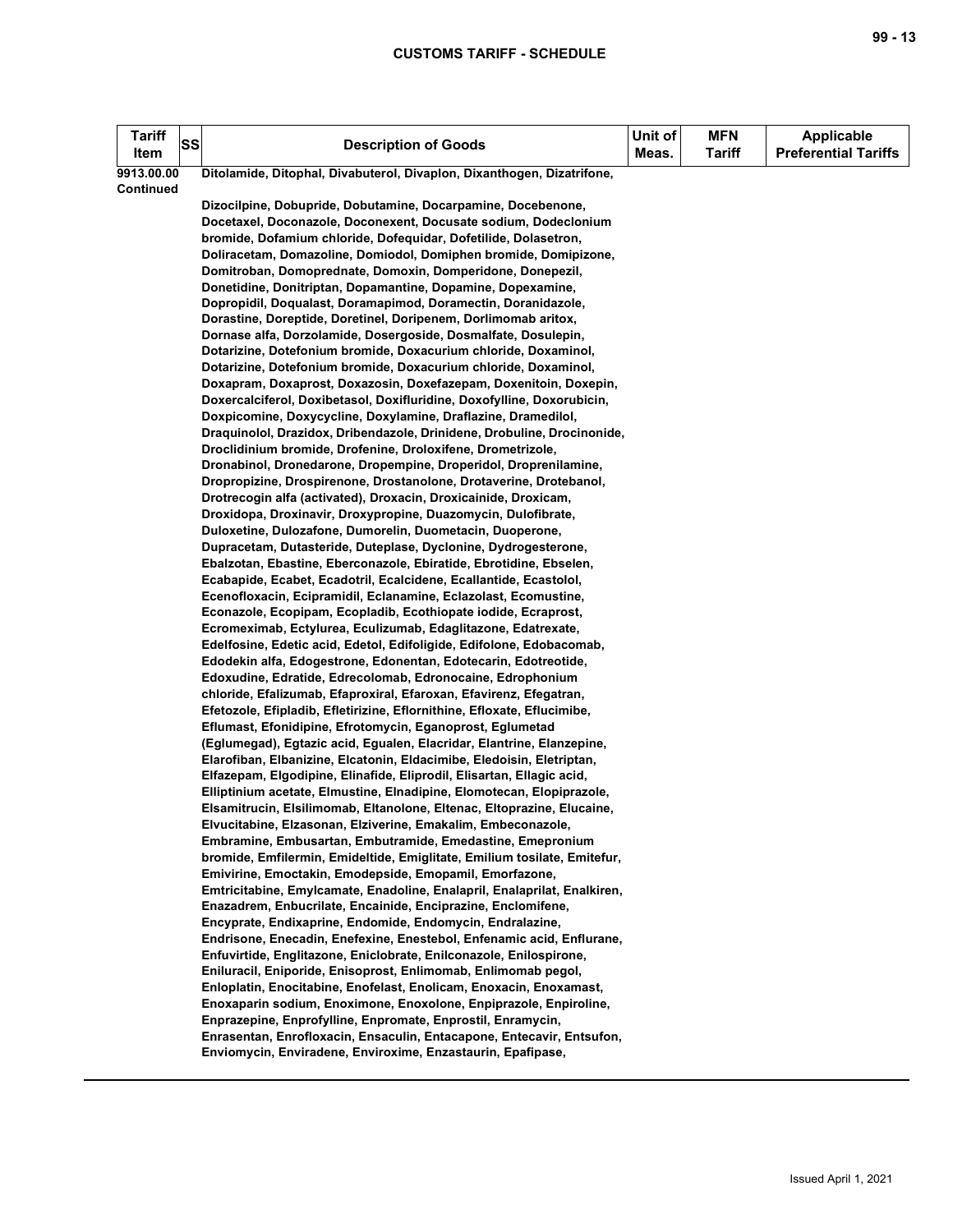| Tariff Item | SS | Description of Goods | Unit of Meas. | MFN Tariff | Applicable Preferential Tariffs |
|---|---|---|---|---|---|
| 9913.00.00 Continued | | Ditolamide, Ditophal, Divabuterol, Divaplon, Dixanthogen, Dizatrifone, Dizocilpine, Dobupride, Dobutamine, Docarpamine, Docebenone, Docetaxel, Doconazole, Doconexent, Docusate sodium, Dodeclonium bromide, Dofamium chloride, Dofequidar, Dofetilide, Dolasetron, Doliracetam, Domazoline, Domiodol, Domiphen bromide, Domipizone, Domitroban, Domoprednate, Domoxin, Domperidone, Donepezil, Donetidine, Donitriptan, Dopamantine, Dopamine, Dopexamine, Dopropidil, Doqualast, Doramapimod, Doramectin, Doranidazole, Dorastine, Doreptide, Doretinel, Doripenem, Dorlimomab aritox, Dornase alfa, Dorzolamide, Dosergoside, Dosmalfate, Dosulepin, Dotarizine, Dotefonium bromide, Doxacurium chloride, Doxaminol, Dotarizine, Dotefonium bromide, Doxacurium chloride, Doxaminol, Doxapram, Doxaprost, Doxazosin, Doxefazepam, Doxenitoin, Doxepin, Doxercalciferol, Doxibetasol, Doxifluridine, Doxofylline, Doxorubicin, Doxpicomine, Doxycycline, Doxylamine, Draflazine, Dramedilol, Draquinolol, Drazidox, Dribendazole, Drinidene, Drobuline, Drocinonide, Droclidinium bromide, Drofenine, Droloxifene, Drometrizole, Dronabinol, Dronedarone, Dropempine, Droperidol, Droprenilamine, Dropropizine, Drospirenone, Drostanolone, Drotaverine, Drotebanol, Drotrecogin alfa (activated), Droxacin, Droxicainide, Droxicam, Droxidopa, Droxinavir, Droxypropine, Duazomycin, Dulofibrate, Duloxetine, Dulozafone, Dumorelin, Duometacin, Duoperone, Dupracetam, Dutasteride, Duteplase, Dyclonine, Dydrogesterone, Ebalzotan, Ebastine, Eberconazole, Ebiratide, Ebrotidine, Ebselen, Ecabapide, Ecabet, Ecadotril, Ecalcidene, Ecallantide, Ecastolol, Ecenofloxacin, Ecipramidil, Eclanamine, Eclazolast, Ecomustine, Econazole, Ecopipam, Ecopladib, Ecothiopate iodide, Ecraprost, Ecromeximab, Ectylurea, Eculizumab, Edaglitazone, Edatrexate, Edelfosine, Edetic acid, Edetol, Edifoligide, Edifolone, Edobacomab, Edodekin alfa, Edogestrone, Edonentan, Edotecarin, Edotreotide, Edoxudine, Edratide, Edrecolomab, Edronocaine, Edrophonium chloride, Efalizumab, Efaproxiral, Efaroxan, Efavirenz, Efegatran, Efetozole, Efipladib, Efletirizine, Eflornithine, Efloxate, Eflucimibe, Eflumast, Efonidipine, Efrotomycin, Eganoprost, Eglumetad (Eglumegad), Egtazic acid, Egualen, Elacridar, Elantrine, Elanzepine, Elarofiban, Elbanizine, Elcatonin, Eldacimibe, Eledoisin, Eletriptan, Elfazepam, Elgodipine, Elinafide, Eliprodil, Elisartan, Ellagic acid, Elliptinium acetate, Elmustine, Elnadipine, Elomotecan, Elopiprazole, Elsamitrucin, Elsilimomab, Eltanolone, Eltenac, Eltoprazine, Elucaine, Elvucitabine, Elzasonan, Elziverine, Emakalim, Embeconazole, Embramine, Embusartan, Embutramide, Emedastine, Emepronium bromide, Emfilermin, Emideltide, Emiglitate, Emilium tosilate, Emitefur, Emivirine, Emoctakin, Emodepside, Emopamil, Emorfazone, Emtricitabine, Emylcamate, Enadoline, Enalapril, Enalaprilat, Enalkiren, Enazadrem, Enbucrilate, Encainide, Enciprazine, Enclomifene, Encyprate, Endixaprine, Endomide, Endomycin, Endralazine, Endrisone, Enecadin, Enefexine, Enestebol, Enfenamic acid, Enflurane, Enfuvirtide, Englitazone, Eniclobrate, Enilconazole, Enilospirone, Eniluracil, Eniporide, Enisoprost, Enlimomab, Enlimomab pegol, Enloplatin, Enocitabine, Enofelast, Enolicam, Enoxacin, Enoxamast, Enoxaparin sodium, Enoximone, Enoxolone, Enpiprazole, Enpiroline, Enprazepine, Enprofylline, Enpromate, Enprostil, Enramycin, Enrasentan, Enrofloxacin, Ensaculin, Entacapone, Entecavir, Entsufon, Enviomycin, Enviradene, Enviroxime, Enzastaurin, Epafipase, | | | |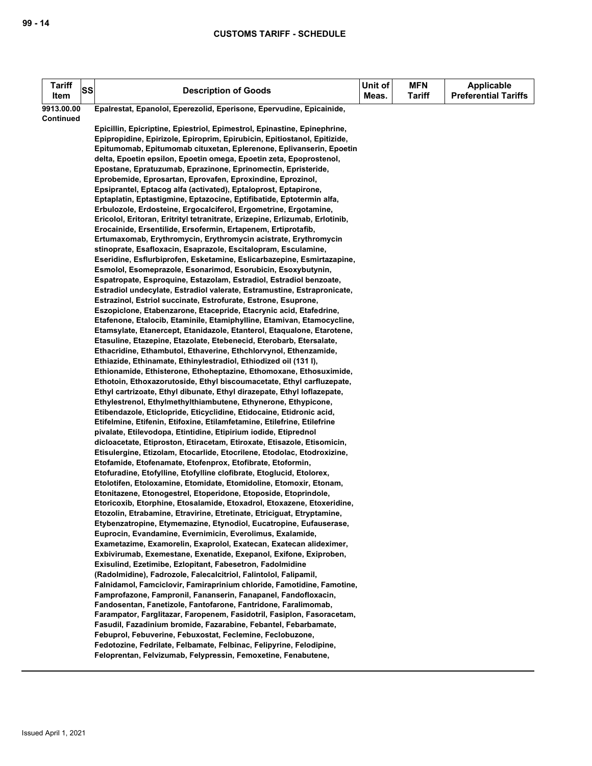| Tariff Item | SS | Description of Goods | Unit of Meas. | MFN Tariff | Applicable Preferential Tariffs |
|---|---|---|---|---|---|
| 9913.00.00 Continued | | Epalrestat, Epanolol, Eperezolid, Eperisone, Epervudine, Epicainide, Epicillin, Epicriptine, Epiestriol, Epimestrol, Epinastine, Epinephrine, Epipropidine, Epirizole, Epiroprim, Epirubicin, Epitiostanol, Epitizide, Epitumomab, Epitumomab cituxetan, Eplerenone, Eplivanserin, Epoetin delta, Epoetin epsilon, Epoetin omega, Epoetin zeta, Epoprostenol, Epostane, Epratuzumab, Eprazinone, Eprinomectin, Epristeride, Eprobemide, Eprosartan, Eprovafen, Eproxindine, Eprozinol, Epsiprantel, Eptacog alfa (activated), Eptaloprost, Eptapirone, Eptaplatin, Eptastigmine, Eptazocine, Eptifibatide, Eptotermin alfa, Erbulozole, Erdosteine, Ergocalciferol, Ergometrine, Ergotamine, Ericolol, Eritoran, Eritrityl tetranitrate, Erizepine, Erlizumab, Erlotinib, Erocainide, Ersentilide, Ersofermin, Ertapenem, Ertiprotafib, Ertumaxomab, Erythromycin, Erythromycin acistrate, Erythromycin stinoprate, Esafloxacin, Esaprazole, Escitalopram, Esculamine, Eseridine, Esflurbiprofen, Esketamine, Eslicarbazepine, Esmirtazapine, Esmolol, Esomeprazole, Esonarimod, Esorubicin, Esoxybutynin, Espatropate, Esproquine, Estazolam, Estradiol, Estradiol benzoate, Estradiol undecylate, Estradiol valerate, Estramustine, Estrapronicate, Estrazinol, Estriol succinate, Estrofurate, Estrone, Esuprone, Eszopiclone, Etabenzarone, Etacepride, Etacrynic acid, Etafedrine, Etafenone, Etalocib, Etaminile, Etamiphylline, Etamivan, Etamocycline, Etamsylate, Etanercept, Etanidazole, Etanterol, Etaqualone, Etarotene, Etasuline, Etazepine, Etazolate, Etebenecid, Eterobarb, Etersalate, Ethacridine, Ethambutol, Ethaverine, Ethchlorvynol, Ethenzamide, Ethiazide, Ethinamate, Ethinylestradiol, Ethiodized oil (131 I), Ethionamide, Ethisterone, Ethoheptazine, Ethomoxane, Ethosuximide, Ethotoin, Ethoxazorutoside, Ethyl biscoumacetate, Ethyl carfluzepate, Ethyl cartrizoate, Ethyl dibunate, Ethyl dirazepate, Ethyl loflazepate, Ethylestrenol, Ethylmethylthiambutene, Ethynerone, Ethypicone, Etibendazole, Eticlopride, Eticyclidine, Etidocaine, Etidronic acid, Etifelmine, Etifenin, Etifoxine, Etilamfetamine, Etilefrine, Etilefrine pivalate, Etilevodopa, Etintidine, Etipirium iodide, Etiprednol dicloacetate, Etiproston, Etiracetam, Etiroxate, Etisazole, Etisomicin, Etisulergine, Etizolam, Etocarlide, Etocrilene, Etodolac, Etodroxizine, Etofamide, Etofenamate, Etofenprox, Etofibrate, Etoformin, Etofuradine, Etofylline, Etofylline clofibrate, Etoglucid, Etolorex, Etolotifen, Etoloxamine, Etomidate, Etomidoline, Etomoxir, Etonam, Etonitazene, Etonogestrel, Etoperidone, Etoposide, Etoprindole, Etoricoxib, Etorphine, Etosalamide, Etoxadrol, Etoxazene, Etoxeridine, Etozolin, Etrabamine, Etravirine, Etretinate, Etriciguat, Etryptamine, Etybenzatropine, Etymemazine, Etynodiol, Eucatropine, Eufauserase, Euprocin, Evandamine, Evernimicin, Everolimus, Exalamide, Exametazime, Examorelin, Exaprolol, Exatecan, Exatecan alideximer, Exbivirumab, Exemestane, Exenatide, Exepanol, Exifone, Exiproben, Exisulind, Ezetimibe, Ezlopitant, Fabesetron, Fadolmidine (Radolmidine), Fadrozole, Falecalcitriol, Falintolol, Falipamil, Falnidamol, Famciclovir, Famiraprinium chloride, Famotidine, Famotine, Famprofazone, Fampronil, Fananserin, Fanapanel, Fandofloxacin, Fandosentan, Fanetizole, Fantofarone, Fantridone, Faralimomab, Farampator, Farglitazar, Faropenem, Fasidotril, Fasiplon, Fasoracetam, Fasudil, Fazadinium bromide, Fazarabine, Febantel, Febarbamate, Febuprol, Febuverine, Febuxostat, Feclemine, Feclobuzone, Fedotozine, Fedrilate, Felbamate, Felbinac, Felipyrine, Felodipine, Feloprentan, Felvizumab, Felypressin, Femoxetine, Fenabutene, | | | |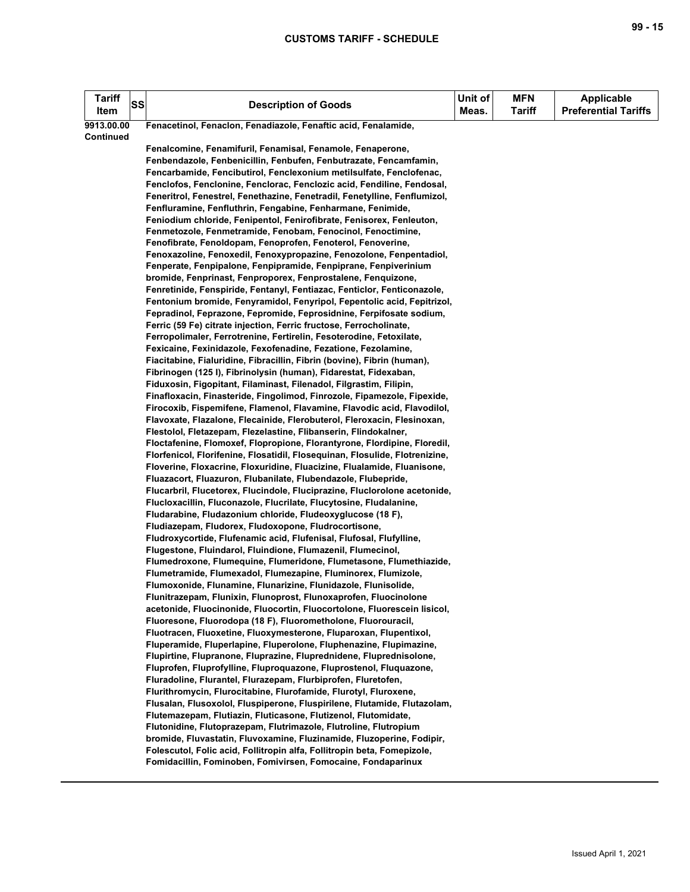| Tariff Item | SS | Description of Goods | Unit of Meas. | MFN Tariff | Applicable Preferential Tariffs |
|---|---|---|---|---|---|
| 9913.00.00 Continued | | Fenacetinol, Fenaclon, Fenadiazole, Fenaftic acid, Fenalamide, Fenalcomine, Fenamifuril, Fenamisal, Fenamole, Fenaperone, Fenbendazole, Fenbenicillin, Fenbufen, Fenbutrazate, Fencamfamin, Fencarbamide, Fencibutirol, Fenclexonium metilsulfate, Fenclofenac, Fenclofos, Fenclonine, Fenclorac, Fenclozic acid, Fendiline, Fendosal, Feneritrol, Fenestrel, Fenethazine, Fenetradil, Fenetylline, Fenflumizol, Fenfluramine, Fenfluthrin, Fengabine, Fenharmane, Fenimide, Feniodium chloride, Fenipentol, Fenirofibrate, Fenisorex, Fenleuton, Fenmetozole, Fenmetramide, Fenobam, Fenocinol, Fenoctimine, Fenofibrate, Fenoldopam, Fenoprofen, Fenoterol, Fenoverine, Fenoxazoline, Fenoxedil, Fenoxypropazine, Fenozolone, Fenpentadiol, Fenperate, Fenpipalone, Fenpipramide, Fenpiprane, Fenpiverinium bromide, Fenprinast, Fenproporex, Fenprostalene, Fenquizone, Fenretinide, Fenspiride, Fentanyl, Fentiazac, Fenticlor, Fenticonazole, Fentonium bromide, Fenyramidol, Fenyripol, Fepentolic acid, Fepitrizol, Fepradinol, Feprazone, Fepromide, Feprosidnine, Ferpifosate sodium, Ferric (59 Fe) citrate injection, Ferric fructose, Ferrocholinate, Ferropolimaler, Ferrotrenine, Fertirelin, Fesoterodine, Fetoxilate, Fexicaine, Fexinidazole, Fexofenadine, Fezatione, Fezolamine, Fiacitabine, Fialuridine, Fibracillin, Fibrin (bovine), Fibrin (human), Fibrinogen (125 I), Fibrinolysin (human), Fidarestat, Fidexaban, Fiduxosin, Figopitant, Filaminast, Filenadol, Filgrastim, Filipin, Finafloxacin, Finasteride, Fingolimod, Finrozole, Fipamezole, Fipexide, Firocoxib, Fispemifene, Flamenol, Flavamine, Flavodic acid, Flavodilol, Flavoxate, Flazalone, Flecainide, Flerobuterol, Fleroxacin, Flesinoxan, Flestolol, Fletazepam, Flezelastine, Flibanserin, Flindokalner, Floctafenine, Flomoxef, Flopropione, Florantyrone, Flordipine, Floredil, Florfenicol, Florifenine, Flosatidil, Flosequinan, Flosulide, Flotrenizine, Floverine, Floxacrine, Floxuridine, Fluacizine, Flualamide, Fluanisone, Fluazacort, Fluazuron, Flubanilate, Flubendazole, Flubepride, Flucarbril, Flucetorex, Flucindole, Fluciprazine, Fluclorolone acetonide, Flucloxacillin, Fluconazole, Flucrilate, Flucytosine, Fludalanine, Fludarabine, Fludazonium chloride, Fludeoxyglucose (18 F), Fludiazepam, Fludorex, Fludoxopone, Fludrocortisone, Fludroxycortide, Flufenamic acid, Flufenisal, Flufosal, Flufylline, Flugestone, Fluindarol, Fluindione, Flumazenil, Flumecinol, Flumedroxone, Flumequine, Flumeridone, Flumetasone, Flumethiazide, Flumetramide, Flumexadol, Flumezapine, Fluminorex, Flumizole, Flumoxonide, Flunamine, Flunarizine, Flunidazole, Flunisolide, Flunitrazepam, Flunixin, Flunoprost, Flunoxaprofen, Fluocinolone acetonide, Fluocinonide, Fluocortin, Fluocortolone, Fluorescein lisicol, Fluoresone, Fluorodopa (18 F), Fluorometholone, Fluorouracil, Fluotracen, Fluoxetine, Fluoxymesterone, Fluparoxan, Flupentixol, Fluperamide, Fluperlapine, Fluperolone, Fluphenazine, Flupimazine, Flupirtine, Flupranone, Fluprazine, Fluprednidene, Fluprednisolone, Fluprofen, Fluprofylline, Fluproquazone, Fluprostenol, Fluquazone, Fluradoline, Flurantel, Flurazepam, Flurbiprofen, Fluretofen, Flurithromycin, Flurocitabine, Flurofamide, Flurotyl, Fluroxene, Flusalan, Flusoxolol, Fluspiperone, Fluspirilene, Flutamide, Flutazolam, Flutemazepam, Flutiazin, Fluticasone, Flutizenol, Flutomidate, Flutonidine, Flutoprazepam, Flutrimazole, Flutroline, Flutropium bromide, Fluvastatin, Fluvoxamine, Fluzinamide, Fluzoperine, Fodipir, Folescutol, Folic acid, Follitropin alfa, Follitropin beta, Fomepizole, Fomidacillin, Fominoben, Fomivirsen, Fomocaine, Fondaparinux | | | |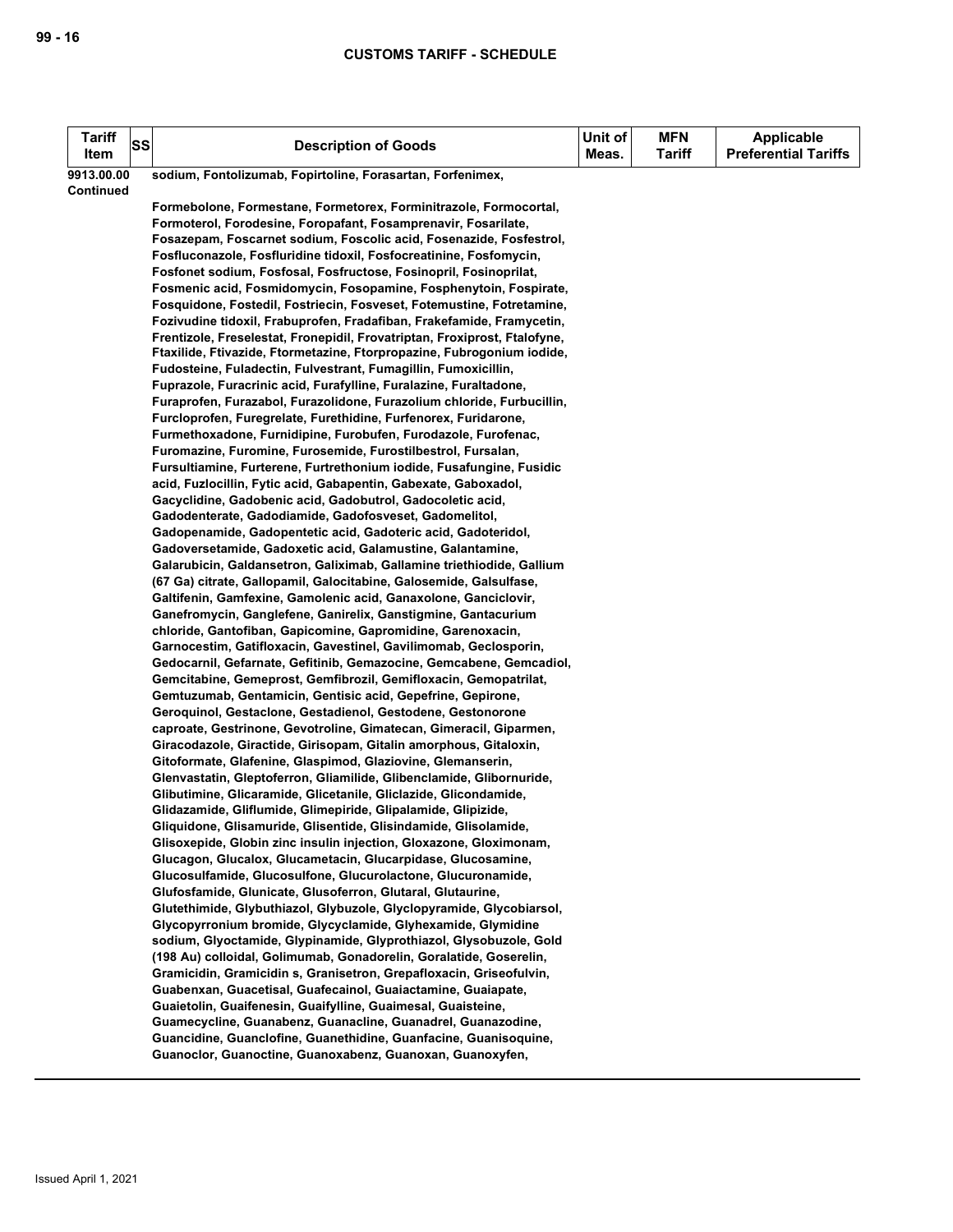| Tariff Item | SS | Description of Goods | Unit of Meas. | MFN Tariff | Applicable Preferential Tariffs |
|---|---|---|---|---|---|
| 9913.00.00 Continued | | sodium, Fontolizumab, Fopirtoline, Forasartan, Forfenimex, Formebolone, Formestane, Formetorex, Forminitrazole, Formocortal, Formoterol, Forodesine, Foropafant, Fosamprenavir, Fosarilate, Fosazepam, Foscarnet sodium, Foscolic acid, Fosenazide, Fosfestrol, Fosfluconazole, Fosfluridine tidoxil, Fosfocreatinine, Fosfomycin, Fosfonet sodium, Fosfosal, Fosfructose, Fosinopril, Fosinoprilat, Fosmenic acid, Fosmidomycin, Fosopamine, Fosphenytoin, Fospirate, Fosquidone, Fostedil, Fostriecin, Fosveset, Fotemustine, Fotretamine, Fozivudine tidoxil, Frabuprofen, Fradafiban, Frakefamide, Framycetin, Frentizole, Freselestat, Fronepidil, Frovatriptan, Froxiprost, Ftalofyne, Ftaxilide, Ftivazide, Ftormetazine, Ftorpropazine, Fubrogonium iodide, Fudosteine, Fuladectin, Fulvestrant, Fumagillin, Fumoxicillin, Fuprazole, Furacrinic acid, Furafylline, Furalazine, Furaltadone, Furaprofen, Furazabol, Furazolidone, Furazolium chloride, Furbucillin, Furcloprofen, Furegrelate, Furethidine, Furfenorex, Furidarone, Furmethoxadone, Furnidipine, Furobufen, Furodazole, Furofenac, Furomazine, Furomine, Furosemide, Furostilbestrol, Fursalan, Fursultiamine, Furterene, Furtrethonium iodide, Fusafungine, Fusidic acid, Fuzlocillin, Fytic acid, Gabapentin, Gabexate, Gaboxadol, Gacyclidine, Gadobenic acid, Gadobutrol, Gadocoletic acid, Gadodenterate, Gadodiamide, Gadofosveset, Gadomelitol, Gadopenamide, Gadopentetic acid, Gadoteric acid, Gadoteridol, Gadoversetamide, Gadoxetic acid, Galamustine, Galantamine, Galarubicin, Galdansetron, Galiximab, Gallamine triethiodide, Gallium (67 Ga) citrate, Gallopamil, Galocitabine, Galosemide, Galsulfase, Galtifenin, Gamfexine, Gamolenic acid, Ganaxolone, Ganciclovir, Ganefromycin, Ganglefene, Ganirelix, Ganstigmine, Gantacurium chloride, Gantofiban, Gapicomine, Gapromidine, Garenoxacin, Garnocestim, Gatifloxacin, Gavestinel, Gavilimomab, Geclosporin, Gedocarnil, Gefarnate, Gefitinib, Gemazocine, Gemcabene, Gemcadiol, Gemcitabine, Gemeprost, Gemfibrozil, Gemifloxacin, Gemopatrilat, Gemtuzumab, Gentamicin, Gentisic acid, Gepefrine, Gepirone, Geroquinol, Gestaclone, Gestadienol, Gestodene, Gestonorone caproate, Gestrinone, Gevotroline, Gimatecan, Gimeracil, Giparmen, Giracodazole, Giractide, Girisopam, Gitalin amorphous, Gitaloxin, Gitoformate, Glafenine, Glaspimod, Glaziovine, Glemanserin, Glenvastatin, Gleptoferron, Gliamilide, Glibenclamide, Glibornuride, Glibutimine, Glicaramide, Glicetanile, Gliclazide, Glicondamide, Glidazamide, Gliflumide, Glimepiride, Glipalamide, Glipizide, Gliquidone, Glisamuride, Glisentide, Glisindamide, Glisolamide, Glisoxepide, Globin zinc insulin injection, Gloxazone, Gloximonam, Glucagon, Glucalox, Glucametacin, Glucarpidase, Glucosamine, Glucosulfamide, Glucosulfone, Glucurolactone, Glucuronamide, Glufosfamide, Glunicate, Glusoferron, Glutaral, Glutaurine, Glutethimide, Glybuthiazol, Glybuzole, Glyclopyramide, Glycobiarsol, Glycopyrronium bromide, Glycyclamide, Glyhexamide, Glymidine sodium, Glyoctamide, Glypinamide, Glyprothiazol, Glysobuzole, Gold (198 Au) colloidal, Golimumab, Gonadorelin, Goralatide, Goserelin, Gramicidin, Gramicidin s, Granisetron, Grepafloxacin, Griseofulvin, Guabenxan, Guacetisal, Guafecainol, Guaiactamine, Guaiapate, Guaietolin, Guaifenesin, Guaifylline, Guaimesal, Guaisteine, Guamecycline, Guanabenz, Guanacline, Guanadrel, Guanazodine, Guancidine, Guanclofine, Guanethidine, Guanfacine, Guanisoquine, Guanoclor, Guanoctine, Guanoxabenz, Guanoxan, Guanoxyfen, | | | |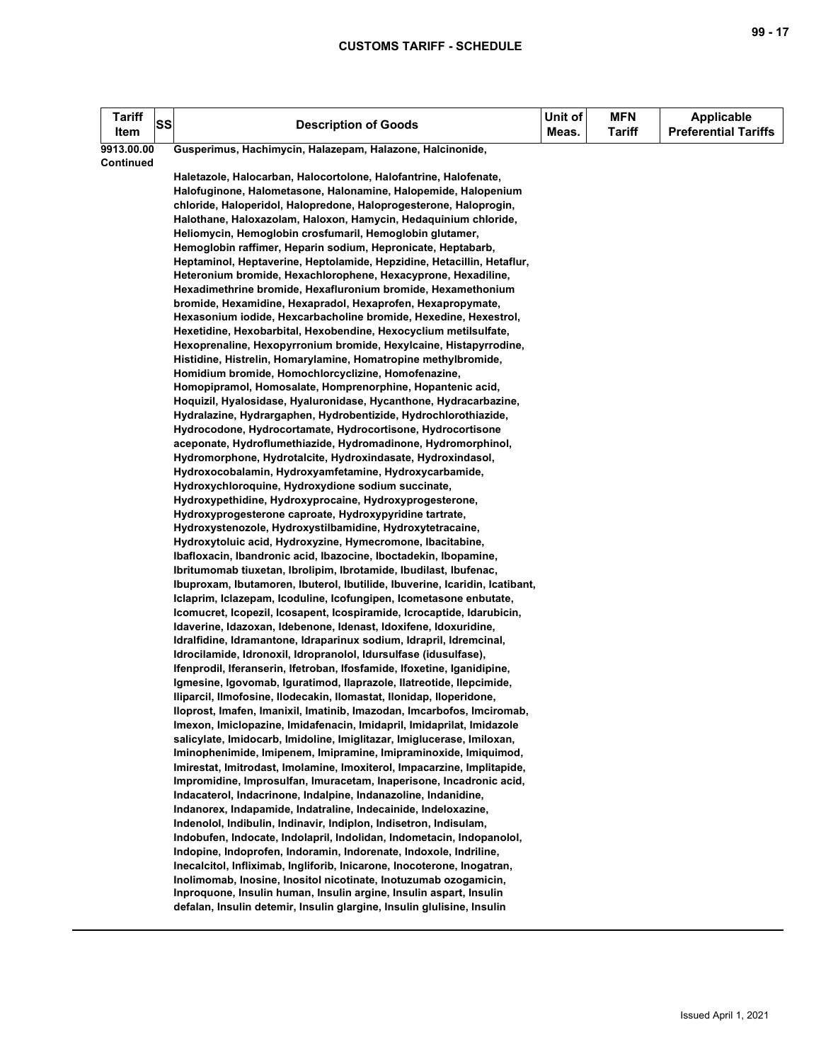| Tariff Item | SS | Description of Goods | Unit of Meas. | MFN Tariff | Applicable Preferential Tariffs |
|---|---|---|---|---|---|
| 9913.00.00 Continued | | Gusperimus, Hachimycin, Halazepam, Halazone, Halcinonide, | | | |
| | | Haletazole, Halocarban, Halocortolone, Halofantrine, Halofenate, Halofuginone, Halometasone, Halonamine, Halopemide, Halopenium chloride, Haloperidol, Halopredone, Haloprogesterone, Haloprogin, Halothane, Haloxazolam, Haloxon, Hamycin, Hedaquinium chloride, Heliomycin, Hemoglobin crosfumaril, Hemoglobin glutamer, Hemoglobin raffimer, Heparin sodium, Hepronicate, Heptabarb, Heptaminol, Heptaverine, Heptolamide, Hepzidine, Hetacillin, Hetaflur, Heteronium bromide, Hexachlorophene, Hexacyprone, Hexadiline, Hexadimethrine bromide, Hexafluronium bromide, Hexamethonium bromide, Hexamidine, Hexapradol, Hexaprofen, Hexapropymate, Hexasonium iodide, Hexcarbacholine bromide, Hexedine, Hexestrol, Hexetidine, Hexobarbital, Hexobendine, Hexocyclium metilsulfate, Hexoprenaline, Hexopyrronium bromide, Hexylcaine, Histapyrrodine, Histidine, Histrelin, Homarylamine, Homatropine methylbromide, Homidium bromide, Homochlorcyclizine, Homofenazine, Homopipramol, Homosalate, Homprenorphine, Hopantenic acid, Hoquizil, Hyalosidase, Hyaluronidase, Hycanthone, Hydracarbazine, Hydralazine, Hydrargaphen, Hydrobentizide, Hydrochlorothiazide, Hydrocodone, Hydrocortamate, Hydrocortisone, Hydrocortisone aceponate, Hydroflumethiazide, Hydromadinone, Hydromorphinol, Hydromorphone, Hydrotalcite, Hydroxindasate, Hydroxindasol, Hydroxocobalamin, Hydroxyamfetamine, Hydroxycarbamide, Hydroxychloroquine, Hydroxydione sodium succinate, Hydroxypethidine, Hydroxyprocaine, Hydroxyprogesterone, Hydroxyprogesterone caproate, Hydroxypyridine tartrate, Hydroxystenozole, Hydroxystilbamidine, Hydroxytetracaine, Hydroxytoluic acid, Hydroxyzine, Hymecromone, Ibacitabine, Ibafloxacin, Ibandronic acid, Ibazocine, Iboctadekin, Ibopamine, Ibritumomab tiuxetan, Ibrolipim, Ibrotamide, Ibudilast, Ibufenac, Ibuproxam, Ibutamoren, Ibuterol, Ibutilide, Ibuverine, Icaridin, Icatibant, Iclaprim, Iclazepam, Icoduline, Icofungipen, Icometasone enbutate, Icomucret, Icopezil, Icosapent, Icospiramide, Icrocaptide, Idarubicin, Idaverine, Idazoxan, Idebenone, Idenast, Idoxifene, Idoxuridine, Idralfidine, Idramantone, Idraparinux sodium, Idrapril, Idremcinal, Idrocilamide, Idronoxil, Idropranolol, Idursulfase (idusulfase), Ifenprodil, Iferanserin, Ifetroban, Ifosfamide, Ifoxetine, Iganidipine, Igmesine, Igovomab, Iguratimod, Ilaprazole, Ilatreotide, Ilepcimide, Iliparcil, Ilmofosine, Ilodecakin, Ilomastat, Ilonidap, Iloperidone, Iloprost, Imafen, Imanixil, Imatinib, Imazodan, Imcarbofos, Imciromab, Imexon, Imiclopazine, Imidafenacin, Imidapril, Imidaprilat, Imidazole salicylate, Imidocarb, Imidoline, Imiglitazar, Imiglucerase, Imiloxan, Iminophenimide, Imipenem, Imipramine, Imipraminoxide, Imiquimod, Imirestat, Imitrodast, Imolamine, Imoxiterol, Impacarzine, Implitapide, Impromidine, Improsulfan, Imuracetam, Inaperisone, Incadronic acid, Indacaterol, Indacrinone, Indalpine, Indanazoline, Indanidine, Indanorex, Indapamide, Indatraline, Indecainide, Indeloxazine, Indenolol, Indibulin, Indinavir, Indiplon, Indisetron, Indisulam, Indobufen, Indocate, Indolapril, Indolidan, Indometacin, Indopanolol, Indopine, Indoprofen, Indoramin, Indorenate, Indoxole, Indriline, Inecalcitol, Infliximab, Ingliforib, Inicarone, Inocoterone, Inogatran, Inolimomab, Inosine, Inositol nicotinate, Inotuzumab ozogamicin, Inproquone, Insulin human, Insulin argine, Insulin aspart, Insulin defalan, Insulin detemir, Insulin glargine, Insulin glulisine, Insulin | | | |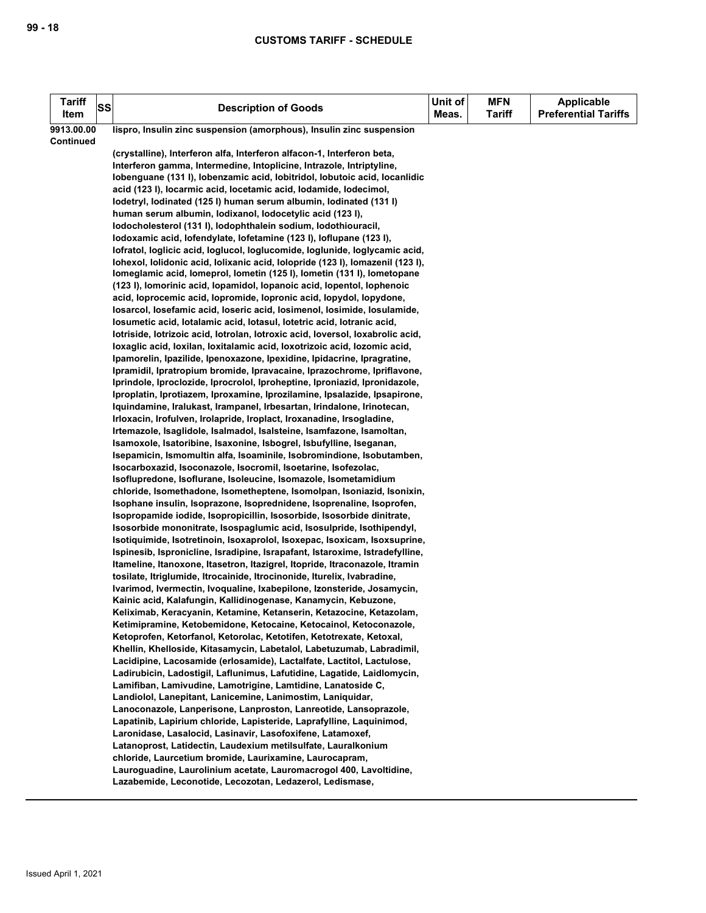| Tariff Item | SS | Description of Goods | Unit of Meas. | MFN Tariff | Applicable Preferential Tariffs |
|---|---|---|---|---|---|
| 9913.00.00 Continued | | lispro, Insulin zinc suspension (amorphous), Insulin zinc suspension (crystalline), Interferon alfa, Interferon alfacon-1, Interferon beta, Interferon gamma, Intermedine, Intoplicine, Intrazole, Intriptyline, Iobenguane (131 I), Iobenzamic acid, Iobitridol, Iobutoic acid, Iocanlidic acid (123 I), Iocarmic acid, Iocetamic acid, Iodamide, Iodecimol, Iodetryl, Iodinated (125 I) human serum albumin, Iodinated (131 I) human serum albumin, Iodixanol, Iodocetylic acid (123 I), Iodocholesterol (131 I), Iodophthalein sodium, Iodothiouracil, Iodoxamic acid, Iofendylate, Iofetamine (123 I), Ioflupane (123 I), Iofratol, Ioglicic acid, Ioglucol, Ioglucomide, Ioglunide, Ioglycamic acid, Iohexol, Iolidonic acid, Iolixanic acid, Iolopride (123 I), Iomazenil (123 I), Iomeglamic acid, Iomeprol, Iometin (125 I), Iometin (131 I), Iometopane (123 I), Iomorinic acid, Iopamidol, Iopanoic acid, Iopentol, Iophenoic acid, Ioprocemic acid, Iopromide, Iopronic acid, Iopydol, Iopydone, Iosarcol, Iosefamic acid, Ioseric acid, Iosimenol, Iosimide, Iosulamide, Iosumetic acid, Iotalamic acid, Iotasul, Iotetric acid, Iotranic acid, Iotriside, Iotrizoic acid, Iotrolan, Iotroxic acid, Ioversol, Ioxabrolic acid, Ioxaglic acid, Ioxilan, Ioxitalamic acid, Ioxotrizoic acid, Iozomic acid, Ipamorelin, Ipazilide, Ipenoxazone, Ipexidine, Ipidacrine, Ipragratine, Ipramidil, Ipratropium bromide, Ipravacaine, Iprazochrome, Ipriflavone, Iprindole, Iproclozide, Iprocrolol, Iproheptine, Iproniazid, Ipronidazole, Iproplatin, Iprotiazem, Iproxamine, Iprozilamine, Ipsalazide, Ipsapirone, Iquindamine, Iralukast, Irampanel, Irbesartan, Irindalone, Irinotecan, Irloxacin, Irofulven, Irolapride, Iroplact, Iroxanadine, Irsogladine, Irtemazole, Isaglidole, Isalmadol, Isalsteine, Isamfazone, Isamoltan, Isamoxole, Isatoribine, Isaxonine, Isbogrel, Isbufylline, Iseganan, Isepamicin, Ismomultin alfa, Isoaminile, Isobromindione, Isobutamben, Isocarboxazid, Isoconazole, Isocromil, Isoetarine, Isofezolac, Isoflupredone, Isoflurane, Isoleucine, Isomazole, Isometamidium chloride, Isomethadone, Isometheptene, Isomolpan, Isoniazid, Isonixin, Isophane insulin, Isoprazone, Isoprednidene, Isoprenaline, Isoprofen, Isopropamide iodide, Isopropicillin, Isosorbide, Isosorbide dinitrate, Isosorbide mononitrate, Isospaglumic acid, Isosulpride, Isothipendyl, Isotiquimide, Isotretinoin, Isoxaprolol, Isoxepac, Isoxicam, Isoxsuprine, Ispinesib, Ispronicline, Isradipine, Israpafant, Istaroxime, Istradefylline, Itameline, Itanoxone, Itasetron, Itazigrel, Itopride, Itraconazole, Itramin tosilate, Itriglumide, Itrocainide, Itrocinonide, Iturelix, Ivabradine, Ivarimod, Ivermectin, Ivoqualine, Ixabepilone, Izonsteride, Josamycin, Kainic acid, Kalafungin, Kallidinogenase, Kanamycin, Kebuzone, Keliximab, Keracyanin, Ketamine, Ketanserin, Ketazocine, Ketazolam, Ketimipramine, Ketobemidone, Ketocaine, Ketocainol, Ketoconazole, Ketoprofen, Ketorfanol, Ketorolac, Ketotifen, Ketotrexate, Ketoxal, Khellin, Khelloside, Kitasamycin, Labetalol, Labetuzumab, Labradimil, Lacidipine, Lacosamide (erlosamide), Lactalfate, Lactitol, Lactulose, Ladirubicin, Ladostigil, Laflunimus, Lafutidine, Lagatide, Laidlomycin, Lamifiban, Lamivudine, Lamotrigine, Lamtidine, Lanatoside C, Landiolol, Lanepitant, Lanicemine, Lanimostim, Laniquidar, Lanoconazole, Lanperisone, Lanproston, Lanreotide, Lansoprazole, Lapatinib, Lapirium chloride, Lapisteride, Laprafylline, Laquinimod, Laronidase, Lasalocid, Lasinavir, Lasofoxifene, Latamoxef, Latanoprost, Latidectin, Laudexium metilsulfate, Lauralkonium chloride, Laurcetium bromide, Laurixamine, Laurocapram, Lauroguadine, Laurolinium acetate, Lauromacrogol 400, Lavoltidine, Lazabemide, Leconotide, Lecozotan, Ledazerol, Ledismase, | | | |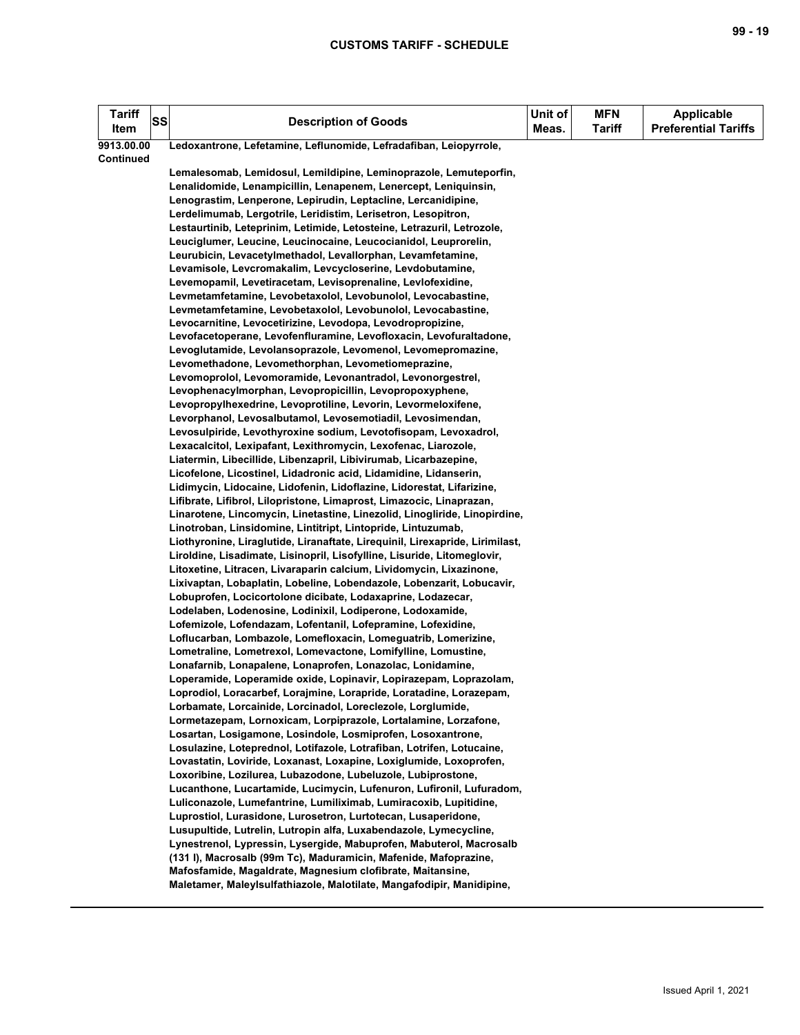| Tariff Item | SS | Description of Goods | Unit of Meas. | MFN Tariff | Applicable Preferential Tariffs |
|---|---|---|---|---|---|
| 9913.00.00 Continued | | Ledoxantrone, Lefetamine, Leflunomide, Lefradafiban, Leiopyrrole, Lemalesomab, Lemidosul, Lemildipine, Leminoprazole, Lemuteporfin, Lenalidomide, Lenampicillin, Lenapenem, Lenercept, Leniquinsin, Lenograstim, Lenperone, Lepirudin, Leptacline, Lercanidipine, Lerdelimumab, Lergotrile, Leridistim, Lerisetron, Lesopitron, Lestaurtinib, Leteprinim, Letimide, Letosteine, Letrazuril, Letrozole, Leuciglumer, Leucine, Leucinocaine, Leucocianidol, Leuprorelin, Leurubicin, Levacetylmethadol, Levallorphan, Levamfetamine, Levamisole, Levcromakalim, Levcycloserine, Levdobutamine, Levemopamil, Levetiracetam, Levisoprenaline, Levlofexidine, Levmetamfetamine, Levobetaxolol, Levobunolol, Levocabastine, Levmetamfetamine, Levobetaxolol, Levobunolol, Levocabastine, Levocarnitine, Levocetirizine, Levodopa, Levodropropizine, Levofacetoperane, Levofenfluramine, Levofloxacin, Levofuraltadone, Levoglutamide, Levolansoprazole, Levomenol, Levomepromazine, Levomethadone, Levomethorphan, Levometiomeprazine, Levomoprolol, Levomoramide, Levonantradol, Levonorgestrel, Levophenacylmorphan, Levopropicillin, Levopropoxyphene, Levopropylhexedrine, Levoprotiline, Levorin, Levormeloxifene, Levorphanol, Levosalbutamol, Levosemotiadil, Levosimendan, Levosulpiride, Levothyroxine sodium, Levotofisopam, Levoxadrol, Lexacalcitol, Lexipafant, Lexithromycin, Lexofenac, Liarozole, Liatermin, Libecillide, Libenzapril, Libivirumab, Licarbazepine, Licofelone, Licostinel, Lidadronic acid, Lidamidine, Lidanserin, Lidimycin, Lidocaine, Lidofenin, Lidoflazine, Lidorestat, Lifarizine, Lifibrate, Lifibrol, Lilopristone, Limaprost, Limazocic, Linaprazan, Linarotene, Lincomycin, Linetastine, Linezolid, Linogliride, Linopirdine, Linotroban, Linsidomine, Lintitript, Lintopride, Lintuzumab, Liothyronine, Liraglutide, Liranaftate, Lirequinil, Lirexapride, Lirimilast, Liroldine, Lisadimate, Lisinopril, Lisofylline, Lisuride, Litomeglovir, Litoxetine, Litracen, Livaraparin calcium, Lividomycin, Lixazinone, Lixivaptan, Lobaplatin, Lobeline, Lobendazole, Lobenzarit, Lobucavir, Lobuprofen, Locicortolone dicibate, Lodaxaprine, Lodazecar, Lodelaben, Lodenosine, Lodinixil, Lodiperone, Lodoxamide, Lofemizole, Lofendazam, Lofentanil, Lofepramine, Lofexidine, Loflucarban, Lombazole, Lomefloxacin, Lomeguatrib, Lomerizine, Lometraline, Lometrexol, Lomevactone, Lomifylline, Lomustine, Lonafarnib, Lonapalene, Lonaprofen, Lonazolac, Lonidamine, Loperamide, Loperamide oxide, Lopinavir, Lopirazepam, Loprazolam, Loprodiol, Loracarbef, Lorajmine, Lorapride, Loratadine, Lorazepam, Lorbamate, Lorcainide, Lorcinadol, Loreclezole, Lorglumide, Lormetazepam, Lornoxicam, Lorpiprazole, Lortalamine, Lorzafone, Losartan, Losigamone, Losindole, Losmiprofen, Losoxantrone, Losulazine, Loteprednol, Lotifazole, Lotrafiban, Lotrifen, Lotucaine, Lovastatin, Loviride, Loxanast, Loxapine, Loxiglumide, Loxoprofen, Loxoribine, Lozilurea, Lubazodone, Lubeluzole, Lubiprostone, Lucanthone, Lucartamide, Lucimycin, Lufenuron, Lufironil, Lufuradom, Luliconazole, Lumefantrine, Lumiliximab, Lumiracoxib, Lupitidine, Luprostiol, Lurasidone, Lurosetron, Lurtotecan, Lusaperidone, Lusupultide, Lutrelin, Lutropin alfa, Luxabendazole, Lymecycline, Lynestrenol, Lypressin, Lysergide, Mabuprofen, Mabuterol, Macrosalb (131 I), Macrosalb (99m Tc), Maduramicin, Mafenide, Mafoprazine, Mafosfamide, Magaldrate, Magnesium clofibrate, Maitansine, Maletamer, Maleylsulfathiazole, Malotilate, Mangafodipir, Manidipine, | | | |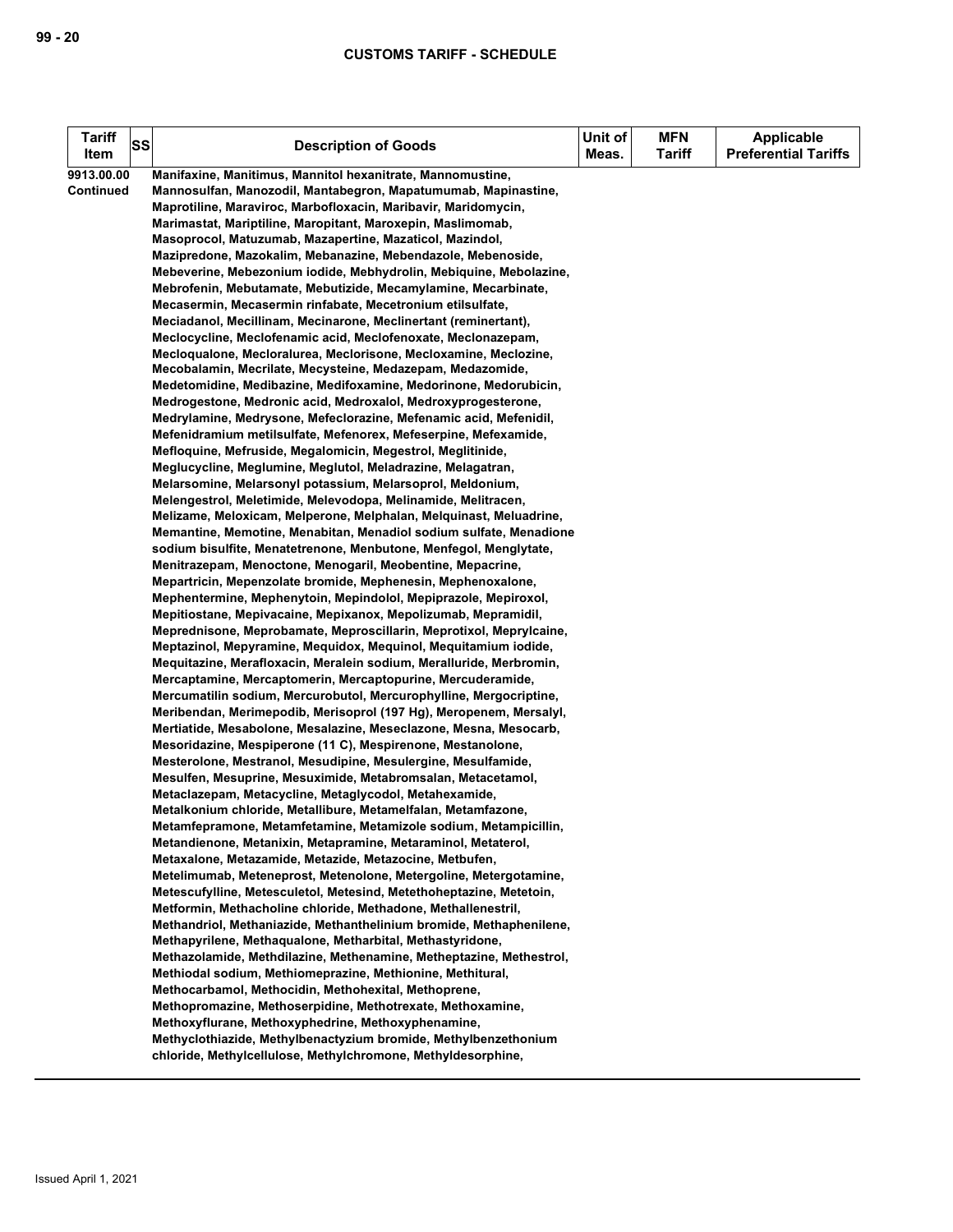| Tariff Item | SS | Description of Goods | Unit of Meas. | MFN Tariff | Applicable Preferential Tariffs |
|---|---|---|---|---|---|
| 9913.00.00 Continued | | Manifaxine, Manitimus, Mannitol hexanitrate, Mannomustine, Mannosulfan, Manozodil, Mantabegron, Mapatumumab, Mapinastine, Maprotiline, Maraviroc, Marbofloxacin, Maribavir, Maridomycin, Marimastat, Mariptiline, Maropitant, Maroxepin, Maslimomab, Masoprocol, Matuzumab, Mazapertine, Mazaticol, Mazindol, Mazipredone, Mazokalim, Mebanazine, Mebendazole, Mebenoside, Mebeverine, Mebezonium iodide, Mebhydrolin, Mebiquine, Mebolazine, Mebrofenin, Mebutamate, Mebutizide, Mecamylamine, Mecarbinate, Mecasermin, Mecasermin rinfabate, Mecetronium etilsulfate, Meciadanol, Mecillinam, Mecinarone, Meclinertant (reminertant), Meclocycline, Meclofenamic acid, Meclofenoxate, Meclonazepam, Mecloqualone, Mecloralurea, Meclorisone, Mecloxamine, Meclozine, Mecobalamin, Mecrilate, Mecysteine, Medazepam, Medazomide, Medetomidine, Medibazine, Medifoxamine, Medorinone, Medorubicin, Medrogestone, Medronic acid, Medroxalol, Medroxyprogesterone, Medrylamine, Medrysone, Mefeclorazine, Mefenamic acid, Mefenidil, Mefenidramium metilsulfate, Mefenorex, Mefeserpine, Mefexamide, Mefloquine, Mefruside, Megalomicin, Megestrol, Meglitinide, Meglucycline, Meglumine, Meglutol, Meladrazine, Melagatran, Melarsomine, Melarsonyl potassium, Melarsoprol, Meldonium, Melengestrol, Meletimide, Melevodopa, Melinamide, Melitracen, Melizame, Meloxicam, Melperone, Melphalan, Melquinast, Meluadrine, Memantine, Memotine, Menabitan, Menadiol sodium sulfate, Menadione sodium bisulfite, Menatetrenone, Menbutone, Menfegol, Menglytate, Menitrazepam, Menoctone, Menogaril, Meobentine, Mepacrine, Mepartricin, Mepenzolate bromide, Mephenesin, Mephenoxalone, Mephentermine, Mephenytoin, Mepindolol, Mepiprazole, Mepiroxol, Mepitiostane, Mepivacaine, Mepixanox, Mepolizumab, Mepramidil, Meprednisone, Meprobamate, Meproscillarin, Meprotixol, Meprylcaine, Meptazinol, Mepyramine, Mequidox, Mequinol, Mequitamium iodide, Mequitazine, Merafloxacin, Meralein sodium, Meralluride, Merbromin, Mercaptamine, Mercaptomerin, Mercaptopurine, Mercuderamide, Mercumatilin sodium, Mercurobutol, Mercurophylline, Mergocriptine, Meribendan, Merimepodib, Merisoprol (197 Hg), Meropenem, Mersalyl, Mertiatide, Mesabolone, Mesalazine, Meseclazone, Mesna, Mesocarb, Mesoridazine, Mespiperone (11 C), Mespirenone, Mestanolone, Mesterolone, Mestranol, Mesudipine, Mesulergine, Mesulfamide, Mesulfen, Mesuprine, Mesuximide, Metabromsalan, Metacetamol, Metaclazepam, Metacycline, Metaglycodol, Metahexamide, Metalkonium chloride, Metallibure, Metamelfalan, Metamfazone, Metamfepramone, Metamfetamine, Metamizole sodium, Metampicillin, Metandienone, Metanixin, Metapramine, Metaraminol, Metaterol, Metaxalone, Metazamide, Metazide, Metazocine, Metbufen, Metelimumab, Meteneprost, Metenolone, Metergoline, Metergotamine, Metescufylline, Metesculetol, Metesind, Metethoheptazine, Metetoin, Metformin, Methacholine chloride, Methadone, Methallenestril, Methandriol, Methaniazide, Methantheline bromide, Methaphenilene, Methapyrilene, Methaqualone, Metharbital, Methastyridone, Methazolamide, Methdilazine, Methenamine, Metheptazine, Methestrol, Methiodal sodium, Methiomeprazine, Methionine, Methitural, Methocarbamol, Methocidin, Methohexital, Methoprene, Methopromazine, Methoserpidine, Methotrexate, Methoxamine, Methoxyflurane, Methoxyphedrine, Methoxyphenamine, Methyclothiazide, Methylbenactyzium bromide, Methylbenzethonium chloride, Methylcellulose, Methylchromone, Methyldesorphine, | | | |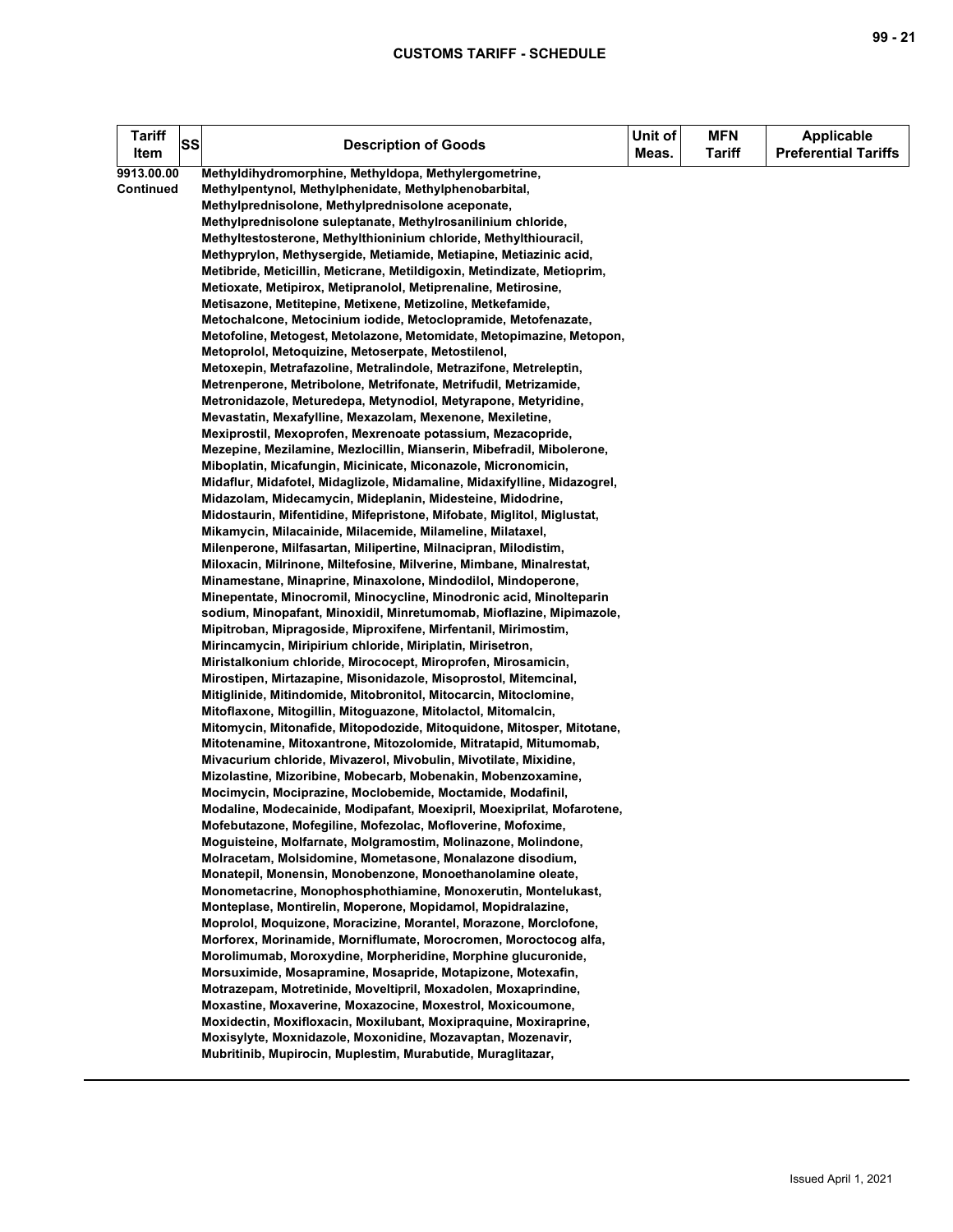| Tariff Item | SS | Description of Goods | Unit of Meas. | MFN Tariff | Applicable Preferential Tariffs |
|---|---|---|---|---|---|
| 9913.00.00 Continued | | Methyldihydromorphine, Methyldopa, Methylergometrine, Methylpentynol, Methylphenidate, Methylphenobarbital, Methylprednisolone, Methylprednisolone aceponate, Methylprednisolone suleptanate, Methylrosanilinium chloride, Methyltestosterone, Methylthioninium chloride, Methylthiouracil, Methyprylon, Methysergide, Metiamide, Metiapine, Metiazinic acid, Metibride, Meticillin, Meticrane, Metildigoxin, Metindizate, Metioprim, Metioxate, Metipirox, Metipranolol, Metiprenaline, Metirosine, Metisazone, Metitepine, Metixene, Metizoline, Metkefamide, Metochalcone, Metocinium iodide, Metoclopramide, Metofenazate, Metofoline, Metogest, Metolazone, Metomidate, Metopimazine, Metopon, Metoprolol, Metoquizine, Metoserpate, Metostilenol, Metoxepin, Metrafazoline, Metralindole, Metrazifone, Metreleptin, Metrenperone, Metribolone, Metrifonate, Metrifudil, Metrizamide, Metronidazole, Meturedepa, Metynodiol, Metyrapone, Metyridine, Mevastatin, Mexafylline, Mexazolam, Mexenone, Mexiletine, Mexiprostil, Mexoprofen, Mexrenoate potassium, Mezacopride, Mezepine, Mezilamine, Mezlocillin, Mianserin, Mibefradil, Mibolerone, Miboplatin, Micafungin, Micinicate, Miconazole, Micronomicin, Midaflur, Midafotel, Midaglizole, Midamaline, Midaxifylline, Midazogrel, Midazolam, Midecamycin, Mideplanin, Midesteine, Midodrine, Midostaurin, Mifentidine, Mifepristone, Mifobate, Miglitol, Miglustat, Mikamycin, Milacainide, Milacemide, Milameline, Milataxel, Milenperone, Milfasartan, Milipertine, Milnacipran, Milodistim, Miloxacin, Milrinone, Miltefosine, Milverine, Mimbane, Minalrestat, Minamestane, Minaprine, Minaxolone, Mindodilol, Mindoperone, Minepentate, Minocromil, Minocycline, Minodronic acid, Minolteparin sodium, Minopafant, Minoxidil, Minretumomab, Mioflazine, Mipimazole, Mipitroban, Mipragoside, Miproxifene, Mirfentanil, Mirimostim, Mirincamycin, Miripirium chloride, Miriplatin, Mirisetron, Miristalkonium chloride, Mirococept, Miroprofen, Mirosamicin, Mirostipen, Mirtazapine, Misonidazole, Misoprostol, Mitemcinal, Mitiglinide, Mitindomide, Mitobronitol, Mitocarcin, Mitoclomine, Mitoflaxone, Mitogillin, Mitoguazone, Mitolactol, Mitomalcin, Mitomycin, Mitonafide, Mitopodozide, Mitoquidone, Mitosper, Mitotane, Mitotenamine, Mitoxantrone, Mitozolomide, Mitratapid, Mitumomab, Mivacurium chloride, Mivazerol, Mivobulin, Mivotilate, Mixidine, Mizolastine, Mizoribine, Mobecarb, Mobenakin, Mobenzoxamine, Mocimycin, Mociprazine, Moclobemide, Moctamide, Modafinil, Modaline, Modecainide, Modipafant, Moexipril, Moexiprilat, Mofarotene, Mofebutazone, Mofegiline, Mofezolac, Mofloverine, Mofoxime, Moguisteine, Molfarnate, Molgramostim, Molinazone, Molindone, Molracetam, Molsidomine, Mometasone, Monalazone disodium, Monatepil, Monensin, Monobenzone, Monoethanolamine oleate, Monometacrine, Monophosphothiamine, Monoxerutin, Montelukast, Monteplase, Montirelin, Moperone, Mopidamol, Mopidralazine, Moprolol, Moquizone, Moracizine, Morantel, Morazone, Morclofone, Morforex, Morinamide, Morniflumate, Morocromen, Moroctocog alfa, Morolimumab, Moroxydine, Morpheridine, Morphine glucuronide, Morsuximide, Mosapramine, Mosapride, Motapizone, Motexafin, Motrazepam, Motretinide, Moveltipril, Moxadolen, Moxaprindine, Moxastine, Moxaverine, Moxazocine, Moxestrol, Moxicoumone, Moxidectin, Moxifloxacin, Moxilubant, Moxipraquine, Moxiraprine, Moxisylyte, Moxnidazole, Moxonidine, Mozavaptan, Mozenavir, Mubritinib, Mupirocin, Muplestim, Murabutide, Muraglitazar, | | | |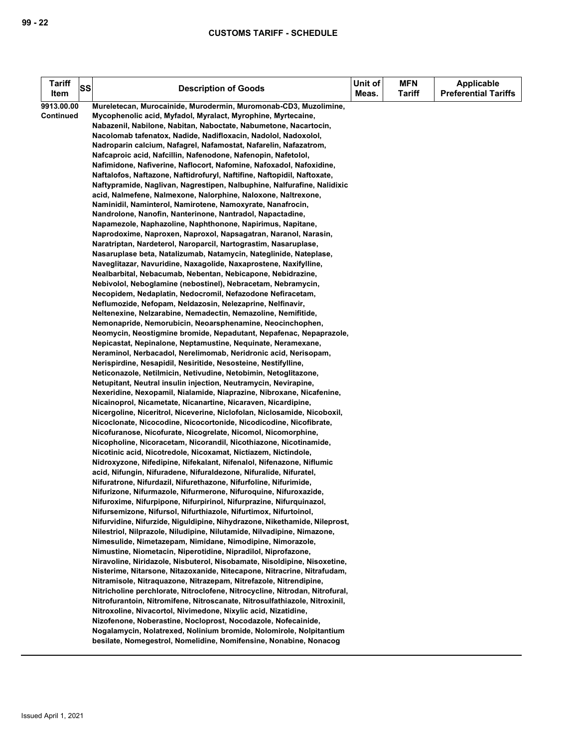| Tariff Item | SS | Description of Goods | Unit of Meas. | MFN Tariff | Applicable Preferential Tariffs |
|---|---|---|---|---|---|
| 9913.00.00 Continued | | Mureletecan, Murocainide, Murodermin, Muromonab-CD3, Muzolimine, Mycophenolic acid, Myfadol, Myralact, Myrophine, Myrtecaine, Nabazenil, Nabilone, Nabitan, Naboctate, Nabumetone, Nacartocin, Nacolomab tafenatox, Nadide, Nadifloxacin, Nadolol, Nadoxolol, Nadroparin calcium, Nafagrel, Nafamostat, Nafarelin, Nafazatrom, Nafcaproic acid, Nafcillin, Nafenodone, Nafenopin, Nafetolol, Nafimidone, Nafiverine, Naflocort, Nafomine, Nafoxadol, Nafoxidine, Naftalofos, Naftazone, Naftidrofuryl, Naftifine, Naftopidil, Naftoxate, Naftypramide, Naglivan, Nagrestipen, Nalbuphine, Nalfurafine, Nalidixic acid, Nalmefene, Nalmexone, Nalorphine, Naloxone, Naltrexone, Naminidil, Naminterol, Namirotene, Namoxyrate, Nanafrocin, Nandrolone, Nanofin, Nanterinone, Nantradol, Napactadine, Napamezole, Naphazoline, Naphthonone, Napirimus, Napitane, Naprodoxime, Naproxen, Naproxol, Napsagatran, Naranol, Narasin, Naratriptan, Nardeterol, Naroparcil, Nartograstim, Nasaruplase, Nasaruplase beta, Natalizumab, Natamycin, Nateglinide, Nateplase, Naveglitazar, Navuridine, Naxagolide, Naxaprostene, Naxifylline, Nealbarbital, Nebacumab, Nebentan, Nebicapone, Nebidrazine, Nebivolol, Neboglamine (nebostinel), Nebracetam, Nebramycin, Necopidem, Nedaplatin, Nedocromil, Nefazodone Nefiracetam, Neflumozide, Nefopam, Neldazosin, Nelezaprine, Nelfinavir, Neltenexine, Nelzarabine, Nemadectin, Nemazoline, Nemifitide, Nemonapride, Nemorubicin, Neoarsphenamine, Neocinchophen, Neomycin, Neostigmine bromide, Nepadutant, Nepafenac, Nepaprazole, Nepicastat, Nepinalone, Neptamustine, Nequinate, Neramexane, Neraminol, Nerbacadol, Nerelimomab, Neridronic acid, Nerisopam, Nerispirdine, Nesapidil, Nesiritide, Nesosteine, Nestifylline, Neticonazole, Netilmicin, Netivudine, Netobimin, Netoglitazone, Netupitant, Neutral insulin injection, Neutramycin, Nevirapine, Nexeridine, Nexopamil, Nialamide, Niaprazine, Nibroxane, Nicafenine, Nicainoprol, Nicametate, Nicanartine, Nicaraven, Nicardipine, Nicergoline, Niceritrol, Niceverine, Niclofolan, Niclosamide, Nicoboxil, Nicoclonate, Nicocodine, Nicocortonide, Nicodicodine, Nicofibrate, Nicofuranose, Nicofurate, Nicogrelate, Nicomol, Nicomorphine, Nicopholine, Nicoracetam, Nicorandil, Nicothiazone, Nicotinamide, Nicotinic acid, Nicotredole, Nicoxamat, Nictiazem, Nictindole, Nidroxyzone, Nifedipine, Nifekalant, Nifenalol, Nifenazone, Niflumic acid, Nifungin, Nifuradene, Nifuraldezone, Nifuralide, Nifuratel, Nifuratrone, Nifurdazil, Nifurethazone, Nifurfoline, Nifurimide, Nifurizone, Nifurmazole, Nifurmerone, Nifuroquine, Nifuroxazide, Nifuroxime, Nifurpipone, Nifurpirinol, Nifurprazine, Nifurquinazol, Nifursemizone, Nifursol, Nifurthiazole, Nifurtimox, Nifurtoinol, Nifurvidine, Nifurzide, Niguldipine, Nihydrazone, Nikethamide, Nileprost, Nilestriol, Nilprazole, Niludipine, Nilutamide, Nilvadipine, Nimazone, Nimesulide, Nimetazepam, Nimidane, Nimodipine, Nimorazole, Nimustine, Niometacin, Niperotidine, Nipradilol, Niprofazone, Niravoline, Niridazole, Nisbuterol, Nisobamate, Nisoldipine, Nisoxetine, Nisterime, Nitarsone, Nitazoxanide, Nitecapone, Nitracrine, Nitrafudam, Nitramisole, Nitraquazone, Nitrazepam, Nitrefazole, Nitrendipine, Nitricholine perchlorate, Nitroclofene, Nitrocycline, Nitrodan, Nitrofural, Nitrofurantoin, Nitromifene, Nitroscanate, Nitrosulfathiazole, Nitroxinil, Nitroxoline, Nivacortol, Nivimedone, Nixylic acid, Nizatidine, Nizofenone, Noberastine, Nocloprost, Nocodazole, Nofecainide, Nogalamycin, Nolatrexed, Nolinium bromide, Nolomirole, Nolpitantium besilate, Nomegestrol, Nomelidine, Nomifensine, Nonabine, Nonacog | | | |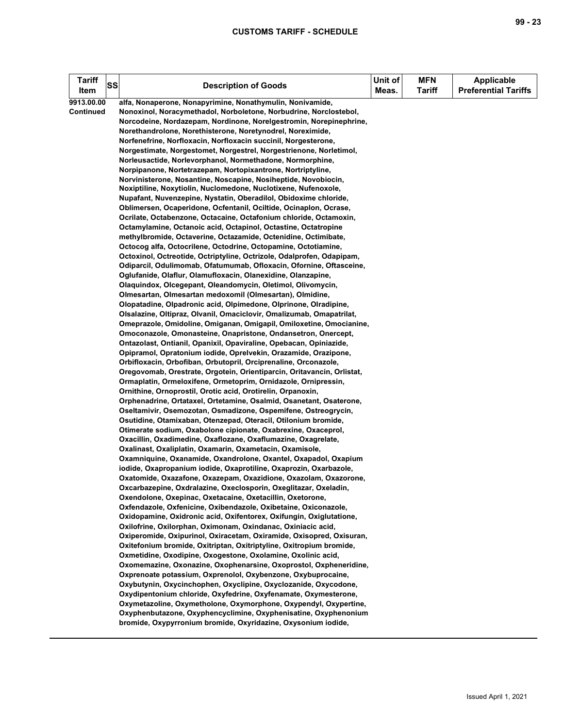| Tariff Item | SS | Description of Goods | Unit of Meas. | MFN Tariff | Applicable Preferential Tariffs |
|---|---|---|---|---|---|
| 9913.00.00 Continued | | alfa, Nonaperone, Nonapyrimine, Nonathymulin, Nonivamide, Nonoxinol, Noracymethadol, Norboletone, Norbudrine, Norclostebol, Norcodeine, Nordazepam, Nordinone, Norelgestromin, Norepinephrine, Norethandrolone, Norethisterone, Noretynodrel, Noreximide, Norfenefrine, Norfloxacin, Norfloxacin succinil, Norgesterone, Norgestimate, Norgestomet, Norgestrel, Norgestrienone, Norletimol, Norleusactide, Norlevorphanol, Normethadone, Normorphine, Norpipanone, Nortetrazepam, Nortopixantrone, Nortriptyline, Norvinisterone, Nosantine, Noscapine, Nosiheptide, Novobiocin, Noxiptiline, Noxytiolin, Nuclomedone, Nuclotixene, Nufenoxole, Nupafant, Nuvenzepine, Nystatin, Oberadilol, Obidoxime chloride, Oblimersen, Ocaperidone, Ocfentanil, Ociltide, Ocinaplon, Ocrase, Ocrilate, Octabenzone, Octacaine, Octafonium chloride, Octamoxin, Octamylamine, Octanoic acid, Octapinol, Octastine, Octatropine methylbromide, Octaverine, Octazamide, Octenidine, Octimibate, Octocog alfa, Octocrilene, Octodrine, Octopamine, Octotiamine, Octoxinol, Octreotide, Octriptyline, Octrizole, Odalprofen, Odapipam, Odiparcil, Odulimomab, Ofatumumab, Ofloxacin, Ofornine, Oftasceine, Oglufanide, Olaflur, Olamufloxacin, Olanexidine, Olanzapine, Olaquindox, Olcegepant, Oleandomycin, Oletimol, Olivomycin, Olmesartan, Olmesartan medoxomil (Olmesartan), Olmidine, Olopatadine, Olpadronic acid, Olpimedone, Olprinone, Olradipine, Olsalazine, Oltipraz, Olvanil, Omaciclovir, Omalizumab, Omapatrilat, Omeprazole, Omidoline, Omiganan, Omigapil, Omiloxetine, Omocianine, Omoconazole, Omonasteine, Onapristone, Ondansetron, Onercept, Ontazolast, Ontianil, Opanixil, Opaviraline, Opebacan, Opiniazide, Opipramol, Opratonium iodide, Oprelvekin, Orazamide, Orazipone, Orbifloxacin, Orbofiban, Orbutopril, Orciprenaline, Orconazole, Oregovomab, Orestrate, Orgotein, Orientiparcin, Oritavancin, Orlistat, Ormaplatin, Ormeloxifene, Ormetoprim, Ornidazole, Ornipressin, Ornithine, Ornoprostil, Orotic acid, Orotirelin, Orpanoxin, Orphenadrine, Ortataxel, Ortetamine, Osalmid, Osanetant, Osaterone, Oseltamivir, Osemozotan, Osmadizone, Ospemifene, Ostreogrycin, Osutidine, Otamixaban, Otenzepad, Oteracil, Otilonium bromide, Otimerate sodium, Oxabolone cipionate, Oxabrexine, Oxaceprol, Oxacillin, Oxadimedine, Oxaflozane, Oxaflumazine, Oxagrelate, Oxalinast, Oxaliplatin, Oxamarin, Oxametacin, Oxamisole, Oxamniquine, Oxanamide, Oxandrolone, Oxantel, Oxapadol, Oxapium iodide, Oxapropanium iodide, Oxaprotiline, Oxaprozin, Oxarbazole, Oxatomide, Oxazafone, Oxazepam, Oxazidione, Oxazolam, Oxazorone, Oxcarbazepine, Oxdralazine, Oxeclosporin, Oxeglitazar, Oxeladin, Oxendolone, Oxepinac, Oxetacaine, Oxetacillin, Oxetorone, Oxfendazole, Oxfenicine, Oxibendazole, Oxibetaine, Oxiconazole, Oxidopamine, Oxidronic acid, Oxifentorex, Oxifungin, Oxiglutatione, Oxilofrine, Oxilorphan, Oximonam, Oxindanac, Oxiniacic acid, Oxiperomide, Oxipurinol, Oxiracetam, Oxiramide, Oxisopred, Oxisuran, Oxitefonium bromide, Oxitriptan, Oxitriptyline, Oxitropium bromide, Oxmetidine, Oxodipine, Oxogestone, Oxolamine, Oxolinic acid, Oxomemazine, Oxonazine, Oxophenarsine, Oxoprostol, Oxpheneridine, Oxprenoate potassium, Oxprenolol, Oxybenzone, Oxybuprocaine, Oxybutynin, Oxycinchophen, Oxyclipine, Oxyclozanide, Oxycodone, Oxydipentonium chloride, Oxyfedrine, Oxyfenamate, Oxymesterone, Oxymetazoline, Oxymetholone, Oxymorphone, Oxypendyl, Oxypertine, Oxyphenbutazone, Oxyphencyclimine, Oxyphenisatine, Oxyphenonium bromide, Oxypyrronium bromide, Oxyridazine, Oxysonium iodide, | | | |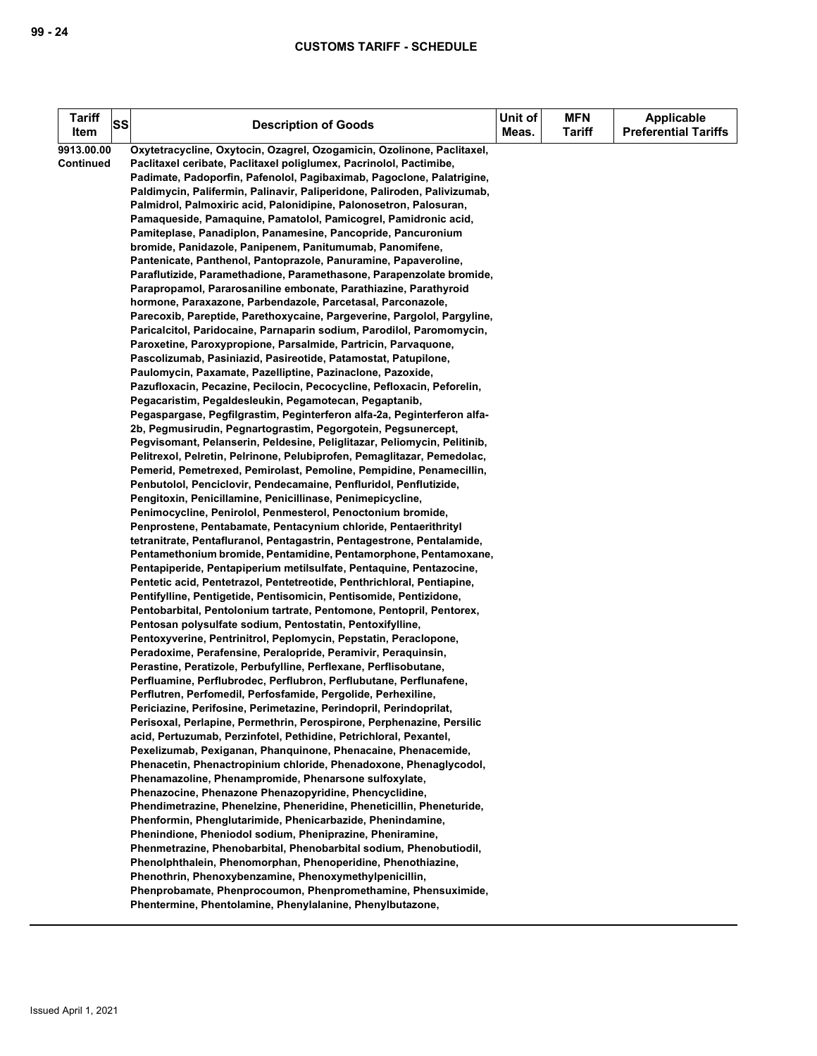| Tariff Item | SS | Description of Goods | Unit of Meas. | MFN Tariff | Applicable Preferential Tariffs |
|---|---|---|---|---|---|
| 9913.00.00 Continued | | Oxytetracycline, Oxytocin, Ozagrel, Ozogamicin, Ozolinone, Paclitaxel, Paclitaxel ceribate, Paclitaxel poliglumex, Pacrinolol, Pactimibe, Padimate, Padoporfin, Pafenolol, Pagibaximab, Pagoclone, Palatrigine, Paldimycin, Palifermin, Palinavir, Paliperidone, Paliroden, Palivizumab, Palmidrol, Palmoxiric acid, Palonidipine, Palonosetron, Palosuran, Pamaqueside, Pamaquine, Pamatolol, Pamicogrel, Pamidronic acid, Pamiteplase, Panadiplon, Panamesine, Pancopride, Pancuronium bromide, Panidazole, Panipenem, Panitumumab, Panomifene, Pantenicate, Panthenol, Pantoprazole, Panuramine, Papaveroline, Paraflutizide, Paramethadione, Paramethasone, Parapenzolate bromide, Parapropamol, Pararosaniline embonate, Parathiazine, Parathyroid hormone, Paraxazone, Parbendazole, Parcetasal, Parconazole, Parecoxib, Pareptide, Parethoxycaine, Pargeverine, Pargolol, Pargyline, Paricalcitol, Paridocaine, Parnaparin sodium, Parodilol, Paromomycin, Paroxetine, Paroxypropione, Parsalmide, Partricin, Parvaquone, Pascolizumab, Pasiniazid, Pasireotide, Patamostat, Patupilone, Paulomycin, Paxamate, Pazelliptine, Pazinaclone, Pazoxide, Pazufloxacin, Pecazine, Pecilocin, Pecocycline, Pefloxacin, Peforelin, Pegacaristim, Pegaldesleukin, Pegamotecan, Pegaptanib, Pegaspargase, Pegfilgrastim, Peginterferon alfa-2a, Peginterferon alfa-2b, Pegmusirudin, Pegnartograstim, Pegorgotein, Pegsunercept, Pegvisomant, Pelanserin, Peldesine, Peliglitazar, Peliomycin, Pelitinib, Pelitrexol, Pelretin, Pelrinone, Pelubiprofen, Pemaglitazar, Pemedolac, Pemerid, Pemetrexed, Pemirolast, Pemoline, Pempidine, Penamecillin, Penbutolol, Penciclovir, Pendecamaine, Penfluridol, Penflutizide, Pengitoxin, Penicillamine, Penicillinase, Penimepicycline, Penimocycline, Penirolol, Penmesterol, Penoctonium bromide, Penprostene, Pentabamate, Pentacynium chloride, Pentaerithrityl tetranitrate, Pentafluranol, Pentagastrin, Pentagestrone, Pentalamide, Pentamethonium bromide, Pentamidine, Pentamorphone, Pentamoxane, Pentapiperide, Pentapiperium metilsulfate, Pentaquine, Pentazocine, Pentetic acid, Pentetrazol, Pentetreotide, Penthrichloral, Pentiapine, Pentifylline, Pentigetide, Pentisomicin, Pentisomide, Pentizidone, Pentobarbital, Pentolonium tartrate, Pentomone, Pentopril, Pentorex, Pentosan polysulfate sodium, Pentostatin, Pentoxifylline, Pentoxyverine, Pentrinitrol, Peplomycin, Pepstatin, Peraclopone, Peradoxime, Perafensine, Peralopride, Peramivir, Peraquinsin, Perastine, Peratizole, Perbufylline, Perflexane, Perflisobutane, Perfluamine, Perflubrodec, Perflubron, Perflubutane, Perflunafene, Perflutren, Perfomedil, Perfosfamide, Pergolide, Perhexiline, Periciazine, Perifosine, Perimetazine, Perindopril, Perindoprilat, Perisoxal, Perlapine, Permethrin, Perospirone, Perphenazine, Persilic acid, Pertuzumab, Perzinfotel, Pethidine, Petrichloral, Pexantel, Pexelizumab, Pexiganan, Phanquinone, Phenacaine, Phenacemide, Phenacetin, Phenactropinium chloride, Phenadoxone, Phenaglycodol, Phenamazoline, Phenampromide, Phenarsone sulfoxylate, Phenazocine, Phenazone Phenazopyridine, Phencyclidine, Phendimetrazine, Phenelzine, Pheneridine, Pheneticillin, Pheneturide, Phenformin, Phenglutarimide, Phenicarbazide, Phenindamine, Phenindione, Pheniodol sodium, Pheniprazine, Pheniramine, Phenmetrazine, Phenobarbital, Phenobarbital sodium, Phenobutiodil, Phenolphthalein, Phenomorphan, Phenoperidine, Phenothiazine, Phenothrin, Phenoxybenzamine, Phenoxymethylpenicillin, Phenprobamate, Phenprocoumon, Phenpromethamine, Phensuximide, Phentermine, Phentolamine, Phenylalanine, Phenylbutazone, | | | |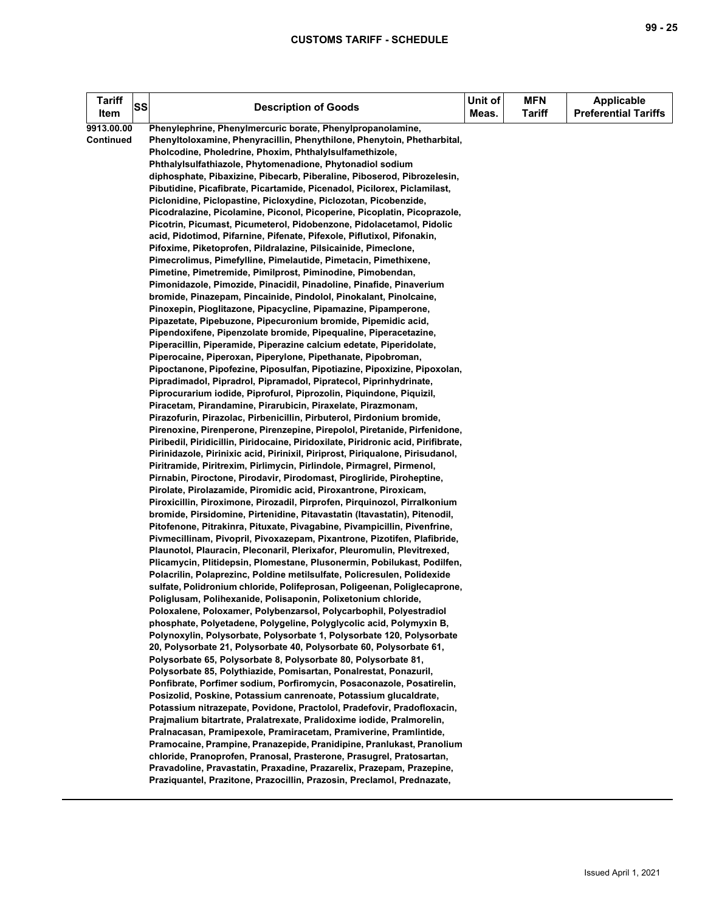| Tariff Item | SS | Description of Goods | Unit of Meas. | MFN Tariff | Applicable Preferential Tariffs |
|---|---|---|---|---|---|
| 9913.00.00 Continued | | Phenylephrine, Phenylmercuric borate, Phenylpropanolamine, Phenyltoloxamine, Phenyracillin, Phenythilone, Phenytoin, Pheтharbital, Pholcodine, Pholedrine, Phoxim, Phthalylsulfamethizole, Phthalylsulfathiazole, Phytomenadione, Phytonadiol sodium diphosphate, Pibaxizine, Pibecarb, Piberaline, Piboserod, Pibrozelesin, Pibutidine, Picafibrate, Picartamide, Picenadol, Picilorex, Piclamilast, Piclonidine, Piclopastine, Picloxydine, Piclozotan, Picobenzide, Picodralazine, Picolamine, Piconol, Picoperine, Picoplatin, Picoprazole, Picotrin, Picumast, Picumeterol, Pidobenzone, Pidolacetamol, Pidolic acid, Pidotimod, Pifarnine, Pifenate, Pifexole, Piflutixol, Pifonakin, Pifoxime, Piketoprofen, Pildralazine, Pilsicainide, Pimeclone, Pimecrolimus, Pimefylline, Pimelautide, Pimetacin, Pimethixene, Pimetine, Pimetremide, Pimilprost, Piminodine, Pimobendan, Pimonidazole, Pimozide, Pinacidil, Pinadoline, Pinafide, Pinaverium bromide, Pinazepam, Pincainide, Pindolol, Pinokalant, Pinolcaine, Pinoxepin, Pioglitazone, Pipacycline, Pipamazine, Pipamperone, Pipazetate, Pipebuzone, Pipecuronium bromide, Pipemidic acid, Pipendoxifene, Pipenzolate bromide, Pipequaline, Piperacetazine, Piperacillin, Piperamide, Piperazine calcium edetate, Piperidolate, Piperocaine, Piperoxan, Piperylone, Pipethanate, Pipobroman, Pipoctanone, Pipofezine, Piposulfan, Pipotiazine, Pipoxizine, Pipoxolan, Pipradimadol, Pipradrol, Pipramadol, Pipratecol, Piprinhydrinate, Piprocurarium iodide, Piprofurol, Piprozolin, Piquindone, Piquizil, Piracetam, Pirandamine, Pirarubicin, Piraxelate, Pirazmonam, Pirazofurin, Pirazolac, Pirbenicillin, Pirbuterol, Pirdonium bromide, Pirenoxine, Pirenperone, Pirenzepine, Pirepolol, Piretanide, Pirfenidone, Piribedil, Piridicillin, Piridocaine, Piridoxilate, Piridronic acid, Pirifibrate, Pirinidazole, Pirinixic acid, Pirinixil, Piriprost, Piriqualone, Pirisudanol, Piritramide, Piritrexim, Pirlimycin, Pirlindole, Pirmagrel, Pirmenol, Pirnabin, Piroctone, Pirodavir, Pirodomast, Pirogliride, Piroheptine, Pirolate, Pirolazamide, Piromidic acid, Piroxantrone, Piroxicam, Piroxicillin, Piroximone, Pirozadil, Pirprofen, Pirquinozol, Pirralkonium bromide, Pirsidomine, Pirtenidine, Pitavastatin (Itavastatin), Pitenodil, Pitofenone, Pitrakinra, Pituxate, Pivagabine, Pivampicillin, Pivenfrine, Pivmecillinam, Pivopril, Pivoxazepam, Pixantrone, Pizotifen, Plafibride, Plaunotol, Plauracin, Pleconaril, Plerixafor, Pleuromulin, Plevitrexed, Plicamycin, Plitidepsin, Plomestane, Plusonermin, Pobilukast, Podilfen, Polacrilin, Polaprezinc, Poldine metilsulfate, Policresulen, Polidexide sulfate, Polidronium chloride, Polifeprosan, Poligeenan, Poliglecaprone, Poliglusam, Polihexanide, Polisaponin, Polixetonium chloride, Poloxalene, Poloxamer, Polybenzarsol, Polycarbophil, Polyestradiol phosphate, Polyetadene, Polygeline, Polyglycolic acid, Polymyxin B, Polynoxylin, Polysorbate, Polysorbate 1, Polysorbate 120, Polysorbate 20, Polysorbate 21, Polysorbate 40, Polysorbate 60, Polysorbate 61, Polysorbate 65, Polysorbate 8, Polysorbate 80, Polysorbate 81, Polysorbate 85, Polythiazide, Pomisartan, Ponalrestat, Ponazuril, Ponfibrate, Porfimer sodium, Porfiromycin, Posaconazole, Posatirelin, Posizolid, Poskine, Potassium canrenoate, Potassium glucaldrate, Potassium nitrazepate, Povidone, Practolol, Pradefovir, Pradofloxacin, Prajmalium bitartrate, Pralatrexate, Pralidoxime iodide, Pralmorelin, Pralnacasan, Pramipexole, Pramiracetam, Pramiverine, Pramlintide, Pramocaine, Prampine, Pranazepide, Pranidipine, Pranlukast, Pranolium chloride, Pranoprofen, Pranosal, Prasterone, Prasugrel, Pratosartan, Pravadoline, Pravastatin, Praxadine, Prazarelix, Prazepam, Prazepine, Praziquantel, Prazitone, Prazocillin, Prazosin, Preclamol, Prednazate, | | | |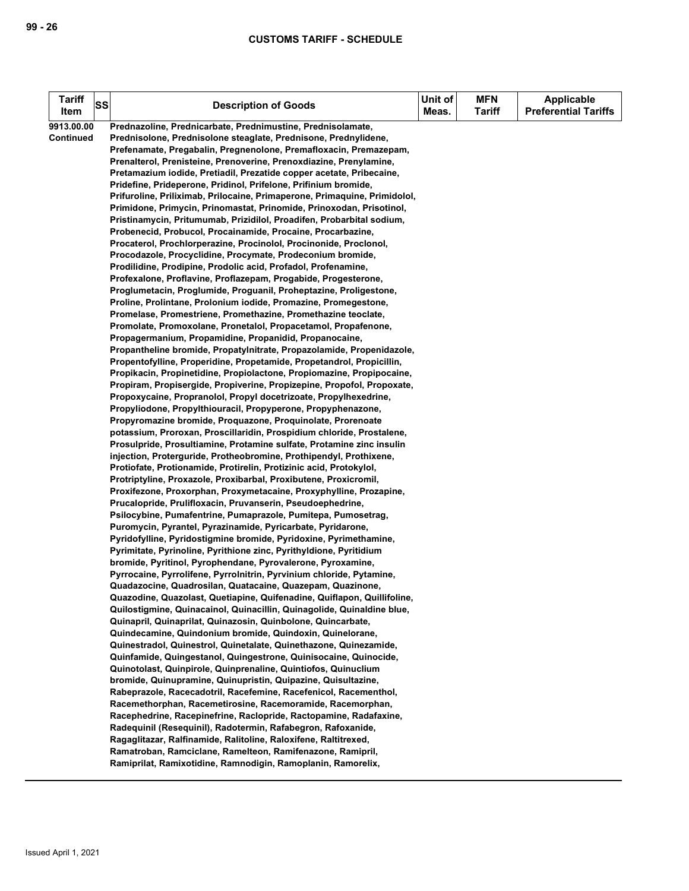| Tariff Item | SS | Description of Goods | Unit of Meas. | MFN Tariff | Applicable Preferential Tariffs |
|---|---|---|---|---|---|
| 9913.00.00 Continued | | Prednazoline, Prednicarbate, Prednimustine, Prednisolamate, Prednisolone, Prednisolone steaglate, Prednisone, Prednylidene, Prefenamate, Pregabalin, Pregnenolone, Premafloxacin, Premazepam, Prenalterol, Prenisteine, Prenoverine, Prenoxdiazine, Prenylamine, Pretamazium iodide, Pretiadil, Prezatide copper acetate, Pribecaine, Pridefine, Prideperone, Pridinol, Prifelone, Prifinium bromide, Prifuroline, Priliximab, Prilocaine, Primaperone, Primaquine, Primidolol, Primidone, Primycin, Prinomastat, Prinomide, Prinoxodan, Prisotinol, Pristinamycin, Pritumumab, Prizidilol, Proadifen, Probarbital sodium, Probenecid, Probucol, Procainamide, Procaine, Procarbazine, Procaterol, Prochlorperazine, Procinolol, Procinonide, Proclonol, Procodazole, Procyclidine, Procymate, Prodeconium bromide, Prodilidine, Prodipine, Prodolic acid, Profadol, Profenamine, Profexalone, Proflavine, Proflazepam, Progabide, Progesterone, Proglumetacin, Proglumide, Proguanil, Proheptazine, Proligestone, Proline, Prolintane, Prolonium iodide, Promazine, Promegestone, Promelase, Promestriene, Promethazine, Promethazine teoclate, Promolate, Promoxolane, Pronetalol, Propacetamol, Propafenone, Propagermanium, Propamidine, Propanidid, Propanocaine, Propantheline bromide, Propatylnitrate, Propazolamide, Propenidazole, Propentofylline, Properidine, Propetamide, Propetandrol, Propicillin, Propikacin, Propinetidine, Propiolactone, Propiomazine, Propipocaine, Propiram, Propisergide, Propiverine, Propizepine, Propofol, Propoxate, Propoxycaine, Propranolol, Propyl docetrizoate, Propylhexedrine, Propyliodone, Propylthiouracil, Propyperone, Propyphenazone, Propyromazine bromide, Proquazone, Proquinolate, Prorenoate potassium, Proroxan, Proscillaridin, Prospidium chloride, Prostalene, Prosulpride, Prosultiamine, Protamine sulfate, Protamine zinc insulin injection, Proterguride, Protheobromine, Prothipendyl, Prothixene, Protiofate, Protionamide, Protirelin, Protizinic acid, Protokylol, Protriptyline, Proxazole, Proxibarbal, Proxibutene, Proxicromil, Proxifezone, Proxorphan, Proxymetacaine, Proxyphylline, Prozapine, Prucalopride, Prulifloxacin, Pruvanserin, Pseudoephedrine, Psilocybine, Pumafentrine, Pumaprazole, Pumitepa, Pumosetrag, Puromycin, Pyrantel, Pyrazinamide, Pyricarbate, Pyridarone, Pyridofylline, Pyridostigmine bromide, Pyridoxine, Pyrimethamine, Pyrimitate, Pyrinoline, Pyrithione zinc, Pyrithyldione, Pyritidium bromide, Pyritinol, Pyrophendane, Pyrovalerone, Pyroxamine, Pyrrocaine, Pyrrolifene, Pyrrolnitrin, Pyrvinium chloride, Pytamine, Quadazocine, Quadrosilan, Quatacaine, Quazepam, Quazinone, Quazodine, Quazolast, Quetiapine, Quifenadine, Quiflapon, Quillifoline, Quilostigmine, Quinacainol, Quinacillin, Quinagolide, Quinaldine blue, Quinapril, Quinaprilat, Quinazosin, Quinbolone, Quincarbate, Quindecamine, Quindonium bromide, Quindoxin, Quinelorane, Quinestradol, Quinestrol, Quinetalate, Quinethazone, Quinezamide, Quinfamide, Quingestanol, Quingestrone, Quinisocaine, Quinocide, Quinotolast, Quinpirole, Quinprenaline, Quintiofos, Quinuclium bromide, Quinupramine, Quinupristin, Quipazine, Quisultazine, Rabeprazole, Racecadotril, Racefemine, Racefenicol, Racementhol, Racemethorphan, Racemetirosine, Racemoramide, Racemorphan, Racephedrine, Racepinefrine, Raclopride, Ractopamine, Radafaxine, Radequinil (Resequinil), Radotermin, Rafabegron, Rafoxanide, Ragaglitazar, Ralfinamide, Ralitoline, Raloxifene, Raltitrexed, Ramatroban, Ramciclane, Ramelteon, Ramifenazone, Ramipril, Ramiprilat, Ramixotidine, Ramnodigin, Ramoplanin, Ramorelix, | | | |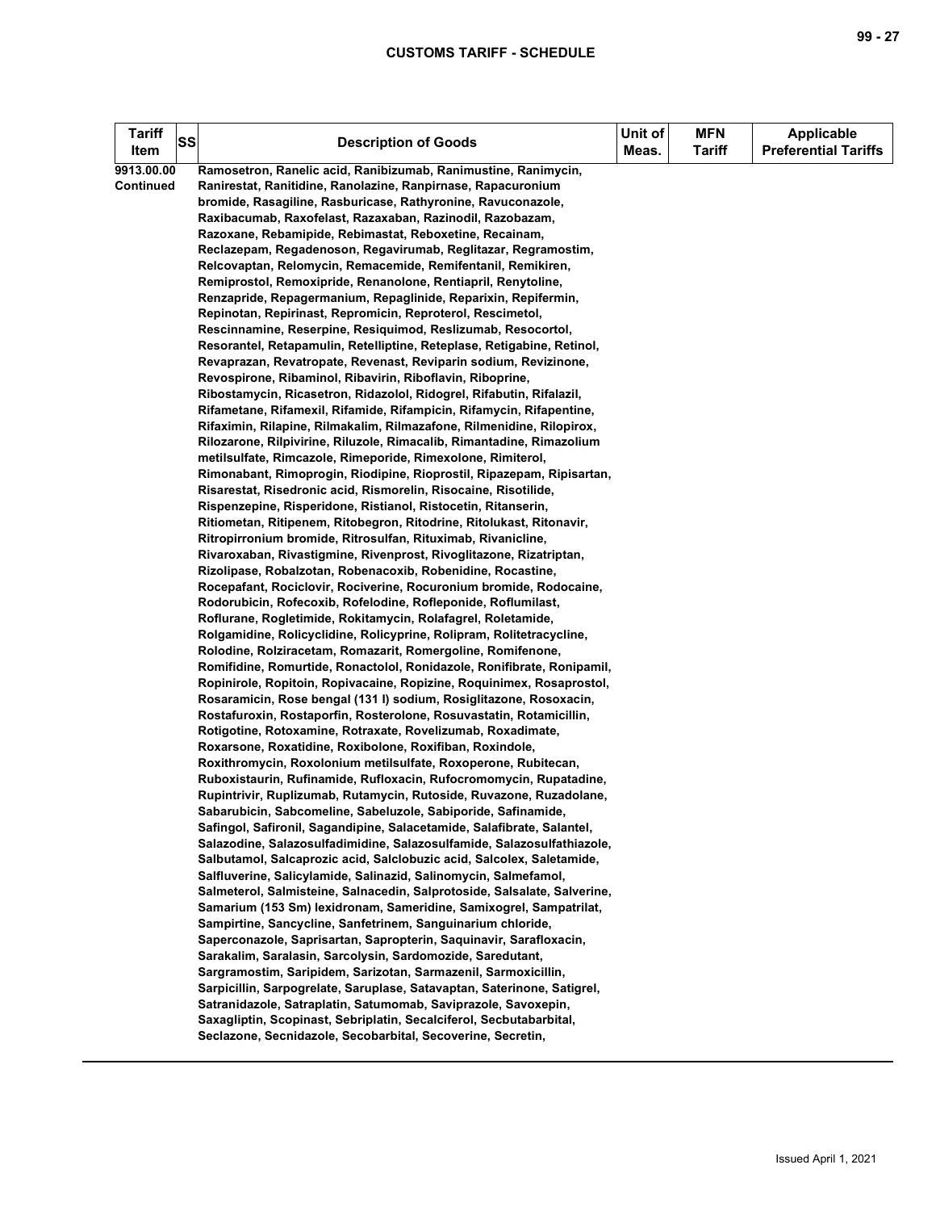| Tariff Item | SS | Description of Goods | Unit of Meas. | MFN Tariff | Applicable Preferential Tariffs |
|---|---|---|---|---|---|
| 9913.00.00 Continued | | Ramosetron, Ranelic acid, Ranibizumab, Ranimustine, Ranimycin, Ranirestat, Ranitidine, Ranolazine, Ranpirnase, Rapacuronium bromide, Rasagiline, Rasburicase, Rathyronine, Ravuconazole, Raxibacumab, Raxofelast, Razaxaban, Razinodil, Razobazam, Razoxane, Rebamipide, Rebimastat, Reboxetine, Recainam, Reclazepam, Regadenoson, Regavirumab, Reglitazar, Regramostim, Relcovaptan, Relomycin, Remacemide, Remifentanil, Remikiren, Remiprostol, Remoxipride, Renanolone, Rentiapril, Renytoline, Renzapride, Repagermanium, Repaglinide, Reparixin, Repifermin, Repinotan, Repirinast, Repromicin, Reproterol, Rescimetol, Rescinnamine, Reserpine, Resiquimod, Reslizumab, Resocortol, Resorantel, Retapamulin, Retelliptine, Reteplase, Retigabine, Retinol, Revaprazan, Revatropate, Revenast, Reviparin sodium, Revizinone, Revospirone, Ribaminol, Ribavirin, Riboflavin, Riboprine, Ribostamycin, Ricasetron, Ridazolol, Ridogrel, Rifabutin, Rifalazil, Rifametane, Rifamexil, Rifamide, Rifampicin, Rifamycin, Rifapentine, Rifaximin, Rilapine, Rilmakalim, Rilmazafone, Rilmenidine, Rilopirox, Rilozarone, Rilpivirine, Riluzole, Rimacalib, Rimantadine, Rimazolium metilsulfate, Rimcazole, Rimeporide, Rimexolone, Rimiterol, Rimonabant, Rimoprogin, Riodipine, Rioprostil, Ripazepam, Ripisartan, Risarestat, Risedronic acid, Rismorelin, Risocaine, Risotilide, Rispenzepine, Risperidone, Ristianol, Ristocetin, Ritanserin, Ritiometan, Ritipenem, Ritobegron, Ritodrine, Ritolukast, Ritonavir, Ritropirronium bromide, Ritrosulfan, Rituximab, Rivanicline, Rivaroxaban, Rivastigmine, Rivenprost, Rivoglitazone, Rizatriptan, Rizolipase, Robalzotan, Robenacoxib, Robenidine, Rocastine, Rocepafant, Rociclovir, Rociverine, Rocuronium bromide, Rodocaine, Rodorubicin, Rofecoxib, Rofelodine, Rofleponide, Roflumilast, Roflurane, Rogletimide, Rokitamycin, Rolafagrel, Roletamide, Rolgamidine, Rolicyclidine, Rolicyprine, Rolipram, Rolitetracycline, Rolodine, Rolziracetam, Romazarit, Romergoline, Romifenone, Romifidine, Romurtide, Ronactolol, Ronidazole, Ronifibrate, Ronipamil, Ropinirole, Ropitoin, Ropivacaine, Ropizine, Roquinimex, Rosaprostol, Rosaramicin, Rose bengal (131 I) sodium, Rosiglitazone, Rosoxacin, Rostafuroxin, Rostaporfin, Rosterolone, Rosuvastatin, Rotamicillin, Rotigotine, Rotoxamine, Rotraxate, Rovelizumab, Roxadimate, Roxarsone, Roxatidine, Roxibolone, Roxifiban, Roxindole, Roxithromycin, Roxolonium metilsulfate, Roxoperone, Rubitecan, Ruboxistaurin, Rufinamide, Rufloxacin, Rufocromomycin, Rupatadine, Rupintrivir, Ruplizumab, Rutamycin, Rutoside, Ruvazone, Ruzadolane, Sabarubicin, Sabcomeline, Sabeluzole, Sabiporide, Safinamide, Safingol, Safironil, Sagandipine, Salacetamide, Salafibrate, Salantel, Salazodine, Salazosulfadimidine, Salazosulfamide, Salazosulfathiazole, Salbutamol, Salcaprozic acid, Salclobuzic acid, Salcolex, Saletamide, Salfluverine, Salicylamide, Salinazid, Salinomycin, Salmefamol, Salmeterol, Salmisteine, Salnacedin, Salprotoside, Salsalate, Salverine, Samarium (153 Sm) lexidronam, Sameridine, Samixogrel, Sampatrilat, Sampirtine, Sancycline, Sanfetrinem, Sanguinarium chloride, Saperconazole, Saprisartan, Sapropterin, Saquinavir, Sarafloxacin, Sarakalim, Saralasin, Sarcolysin, Sardomozide, Saredutant, Sargramostim, Saripidem, Sarizotan, Sarmazenil, Sarmoxicillin, Sarpicillin, Sarpogrelate, Saruplase, Satavaptan, Saterinone, Satigrel, Satranidazole, Satraplatin, Satumomab, Saviprazole, Savoxepin, Saxagliptin, Scopinast, Sebriplatin, Secalciferol, Secbutabarbital, Seclazone, Secnidazole, Secobarbital, Secoverine, Secretin, | | | |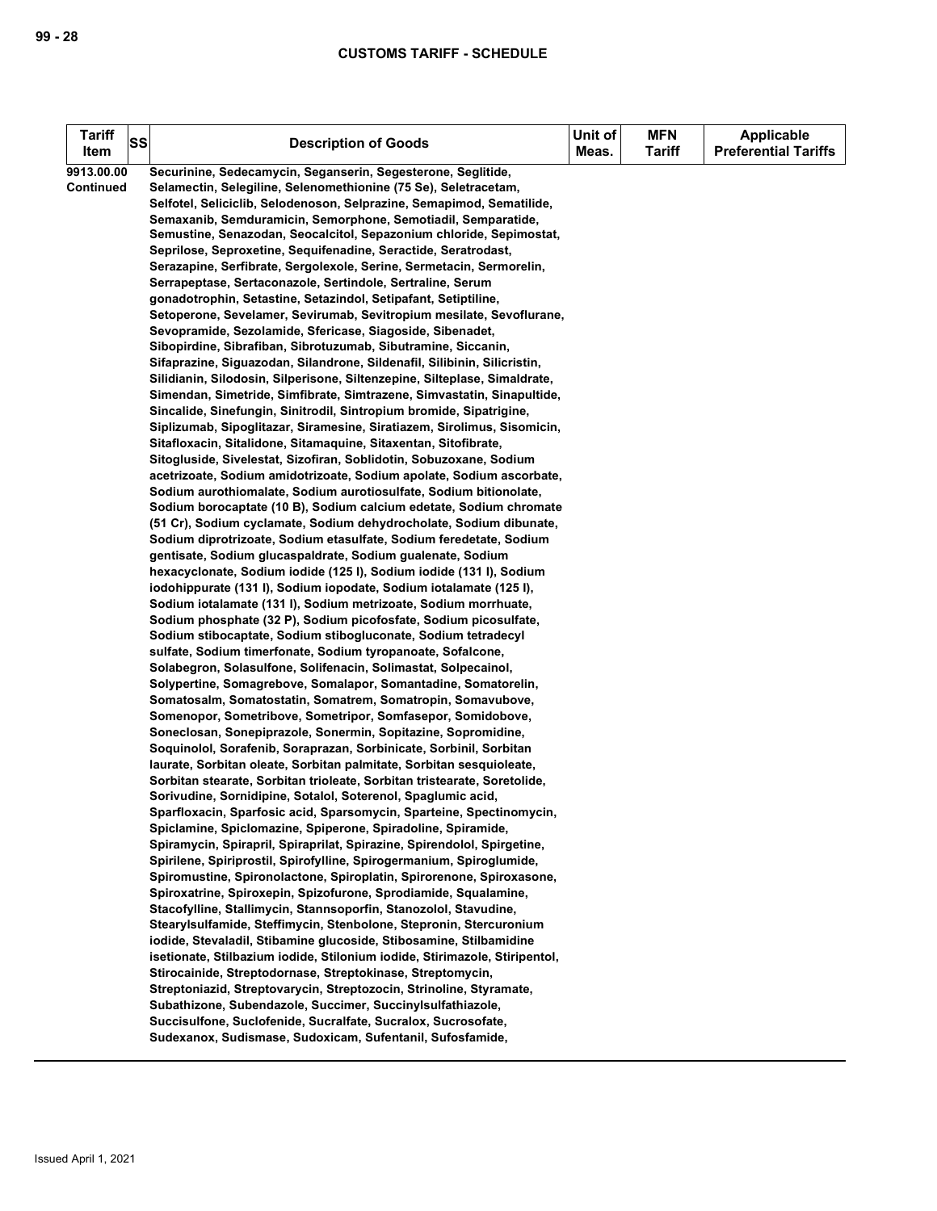| Tariff Item | SS | Description of Goods | Unit of Meas. | MFN Tariff | Applicable Preferential Tariffs |
|---|---|---|---|---|---|
| 9913.00.00 Continued | | Securinine, Sedecamycin, Seganserin, Segesterone, Seglitide, Selamectin, Selegiline, Selenomethionine (75 Se), Seletracetam, Selfotel, Seliciclib, Selodenoson, Selprazine, Semapimod, Sematilide, Semaxanib, Semduramicin, Semorphone, Semotiadil, Semparatide, Semustine, Senazodan, Seocalcitol, Sepazonium chloride, Sepimostat, Seprilose, Seproxetine, Sequifenadine, Seractide, Seratrodast, Serazapine, Serfibrate, Sergolexole, Serine, Sermetacin, Sermorelin, Serrapeptase, Sertaconazole, Sertindole, Sertraline, Serum gonadotrophin, Setastine, Setazindol, Setipafant, Setiptiline, Setoperone, Sevelamer, Sevirumab, Sevitropium mesilate, Sevoflurane, Sevopramide, Sezolamide, Sfericase, Siagoside, Sibenadet, Sibopirdine, Sibrafiban, Sibrotuzumab, Sibutramine, Siccanin, Sifaprazine, Siguazodan, Silandrone, Sildenafil, Silibinin, Silicristin, Silidianin, Silodosin, Silperisone, Siltenzepine, Silteplase, Simaldrate, Simendan, Simetride, Simfibrate, Simtrazene, Simvastatin, Sinapultide, Sincalide, Sinefungin, Sinitrodil, Sintropium bromide, Sipatrigine, Siplizumab, Sipoglitazar, Siramesine, Siratiazem, Sirolimus, Sisomicin, Sitafloxacin, Sitalidone, Sitamaquine, Sitaxentan, Sitofibrate, Sitogluside, Sivelestat, Sizofiran, Soblidotin, Sobuzoxane, Sodium acetrizoate, Sodium amidotrizoate, Sodium apolate, Sodium ascorbate, Sodium aurothiomalate, Sodium aurotiosulfate, Sodium bitionolate, Sodium borocaptate (10 B), Sodium calcium edetate, Sodium chromate (51 Cr), Sodium cyclamate, Sodium dehydrocholate, Sodium dibunate, Sodium diprotrizoate, Sodium etasulfate, Sodium feredetate, Sodium gentisate, Sodium glucaspaldrate, Sodium gualenate, Sodium hexacyclonate, Sodium iodide (125 I), Sodium iodide (131 I), Sodium iodohippurate (131 I), Sodium iopodate, Sodium iotalamate (125 I), Sodium iotalamate (131 I), Sodium metrizoate, Sodium morrhuate, Sodium phosphate (32 P), Sodium picofosfate, Sodium picosulfate, Sodium stibocaptate, Sodium stibogluconate, Sodium tetradecyl sulfate, Sodium timerfonate, Sodium tyropanoate, Sofalcone, Solabegron, Solasulfone, Solifenacin, Solimastat, Solpecainol, Solypertine, Somagrebove, Somalapor, Somantadine, Somatorelin, Somatosalm, Somatostatin, Somatrem, Somatropin, Somavubove, Somenopor, Sometribove, Sometripor, Somfasepor, Somidobove, Soneclosan, Sonepiprazole, Sonermin, Sopitazine, Sopromidine, Soquinolol, Sorafenib, Soraprazan, Sorbinicate, Sorbinil, Sorbitan laurate, Sorbitan oleate, Sorbitan palmitate, Sorbitan sesquioleate, Sorbitan stearate, Sorbitan trioleate, Sorbitan tristearate, Soretolide, Sorivudine, Sornidipine, Sotalol, Soterenol, Spaglumic acid, Sparfloxacin, Sparfosic acid, Sparsomycin, Sparteine, Spectinomycin, Spiclamine, Spiclomazine, Spiperone, Spiradoline, Spiramide, Spiramycin, Spirapril, Spiraprilat, Spirazine, Spirendolol, Spirgetine, Spirilene, Spiriprostil, Spirofylline, Spirogermanium, Spiroglumide, Spiromustine, Spironolactone, Spiroplatin, Spirorenone, Spiroxasone, Spiroxatrine, Spiroxepin, Spizofurone, Sprodiamide, Squalamine, Stacofylline, Stallimycin, Stannsoporfin, Stanozolol, Stavudine, Stearylsulfamide, Steffimycin, Stenbolone, Stepronin, Stercuronium iodide, Stevaladil, Stibamine glucoside, Stibosamine, Stilbamidine isetionate, Stilbazium iodide, Stilonium iodide, Stirimazole, Stiripentol, Stirocainide, Streptodornase, Streptokinase, Streptomycin, Streptoniazid, Streptovarycin, Streptozocin, Strinoline, Styramate, Subathizone, Subendazole, Succimer, Succinylsulfathiazole, Succisulfone, Suclofenide, Sucralfate, Sucralox, Sucrosofate, Sudexanox, Sudismase, Sudoxicam, Sufentanil, Sufosfamide, | | | |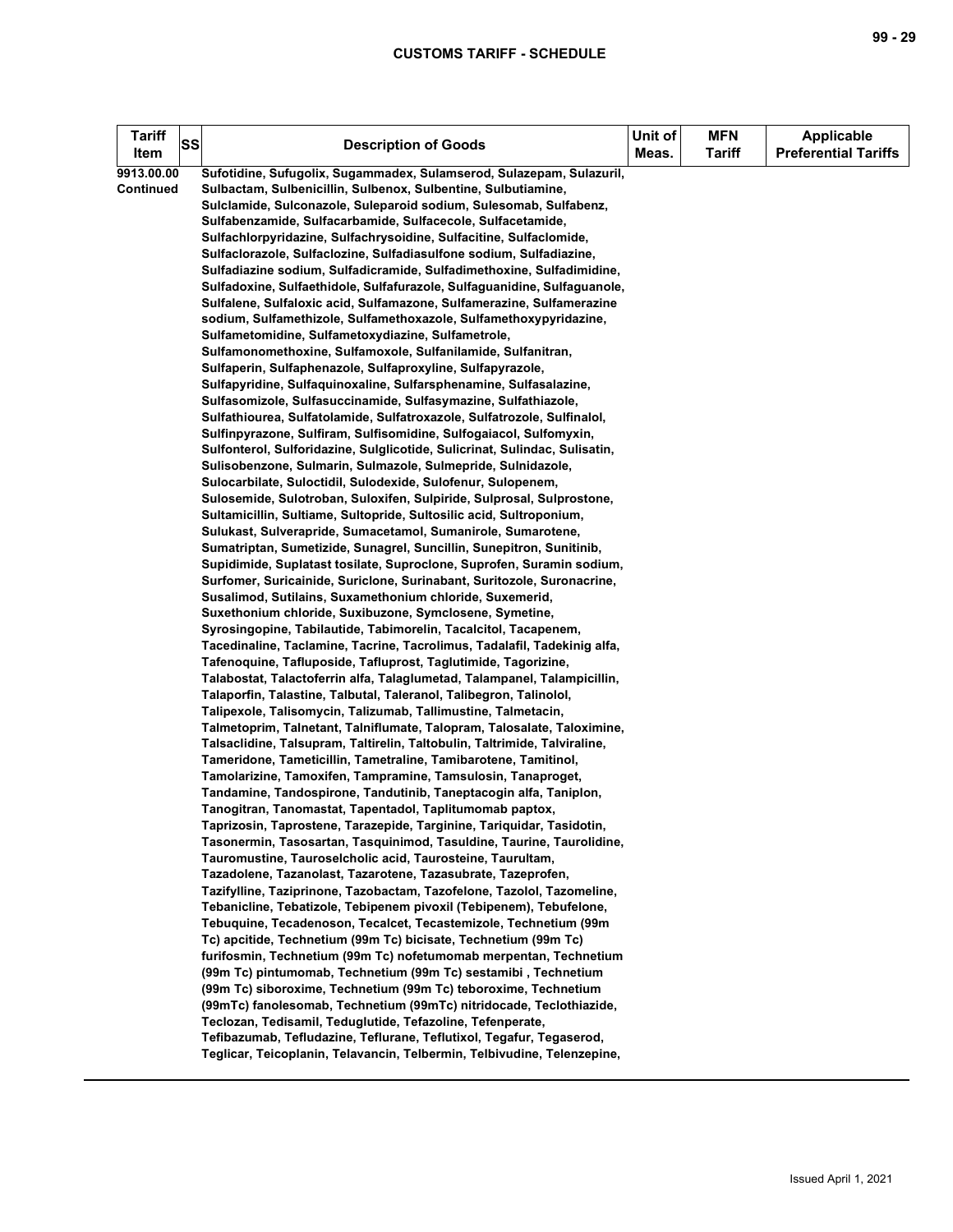| Tariff Item | SS | Description of Goods | Unit of Meas. | MFN Tariff | Applicable Preferential Tariffs |
|---|---|---|---|---|---|
| 9913.00.00 Continued | | Sufotidine, Sufugolix, Sugammadex, Sulamserod, Sulazepam, Sulazuril, Sulbactam, Sulbenicillin, Sulbenox, Sulbentine, Sulbutiamine, Sulclamide, Sulconazole, Suleparoid sodium, Sulesomab, Sulfabenz, Sulfabenzamide, Sulfacarbamide, Sulfacecole, Sulfacetamide, Sulfachlorpyridazine, Sulfachrysoidine, Sulfacitine, Sulfaclomide, Sulfaclorazole, Sulfaclozine, Sulfadiasulfone sodium, Sulfadiazine, Sulfadiazine sodium, Sulfadicramide, Sulfadimethoxine, Sulfadimidine, Sulfadoxine, Sulfaethidole, Sulfafurazole, Sulfaguanidine, Sulfaguanole, Sulfalene, Sulfaloxic acid, Sulfamazone, Sulfamerazine, Sulfamerazine sodium, Sulfamethizole, Sulfamethoxazole, Sulfamethoxypyridazine, Sulfametomidine, Sulfametoxydiazine, Sulfametrole, Sulfamonomethoxine, Sulfamoxole, Sulfanilamide, Sulfanitran, Sulfaperin, Sulfaphenazole, Sulfaproxyline, Sulfapyrazole, Sulfapyridine, Sulfaquinoxaline, Sulfarsphenamine, Sulfasalazine, Sulfasomizole, Sulfasuccinamide, Sulfasymazine, Sulfathiazole, Sulfathiourea, Sulfatolamide, Sulfatroxazole, Sulfatrozole, Sulfinalol, Sulfinpyrazone, Sulfiram, Sulfisomidine, Sulfogaiacol, Sulfomyxin, Sulfonterol, Sulforidazine, Sulglicotide, Sulicrinat, Sulindac, Sulisatin, Sulisobenzone, Sulmarin, Sulmazole, Sulmepride, Sulnidazole, Sulocarbilate, Suloctidil, Sulodexide, Sulofenur, Sulopenem, Sulosemide, Sulotroban, Suloxifen, Sulpiride, Sulprosal, Sulprostone, Sultamicillin, Sultiame, Sultopride, Sultosilic acid, Sultroponium, Sulukast, Sulverapride, Sumacetamol, Sumanirole, Sumarotene, Sumatriptan, Sumetizide, Sunagrel, Suncillin, Sunepitron, Sunitinib, Supidimide, Suplatast tosilate, Suproclone, Suprofen, Suramin sodium, Surfomer, Suricainide, Suriclone, Surinabant, Suritozole, Suronacrine, Susalimod, Sutilains, Suxamethonium chloride, Suxemerid, Suxethonium chloride, Suxibuzone, Symclosene, Symetine, Syrosingopine, Tabilautide, Tabimorelin, Tacalcitol, Tacapenem, Tacedinaline, Taclamine, Tacrine, Tacrolimus, Tadalafil, Tadekinig alfa, Tafenoquine, Tafluposide, Tafluprost, Taglutimide, Tagorizine, Talabostat, Talactoferrin alfa, Talaglumetad, Talampanel, Talampicillin, Talaporfin, Talastine, Talbutal, Taleranol, Talibegron, Talinolol, Talipexole, Talisomycin, Talizumab, Tallimustine, Talmetacin, Talmetoprim, Talnetant, Talniflumate, Talopram, Talosalate, Taloximine, Talsaclidine, Talsupram, Taltirelin, Taltobulin, Taltrimide, Talviraline, Tameridone, Tameticillin, Tametraline, Tamibarotene, Tamitinol, Tamolarizine, Tamoxifen, Tampramine, Tamsulosin, Tanaproget, Tandamine, Tandospirone, Tandutinib, Taneptacogin alfa, Taniplon, Tanogitran, Tanomastat, Tapentadol, Taplitumomab paptox, Taprizosin, Taprostene, Tarazepide, Targinine, Tariquidar, Tasidotin, Tasonermin, Tasosartan, Tasquinimod, Tasuldine, Taurine, Taurolidine, Tauromustine, Tauroselcholic acid, Taurosteine, Taurultam, Tazadolene, Tazanolast, Tazarotene, Tazasubrate, Tazeprofen, Tazifylline, Taziprinone, Tazobactam, Tazofelone, Tazolol, Tazomeline, Tebanicline, Tebatizole, Tebipenem pivoxil (Tebipenem), Tebufelone, Tebuquine, Tecadenoson, Tecalcet, Tecastemizole, Technetium (99m Tc) apcitide, Technetium (99m Tc) bicisate, Technetium (99m Tc) furifosmin, Technetium (99m Tc) nofetumomab merpentan, Technetium (99m Tc) pintumomab, Technetium (99m Tc) sestamibi , Technetium (99m Tc) siboroxime, Technetium (99m Tc) teboroxime, Technetium (99mTc) fanolesomab, Technetium (99mTc) nitridocade, Teclothiazide, Teclozan, Tedisamil, Teduglutide, Tefazoline, Tefenperate, Tefibazumab, Tefludazine, Teflurane, Teflutixol, Tegafur, Tegaserod, Teglicar, Teicoplanin, Telavancin, Telbermin, Telbivudine, Telenzepine, | | | |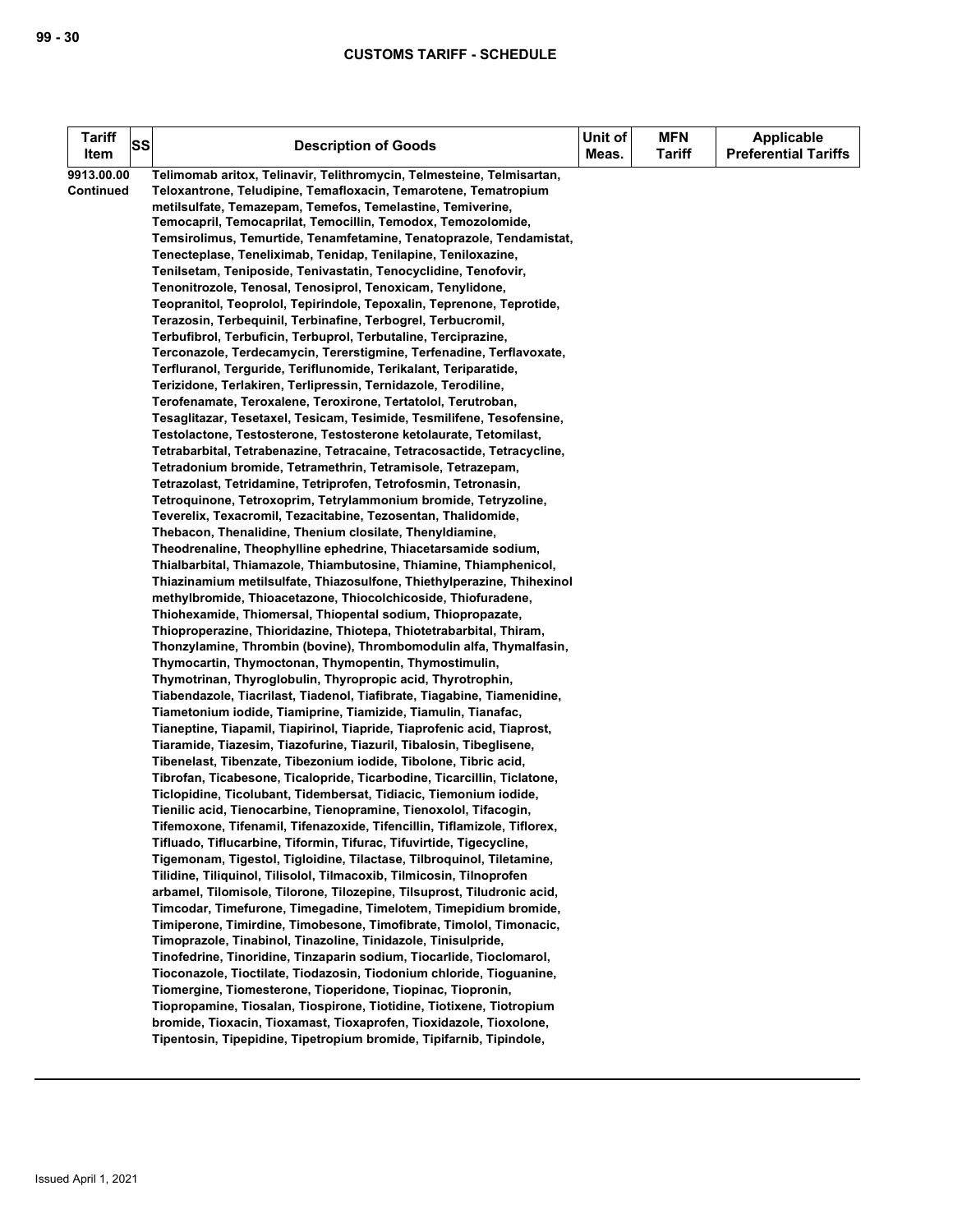| Tariff Item | SS | Description of Goods | Unit of Meas. | MFN Tariff | Applicable Preferential Tariffs |
|---|---|---|---|---|---|
| 9913.00.00 Continued | | Telimomab aritox, Telinavir, Telithromycin, Telmesteine, Telmisartan, Teloxantrone, Teludipine, Temafloxacin, Temarotene, Tematropium metilsulfate, Temazepam, Temefos, Temelastine, Temiverine, Temocapril, Temocaprilat, Temocillin, Temodox, Temozolomide, Temsirolimus, Temurtide, Tenamfetamine, Tenatoprazole, Tendamistat, Tenecteplase, Teneliximab, Tenidap, Tenilapine, Teniloxazine, Tenilsetam, Teniposide, Tenivastatin, Tenocyclidine, Tenofovir, Tenonitrozole, Tenosal, Tenosiprol, Tenoxicam, Tenylidone, Teopranitol, Teoprolol, Tepirindole, Tepoxalin, Teprenone, Teprotide, Terazosin, Terbequinil, Terbinafine, Terbogrel, Terbucromil, Terbufibrol, Terbuficin, Terbuprol, Terbutaline, Terciprazine, Terconazole, Terdecamycin, Tererstigmine, Terfenadine, Terflavoxate, Terfluranol, Terguride, Teriflunomide, Terikalant, Teriparatide, Terizidone, Terlakiren, Terlipressin, Ternidazole, Terodiline, Terofenamate, Teroxalene, Teroxirone, Tertatolol, Terutroban, Tesaglitazar, Tesetaxel, Tesicam, Tesimide, Tesmilifene, Tesofensine, Testolactone, Testosterone, Testosterone ketolaurate, Tetomilast, Tetrabarbital, Tetrabenazine, Tetracaine, Tetracosactide, Tetracycline, Tetradonium bromide, Tetramethrin, Tetramisole, Tetrazepam, Tetrazolast, Tetridamine, Tetriprofen, Tetrofosmin, Tetronasin, Tetroquinone, Tetroxoprim, Tetrylammonium bromide, Tetryzoline, Teverelix, Texacromil, Tezacitabine, Tezosentan, Thalidomide, Thebacon, Thenalidine, Thenium closilate, Thenyldiamine, Theodrenaline, Theophylline ephedrine, Thiacetarsamide sodium, Thialbarbital, Thiamazole, Thiambutosine, Thiamine, Thiamphenicol, Thiazinamium metilsulfate, Thiazosulfone, Thiethylperazine, Thihexinol methylbromide, Thioacetazone, Thiocolchicoside, Thiofuradene, Thiohexamide, Thiomersal, Thiopental sodium, Thiopropazate, Thioproperazine, Thioridazine, Thiotepa, Thiotetrabarbital, Thiram, Thonzylamine, Thrombin (bovine), Thrombomodulin alfa, Thymalfasin, Thymocartin, Thymoctonan, Thymopentin, Thymostimulin, Thymotrinan, Thyroglobulin, Thyropropic acid, Thyrotrophin, Tiabendazole, Tiacrilast, Tiadenol, Tiafibrate, Tiagabine, Tiamenidine, Tiametonium iodide, Tiamiprine, Tiamizide, Tiamulin, Tianafac, Tianeptine, Tiapamil, Tiapirinol, Tiapride, Tiaprofenic acid, Tiaprost, Tiaramide, Tiazesim, Tiazofurine, Tiazuril, Tibalosin, Tibeglisene, Tibenelast, Tibenzate, Tibezonium iodide, Tibolone, Tibric acid, Tibrofan, Ticabesone, Ticalopride, Ticarbodine, Ticarcillin, Ticlatone, Ticlopidine, Ticolubant, Tidembersat, Tidiacic, Tiemonium iodide, Tienilic acid, Tienocarbine, Tienopramine, Tienoxolol, Tifacogin, Tifemoxone, Tifenamil, Tifenazoxide, Tifencillin, Tiflamizole, Tiflorex, Tifluado, Tiflucarbine, Tiformin, Tifurac, Tifuvirtide, Tigecycline, Tigemonam, Tigestol, Tigloidine, Tilactase, Tilbroquinol, Tiletamine, Tilidine, Tiliquinol, Tilisolol, Tilmacoxib, Tilmicosin, Tilnoprofen arbamel, Tilomisole, Tilorone, Tilozepine, Tilsuprost, Tiludronic acid, Timcodar, Timefurone, Timegadine, Timelotem, Timepidium bromide, Timiperone, Timirdine, Timobesone, Timofibrate, Timolol, Timonacic, Timoprazole, Tinabinol, Tinazoline, Tinidazole, Tinisulpride, Tinofedrine, Tinoridine, Tinzaparin sodium, Tiocarlide, Tioclomarol, Tioconazole, Tioctilate, Tiodazosin, Tiodonium chloride, Tioguanine, Tiomergine, Tiomesterone, Tioperidone, Tiopinac, Tiopronin, Tiopropamine, Tiosalan, Tiospirone, Tiotidine, Tiotixene, Tiotropium bromide, Tioxacin, Tioxamast, Tioxaprofen, Tioxidazole, Tioxolone, Tipentosin, Tipepidine, Tipetropium bromide, Tipifarnib, Tipindole, | | | |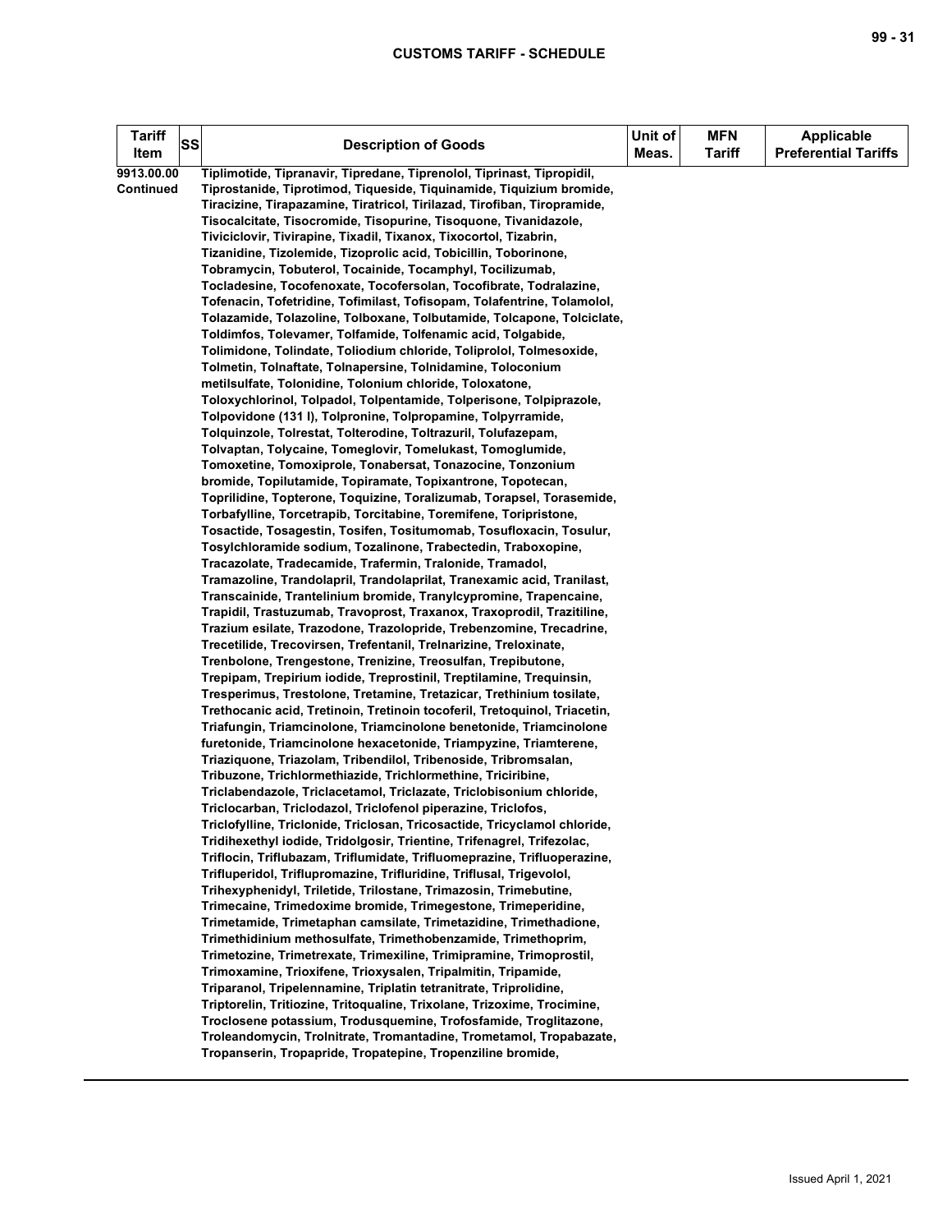| Tariff Item | SS | Description of Goods | Unit of Meas. | MFN Tariff | Applicable Preferential Tariffs |
|---|---|---|---|---|---|
| 9913.00.00 Continued | | Tiplimotide, Tipranavir, Tipredane, Tiprenolol, Tiprinast, Tipropidil, Tiprostanide, Tiprotimod, Tiqueside, Tiquinamide, Tiquizium bromide, Tiracizine, Tirapazamine, Tiratricol, Tirilazad, Tirofiban, Tiropramide, Tisocalcitate, Tisocromide, Tisopurine, Tisoquone, Tivanidazole, Tiviciclovir, Tivirapine, Tixadil, Tixanox, Tixocortol, Tizabrin, Tizanidine, Tizolemide, Tizoprolic acid, Tobicillin, Toborinone, Tobramycin, Tobuterol, Tocainide, Tocamphyl, Tocilizumab, Tocladesine, Tocofenoxate, Tocofersolan, Tocofibrate, Todralazine, Tofenacin, Tofetridine, Tofimilast, Tofisopam, Tolafentrine, Tolamolol, Tolazamide, Tolazoline, Tolboxane, Tolbutamide, Tolcapone, Tolciclate, Toldimfos, Tolevamer, Tolfamide, Tolfenamic acid, Tolgabide, Tolimidone, Tolindate, Toliodium chloride, Toliprolol, Tolmesoxide, Tolmetin, Tolnaftate, Tolnapersine, Tolnidamine, Toloconium metilsulfate, Tolonidine, Tolonium chloride, Toloxatone, Toloxychlorinol, Tolpadol, Tolpentamide, Tolperisone, Tolpiprazole, Tolpovidone (131 I), Tolpronine, Tolpropamine, Tolpyrramide, Tolquinzole, Tolrestat, Tolterodine, Toltrazuril, Tolufazepam, Tolvaptan, Tolycaine, Tomeglovir, Tomelukast, Tomoglumide, Tomoxetine, Tomoxiprole, Tonabersat, Tonazocine, Tonzonium bromide, Topilutamide, Topiramate, Topixantrone, Topotecan, Toprilidine, Topterone, Toquizine, Toralizumab, Torapsel, Torasemide, Torbafylline, Torcetrapib, Torcitabine, Toremifene, Toripristone, Tosactide, Tosagestin, Tosifen, Tositumomab, Tosufloxacin, Tosulur, Tosylchloramide sodium, Tozalinone, Trabectedin, Traboxopine, Tracazolate, Tradecamide, Trafermin, Tralonide, Tramadol, Tramazoline, Trandolapril, Trandolaprilat, Tranexamic acid, Tranilast, Transcainide, Trantelinium bromide, Tranylcypromine, Trapencaine, Trapidil, Trastuzumab, Travoprost, Traxanox, Traxoprodil, Trazitiline, Trazium esilate, Trazodone, Trazolopride, Trebenzomine, Trecadrine, Trecetilide, Trecovirsen, Trefentanil, Trelnarizine, Treloxinate, Trenbolone, Trengestone, Trenizine, Treosulfan, Trepibutone, Trepipam, Trepirium iodide, Treprostinil, Treptilamine, Trequinsin, Tresperimus, Trestolone, Tretamine, Tretazicar, Trethinium tosilate, Trethocanic acid, Tretinoin, Tretinoin tocoferil, Tretoquinol, Triacetin, Triafungin, Triamcinolone, Triamcinolone benetonide, Triamcinolone furetonide, Triamcinolone hexacetonide, Triampyzine, Triamterene, Triaziquone, Triazolam, Tribendilol, Tribenoside, Tribromsalan, Tribuzone, Trichlormethiazide, Trichlormethine, Triciribine, Triclabendazole, Triclacetamol, Triclazate, Triclobisonium chloride, Triclocarban, Triclodazol, Triclofenol piperazine, Triclofos, Triclofylline, Triclonide, Triclosan, Tricosactide, Tricyclamol chloride, Tridihexethyl iodide, Tridolgosir, Trientine, Trifenagrel, Trifezolac, Triflocin, Triflubazam, Triflumidate, Trifluomeprazine, Trifluoperazine, Trifluperidol, Triflupromazine, Trifluridine, Triflusal, Trigevolol, Trihexyphenidyl, Triletide, Trilostane, Trimazosin, Trimebutine, Trimecaine, Trimedoxime bromide, Trimegestone, Trimeperidine, Trimetamide, Trimetaphan camsilate, Trimetazidine, Trimethadione, Trimethidinium methosulfate, Trimethobenzamide, Trimethoprim, Trimetozine, Trimetrexate, Trimexiline, Trimipramine, Trimoprostil, Trimoxamine, Trioxifene, Trioxysalen, Tripalmitin, Tripamide, Triparanol, Tripelennamine, Triplatin tetranitrate, Triprolidine, Triptorelin, Tritiozine, Tritoqualine, Trixolane, Trizoxime, Trocimine, Troclosene potassium, Trodusquemine, Trofosfamide, Troglitazone, Troleandomycin, Trolnitrate, Tromantadine, Trometamol, Tropabazate, Tropanserin, Tropapride, Tropatepine, Tropenziline bromide, | | | |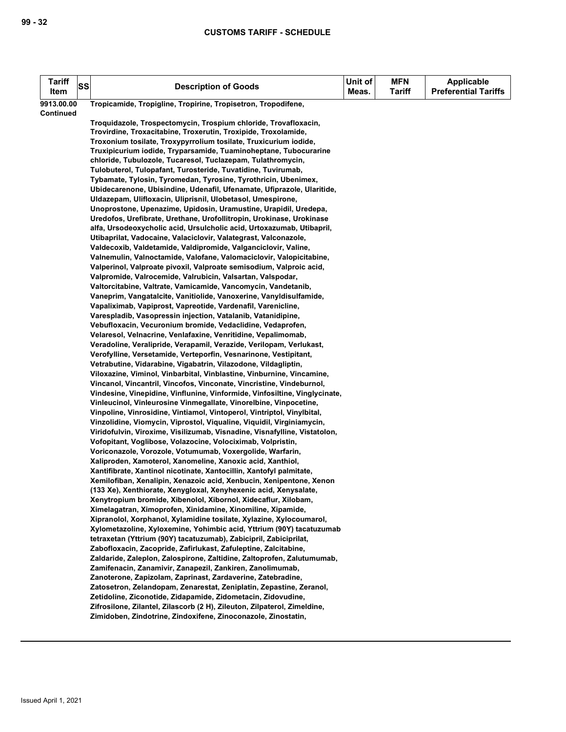| Tariff Item | SS | Description of Goods | Unit of Meas. | MFN Tariff | Applicable Preferential Tariffs |
|---|---|---|---|---|---|
| 9913.00.00 Continued | | **Tropicamide, Tropigline, Tropirine, Tropisetron, Tropodifene,** **Troquidazole, Trospectomycin, Trospium chloride, Trovafloxacin, Trovirdine, Troxacitabine, Troxerutin, Troxipide, Troxolamide, Troxonium tosilate, Troxypyrrolium tosilate, Truxicurium iodide, Truxipicurium iodide, Tryparsamide, Tuaminoheptane, Tubocurarine chloride, Tubulozole, Tucaresol, Tuclazepam, Tulathromycin, Tulobuterol, Tulopafant, Turosteride, Tuvatidine, Tuvirumab, Tybamate, Tylosin, Tyromedan, Tyrosine, Tyrothricin, Ubenimex, Ubidecarenone, Ubisindine, Udenafil, Ufenamate, Ufiprazole, Ularitide, Uldazepam, Ulifloxacin, Ulipristnil, Ulobetasol, Umespirone, Unoprostone, Upenazime, Upidosin, Uramustine, Urapidil, Uredepa, Uredofos, Urefibrate, Urethane, Urofollitropin, Urokinase, Urokinase alfa, Ursodeoxycholic acid, Ursulcholic acid, Urtoxazumab, Utibapril, Utibaprilat, Vadocaine, Valaciclovir, Valategrast, Valconazole, Valdecoxib, Valdetamide, Valdipromide, Valganciclovir, Valine, Valnemulin, Valnoctamide, Valofane, Valomaciclovir, Valopicitabine, Valperinol, Valproate pivoxil, Valproate semisodium, Valproic acid, Valpromide, Valrocemide, Valrubicin, Valsartan, Valspodar, Valtorcitabine, Valtrate, Vamicamide, Vancomycin, Vandetanib, Vaneprim, Vangatalcite, Vanitiolide, Vanoxerine, Vanyldisulfamide, Vapaliximab, Vapiprost, Vapreotide, Vardenafil, Varenicline, Varespladib, Vasopressin injection, Vatalanib, Vatanidipine, Vebufloxacin, Vecuronium bromide, Vedaclidine, Vedaprofen, Velaresol, Velnacrine, Venlafaxine, Venritidine, Vepalimomab, Veradoline, Veralipride, Verapamil, Verazide, Verilopam, Verlukast, Verofylline, Versetamide, Verteporfin, Vesnarinone, Vestipitant, Vetrabutine, Vidarabine, Vigabatrin, Vilazodone, Vildagliptin, Viloxazine, Viminol, Vinbarbital, Vinblastine, Vinburnine, Vincamine, Vincanol, Vincantril, Vincofos, Vinconate, Vincristine, Vindeburnol, Vindesine, Vinepidine, Vinflunine, Vinformide, Vinfosiltine, Vinglycinate, Vinleucinol, Vinleurosine Vinmegallate, Vinorelbine, Vinpocetine, Vinpoline, Vinrosidine, Vintiamol, Vintoperol, Vintriptol, Vinylbital, Vinzolidine, Viomycin, Viprostol, Viqualine, Viquidil, Virginiamycin, Viridofulvin, Viroxime, Visilizumab, Visnadine, Visnafylline, Vistatolon, Vofopitant, Voglibose, Volazocine, Volociximab, Volpristin, Voriconazole, Vorozole, Votumumab, Voxergolide, Warfarin, Xaliproden, Xamoterol, Xanomeline, Xanoxic acid, Xanthiol, Xantifibrate, Xantinol nicotinate, Xantocillin, Xantofyl palmitate, Xemilofiban, Xenalipin, Xenazoic acid, Xenbucin, Xenipentone, Xenon (133 Xe), Xenthiorate, Xenygloxal, Xenyhexenic acid, Xenysalate, Xenytropium bromide, Xibenolol, Xibornol, Xidecaflur, Xilobam, Ximelagatran, Ximoprofen, Xinidamine, Xinomiline, Xipamide, Xipranolol, Xorphanol, Xylamidine tosilate, Xylazine, Xylocoumarol, Xylometazoline, Xyloxemine, Yohimbic acid, Yttrium (90Y) tacatuzumab tetraxetan (Yttrium (90Y) tacatuzumab), Zabicipril, Zabiciprilat, Zabofloxacin, Zacopride, Zafirlukast, Zafuleptine, Zalcitabine, Zaldaride, Zaleplon, Zalospirone, Zaltidine, Zaltoprofen, Zalutumumab, Zamifenacin, Zanamivir, Zanapezil, Zankiren, Zanolimumab, Zanoterone, Zapizolam, Zaprinast, Zardaverine, Zatebradine, Zatosetron, Zelandopam, Zenarestat, Zeniplatin, Zepastine, Zeranol, Zetidoline, Ziconotide, Zidapamide, Zidometacin, Zidovudine, Zifrosilone, Zilantel, Zilascorb (2 H), Zileuton, Zilpaterol, Zimeldine, Zimidoben, Zindotrine, Zindoxifene, Zinoconazole, Zinostatin,** | | | |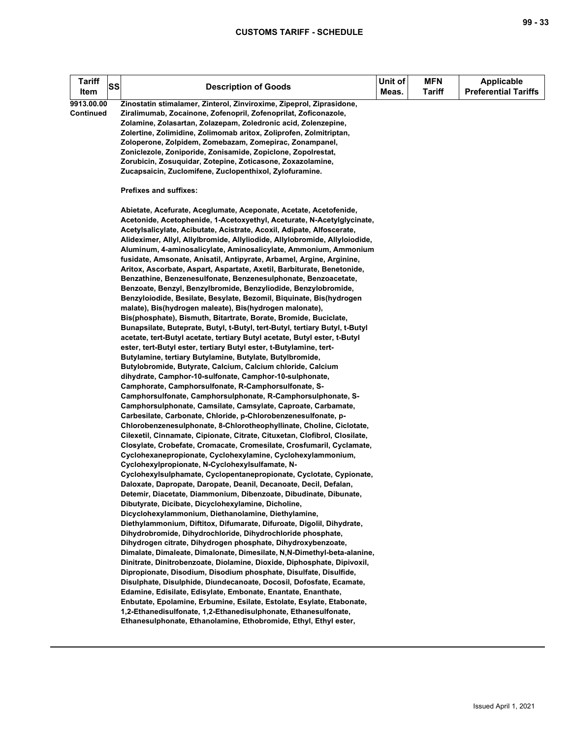| Tariff Item | SS | Description of Goods | Unit of Meas. | MFN Tariff | Applicable Preferential Tariffs |
|---|---|---|---|---|---|
| 9913.00.00 Continued | | Zinostatin stimalamer, Zinterol, Zinviroxime, Zipeprol, Ziprasidone, Ziralimumab, Zocainone, Zofenopril, Zofenoprilat, Zoficonazole, Zolamine, Zolasartan, Zolazepam, Zoledronic acid, Zolenzepine, Zolertine, Zolimidine, Zolimomab aritox, Zoliprofen, Zolmitriptan, Zoloperone, Zolpidem, Zomebazam, Zomepirac, Zonampanel, Zoniclezole, Zoniporide, Zonisamide, Zopiclone, Zopolrestat, Zorubicin, Zosuquidar, Zotepine, Zoticasone, Zoxazolamine, Zucapsaicin, Zuclomifene, Zuclopenthixol, Zylofuramine.<br><br>Prefixes and suffixes:<br><br>Abietate, Acefurate, Aceglumate, Aceponate, Acetate, Acetofenide, Acetonide, Acetophenide, 1-Acetoxyethyl, Aceturate, N-Acetylglycinate, Acetylsalicylate, Acibutate, Acistrate, Acoxil, Adipate, Alfoscerate, Alideximer, Allyl, Allylbromide, Allyliodide, Allylobromide, Allyloiodide, Aluminum, 4-aminosalicylate, Aminosalicylate, Ammonium, Ammonium fusidate, Amsonate, Anisatil, Antipyrate, Arbamel, Argine, Arginine, Aritox, Ascorbate, Aspart, Aspartate, Axetil, Barbiturate, Benetonide, Benzathine, Benzenesulfonate, Benzenesulphonate, Benzoacetate, Benzoate, Benzyl, Benzylbromide, Benzyliodide, Benzylobromide, Benzyloiodide, Besilate, Besylate, Bezomil, Biquinate, Bis(hydrogen malate), Bis(hydrogen maleate), Bis(hydrogen malonate), Bis(phosphate), Bismuth, Bitartrate, Borate, Bromide, Buciclate, Bunapsilate, Buteprate, Butyl, t-Butyl, tert-Butyl, tertiary Butyl, t-Butyl acetate, tert-Butyl acetate, tertiary Butyl acetate, Butyl ester, t-Butyl ester, tert-Butyl ester, tertiary Butyl ester, t-Butylamine, tert-Butylamine, tertiary Butylamine, Butylate, Butylbromide, Butylobromide, Butyrate, Calcium, Calcium chloride, Calcium dihydrate, Camphor-10-sulfonate, Camphor-10-sulphonate, Camphorate, Camphorsulfonate, R-Camphorsulfonate, S-Camphorsulfonate, Camphorsulphonate, R-Camphorsulphonate, S-Camphorsulphonate, Camsilate, Camsylate, Caproate, Carbamate, Carbesilate, Carbonate, Chloride, p-Chlorobenzenesulfonate, p-Chlorobenzenesulphonate, 8-Chlorotheophyllinate, Choline, Ciclotate, Cilexetil, Cinnamate, Cipionate, Citrate, Cituxetan, Clofibrol, Closilate, Closylate, Crobefate, Cromacate, Cromesilate, Crosfumaril, Cyclamate, Cyclohexanepropionate, Cyclohexylamine, Cyclohexylammonium, Cyclohexylpropionate, N-Cyclohexylsulfamate, N-Cyclohexylsulphamate, Cyclopentanepropionate, Cyclotate, Cypionate, Daloxate, Dapropate, Daropate, Deanil, Decanoate, Decil, Defalan, Detemir, Diacetate, Diammonium, Dibenzoate, Dibudinate, Dibunate, Dibutyrate, Dicibate, Dicyclohexylamine, Dicholine, Dicyclohexylammonium, Diethanolamine, Diethylamine, Diethylammonium, Diftitox, Difumarate, Difuroate, Digolil, Dihydrate, Dihydrobromide, Dihydrochloride, Dihydrochloride phosphate, Dihydrogen citrate, Dihydrogen phosphate, Dihydroxybenzoate, Dimalate, Dimaleate, Dimalonate, Dimesilate, N,N-Dimethyl-beta-alanine, Dinitrate, Dinitrobenzoate, Diolamine, Dioxide, Diphosphate, Dipivoxil, Dipropionate, Disodium, Disodium phosphate, Disulfate, Disulfide, Disulphate, Disulphide, Diundecanoate, Docosil, Dofosfate, Ecamate, Edamine, Edisilate, Edisylate, Embonate, Enantate, Enanthate, Enbutate, Epolamine, Erbumine, Esilate, Estolate, Esylate, Etabonate, 1,2-Ethanedisulfonate, 1,2-Ethanedisulphonate, Ethanesulfonate, Ethanesulphonate, Ethanolamine, Ethobromide, Ethyl, Ethyl ester, | | | |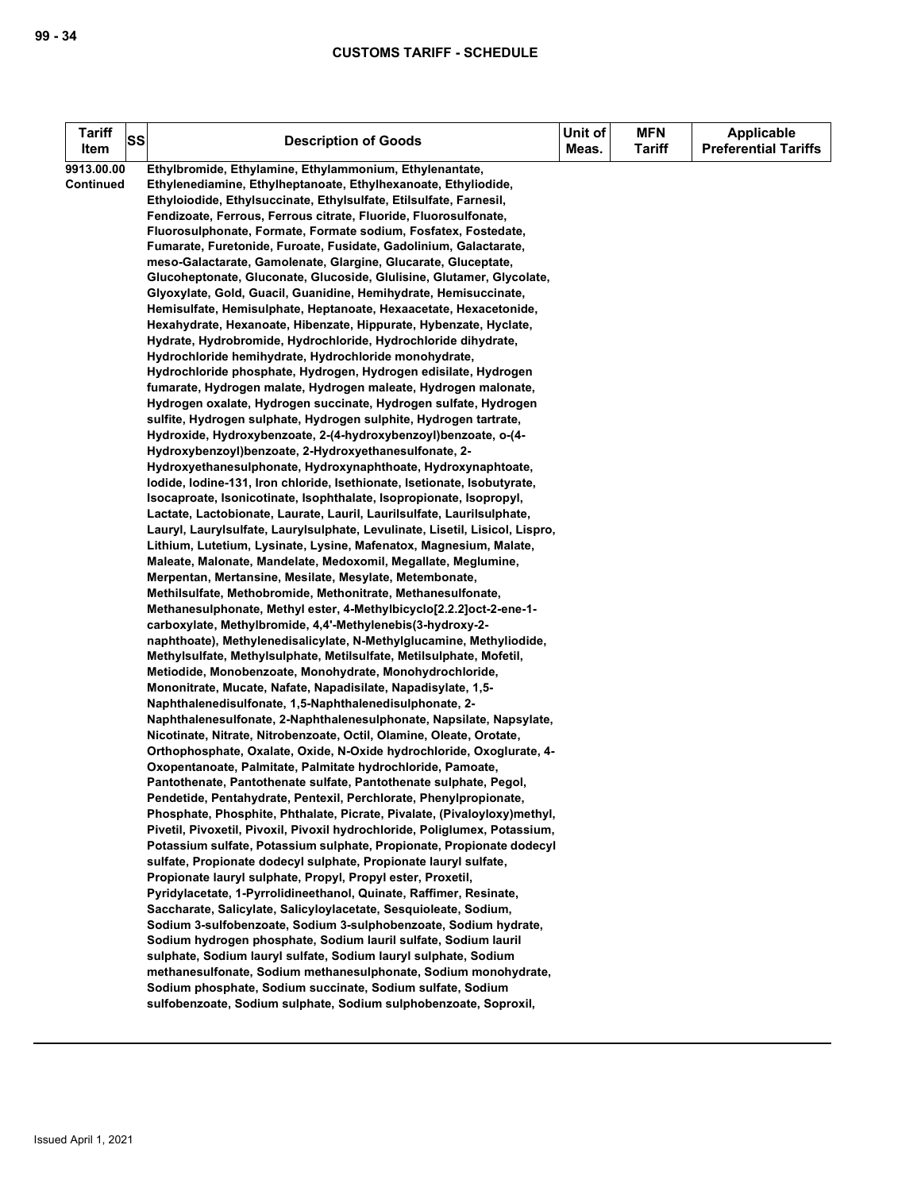| Tariff Item | SS | Description of Goods | Unit of Meas. | MFN Tariff | Applicable Preferential Tariffs |
|---|---|---|---|---|---|
| 9913.00.00 Continued | | Ethylbromide, Ethylamine, Ethylammonium, Ethylenantate, Ethylenediamine, Ethylheptanoate, Ethylhexanoate, Ethyliodide, Ethyloiodide, Ethylsuccinate, Ethylsulfate, Etilsulfate, Farnesil, Fendizoate, Ferrous, Ferrous citrate, Fluoride, Fluorosulfonate, Fluorosulphonate, Formate, Formate sodium, Fosfatex, Fostedate, Fumarate, Furetonide, Furoate, Fusidate, Gadolinium, Galactarate, meso-Galactarate, Gamolenate, Glargine, Glucarate, Gluceptate, Glucoheptonate, Gluconate, Glucoside, Glulisine, Glutamer, Glycolate, Glyoxylate, Gold, Guacil, Guanidine, Hemihydrate, Hemisuccinate, Hemisulfate, Hemisulphate, Heptanoate, Hexaacetate, Hexacetonide, Hexahydrate, Hexanoate, Hibenzate, Hippurate, Hybenzate, Hyclate, Hydrate, Hydrobromide, Hydrochloride, Hydrochloride dihydrate, Hydrochloride hemihydrate, Hydrochloride monohydrate, Hydrochloride phosphate, Hydrogen, Hydrogen edisilate, Hydrogen fumarate, Hydrogen malate, Hydrogen maleate, Hydrogen malonate, Hydrogen oxalate, Hydrogen succinate, Hydrogen sulfate, Hydrogen sulfite, Hydrogen sulphate, Hydrogen sulphite, Hydrogen tartrate, Hydroxide, Hydroxybenzoate, 2-(4-hydroxybenzoyl)benzoate, o-(4-Hydroxybenzoyl)benzoate, 2-Hydroxyethanesulfonate, 2-Hydroxyethanesulphonate, Hydroxynaphthoate, Hydroxynaphtoate, Iodide, Iodine-131, Iron chloride, Isethionate, Isetionate, Isobutyrate, Isocaproate, Isonicotinate, Isophthalate, Isopropionate, Isopropyl, Lactate, Lactobionate, Laurate, Lauril, Laurilsulfate, Laurilsulphate, Lauryl, Laurylsulfate, Laurylsulphate, Levulinate, Lisetil, Lisicol, Lispro, Lithium, Lutetium, Lysinate, Lysine, Mafenatox, Magnesium, Malate, Maleate, Malonate, Mandelate, Medoxomil, Megallate, Meglumine, Merpentan, Mertansine, Mesilate, Mesylate, Metembonate, Methilsulfate, Methobromide, Methonitrate, Methanesulfonate, Methanesulphonate, Methyl ester, 4-Methylbicyclo[2.2.2]oct-2-ene-1-carboxylate, Methylbromide, 4,4'-Methylenebis(3-hydroxy-2-naphthoate), Methylenedisalicylate, N-Methylglucamine, Methyliodide, Methylsulfate, Methylsulphate, Metilsulfate, Metilsulphate, Mofetil, Metiodide, Monobenzoate, Monohydrate, Monohydrochloride, Mononitrate, Mucate, Nafate, Napadisilate, Napadisylate, 1,5-Naphthalenedisulfonate, 1,5-Naphthalenedisulphonate, 2-Naphthalenesulfonate, 2-Naphthalenesulphonate, Napsilate, Napsylate, Nicotinate, Nitrate, Nitrobenzoate, Octil, Olamine, Oleate, Orotate, Orthophosphate, Oxalate, Oxide, N-Oxide hydrochloride, Oxoglurate, 4-Oxopentanoate, Palmitate, Palmitate hydrochloride, Pamoate, Pantothenate, Pantothenate sulfate, Pantothenate sulphate, Pegol, Pendetide, Pentahydrate, Pentexil, Perchlorate, Phenylpropionate, Phosphate, Phosphite, Phthalate, Picrate, Pivalate, (Pivaloyloxy)methyl, Pivetil, Pivoxetil, Pivoxil, Pivoxil hydrochloride, Poliglumex, Potassium, Potassium sulfate, Potassium sulphate, Propionate, Propionate dodecyl sulfate, Propionate dodecyl sulphate, Propionate lauryl sulfate, Propionate lauryl sulphate, Propyl, Propyl ester, Proxetil, Pyridylacetate, 1-Pyrrolidineethanol, Quinate, Raffimer, Resinate, Saccharate, Salicylate, Salicyloylacetate, Sesquioleate, Sodium, Sodium 3-sulfobenzoate, Sodium 3-sulphobenzoate, Sodium hydrate, Sodium hydrogen phosphate, Sodium lauril sulfate, Sodium lauril sulphate, Sodium lauryl sulfate, Sodium lauryl sulphate, Sodium methanesulfonate, Sodium methanesulphonate, Sodium monohydrate, Sodium phosphate, Sodium succinate, Sodium sulfate, Sodium sulfobenzoate, Sodium sulphate, Sodium sulphobenzoate, Soproxil, | | | |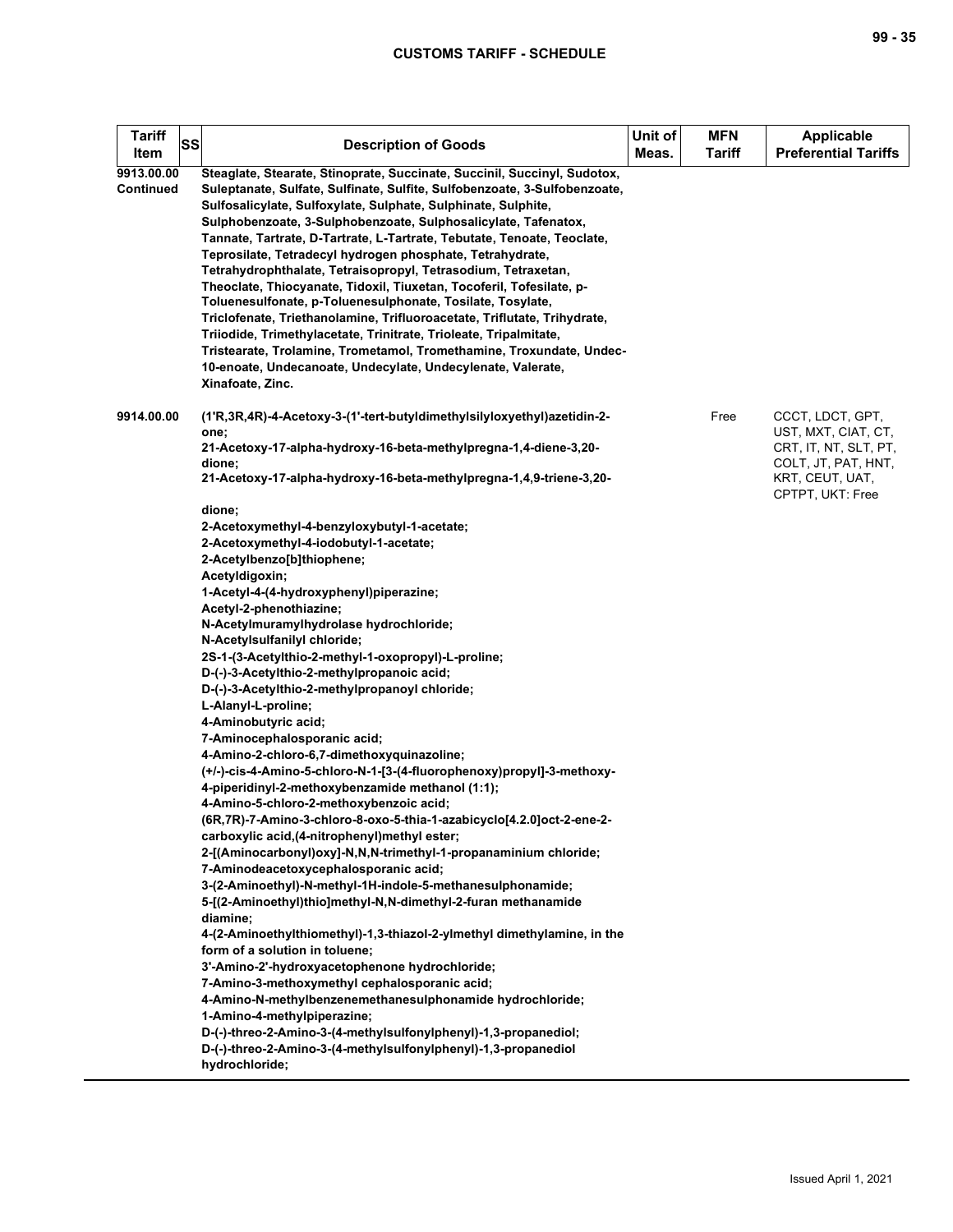| Tariff Item | SS | Description of Goods | Unit of Meas. | MFN Tariff | Applicable Preferential Tariffs |
|---|---|---|---|---|---|
| 9913.00.00 Continued | | Steaglate, Stearate, Stinoprate, Succinate, Succinil, Succinyl, Sudotox, Suleptanate, Sulfate, Sulfinate, Sulfite, Sulfobenzoate, 3-Sulfobenzoate, Sulfosalicylate, Sulfoxylate, Sulphate, Sulphinate, Sulphite, Sulphobenzoate, 3-Sulphobenzoate, Sulphosalicylate, Tafenatox, Tannate, Tartrate, D-Tartrate, L-Tartrate, Tebutate, Tenoate, Teoclate, Teprosilate, Tetradecyl hydrogen phosphate, Tetrahydrate, Tetrahydrophthalate, Tetraisopropyl, Tetrasodium, Tetraxetan, Theoclate, Thiocyanate, Tidoxil, Tiuxetan, Tocoferil, Tofesilate, p-Toluenesulfonate, p-Toluenesulphonate, Tosilate, Tosylate, Triclofenate, Triethanolamine, Trifluoroacetate, Triflutate, Trihydrate, Triiodide, Trimethylacetate, Trinitrate, Trioleate, Tripalmitate, Tristearate, Trolamine, Trometamol, Tromethamine, Troxundate, Undec-10-enoate, Undecanoate, Undecylate, Undecylenate, Valerate, Xinafoate, Zinc. | | | |
| 9914.00.00 | | (1'R,3R,4R)-4-Acetoxy-3-(1'-tert-butyldimethylsilyloxyethyl)azetidin-2-one;<br>21-Acetoxy-17-alpha-hydroxy-16-beta-methylpregna-1,4-diene-3,20-dione;<br>21-Acetoxy-17-alpha-hydroxy-16-beta-methylpregna-1,4,9-triene-3,20-dione;<br>2-Acetoxymethyl-4-benzyloxybutyl-1-acetate;<br>2-Acetoxymethyl-4-iodobutyl-1-acetate;<br>2-Acetylbenzo[b]thiophene;<br>Acetyldigoxin;<br>1-Acetyl-4-(4-hydroxyphenyl)piperazine;<br>Acetyl-2-phenothiazine;<br>N-Acetylmuramylhydrolase hydrochloride;<br>N-Acetylsulfanilyl chloride;<br>2S-1-(3-Acetylthio-2-methyl-1-oxopropyl)-L-proline;<br>D-(-)-3-Acetylthio-2-methylpropanoic acid;<br>D-(-)-3-Acetylthio-2-methylpropanoyl chloride;<br>L-Alanyl-L-proline;<br>4-Aminobutyric acid;<br>7-Aminocephalosporanic acid;<br>4-Amino-2-chloro-6,7-dimethoxyquinazoline;<br>(+/-)-cis-4-Amino-5-chloro-N-1-[3-(4-fluorophenoxy)propyl]-3-methoxy-4-piperidinyl-2-methoxybenzamide methanol (1:1);<br>4-Amino-5-chloro-2-methoxybenzoic acid;<br>(6R,7R)-7-Amino-3-chloro-8-oxo-5-thia-1-azabicyclo[4.2.0]oct-2-ene-2-carboxylic acid,(4-nitrophenyl)methyl ester;<br>2-[(Aminocarbonyl)oxy]-N,N,N-trimethyl-1-propanaminium chloride;<br>7-Aminodeacetoxycephalosporanic acid;<br>3-(2-Aminoethyl)-N-methyl-1H-indole-5-methanesulphonamide;<br>5-[(2-Aminoethyl)thio]methyl-N,N-dimethyl-2-furan methanamide diamine;<br>4-(2-Aminoethylthiomethyl)-1,3-thiazol-2-ylmethyl dimethylamine, in the form of a solution in toluene;<br>3'-Amino-2'-hydroxyacetophenone hydrochloride;<br>7-Amino-3-methoxymethyl cephalosporanic acid;<br>4-Amino-N-methylbenzenemethanesulphonamide hydrochloride;<br>1-Amino-4-methylpiperazine;<br>D-(-)-threo-2-Amino-3-(4-methylsulfonylphenyl)-1,3-propanediol;<br>D-(-)-threo-2-Amino-3-(4-methylsulfonylphenyl)-1,3-propanediol hydrochloride; | | Free | CCCT, LDCT, GPT, UST, MXT, CIAT, CT, CRT, IT, NT, SLT, PT, COLT, JT, PAT, HNT, KRT, CEUT, UAT, CPTPT, UKT: Free |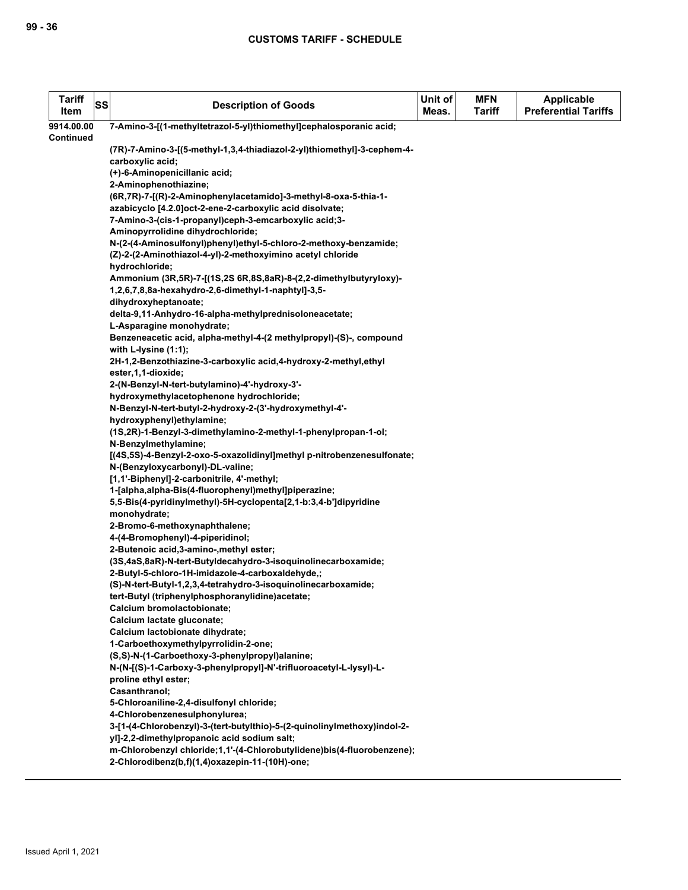| Tariff Item | SS | Description of Goods | Unit of Meas. | MFN Tariff | Applicable Preferential Tariffs |
|---|---|---|---|---|---|
| 9914.00.00 Continued | | 7-Amino-3-[(1-methyltetrazol-5-yl)thiomethyl]cephalosporanic acid;<br>(7R)-7-Amino-3-[(5-methyl-1,3,4-thiadiazol-2-yl)thiomethyl]-3-cephem-4-carboxylic acid;<br>(+)-6-Aminopenicillanic acid;<br>2-Aminophenothiazine;<br>(6R,7R)-7-[(R)-2-Aminophenylacetamido]-3-methyl-8-oxa-5-thia-1-azabicyclo [4.2.0]oct-2-ene-2-carboxylic acid disolvate;<br>7-Amino-3-(cis-1-propanyl)ceph-3-emcarboxylic acid;3-Aminopyrrolidine dihydrochloride;<br>N-(2-(4-Aminosulfonyl)phenyl)ethyl-5-chloro-2-methoxy-benzamide;<br>(Z)-2-(2-Aminothiazol-4-yl)-2-methoxyimino acetyl chloride hydrochloride;<br>Ammonium (3R,5R)-7-[(1S,2S 6R,8S,8aR)-8-(2,2-dimethylbutyryloxy)-1,2,6,7,8,8a-hexahydro-2,6-dimethyl-1-naphtyl]-3,5-dihydroxyheptanoate;<br>delta-9,11-Anhydro-16-alpha-methylprednisoloneacetate;<br>L-Asparagine monohydrate;<br>Benzeneacetic acid, alpha-methyl-4-(2 methylpropyl)-(S)-, compound with L-lysine (1:1);<br>2H-1,2-Benzothiazine-3-carboxylic acid,4-hydroxy-2-methyl,ethyl ester,1,1-dioxide;<br>2-(N-Benzyl-N-tert-butylamino)-4'-hydroxy-3'-hydroxymethylacetophenone hydrochloride;<br>N-Benzyl-N-tert-butyl-2-hydroxy-2-(3'-hydroxymethyl-4'-hydroxyphenyl)ethylamine;<br>(1S,2R)-1-Benzyl-3-dimethylamino-2-methyl-1-phenylpropan-1-ol;<br>N-Benzylmethylamine;<br>[(4S,5S)-4-Benzyl-2-oxo-5-oxazolidinyl]methyl p-nitrobenzenesulfonate;<br>N-(Benzyloxycarbonyl)-DL-valine;<br>[1,1'-Biphenyl]-2-carbonitrile, 4'-methyl;<br>1-[alpha,alpha-Bis(4-fluorophenyl)methyl]piperazine;<br>5,5-Bis(4-pyridinylmethyl)-5H-cyclopenta[2,1-b:3,4-b']dipyridine monohydrate;<br>2-Bromo-6-methoxynaphthalene;<br>4-(4-Bromophenyl)-4-piperidinol;<br>2-Butenoic acid,3-amino-,methyl ester;<br>(3S,4aS,8aR)-N-tert-Butyldecahydro-3-isoquinolinecarboxamide;<br>2-Butyl-5-chloro-1H-imidazole-4-carboxaldehyde,;<br>(S)-N-tert-Butyl-1,2,3,4-tetrahydro-3-isoquinolinecarboxamide;<br>tert-Butyl (triphenylphosphoranylidine)acetate;<br>Calcium bromolactobionate;<br>Calcium lactate gluconate;<br>Calcium lactobionate dihydrate;<br>1-Carboethoxymethylpyrrolidin-2-one;<br>(S,S)-N-(1-Carboethoxy-3-phenylpropyl)alanine;<br>N-(N-[(S)-1-Carboxy-3-phenylpropyl]-N'-trifluoroacetyl-L-lysyl)-L-proline ethyl ester;<br>Casanthranol;<br>5-Chloroaniline-2,4-disulfonyl chloride;<br>4-Chlorobenzenesulphonylurea;<br>3-[1-(4-Chlorobenzyl)-3-(tert-butylthio)-5-(2-quinolinylmethoxy)indol-2-yl]-2,2-dimethylpropanoic acid sodium salt;<br>m-Chlorobenzyl chloride;1,1'-(4-Chlorobutylidene)bis(4-fluorobenzene);<br>2-Chlorodibenz(b,f)(1,4)oxazepin-11-(10H)-one; | | | |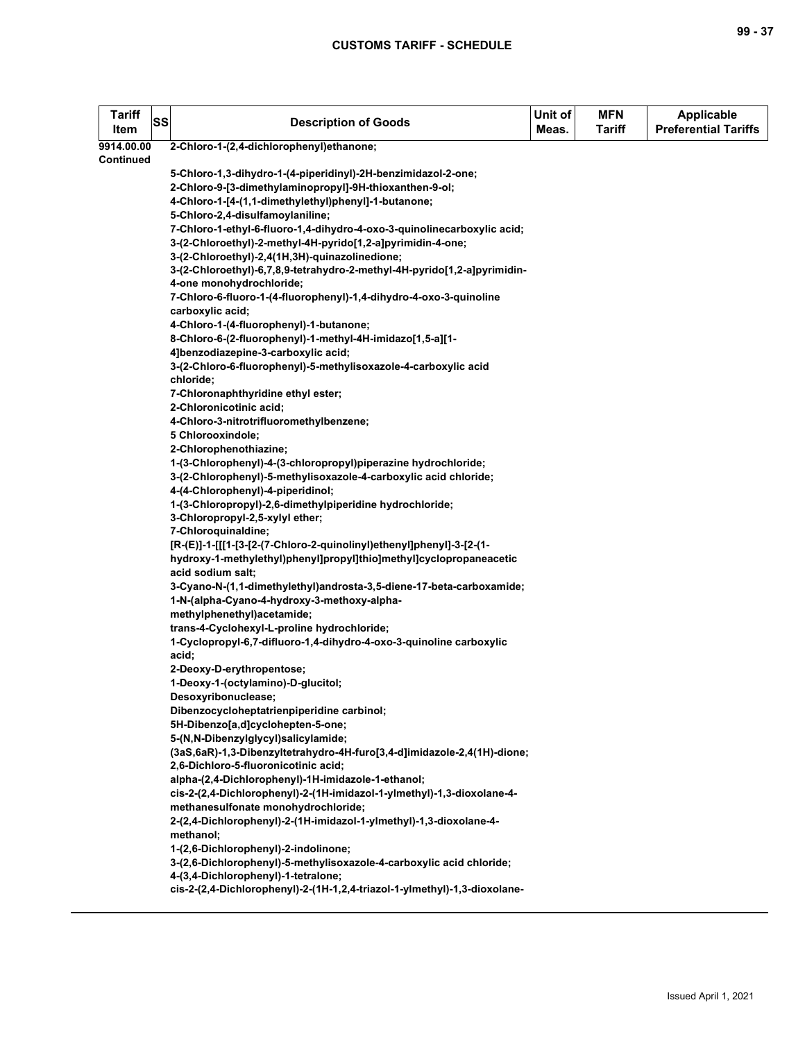| Tariff Item | SS | Description of Goods | Unit of Meas. | MFN Tariff | Applicable Preferential Tariffs |
|---|---|---|---|---|---|
| 9914.00.00 Continued | | 2-Chloro-1-(2,4-dichlorophenyl)ethanone;<br><br>5-Chloro-1,3-dihydro-1-(4-piperidinyl)-2H-benzimidazol-2-one;<br>2-Chloro-9-[3-dimethylaminopropyl]-9H-thioxanthen-9-ol;<br>4-Chloro-1-[4-(1,1-dimethylethyl)phenyl]-1-butanone;<br>5-Chloro-2,4-disulfamoylaniline;<br>7-Chloro-1-ethyl-6-fluoro-1,4-dihydro-4-oxo-3-quinolinecarboxylic acid;<br>3-(2-Chloroethyl)-2-methyl-4H-pyrido[1,2-a]pyrimidin-4-one;<br>3-(2-Chloroethyl)-2,4(1H,3H)-quinazolinedione;<br>3-(2-Chloroethyl)-6,7,8,9-tetrahydro-2-methyl-4H-pyrido[1,2-a]pyrimidin-4-one monohydrochloride;<br>7-Chloro-6-fluoro-1-(4-fluorophenyl)-1,4-dihydro-4-oxo-3-quinoline carboxylic acid;<br>4-Chloro-1-(4-fluorophenyl)-1-butanone;<br>8-Chloro-6-(2-fluorophenyl)-1-methyl-4H-imidazo[1,5-a][1-4]benzodiazepine-3-carboxylic acid;<br>3-(2-Chloro-6-fluorophenyl)-5-methylisoxazole-4-carboxylic acid chloride;<br>7-Chloronaphthyridine ethyl ester;<br>2-Chloronicotinic acid;<br>4-Chloro-3-nitrotrifluoromethylbenzene;<br>5 Chlorooxindole;<br>2-Chlorophenothiazine;<br>1-(3-Chlorophenyl)-4-(3-chloropropyl)piperazine hydrochloride;<br>3-(2-Chlorophenyl)-5-methylisoxazole-4-carboxylic acid chloride;<br>4-(4-Chlorophenyl)-4-piperidinol;<br>1-(3-Chloropropyl)-2,6-dimethylpiperidine hydrochloride;<br>3-Chloropropyl-2,5-xylyl ether;<br>7-Chloroquinaldine;<br>[R-(E)]-1-[[[1-[3-[2-(7-Chloro-2-quinolinyl)ethenyl]phenyl]-3-[2-(1-hydroxy-1-methylethyl)phenyl]propyl]thio]methyl]cyclopropaneacetic acid sodium salt;<br>3-Cyano-N-(1,1-dimethylethyl)androsta-3,5-diene-17-beta-carboxamide;<br>1-N-(alpha-Cyano-4-hydroxy-3-methoxy-alpha-methylphenethyl)acetamide;<br>trans-4-Cyclohexyl-L-proline hydrochloride;<br>1-Cyclopropyl-6,7-difluoro-1,4-dihydro-4-oxo-3-quinoline carboxylic acid;<br>2-Deoxy-D-erythropentose;<br>1-Deoxy-1-(octylamino)-D-glucitol;<br>Desoxyribonuclease;<br>Dibenzocycloheptatrienpiperidine carbinol;<br>5H-Dibenzo[a,d]cyclohepten-5-one;<br>5-(N,N-Dibenzylglycyl)salicylamide;<br>(3aS,6aR)-1,3-Dibenzyltetrahydro-4H-furo[3,4-d]imidazole-2,4(1H)-dione;<br>2,6-Dichloro-5-fluoronicotinic acid;<br>alpha-(2,4-Dichlorophenyl)-1H-imidazole-1-ethanol;<br>cis-2-(2,4-Dichlorophenyl)-2-(1H-imidazol-1-ylmethyl)-1,3-dioxolane-4-methanesulfonate monohydrochloride;<br>2-(2,4-Dichlorophenyl)-2-(1H-imidazol-1-ylmethyl)-1,3-dioxolane-4-methanol;<br>1-(2,6-Dichlorophenyl)-2-indolinone;<br>3-(2,6-Dichlorophenyl)-5-methylisoxazole-4-carboxylic acid chloride;<br>4-(3,4-Dichlorophenyl)-1-tetralone;<br>cis-2-(2,4-Dichlorophenyl)-2-(1H-1,2,4-triazol-1-ylmethyl)-1,3-dioxolane- | | | |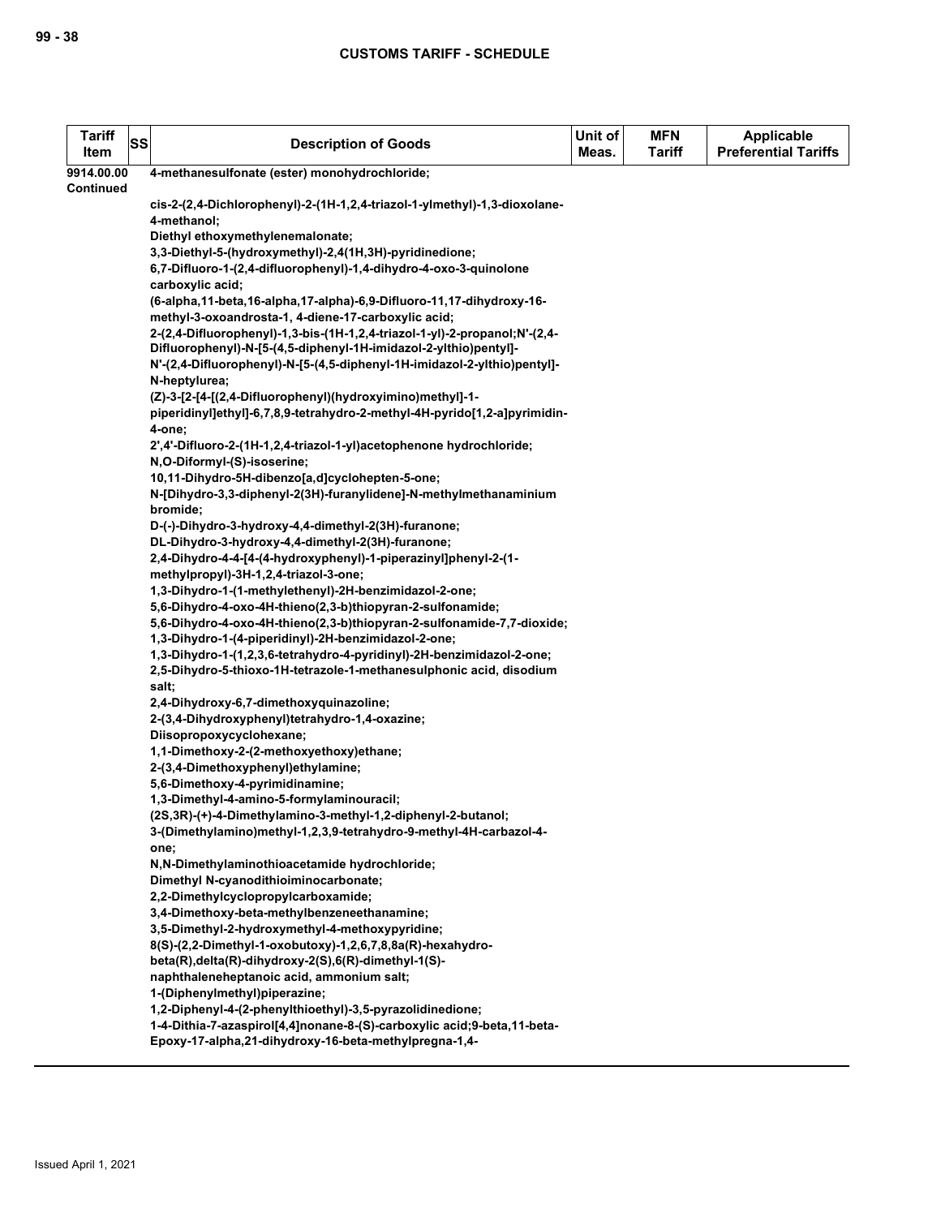| Tariff Item | SS | Description of Goods | Unit of Meas. | MFN Tariff | Applicable Preferential Tariffs |
|---|---|---|---|---|---|
| 9914.00.00 Continued | | 4-methanesulfonate (ester) monohydrochloride;<br><br>cis-2-(2,4-Dichlorophenyl)-2-(1H-1,2,4-triazol-1-ylmethyl)-1,3-dioxolane-4-methanol;<br>Diethyl ethoxymethylenemalonate;<br>3,3-Diethyl-5-(hydroxymethyl)-2,4(1H,3H)-pyridinedione;<br>6,7-Difluoro-1-(2,4-difluorophenyl)-1,4-dihydro-4-oxo-3-quinolone carboxylic acid;<br>(6-alpha,11-beta,16-alpha,17-alpha)-6,9-Difluoro-11,17-dihydroxy-16-methyl-3-oxoandrosta-1, 4-diene-17-carboxylic acid;<br>2-(2,4-Difluorophenyl)-1,3-bis-(1H-1,2,4-triazol-1-yl)-2-propanol;N'-(2,4-Difluorophenyl)-N-[5-(4,5-diphenyl-1H-imidazol-2-ylthio)pentyl]-<br>N'-(2,4-Difluorophenyl)-N-[5-(4,5-diphenyl-1H-imidazol-2-ylthio)pentyl]-N-heptylurea;<br>(Z)-3-[2-[4-[(2,4-Difluorophenyl)(hydroxyimino)methyl]-1-piperidinyl]ethyl]-6,7,8,9-tetrahydro-2-methyl-4H-pyrido[1,2-a]pyrimidin-4-one;<br>2',4'-Difluoro-2-(1H-1,2,4-triazol-1-yl)acetophenone hydrochloride;<br>N,O-Diformyl-(S)-isoserine;<br>10,11-Dihydro-5H-dibenzo[a,d]cyclohepten-5-one;<br>N-[Dihydro-3,3-diphenyl-2(3H)-furanylidene]-N-methylmethanaminium bromide;<br>D-(-)-Dihydro-3-hydroxy-4,4-dimethyl-2(3H)-furanone;<br>DL-Dihydro-3-hydroxy-4,4-dimethyl-2(3H)-furanone;<br>2,4-Dihydro-4-4-[4-(4-hydroxyphenyl)-1-piperazinyl]phenyl-2-(1-methylpropyl)-3H-1,2,4-triazol-3-one;<br>1,3-Dihydro-1-(1-methylethenyl)-2H-benzimidazol-2-one;<br>5,6-Dihydro-4-oxo-4H-thieno(2,3-b)thiopyran-2-sulfonamide;<br>5,6-Dihydro-4-oxo-4H-thieno(2,3-b)thiopyran-2-sulfonamide-7,7-dioxide;<br>1,3-Dihydro-1-(4-piperidinyl)-2H-benzimidazol-2-one;<br>1,3-Dihydro-1-(1,2,3,6-tetrahydro-4-pyridinyl)-2H-benzimidazol-2-one;<br>2,5-Dihydro-5-thioxo-1H-tetrazole-1-methanesulphonic acid, disodium salt;<br>2,4-Dihydroxy-6,7-dimethoxyquinazoline;<br>2-(3,4-Dihydroxyphenyl)tetrahydro-1,4-oxazine;<br>Diisopropoxycyclohexane;<br>1,1-Dimethoxy-2-(2-methoxyethoxy)ethane;<br>2-(3,4-Dimethoxyphenyl)ethylamine;<br>5,6-Dimethoxy-4-pyrimidinamine;<br>1,3-Dimethyl-4-amino-5-formylaminouracil;<br>(2S,3R)-(+)-4-Dimethylamino-3-methyl-1,2-diphenyl-2-butanol;<br>3-(Dimethylamino)methyl-1,2,3,9-tetrahydro-9-methyl-4H-carbazol-4-one;<br>N,N-Dimethylaminothioacetamide hydrochloride;<br>Dimethyl N-cyanodithioiminocarbonate;<br>2,2-Dimethylcyclopropylcarboxamide;<br>3,4-Dimethoxy-beta-methylbenzeneethanamine;<br>3,5-Dimethyl-2-hydroxymethyl-4-methoxypyridine;<br>8(S)-(2,2-Dimethyl-1-oxobutoxy)-1,2,6,7,8,8a(R)-hexahydro-beta(R),delta(R)-dihydroxy-2(S),6(R)-dimethyl-1(S)-naphthaleneheptanoic acid, ammonium salt;<br>1-(Diphenylmethyl)piperazine;<br>1,2-Diphenyl-4-(2-phenylthioethyl)-3,5-pyrazolidinedione;<br>1-4-Dithia-7-azaspirol[4,4]nonane-8-(S)-carboxylic acid;9-beta,11-beta-Epoxy-17-alpha,21-dihydroxy-16-beta-methylpregna-1,4- | | | |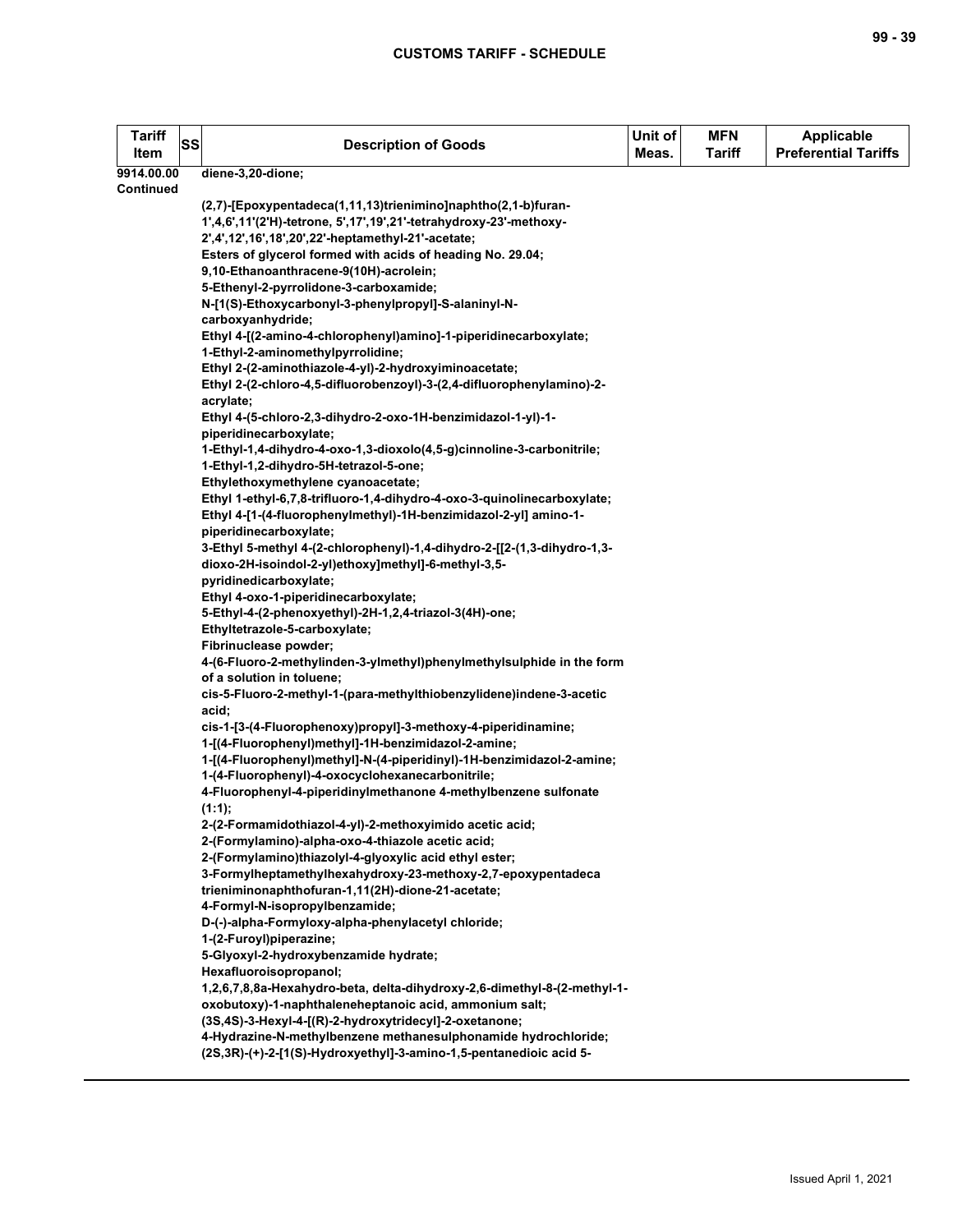| Tariff Item | SS | Description of Goods | Unit of Meas. | MFN Tariff | Applicable Preferential Tariffs |
|---|---|---|---|---|---|
| 9914.00.00 Continued | | diene-3,20-dione;<br><br>(2,7)-[Epoxypentadeca(1,11,13)trienimino]naphtho(2,1-b)furan-1',4,6',11'(2'H)-tetrone, 5',17',19',21'-tetrahydroxy-23'-methoxy-2',4',12',16',18',20',22'-heptamethyl-21'-acetate;<br>Esters of glycerol formed with acids of heading No. 29.04;<br>9,10-Ethanoanthracene-9(10H)-acrolein;<br>5-Ethenyl-2-pyrrolidone-3-carboxamide;<br>N-[1(S)-Ethoxycarbonyl-3-phenylpropyl]-S-alaninyl-N-carboxyanhydride;<br>Ethyl 4-[(2-amino-4-chlorophenyl)amino]-1-piperidinecarboxylate;<br>1-Ethyl-2-aminomethylpyrrolidine;<br>Ethyl 2-(2-aminothiazole-4-yl)-2-hydroxyiminoacetate;<br>Ethyl 2-(2-chloro-4,5-difluorobenzoyl)-3-(2,4-difluorophenylamino)-2-acrylate;<br>Ethyl 4-(5-chloro-2,3-dihydro-2-oxo-1H-benzimidazol-1-yl)-1-piperidinecarboxylate;<br>1-Ethyl-1,4-dihydro-4-oxo-1,3-dioxolo(4,5-g)cinnoline-3-carbonitrile;<br>1-Ethyl-1,2-dihydro-5H-tetrazol-5-one;<br>Ethylethoxymethylene cyanoacetate;<br>Ethyl 1-ethyl-6,7,8-trifluoro-1,4-dihydro-4-oxo-3-quinolinecarboxylate;<br>Ethyl 4-[1-(4-fluorophenylmethyl)-1H-benzimidazol-2-yl] amino-1-piperidinecarboxylate;<br>3-Ethyl 5-methyl 4-(2-chlorophenyl)-1,4-dihydro-2-[[2-(1,3-dihydro-1,3-dioxo-2H-isoindol-2-yl)ethoxy]methyl]-6-methyl-3,5-pyridinedicarboxylate;<br>Ethyl 4-oxo-1-piperidinecarboxylate;<br>5-Ethyl-4-(2-phenoxyethyl)-2H-1,2,4-triazol-3(4H)-one;<br>Ethyltetrazole-5-carboxylate;<br>Fibrinuclease powder;<br>4-(6-Fluoro-2-methylinden-3-ylmethyl)phenylmethylsulphide in the form of a solution in toluene;<br>cis-5-Fluoro-2-methyl-1-(para-methylthiobenzylidene)indene-3-acetic acid;<br>cis-1-[3-(4-Fluorophenoxy)propyl]-3-methoxy-4-piperidinamine;<br>1-[(4-Fluorophenyl)methyl]-1H-benzimidazol-2-amine;<br>1-[(4-Fluorophenyl)methyl]-N-(4-piperidinyl)-1H-benzimidazol-2-amine;<br>1-(4-Fluorophenyl)-4-oxocyclohexanecarbonitrile;<br>4-Fluorophenyl-4-piperidinylmethanone 4-methylbenzene sulfonate (1:1);<br>2-(2-Formamidothiazol-4-yl)-2-methoxyimido acetic acid;<br>2-(Formylamino)-alpha-oxo-4-thiazole acetic acid;<br>2-(Formylamino)thiazolyl-4-glyoxylic acid ethyl ester;<br>3-Formylheptamethylhexahydroxy-23-methoxy-2,7-epoxypentadeca trieniminonaphthofuran-1,11(2H)-dione-21-acetate;<br>4-Formyl-N-isopropylbenzamide;<br>D-(-)-alpha-Formyloxy-alpha-phenylacetyl chloride;<br>1-(2-Furoyl)piperazine;<br>5-Glyoxyl-2-hydroxybenzamide hydrate;<br>Hexafluoroisopropanol;<br>1,2,6,7,8,8a-Hexahydro-beta, delta-dihydroxy-2,6-dimethyl-8-(2-methyl-1-oxobutoxy)-1-naphthaleneheptanoic acid, ammonium salt;<br>(3S,4S)-3-Hexyl-4-[(R)-2-hydroxytridecyl]-2-oxetanone;<br>4-Hydrazine-N-methylbenzene methanesulphonamide hydrochloride;<br>(2S,3R)-(+)-2-[1(S)-Hydroxyethyl]-3-amino-1,5-pentanedioic acid 5- | | | |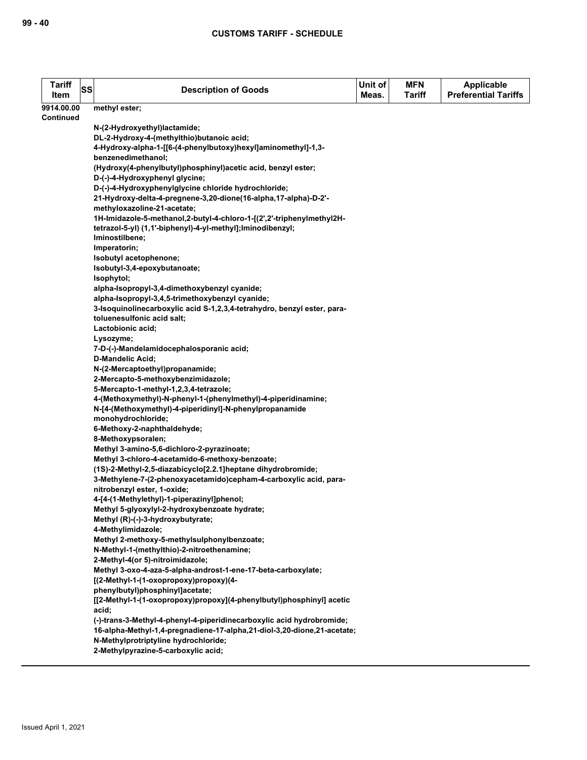| Tariff Item | SS | Description of Goods | Unit of Meas. | MFN Tariff | Applicable Preferential Tariffs |
|---|---|---|---|---|---|
| 9914.00.00 Continued | | methyl ester;<br><br>N-(2-Hydroxyethyl)lactamide;<br>DL-2-Hydroxy-4-(methylthio)butanoic acid;<br>4-Hydroxy-alpha-1-[[6-(4-phenylbutoxy)hexyl]aminomethyl]-1,3-benzenedimethanol;<br>(Hydroxy(4-phenylbutyl)phosphinyl)acetic acid, benzyl ester;<br>D-(-)-4-Hydroxyphenyl glycine;<br>D-(-)-4-Hydroxyphenylglycine chloride hydrochloride;<br>21-Hydroxy-delta-4-pregnene-3,20-dione(16-alpha,17-alpha)-D-2'-methyloxazoline-21-acetate;<br>1H-Imidazole-5-methanol,2-butyl-4-chloro-1-[(2',2'-triphenylmethyl2H-tetrazol-5-yl) (1,1'-biphenyl)-4-yl-methyl];Iminodibenzyl;<br>Iminostilbene;<br>Imperatorin;<br>Isobutyl acetophenone;<br>Isobutyl-3,4-epoxybutanoate;<br>Isophytol;<br>alpha-Isopropyl-3,4-dimethoxybenzyl cyanide;<br>alpha-Isopropyl-3,4,5-trimethoxybenzyl cyanide;<br>3-Isoquinolinecarboxylic acid S-1,2,3,4-tetrahydro, benzyl ester, para-toluenesulfonic acid salt;<br>Lactobionic acid;<br>Lysozyme;<br>7-D-(-)-Mandelamidocephalosporanic acid;<br>D-Mandelic Acid;<br>N-(2-Mercaptoethyl)propanamide;<br>2-Mercapto-5-methoxybenzimidazole;<br>5-Mercapto-1-methyl-1,2,3,4-tetrazole;<br>4-(Methoxymethyl)-N-phenyl-1-(phenylmethyl)-4-piperidinamine;<br>N-[4-(Methoxymethyl)-4-piperidinyl]-N-phenylpropanamide monohydrochloride;<br>6-Methoxy-2-naphthaldehyde;<br>8-Methoxypsoralen;<br>Methyl 3-amino-5,6-dichloro-2-pyrazinoate;<br>Methyl 3-chloro-4-acetamido-6-methoxy-benzoate;<br>(1S)-2-Methyl-2,5-diazabicyclo[2.2.1]heptane dihydrobromide;<br>3-Methylene-7-(2-phenoxyacetamido)cepham-4-carboxylic acid, para-nitrobenzyl ester, 1-oxide;<br>4-[4-(1-Methylethyl)-1-piperazinyl]phenol;<br>Methyl 5-glyoxylyl-2-hydroxybenzoate hydrate;<br>Methyl (R)-(-)-3-hydroxybutyrate;<br>4-Methylimidazole;<br>Methyl 2-methoxy-5-methylsulphonylbenzoate;<br>N-Methyl-1-(methylthio)-2-nitroethenamine;<br>2-Methyl-4(or 5)-nitroimidazole;<br>Methyl 3-oxo-4-aza-5-alpha-androst-1-ene-17-beta-carboxylate;<br>[(2-Methyl-1-(1-oxopropoxy)propoxy)(4-phenylbutyl)phosphinyl]acetate;<br>[[2-Methyl-1-(1-oxopropoxy)propoxy](4-phenylbutyl)phosphinyl] acetic acid;<br>(-)-trans-3-Methyl-4-phenyl-4-piperidinecarboxylic acid hydrobromide;<br>16-alpha-Methyl-1,4-pregnadiene-17-alpha,21-diol-3,20-dione,21-acetate;<br>N-Methylprotriptyline hydrochloride;<br>2-Methylpyrazine-5-carboxylic acid; | | | |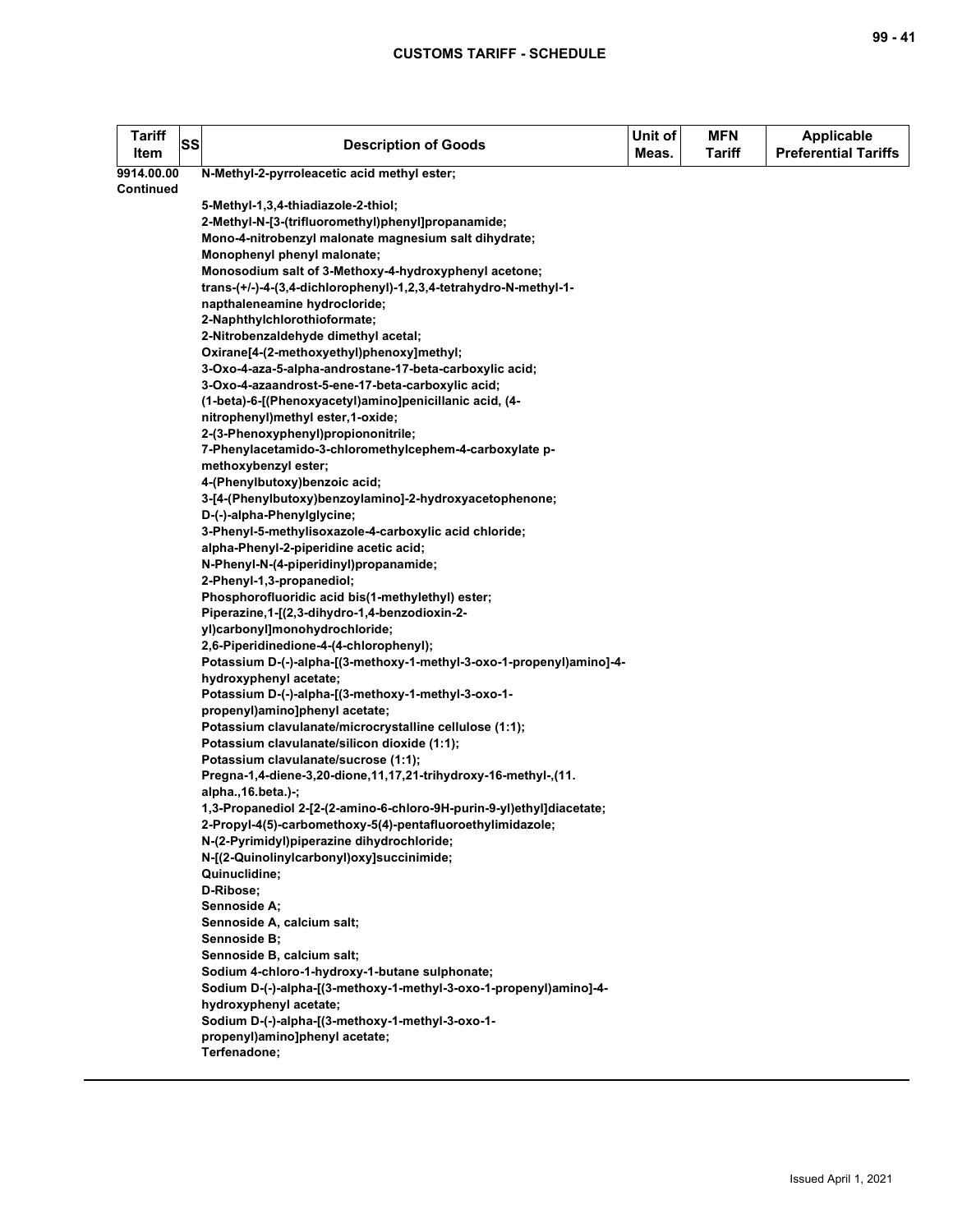| Tariff Item | SS | Description of Goods | Unit of Meas. | MFN Tariff | Applicable Preferential Tariffs |
|---|---|---|---|---|---|
| 9914.00.00 Continued | | N-Methyl-2-pyrroleacetic acid methyl ester;<br><br>5-Methyl-1,3,4-thiadiazole-2-thiol;<br>2-Methyl-N-[3-(trifluoromethyl)phenyl]propanamide;<br>Mono-4-nitrobenzyl malonate magnesium salt dihydrate;<br>Monophenyl phenyl malonate;<br>Monosodium salt of 3-Methoxy-4-hydroxyphenyl acetone;<br>trans-(+/-)-4-(3,4-dichlorophenyl)-1,2,3,4-tetrahydro-N-methyl-1-napthaleneamine hydrocloride;<br>2-Naphthylchlorothioformate;<br>2-Nitrobenzaldehyde dimethyl acetal;<br>Oxirane[4-(2-methoxyethyl)phenoxy]methyl;<br>3-Oxo-4-aza-5-alpha-androstane-17-beta-carboxylic acid;<br>3-Oxo-4-azaandrost-5-ene-17-beta-carboxylic acid;<br>(1-beta)-6-[(Phenoxyacetyl)amino]penicillanic acid, (4-nitrophenyl)methyl ester,1-oxide;<br>2-(3-Phenoxyphenyl)propiononitrile;<br>7-Phenylacetamido-3-chloromethylcephem-4-carboxylate p-methoxybenzyl ester;<br>4-(Phenylbutoxy)benzoic acid;<br>3-[4-(Phenylbutoxy)benzoylamino]-2-hydroxyacetophenone;<br>D-(-)-alpha-Phenylglycine;<br>3-Phenyl-5-methylisoxazole-4-carboxylic acid chloride;<br>alpha-Phenyl-2-piperidine acetic acid;<br>N-Phenyl-N-(4-piperidinyl)propanamide;<br>2-Phenyl-1,3-propanediol;<br>Phosphorofluoridic acid bis(1-methylethyl) ester;<br>Piperazine,1-[(2,3-dihydro-1,4-benzodioxin-2-yl)carbonyl]monohydrochloride;<br>2,6-Piperidinedione-4-(4-chlorophenyl);<br>Potassium D-(-)-alpha-[(3-methoxy-1-methyl-3-oxo-1-propenyl)amino]-4-hydroxyphenyl acetate;<br>Potassium D-(-)-alpha-[(3-methoxy-1-methyl-3-oxo-1-propenyl)amino]phenyl acetate;<br>Potassium clavulanate/microcrystalline cellulose (1:1);<br>Potassium clavulanate/silicon dioxide (1:1);<br>Potassium clavulanate/sucrose (1:1);<br>Pregna-1,4-diene-3,20-dione,11,17,21-trihydroxy-16-methyl-,(11.alpha.,16.beta.)-;<br>1,3-Propanediol 2-[2-(2-amino-6-chloro-9H-purin-9-yl)ethyl]diacetate;<br>2-Propyl-4(5)-carbomethoxy-5(4)-pentafluoroethylimidazole;<br>N-(2-Pyrimidyl)piperazine dihydrochloride;<br>N-[(2-Quinolinylcarbonyl)oxy]succinimide;<br>Quinuclidine;<br>D-Ribose;<br>Sennoside A;<br>Sennoside A, calcium salt;<br>Sennoside B;<br>Sennoside B, calcium salt;<br>Sodium 4-chloro-1-hydroxy-1-butane sulphonate;<br>Sodium D-(-)-alpha-[(3-methoxy-1-methyl-3-oxo-1-propenyl)amino]-4-hydroxyphenyl acetate;<br>Sodium D-(-)-alpha-[(3-methoxy-1-methyl-3-oxo-1-propenyl)amino]phenyl acetate;<br>Terfenadone; | | | |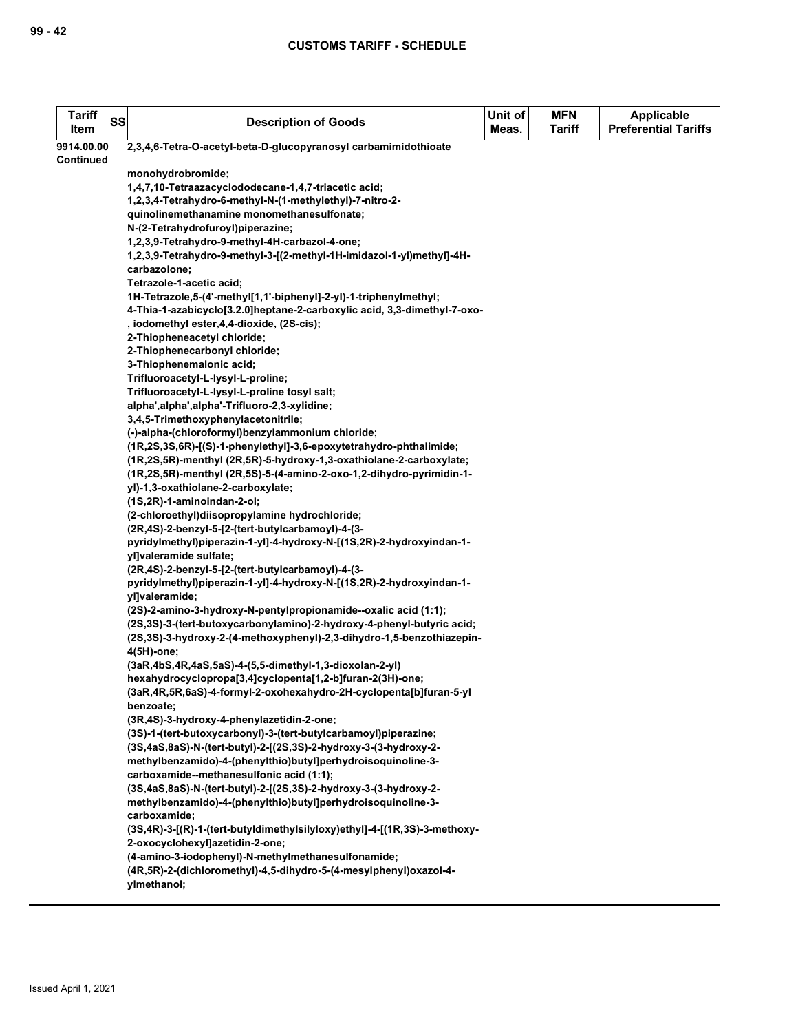| Tariff Item | SS | Description of Goods | Unit of Meas. | MFN Tariff | Applicable Preferential Tariffs |
|---|---|---|---|---|---|
| 9914.00.00 Continued | | 2,3,4,6-Tetra-O-acetyl-beta-D-glucopyranosyl carbamimidothioate monohydrobromide;<br>1,4,7,10-Tetraazacyclododecane-1,4,7-triacetic acid;<br>1,2,3,4-Tetrahydro-6-methyl-N-(1-methylethyl)-7-nitro-2-quinolinemethanamine monomethanesulfonate;<br>N-(2-Tetrahydrofuroyl)piperazine;<br>1,2,3,9-Tetrahydro-9-methyl-4H-carbazol-4-one;<br>1,2,3,9-Tetrahydro-9-methyl-3-[(2-methyl-1H-imidazol-1-yl)methyl]-4H-carbazolone;<br>Tetrazole-1-acetic acid;<br>1H-Tetrazole,5-(4'-methyl[1,1'-biphenyl]-2-yl)-1-triphenylmethyl;<br>4-Thia-1-azabicyclo[3.2.0]heptane-2-carboxylic acid, 3,3-dimethyl-7-oxo-, iodomethyl ester,4,4-dioxide, (2S-cis);<br>2-Thiopheneacetyl chloride;<br>2-Thiophenecarbonyl chloride;<br>3-Thiophenemalonic acid;<br>Trifluoroacetyl-L-lysyl-L-proline;<br>Trifluoroacetyl-L-lysyl-L-proline tosyl salt;<br>alpha',alpha',alpha'-Trifluoro-2,3-xylidine;<br>3,4,5-Trimethoxyphenylacetonitrile;<br>(-)-alpha-(chloroformyl)benzylammonium chloride;<br>(1R,2S,3S,6R)-[(S)-1-phenylethyl]-3,6-epoxytetrahydro-phthalimide;<br>(1R,2S,5R)-menthyl (2R,5R)-5-hydroxy-1,3-oxathiolane-2-carboxylate;<br>(1R,2S,5R)-menthyl (2R,5S)-5-(4-amino-2-oxo-1,2-dihydro-pyrimidin-1-yl)-1,3-oxathiolane-2-carboxylate;<br>(1S,2R)-1-aminoindan-2-ol;<br>(2-chloroethyl)diisopropylamine hydrochloride;<br>(2R,4S)-2-benzyl-5-[2-(tert-butylcarbamoyl)-4-(3-pyridylmethyl)piperazin-1-yl]-4-hydroxy-N-[(1S,2R)-2-hydroxyindan-1-yl]valeramide sulfate;<br>(2R,4S)-2-benzyl-5-[2-(tert-butylcarbamoyl)-4-(3-pyridylmethyl)piperazin-1-yl]-4-hydroxy-N-[(1S,2R)-2-hydroxyindan-1-yl]valeramide;<br>(2S)-2-amino-3-hydroxy-N-pentylpropionamide--oxalic acid (1:1);<br>(2S,3S)-3-(tert-butoxycarbonylamino)-2-hydroxy-4-phenyl-butyric acid;<br>(2S,3S)-3-hydroxy-2-(4-methoxyphenyl)-2,3-dihydro-1,5-benzothiazepin-4(5H)-one;<br>(3aR,4bS,4R,4aS,5aS)-4-(5,5-dimethyl-1,3-dioxolan-2-yl) hexahydrocyclopropa[3,4]cyclopenta[1,2-b]furan-2(3H)-one;<br>(3aR,4R,5R,6aS)-4-formyl-2-oxohexahydro-2H-cyclopenta[b]furan-5-yl benzoate;<br>(3R,4S)-3-hydroxy-4-phenylazetidin-2-one;<br>(3S)-1-(tert-butoxycarbonyl)-3-(tert-butylcarbamoyl)piperazine;<br>(3S,4aS,8aS)-N-(tert-butyl)-2-[(2S,3S)-2-hydroxy-3-(3-hydroxy-2-methylbenzamido)-4-(phenylthio)butyl]perhydroisoquinoline-3-carboxamide--methanesulfonic acid (1:1);<br>(3S,4aS,8aS)-N-(tert-butyl)-2-[(2S,3S)-2-hydroxy-3-(3-hydroxy-2-methylbenzamido)-4-(phenylthio)butyl]perhydroisoquinoline-3-carboxamide;<br>(3S,4R)-3-[(R)-1-(tert-butyldimethylsilyloxy)ethyl]-4-[(1R,3S)-3-methoxy-2-oxocyclohexyl]azetidin-2-one;<br>(4-amino-3-iodophenyl)-N-methylmethanesulfonamide;<br>(4R,5R)-2-(dichloromethyl)-4,5-dihydro-5-(4-mesylphenyl)oxazol-4-ylmethanol; | | | |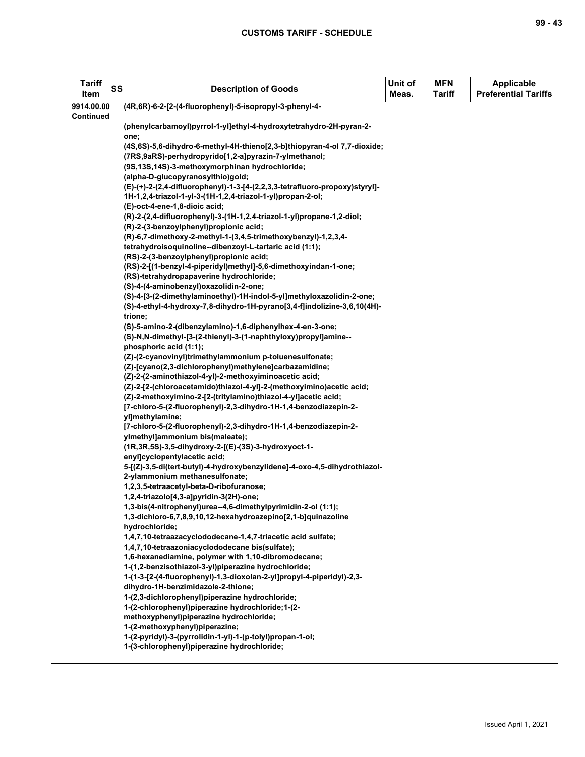| Tariff Item | SS | Description of Goods | Unit of Meas. | MFN Tariff | Applicable Preferential Tariffs |
|---|---|---|---|---|---|
| 9914.00.00 Continued | | (4R,6R)-6-2-[2-(4-fluorophenyl)-5-isopropyl-3-phenyl-4-(phenylcarbamoyl)pyrrol-1-yl]ethyl-4-hydroxytetrahydro-2H-pyran-2-one;<br>(4S,6S)-5,6-dihydro-6-methyl-4H-thieno[2,3-b]thiopyran-4-ol 7,7-dioxide;<br>(7RS,9aRS)-perhydropyrido[1,2-a]pyrazin-7-ylmethanol;<br>(9S,13S,14S)-3-methoxymorphinan hydrochloride;<br>(alpha-D-glucopyranosylthio)gold;<br>(E)-(+)-2-(2,4-difluorophenyl)-1-3-[4-(2,2,3,3-tetrafluoro-propoxy)styryl]-1H-1,2,4-triazol-1-yl-3-(1H-1,2,4-triazol-1-yl)propan-2-ol;<br>(E)-oct-4-ene-1,8-dioic acid;<br>(R)-2-(2,4-difluorophenyl)-3-(1H-1,2,4-triazol-1-yl)propane-1,2-diol;<br>(R)-2-(3-benzoylphenyl)propionic acid;<br>(R)-6,7-dimethoxy-2-methyl-1-(3,4,5-trimethoxybenzyl)-1,2,3,4-tetrahydroisoquinoline--dibenzoyl-L-tartaric acid (1:1);<br>(RS)-2-(3-benzoylphenyl)propionic acid;<br>(RS)-2-[(1-benzyl-4-piperidyl)methyl]-5,6-dimethoxyindan-1-one;<br>(RS)-tetrahydropapaverine hydrochloride;<br>(S)-4-(4-aminobenzyl)oxazolidin-2-one;<br>(S)-4-[3-(2-dimethylaminoethyl)-1H-indol-5-yl]methyloxazolidin-2-one;<br>(S)-4-ethyl-4-hydroxy-7,8-dihydro-1H-pyrano[3,4-f]indolizine-3,6,10(4H)-trione;<br>(S)-5-amino-2-(dibenzylamino)-1,6-diphenylhex-4-en-3-one;<br>(S)-N,N-dimethyl-[3-(2-thienyl)-3-(1-naphthyloxy)propyl]amine--phosphoric acid (1:1);<br>(Z)-(2-cyanovinyl)trimethylammonium p-toluenesulfonate;<br>(Z)-[cyano(2,3-dichlorophenyl)methylene]carbazamidine;<br>(Z)-2-(2-aminothiazol-4-yl)-2-methoxyiminoacetic acid;<br>(Z)-2-[2-(chloroacetamido)thiazol-4-yl]-2-(methoxyimino)acetic acid;<br>(Z)-2-methoxyimino-2-[2-(tritylamino)thiazol-4-yl]acetic acid;<br>[7-chloro-5-(2-fluorophenyl)-2,3-dihydro-1H-1,4-benzodiazepin-2-yl]methylamine;<br>[7-chloro-5-(2-fluorophenyl)-2,3-dihydro-1H-1,4-benzodiazepin-2-ylmethyl]ammonium bis(maleate);<br>(1R,3R,5S)-3,5-dihydroxy-2-[(E)-(3S)-3-hydroxyoct-1-enyl]cyclopentylacetic acid;<br>5-[(Z)-3,5-di(tert-butyl)-4-hydroxybenzylidene]-4-oxo-4,5-dihydrothiazol-2-ylammonium methanesulfonate;<br>1,2,3,5-tetraacetyl-beta-D-ribofuranose;<br>1,2,4-triazolo[4,3-a]pyridin-3(2H)-one;<br>1,3-bis(4-nitrophenyl)urea--4,6-dimethylpyrimidin-2-ol (1:1);<br>1,3-dichloro-6,7,8,9,10,12-hexahydroazepino[2,1-b]quinazoline hydrochloride;<br>1,4,7,10-tetraazacyclododecane-1,4,7-triacetic acid sulfate;<br>1,4,7,10-tetraazoniacyclododecane bis(sulfate);<br>1,6-hexanediamine, polymer with 1,10-dibromodecane;<br>1-(1,2-benzisothiazol-3-yl)piperazine hydrochloride;<br>1-(1-3-[2-(4-fluorophenyl)-1,3-dioxolan-2-yl]propyl-4-piperidyl)-2,3-dihydro-1H-benzimidazole-2-thione;<br>1-(2,3-dichlorophenyl)piperazine hydrochloride;<br>1-(2-chlorophenyl)piperazine hydrochloride;1-(2-methoxyphenyl)piperazine hydrochloride;<br>1-(2-methoxyphenyl)piperazine;<br>1-(2-pyridyl)-3-(pyrrolidin-1-yl)-1-(p-tolyl)propan-1-ol;<br>1-(3-chlorophenyl)piperazine hydrochloride; | | | |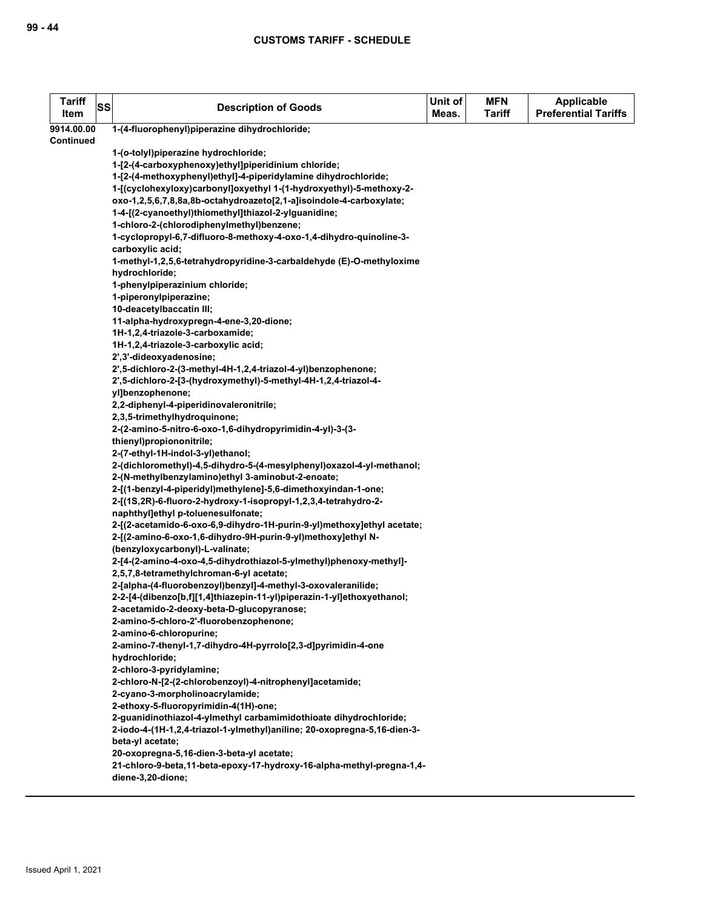| Tariff Item | SS | Description of Goods | Unit of Meas. | MFN Tariff | Applicable Preferential Tariffs |
|---|---|---|---|---|---|
| 9914.00.00 Continued | | 1-(4-fluorophenyl)piperazine dihydrochloride;<br>1-(o-tolyl)piperazine hydrochloride;<br>1-[2-(4-carboxyphenoxy)ethyl]piperidinium chloride;<br>1-[2-(4-methoxyphenyl)ethyl]-4-piperidylamine dihydrochloride;<br>1-[(cyclohexyloxy)carbonyl]oxyethyl 1-(1-hydroxyethyl)-5-methoxy-2-oxo-1,2,5,6,7,8,8a,8b-octahydroazeto[2,1-a]isoindole-4-carboxylate;<br>1-4-[(2-cyanoethyl)thiomethyl]thiazol-2-ylguanidine;<br>1-chloro-2-(chlorodiphenylmethyl)benzene;<br>1-cyclopropyl-6,7-difluoro-8-methoxy-4-oxo-1,4-dihydro-quinoline-3-carboxylic acid;<br>1-methyl-1,2,5,6-tetrahydropyridine-3-carbaldehyde (E)-O-methyloxime hydrochloride;<br>1-phenylpiperazinium chloride;<br>1-piperonylpiperazine;<br>10-deacetylbaccatin III;<br>11-alpha-hydroxypregn-4-ene-3,20-dione;<br>1H-1,2,4-triazole-3-carboxamide;<br>1H-1,2,4-triazole-3-carboxylic acid;<br>2',3'-dideoxyadenosine;<br>2',5-dichloro-2-(3-methyl-4H-1,2,4-triazol-4-yl)benzophenone;<br>2',5-dichloro-2-[3-(hydroxymethyl)-5-methyl-4H-1,2,4-triazol-4-yl]benzophenone;<br>2,2-diphenyl-4-piperidinovaleronitrile;<br>2,3,5-trimethylhydroquinone;<br>2-(2-amino-5-nitro-6-oxo-1,6-dihydropyrimidin-4-yl)-3-(3-thienyl)propiononitrile;<br>2-(7-ethyl-1H-indol-3-yl)ethanol;<br>2-(dichloromethyl)-4,5-dihydro-5-(4-mesylphenyl)oxazol-4-yl-methanol;<br>2-(N-methylbenzylamino)ethyl 3-aminobut-2-enoate;<br>2-[(1-benzyl-4-piperidyl)methylene]-5,6-dimethoxyindan-1-one;<br>2-[(1S,2R)-6-fluoro-2-hydroxy-1-isopropyl-1,2,3,4-tetrahydro-2-naphthyl]ethyl p-toluenesulfonate;<br>2-[(2-acetamido-6-oxo-6,9-dihydro-1H-purin-9-yl)methoxy]ethyl acetate;<br>2-[(2-amino-6-oxo-1,6-dihydro-9H-purin-9-yl)methoxy]ethyl N-(benzyloxycarbonyl)-L-valinate;<br>2-[4-(2-amino-4-oxo-4,5-dihydrothiazol-5-ylmethyl)phenoxy-methyl]-2,5,7,8-tetramethylchroman-6-yl acetate;<br>2-[alpha-(4-fluorobenzoyl)benzyl]-4-methyl-3-oxovaleranilide;<br>2-2-[4-(dibenzo[b,f][1,4]thiazepin-11-yl)piperazin-1-yl]ethoxyethanol;<br>2-acetamido-2-deoxy-beta-D-glucopyranose;<br>2-amino-5-chloro-2'-fluorobenzophenone;<br>2-amino-6-chloropurine;<br>2-amino-7-thenyl-1,7-dihydro-4H-pyrrolo[2,3-d]pyrimidin-4-one hydrochloride;<br>2-chloro-3-pyridylamine;<br>2-chloro-N-[2-(2-chlorobenzoyl)-4-nitrophenyl]acetamide;<br>2-cyano-3-morpholinoacrylamide;<br>2-ethoxy-5-fluoropyrimidin-4(1H)-one;<br>2-guanidinothiazol-4-ylmethyl carbamimidothioate dihydrochloride;<br>2-iodo-4-(1H-1,2,4-triazol-1-ylmethyl)aniline; 20-oxopregna-5,16-dien-3-beta-yl acetate;<br>20-oxopregna-5,16-dien-3-beta-yl acetate;<br>21-chloro-9-beta,11-beta-epoxy-17-hydroxy-16-alpha-methyl-pregna-1,4-diene-3,20-dione; | | | |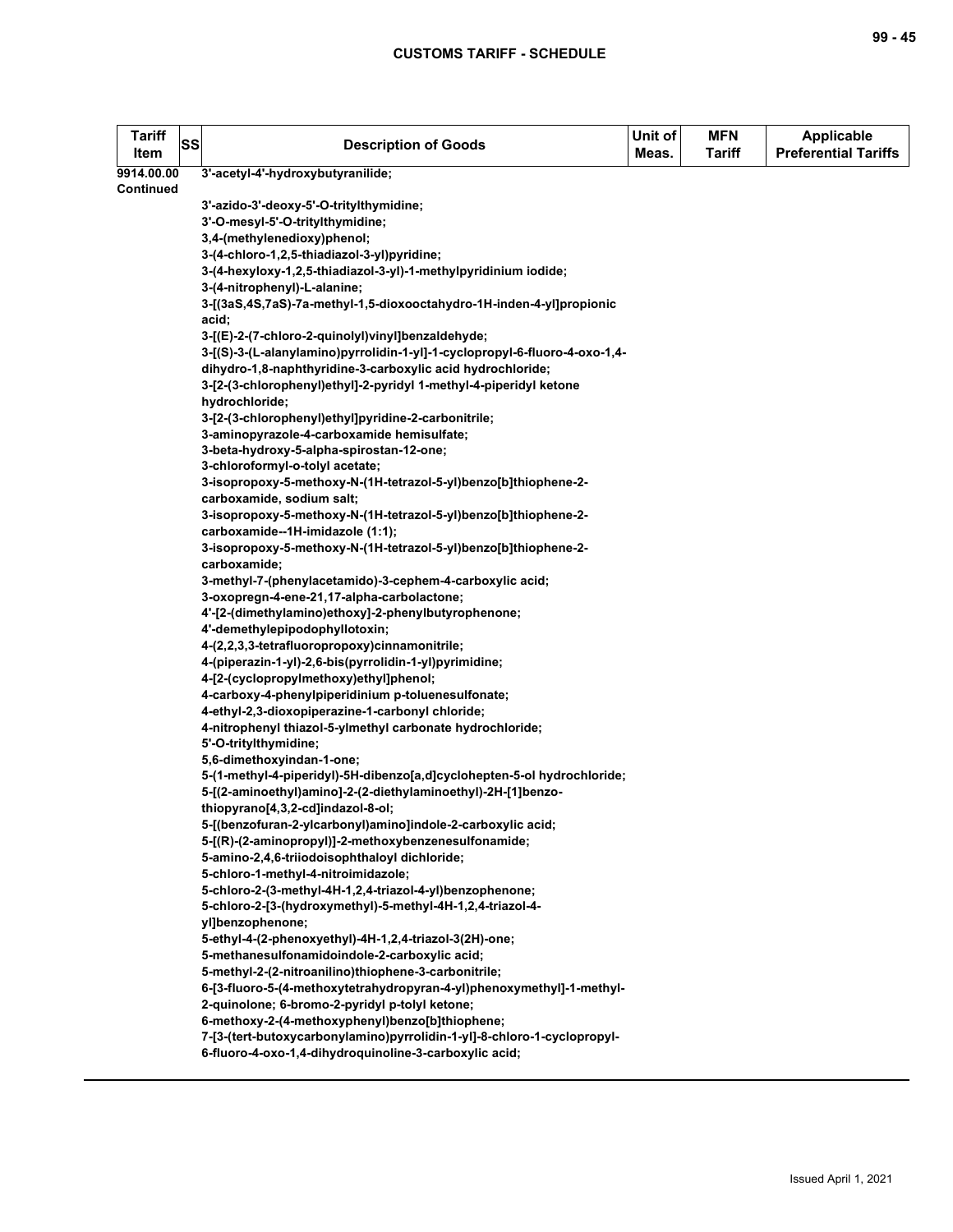| Tariff Item | SS | Description of Goods | Unit of Meas. | MFN Tariff | Applicable Preferential Tariffs |
|---|---|---|---|---|---|
| 9914.00.00 Continued | | 3'-acetyl-4'-hydroxybutyranilide;<br>3'-azido-3'-deoxy-5'-O-tritylthymidine;<br>3'-O-mesyl-5'-O-tritylthymidine;<br>3,4-(methylenedioxy)phenol;<br>3-(4-chloro-1,2,5-thiadiazol-3-yl)pyridine;<br>3-(4-hexyloxy-1,2,5-thiadiazol-3-yl)-1-methylpyridinium iodide;<br>3-(4-nitrophenyl)-L-alanine;<br>3-[(3aS,4S,7aS)-7a-methyl-1,5-dioxooctahydro-1H-inden-4-yl]propionic acid;<br>3-[(E)-2-(7-chloro-2-quinolyl)vinyl]benzaldehyde;<br>3-[(S)-3-(L-alanylamino)pyrrolidin-1-yl]-1-cyclopropyl-6-fluoro-4-oxo-1,4-dihydro-1,8-naphthyridine-3-carboxylic acid hydrochloride;<br>3-[2-(3-chlorophenyl)ethyl]-2-pyridyl 1-methyl-4-piperidyl ketone hydrochloride;<br>3-[2-(3-chlorophenyl)ethyl]pyridine-2-carbonitrile;<br>3-aminopyrazole-4-carboxamide hemisulfate;<br>3-beta-hydroxy-5-alpha-spirostan-12-one;<br>3-chloroformyl-o-tolyl acetate;<br>3-isopropoxy-5-methoxy-N-(1H-tetrazol-5-yl)benzo[b]thiophene-2-carboxamide, sodium salt;<br>3-isopropoxy-5-methoxy-N-(1H-tetrazol-5-yl)benzo[b]thiophene-2-carboxamide--1H-imidazole (1:1);<br>3-isopropoxy-5-methoxy-N-(1H-tetrazol-5-yl)benzo[b]thiophene-2-carboxamide;<br>3-methyl-7-(phenylacetamido)-3-cephem-4-carboxylic acid;<br>3-oxopregn-4-ene-21,17-alpha-carbolactone;<br>4'-[2-(dimethylamino)ethoxy]-2-phenylbutyrophenone;<br>4'-demethylepipodophyllotoxin;<br>4-(2,2,3,3-tetrafluoropropoxy)cinnamonitrile;<br>4-(piperazin-1-yl)-2,6-bis(pyrrolidin-1-yl)pyrimidine;<br>4-[2-(cyclopropylmethoxy)ethyl]phenol;<br>4-carboxy-4-phenylpiperidinium p-toluenesulfonate;<br>4-ethyl-2,3-dioxopiperazine-1-carbonyl chloride;<br>4-nitrophenyl thiazol-5-ylmethyl carbonate hydrochloride;<br>5'-O-tritylthymidine;<br>5,6-dimethoxyindan-1-one;<br>5-(1-methyl-4-piperidyl)-5H-dibenzo[a,d]cyclohepten-5-ol hydrochloride;<br>5-[(2-aminoethyl)amino]-2-(2-diethylaminoethyl)-2H-[1]benzo-thiopyrano[4,3,2-cd]indazol-8-ol;<br>5-[(benzofuran-2-ylcarbonyl)amino]indole-2-carboxylic acid;<br>5-[(R)-(2-aminopropyl)]-2-methoxybenzenesulfonamide;<br>5-amino-2,4,6-triiodoisophthaloyl dichloride;<br>5-chloro-1-methyl-4-nitroimidazole;<br>5-chloro-2-(3-methyl-4H-1,2,4-triazol-4-yl)benzophenone;<br>5-chloro-2-[3-(hydroxymethyl)-5-methyl-4H-1,2,4-triazol-4-yl]benzophenone;<br>5-ethyl-4-(2-phenoxyethyl)-4H-1,2,4-triazol-3(2H)-one;<br>5-methanesulfonamidoindole-2-carboxylic acid;<br>5-methyl-2-(2-nitroanilino)thiophene-3-carbonitrile;<br>6-[3-fluoro-5-(4-methoxytetrahydropyran-4-yl)phenoxymethyl]-1-methyl-2-quinolone; 6-bromo-2-pyridyl p-tolyl ketone;<br>6-methoxy-2-(4-methoxyphenyl)benzo[b]thiophene;<br>7-[3-(tert-butoxycarbonylamino)pyrrolidin-1-yl]-8-chloro-1-cyclopropyl-6-fluoro-4-oxo-1,4-dihydroquinoline-3-carboxylic acid; | | | |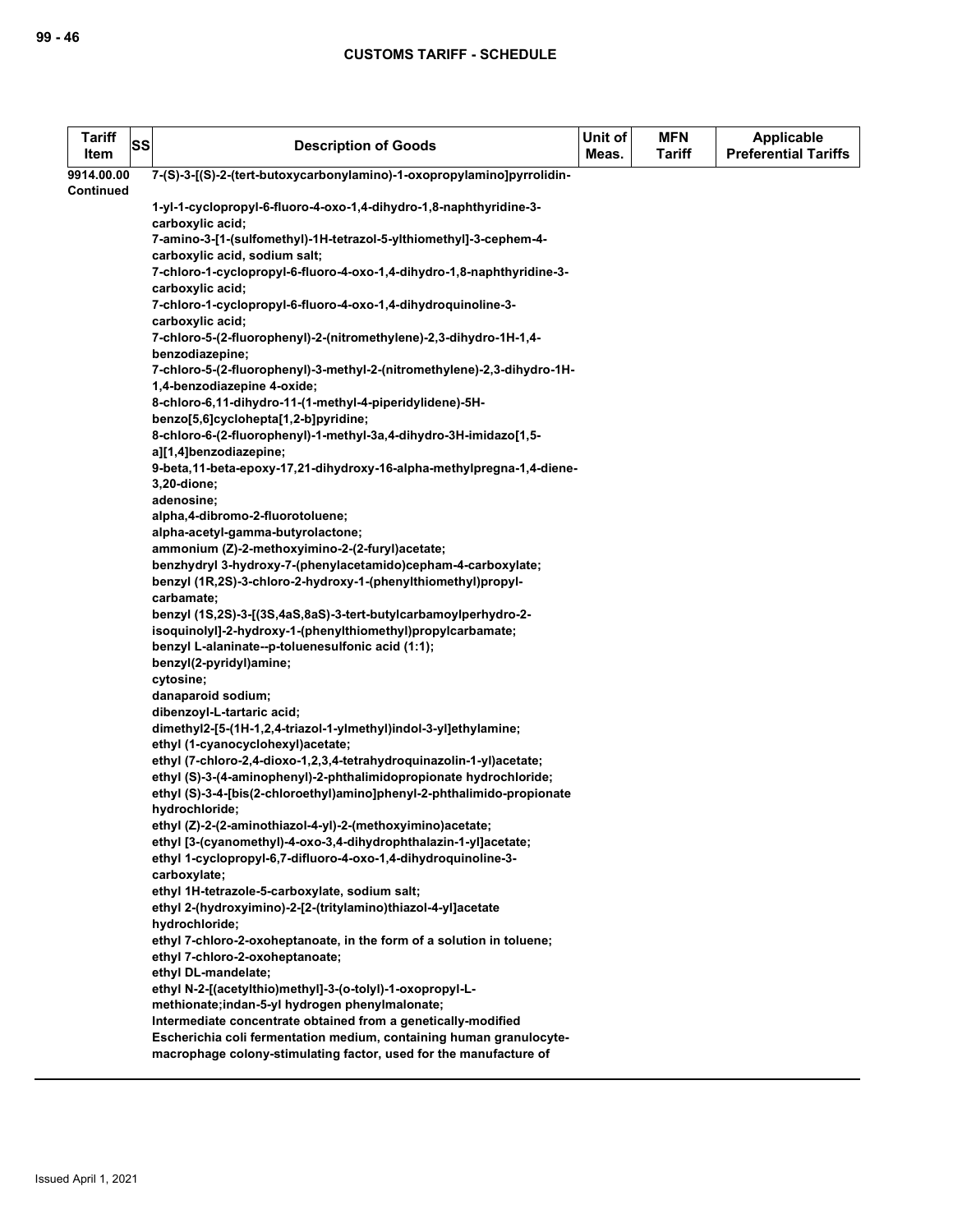| Tariff Item | SS | Description of Goods | Unit of Meas. | MFN Tariff | Applicable Preferential Tariffs |
|---|---|---|---|---|---|
| 9914.00.00 Continued | | 7-(S)-3-[(S)-2-(tert-butoxycarbonylamino)-1-oxopropylamino]pyrrolidin-1-yl-1-cyclopropyl-6-fluoro-4-oxo-1,4-dihydro-1,8-naphthyridine-3-carboxylic acid;<br>7-amino-3-[1-(sulfomethyl)-1H-tetrazol-5-ylthiomethyl]-3-cephem-4-carboxylic acid, sodium salt;<br>7-chloro-1-cyclopropyl-6-fluoro-4-oxo-1,4-dihydro-1,8-naphthyridine-3-carboxylic acid;<br>7-chloro-1-cyclopropyl-6-fluoro-4-oxo-1,4-dihydroquinoline-3-carboxylic acid;<br>7-chloro-5-(2-fluorophenyl)-2-(nitromethylene)-2,3-dihydro-1H-1,4-benzodiazepine;<br>7-chloro-5-(2-fluorophenyl)-3-methyl-2-(nitromethylene)-2,3-dihydro-1H-1,4-benzodiazepine 4-oxide;<br>8-chloro-6,11-dihydro-11-(1-methyl-4-piperidylidene)-5H-benzo[5,6]cyclohepta[1,2-b]pyridine;<br>8-chloro-6-(2-fluorophenyl)-1-methyl-3a,4-dihydro-3H-imidazo[1,5-a][1,4]benzodiazepine;<br>9-beta,11-beta-epoxy-17,21-dihydroxy-16-alpha-methylpregna-1,4-diene-3,20-dione;<br>adenosine;<br>alpha,4-dibromo-2-fluorotoluene;<br>alpha-acetyl-gamma-butyrolactone;<br>ammonium (Z)-2-methoxyimino-2-(2-furyl)acetate;<br>benzhydryl 3-hydroxy-7-(phenylacetamido)cepham-4-carboxylate;<br>benzyl (1R,2S)-3-chloro-2-hydroxy-1-(phenylthiomethyl)propyl-carbamate;<br>benzyl (1S,2S)-3-[(3S,4aS,8aS)-3-tert-butylcarbamoylperhydro-2-isoquinolyl]-2-hydroxy-1-(phenylthiomethyl)propylcarbamate;<br>benzyl L-alaninate--p-toluenesulfonic acid (1:1);<br>benzyl(2-pyridyl)amine;<br>cytosine;<br>danaparoid sodium;<br>dibenzoyl-L-tartaric acid;<br>dimethyl2-[5-(1H-1,2,4-triazol-1-ylmethyl)indol-3-yl]ethylamine;<br>ethyl (1-cyanocyclohexyl)acetate;<br>ethyl (7-chloro-2,4-dioxo-1,2,3,4-tetrahydroquinazolin-1-yl)acetate;<br>ethyl (S)-3-(4-aminophenyl)-2-phthalimidopropionate hydrochloride;<br>ethyl (S)-3-4-[bis(2-chloroethyl)amino]phenyl-2-phthalimido-propionate hydrochloride;<br>ethyl (Z)-2-(2-aminothiazol-4-yl)-2-(methoxyimino)acetate;<br>ethyl [3-(cyanomethyl)-4-oxo-3,4-dihydrophthalazin-1-yl]acetate;<br>ethyl 1-cyclopropyl-6,7-difluoro-4-oxo-1,4-dihydroquinoline-3-carboxylate;<br>ethyl 1H-tetrazole-5-carboxylate, sodium salt;<br>ethyl 2-(hydroxyimino)-2-[2-(tritylamino)thiazol-4-yl]acetate hydrochloride;<br>ethyl 7-chloro-2-oxoheptanoate, in the form of a solution in toluene;<br>ethyl 7-chloro-2-oxoheptanoate;<br>ethyl DL-mandelate;<br>ethyl N-2-[(acetylthio)methyl]-3-(o-tolyl)-1-oxopropyl-L-methionate;indan-5-yl hydrogen phenylmalonate;<br>Intermediate concentrate obtained from a genetically-modified Escherichia coli fermentation medium, containing human granulocyte-macrophage colony-stimulating factor, used for the manufacture of | | | |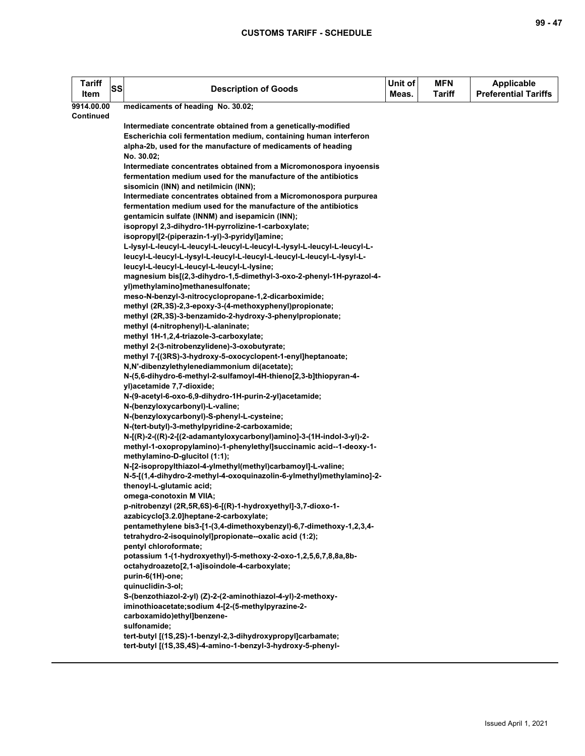| Tariff Item | SS | Description of Goods | Unit of Meas. | MFN Tariff | Applicable Preferential Tariffs |
|---|---|---|---|---|---|
| 9914.00.00 Continued | | medicaments of heading No. 30.02;<br><br>Intermediate concentrate obtained from a genetically-modified Escherichia coli fermentation medium, containing human interferon alpha-2b, used for the manufacture of medicaments of heading No. 30.02;<br>Intermediate concentrates obtained from a Micromonospora inyoensis fermentation medium used for the manufacture of the antibiotics sisomicin (INN) and netilmicin (INN);<br>Intermediate concentrates obtained from a Micromonospora purpurea fermentation medium used for the manufacture of the antibiotics gentamicin sulfate (INNM) and isepamicin (INN);<br>isopropyl 2,3-dihydro-1H-pyrrolizine-1-carboxylate;<br>isopropyl[2-(piperazin-1-yl)-3-pyridyl]amine;<br>L-lysyl-L-leucyl-L-leucyl-L-leucyl-L-leucyl-L-lysyl-L-leucyl-L-leucyl-L-leucyl-L-leucyl-L-lysyl-L-leucyl-L-leucyl-L-leucyl-L-leucyl-L-lysyl-L-leucyl-L-leucyl-L-leucyl-L-leucyl-L-lysine;<br>magnesium bis[(2,3-dihydro-1,5-dimethyl-3-oxo-2-phenyl-1H-pyrazol-4-yl)methylamino]methanesulfonate;<br>meso-N-benzyl-3-nitrocyclopropane-1,2-dicarboximide;<br>methyl (2R,3S)-2,3-epoxy-3-(4-methoxyphenyl)propionate;<br>methyl (2R,3S)-3-benzamido-2-hydroxy-3-phenylpropionate;<br>methyl (4-nitrophenyl)-L-alaninate;<br>methyl 1H-1,2,4-triazole-3-carboxylate;<br>methyl 2-(3-nitrobenzylidene)-3-oxobutyrate;<br>methyl 7-[(3RS)-3-hydroxy-5-oxocyclopent-1-enyl]heptanoate;<br>N,N'-dibenzylethylenediammonium di(acetate);<br>N-(5,6-dihydro-6-methyl-2-sulfamoyl-4H-thieno[2,3-b]thiopyran-4-yl)acetamide 7,7-dioxide;<br>N-(9-acetyl-6-oxo-6,9-dihydro-1H-purin-2-yl)acetamide;<br>N-(benzyloxycarbonyl)-L-valine;<br>N-(benzyloxycarbonyl)-S-phenyl-L-cysteine;<br>N-(tert-butyl)-3-methylpyridine-2-carboxamide;<br>N-[(R)-2-((R)-2-[(2-adamantyloxycarbonyl)amino]-3-(1H-indol-3-yl)-2-methyl-1-oxopropylamino)-1-phenylethyl]succinamic acid--1-deoxy-1-methylamino-D-glucitol (1:1);<br>N-[2-isopropylthiazol-4-ylmethyl(methyl)carbamoyl]-L-valine;<br>N-5-[(1,4-dihydro-2-methyl-4-oxoquinazolin-6-ylmethyl)methylamino]-2-thenoyl-L-glutamic acid;<br>omega-conotoxin M VIIA;<br>p-nitrobenzyl (2R,5R,6S)-6-[(R)-1-hydroxyethyl]-3,7-dioxo-1-azabicyclo[3.2.0]heptane-2-carboxylate;<br>pentamethylene bis3-[1-(3,4-dimethoxybenzyl)-6,7-dimethoxy-1,2,3,4-tetrahydro-2-isoquinolyl]propionate--oxalic acid (1:2);<br>pentyl chloroformate;<br>potassium 1-(1-hydroxyethyl)-5-methoxy-2-oxo-1,2,5,6,7,8,8a,8b-octahydroazeto[2,1-a]isoindole-4-carboxylate;<br>purin-6(1H)-one;<br>quinuclidin-3-ol;<br>S-(benzothiazol-2-yl) (Z)-2-(2-aminothiazol-4-yl)-2-methoxy-iminothioacetate;sodium 4-[2-(5-methylpyrazine-2-carboxamido)ethyl]benzene-sulfonamide;<br>tert-butyl [(1S,2S)-1-benzyl-2,3-dihydroxypropyl]carbamate;<br>tert-butyl [(1S,3S,4S)-4-amino-1-benzyl-3-hydroxy-5-phenyl- | | | |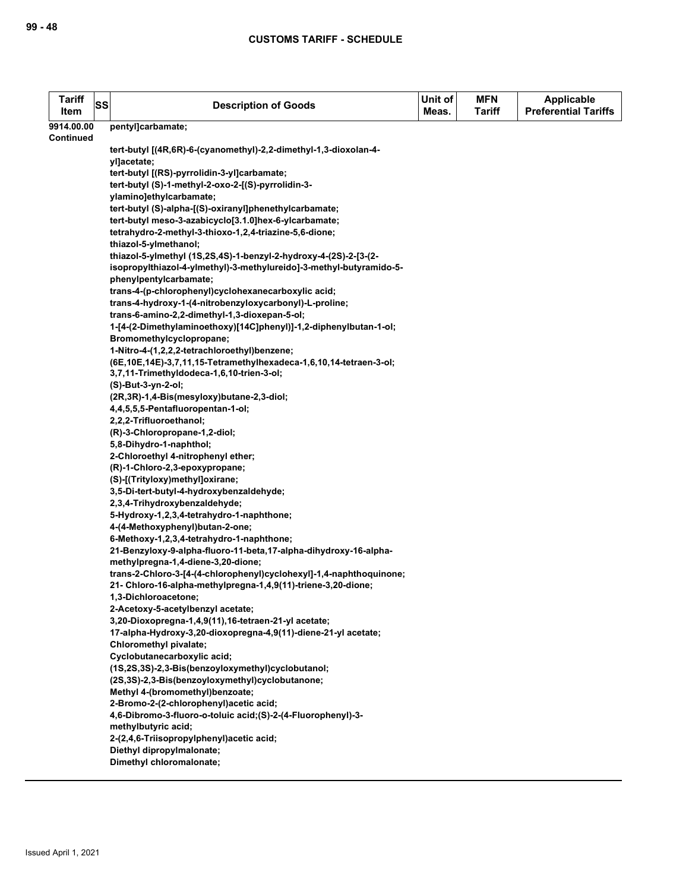| Tariff Item | SS | Description of Goods | Unit of Meas. | MFN Tariff | Applicable Preferential Tariffs |
|---|---|---|---|---|---|
| 9914.00.00 Continued | | pentyl]carbamate;<br><br>tert-butyl [(4R,6R)-6-(cyanomethyl)-2,2-dimethyl-1,3-dioxolan-4-yl]acetate;<br>tert-butyl [(RS)-pyrrolidin-3-yl]carbamate;<br>tert-butyl (S)-1-methyl-2-oxo-2-[(S)-pyrrolidin-3-ylamino]ethylcarbamate;<br>tert-butyl (S)-alpha-[(S)-oxiranyl]phenethylcarbamate;<br>tert-butyl meso-3-azabicyclo[3.1.0]hex-6-ylcarbamate;<br>tetrahydro-2-methyl-3-thioxo-1,2,4-triazine-5,6-dione;<br>thiazol-5-ylmethanol;<br>thiazol-5-ylmethyl (1S,2S,4S)-1-benzyl-2-hydroxy-4-(2S)-2-[3-(2-isopropylthiazol-4-ylmethyl)-3-methylureido]-3-methyl-butyramido-5-phenylpentylcarbamate;<br>trans-4-(p-chlorophenyl)cyclohexanecarboxylic acid;<br>trans-4-hydroxy-1-(4-nitrobenzyloxycarbonyl)-L-proline;<br>trans-6-amino-2,2-dimethyl-1,3-dioxepan-5-ol;<br>1-[4-(2-Dimethylaminoethoxy)[14C]phenyl)]-1,2-diphenylbutan-1-ol;<br>Bromomethylcyclopropane;<br>1-Nitro-4-(1,2,2,2-tetrachloroethyl)benzene;<br>(6E,10E,14E)-3,7,11,15-Tetramethylhexadeca-1,6,10,14-tetraen-3-ol;<br>3,7,11-Trimethyldodeca-1,6,10-trien-3-ol;<br>(S)-But-3-yn-2-ol;<br>(2R,3R)-1,4-Bis(mesyloxy)butane-2,3-diol;<br>4,4,5,5,5-Pentafluoropentan-1-ol;<br>2,2,2-Trifluoroethanol;<br>(R)-3-Chloropropane-1,2-diol;<br>5,8-Dihydro-1-naphthol;<br>2-Chloroethyl 4-nitrophenyl ether;<br>(R)-1-Chloro-2,3-epoxypropane;<br>(S)-[(Trityloxy)methyl]oxirane;<br>3,5-Di-tert-butyl-4-hydroxybenzaldehyde;<br>2,3,4-Trihydroxybenzaldehyde;<br>5-Hydroxy-1,2,3,4-tetrahydro-1-naphthone;<br>4-(4-Methoxyphenyl)butan-2-one;<br>6-Methoxy-1,2,3,4-tetrahydro-1-naphthone;<br>21-Benzyloxy-9-alpha-fluoro-11-beta,17-alpha-dihydroxy-16-alpha-methylpregna-1,4-diene-3,20-dione;<br>trans-2-Chloro-3-[4-(4-chlorophenyl)cyclohexyl]-1,4-naphthoquinone;<br>21- Chloro-16-alpha-methylpregna-1,4,9(11)-triene-3,20-dione;<br>1,3-Dichloroacetone;<br>2-Acetoxy-5-acetylbenzyl acetate;<br>3,20-Dioxopregna-1,4,9(11),16-tetraen-21-yl acetate;<br>17-alpha-Hydroxy-3,20-dioxopregna-4,9(11)-diene-21-yl acetate;<br>Chloromethyl pivalate;<br>Cyclobutanecarboxylic acid;<br>(1S,2S,3S)-2,3-Bis(benzoyloxymethyl)cyclobutanol;<br>(2S,3S)-2,3-Bis(benzoyloxymethyl)cyclobutanone;<br>Methyl 4-(bromomethyl)benzoate;<br>2-Bromo-2-(2-chlorophenyl)acetic acid;<br>4,6-Dibromo-3-fluoro-o-toluic acid;(S)-2-(4-Fluorophenyl)-3-methylbutyric acid;<br>2-(2,4,6-Triisopropylphenyl)acetic acid;<br>Diethyl dipropylmalonate;<br>Dimethyl chloromalonate; | | | |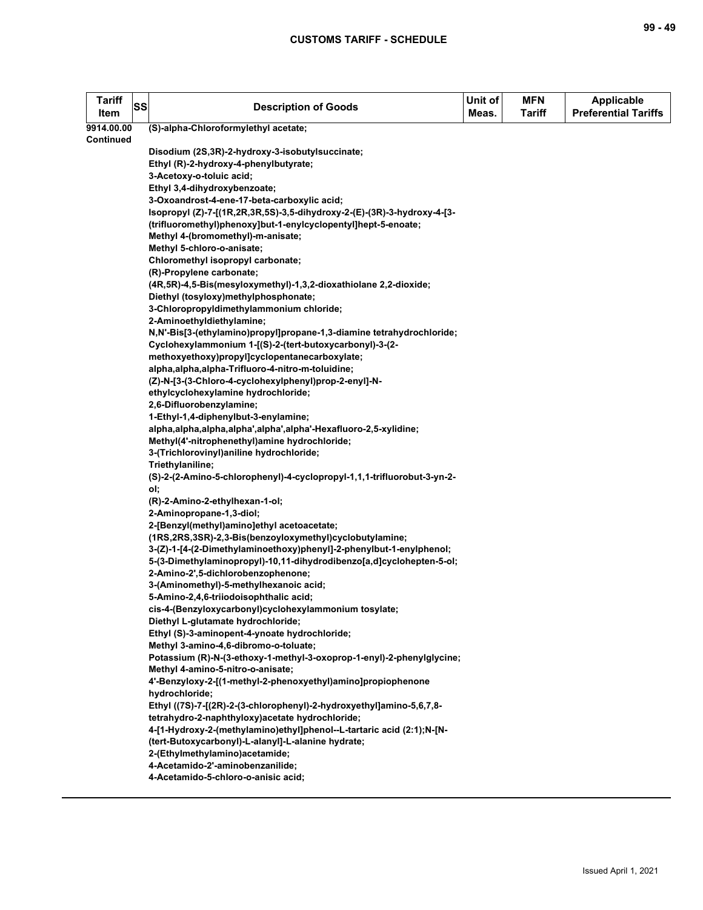| Tariff Item | SS | Description of Goods | Unit of Meas. | MFN Tariff | Applicable Preferential Tariffs |
|---|---|---|---|---|---|
| 9914.00.00 Continued | | (S)-alpha-Chloroformylethyl acetate;<br><br>Disodium (2S,3R)-2-hydroxy-3-isobutylsuccinate;<br>Ethyl (R)-2-hydroxy-4-phenylbutyrate;<br>3-Acetoxy-o-toluic acid;<br>Ethyl 3,4-dihydroxybenzoate;<br>3-Oxoandrost-4-ene-17-beta-carboxylic acid;<br>Isopropyl (Z)-7-[(1R,2R,3R,5S)-3,5-dihydroxy-2-(E)-(3R)-3-hydroxy-4-[3-(trifluoromethyl)phenoxy]but-1-enylcyclopentyl]hept-5-enoate;<br>Methyl 4-(bromomethyl)-m-anisate;<br>Methyl 5-chloro-o-anisate;<br>Chloromethyl isopropyl carbonate;<br>(R)-Propylene carbonate;<br>(4R,5R)-4,5-Bis(mesyloxymethyl)-1,3,2-dioxathiolane 2,2-dioxide;<br>Diethyl (tosyloxy)methylphosphonate;<br>3-Chloropropyldimethylammonium chloride;<br>2-Aminoethyldiethylamine;<br>N,N'-Bis[3-(ethylamino)propyl]propane-1,3-diamine tetrahydrochloride;<br>Cyclohexylammonium 1-[(S)-2-(tert-butoxycarbonyl)-3-(2-methoxyethoxy)propyl]cyclopentanecarboxylate;<br>alpha,alpha,alpha-Trifluoro-4-nitro-m-toluidine;<br>(Z)-N-[3-(3-Chloro-4-cyclohexylphenyl)prop-2-enyl]-N-ethylcyclohexylamine hydrochloride;<br>2,6-Difluorobenzylamine;<br>1-Ethyl-1,4-diphenylbut-3-enylamine;<br>alpha,alpha,alpha,alpha',alpha',alpha'-Hexafluoro-2,5-xylidine;<br>Methyl(4'-nitrophenethyl)amine hydrochloride;<br>3-(Trichlorovinyl)aniline hydrochloride;<br>Triethylaniline;<br>(S)-2-(2-Amino-5-chlorophenyl)-4-cyclopropyl-1,1,1-trifluorobut-3-yn-2-ol;<br>(R)-2-Amino-2-ethylhexan-1-ol;<br>2-Aminopropane-1,3-diol;<br>2-[Benzyl(methyl)amino]ethyl acetoacetate;<br>(1RS,2RS,3SR)-2,3-Bis(benzoyloxymethyl)cyclobutylamine;<br>3-(Z)-1-[4-(2-Dimethylaminoethoxy)phenyl]-2-phenylbut-1-enylphenol;<br>5-(3-Dimethylaminopropyl)-10,11-dihydrodibenzo[a,d]cyclohepten-5-ol;<br>2-Amino-2',5-dichlorobenzophenone;<br>3-(Aminomethyl)-5-methylhexanoic acid;<br>5-Amino-2,4,6-triiodoisophthalic acid;<br>cis-4-(Benzyloxycarbonyl)cyclohexylammonium tosylate;<br>Diethyl L-glutamate hydrochloride;<br>Ethyl (S)-3-aminopent-4-ynoate hydrochloride;<br>Methyl 3-amino-4,6-dibromo-o-toluate;<br>Potassium (R)-N-(3-ethoxy-1-methyl-3-oxoprop-1-enyl)-2-phenylglycine;<br>Methyl 4-amino-5-nitro-o-anisate;<br>4'-Benzyloxy-2-[(1-methyl-2-phenoxyethyl)amino]propiophenone hydrochloride;<br>Ethyl ((7S)-7-[(2R)-2-(3-chlorophenyl)-2-hydroxyethyl]amino-5,6,7,8-tetrahydro-2-naphthyloxy)acetate hydrochloride;<br>4-[1-Hydroxy-2-(methylamino)ethyl]phenol--L-tartaric acid (2:1);N-[N-(tert-Butoxycarbonyl)-L-alanyl]-L-alanine hydrate;<br>2-(Ethylmethylamino)acetamide;<br>4-Acetamido-2'-aminobenzanilide;<br>4-Acetamido-5-chloro-o-anisic acid; | | | |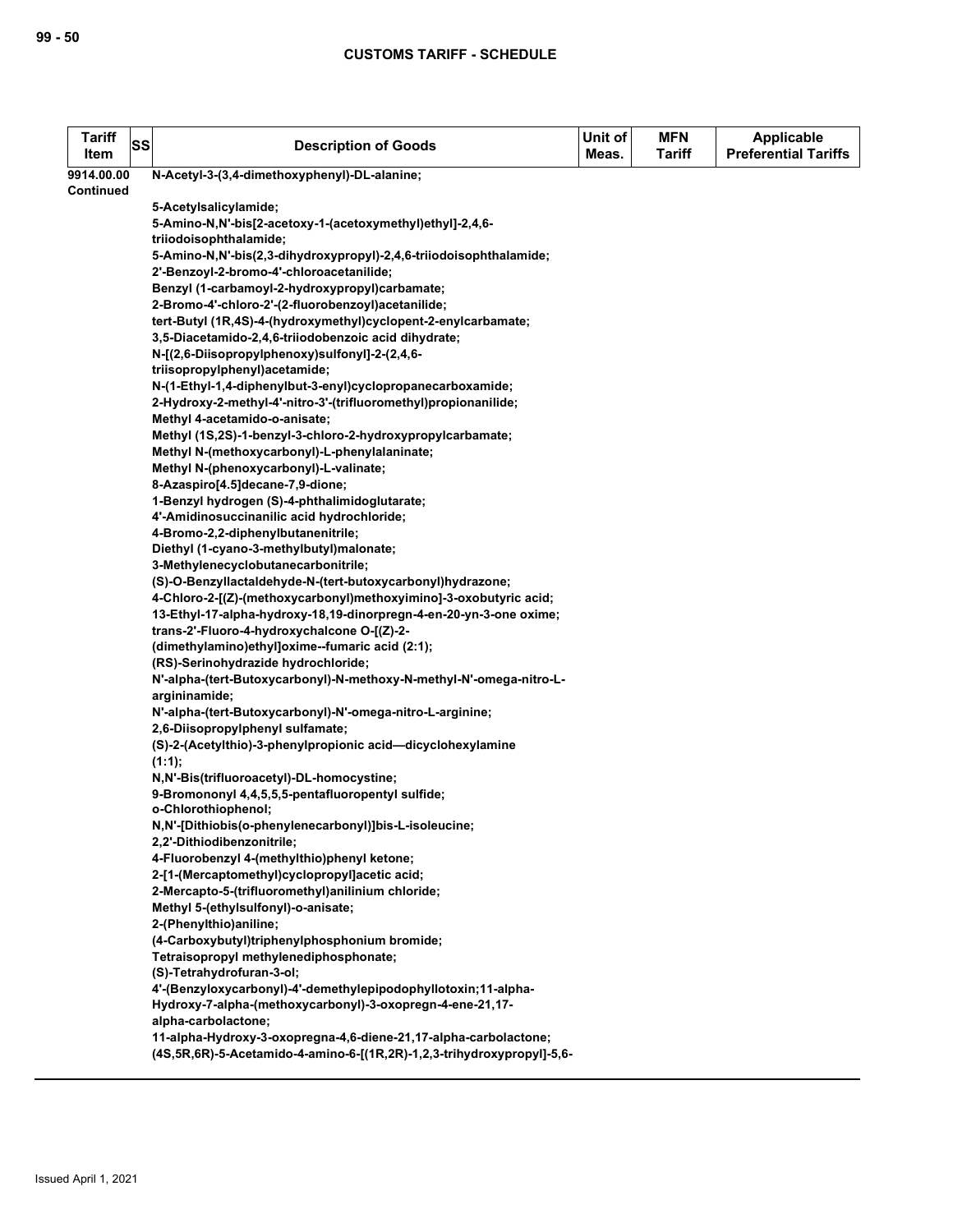| Tariff Item | SS | Description of Goods | Unit of Meas. | MFN Tariff | Applicable Preferential Tariffs |
|---|---|---|---|---|---|
| 9914.00.00 Continued | | N-Acetyl-3-(3,4-dimethoxyphenyl)-DL-alanine;<br>5-Acetylsalicylamide;<br>5-Amino-N,N'-bis[2-acetoxy-1-(acetoxymethyl)ethyl]-2,4,6-triiodoisophthalamide;<br>5-Amino-N,N'-bis(2,3-dihydroxypropyl)-2,4,6-triiodoisophthalamide;<br>2'-Benzoyl-2-bromo-4'-chloroacetanilide;<br>Benzyl (1-carbamoyl-2-hydroxypropyl)carbamate;<br>2-Bromo-4'-chloro-2'-(2-fluorobenzoyl)acetanilide;<br>tert-Butyl (1R,4S)-4-(hydroxymethyl)cyclopent-2-enylcarbamate;<br>3,5-Diacetamido-2,4,6-triiodobenzoic acid dihydrate;<br>N-[(2,6-Diisopropylphenoxy)sulfonyl]-2-(2,4,6-triisopropylphenyl)acetamide;<br>N-(1-Ethyl-1,4-diphenylbut-3-enyl)cyclopropanecarboxamide;<br>2-Hydroxy-2-methyl-4'-nitro-3'-(trifluoromethyl)propionanilide;<br>Methyl 4-acetamido-o-anisate;<br>Methyl (1S,2S)-1-benzyl-3-chloro-2-hydroxypropylcarbamate;<br>Methyl N-(methoxycarbonyl)-L-phenylalaninate;<br>Methyl N-(phenoxycarbonyl)-L-valinate;<br>8-Azaspiro[4.5]decane-7,9-dione;<br>1-Benzyl hydrogen (S)-4-phthalimidoglutarate;<br>4'-Amidinosuccinanilic acid hydrochloride;<br>4-Bromo-2,2-diphenylbutanenitrile;<br>Diethyl (1-cyano-3-methylbutyl)malonate;<br>3-Methylenecyclobutanecarbonitrile;<br>(S)-O-Benzyllactaldehyde-N-(tert-butoxycarbonyl)hydrazone;<br>4-Chloro-2-[(Z)-(methoxycarbonyl)methoxyimino]-3-oxobutyric acid;<br>13-Ethyl-17-alpha-hydroxy-18,19-dinorpregn-4-en-20-yn-3-one oxime;<br>trans-2'-Fluoro-4-hydroxychalcone O-[(Z)-2-(dimethylamino)ethyl]oxime--fumaric acid (2:1);<br>(RS)-Serinohydrazide hydrochloride;<br>N'-alpha-(tert-Butoxycarbonyl)-N-methoxy-N-methyl-N'-omega-nitro-L-argininamide;<br>N'-alpha-(tert-Butoxycarbonyl)-N'-omega-nitro-L-arginine;<br>2,6-Diisopropylphenyl sulfamate;<br>(S)-2-(Acetylthio)-3-phenylpropionic acid—dicyclohexylamine (1:1);<br>N,N'-Bis(trifluoroacetyl)-DL-homocystine;<br>9-Bromononyl 4,4,5,5,5-pentafluoropentyl sulfide;<br>o-Chlorothiophenol;<br>N,N'-[Dithiobis(o-phenylenecarbonyl)]bis-L-isoleucine;<br>2,2'-Dithiodibenzonitrile;<br>4-Fluorobenzyl 4-(methylthio)phenyl ketone;<br>2-[1-(Mercaptomethyl)cyclopropyl]acetic acid;<br>2-Mercapto-5-(trifluoromethyl)anilinium chloride;<br>Methyl 5-(ethylsulfonyl)-o-anisate;<br>2-(Phenylthio)aniline;<br>(4-Carboxybutyl)triphenylphosphonium bromide;<br>Tetraisopropyl methylenediphosphonate;<br>(S)-Tetrahydrofuran-3-ol;<br>4'-(Benzyloxycarbonyl)-4'-demethylepipodophyllotoxin;11-alpha-Hydroxy-7-alpha-(methoxycarbonyl)-3-oxopregn-4-ene-21,17-alpha-carbolactone;<br>11-alpha-Hydroxy-3-oxopregna-4,6-diene-21,17-alpha-carbolactone;<br>(4S,5R,6R)-5-Acetamido-4-amino-6-[(1R,2R)-1,2,3-trihydroxypropyl]-5,6- | | | |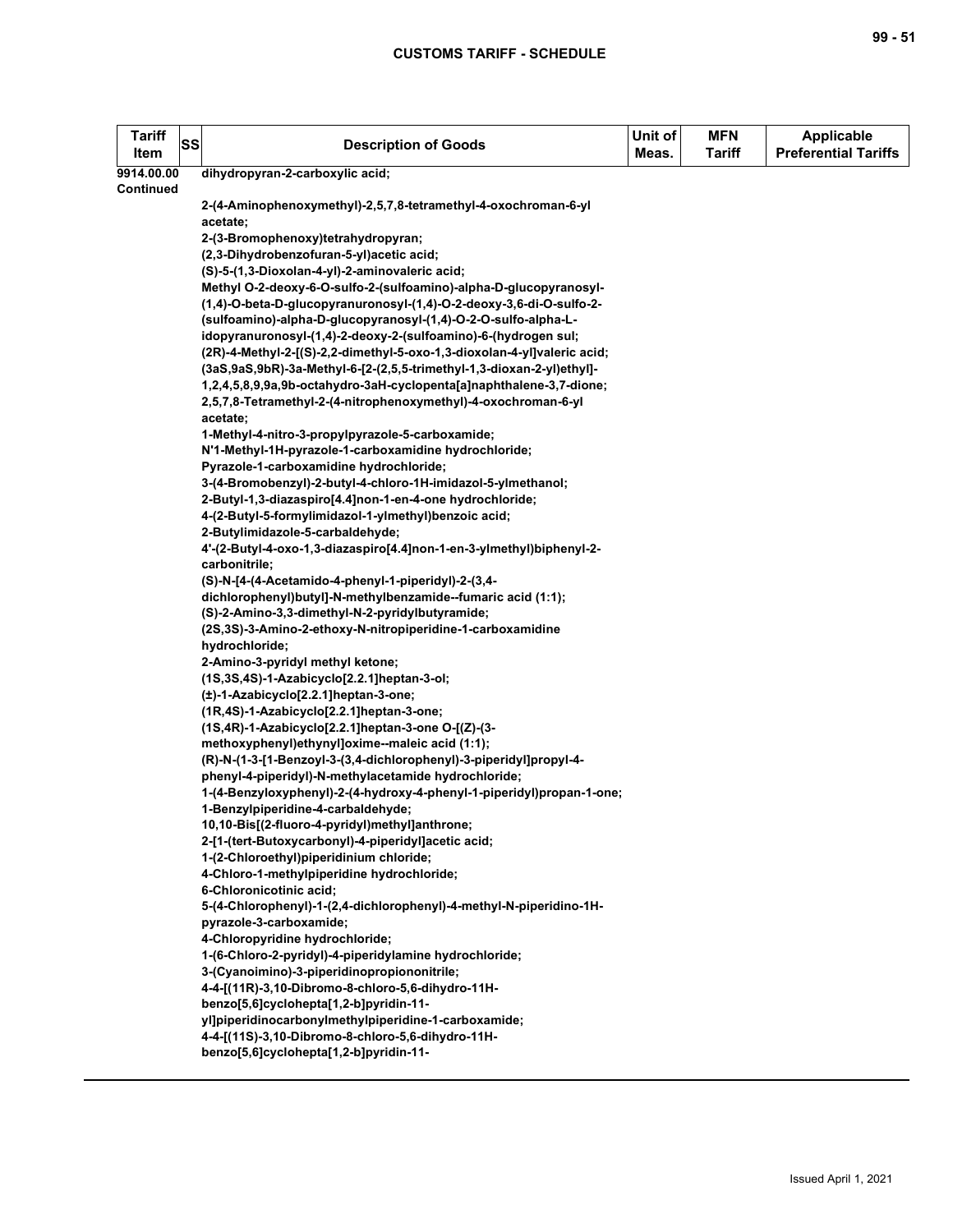| Tariff Item | SS | Description of Goods | Unit of Meas. | MFN Tariff | Applicable Preferential Tariffs |
|---|---|---|---|---|---|
| 9914.00.00 Continued | | dihydropyran-2-carboxylic acid;<br><br>2-(4-Aminophenoxymethyl)-2,5,7,8-tetramethyl-4-oxochroman-6-yl acetate;<br>2-(3-Bromophenoxy)tetrahydropyran;<br>(2,3-Dihydrobenzofuran-5-yl)acetic acid;<br>(S)-5-(1,3-Dioxolan-4-yl)-2-aminovaleric acid;<br>Methyl O-2-deoxy-6-O-sulfo-2-(sulfoamino)-alpha-D-glucopyranosyl-(1,4)-O-beta-D-glucopyranuronosyl-(1,4)-O-2-deoxy-3,6-di-O-sulfo-2-(sulfoamino)-alpha-D-glucopyranosyl-(1,4)-O-2-O-sulfo-alpha-L-idopyranuronosyl-(1,4)-2-deoxy-2-(sulfoamino)-6-(hydrogen sul;<br>(2R)-4-Methyl-2-[(S)-2,2-dimethyl-5-oxo-1,3-dioxolan-4-yl]valeric acid;<br>(3aS,9aS,9bR)-3a-Methyl-6-[2-(2,5,5-trimethyl-1,3-dioxan-2-yl)ethyl]-1,2,4,5,8,9,9a,9b-octahydro-3aH-cyclopenta[a]naphthalene-3,7-dione;<br>2,5,7,8-Tetramethyl-2-(4-nitrophenoxymethyl)-4-oxochroman-6-yl acetate;<br>1-Methyl-4-nitro-3-propylpyrazole-5-carboxamide;<br>N'1-Methyl-1H-pyrazole-1-carboxamidine hydrochloride;<br>Pyrazole-1-carboxamidine hydrochloride;<br>3-(4-Bromobenzyl)-2-butyl-4-chloro-1H-imidazol-5-ylmethanol;<br>2-Butyl-1,3-diazaspiro[4.4]non-1-en-4-one hydrochloride;<br>4-(2-Butyl-5-formylimidazol-1-ylmethyl)benzoic acid;<br>2-Butylimidazole-5-carbaldehyde;<br>4'-(2-Butyl-4-oxo-1,3-diazaspiro[4.4]non-1-en-3-ylmethyl)biphenyl-2-carbonitrile;<br>(S)-N-[4-(4-Acetamido-4-phenyl-1-piperidyl)-2-(3,4-dichlorophenyl)butyl]-N-methylbenzamide--fumaric acid (1:1);<br>(S)-2-Amino-3,3-dimethyl-N-2-pyridylbutyramide;<br>(2S,3S)-3-Amino-2-ethoxy-N-nitropiperidine-1-carboxamidine hydrochloride;<br>2-Amino-3-pyridyl methyl ketone;<br>(1S,3S,4S)-1-Azabicyclo[2.2.1]heptan-3-ol;<br>(±)-1-Azabicyclo[2.2.1]heptan-3-one;<br>(1R,4S)-1-Azabicyclo[2.2.1]heptan-3-one;<br>(1S,4R)-1-Azabicyclo[2.2.1]heptan-3-one O-[(Z)-(3-methoxyphenyl)ethynyl]oxime--maleic acid (1:1);<br>(R)-N-(1-3-[1-Benzoyl-3-(3,4-dichlorophenyl)-3-piperidyl]propyl-4-phenyl-4-piperidyl)-N-methylacetamide hydrochloride;<br>1-(4-Benzyloxyphenyl)-2-(4-hydroxy-4-phenyl-1-piperidyl)propan-1-one;<br>1-Benzylpiperidine-4-carbaldehyde;<br>10,10-Bis[(2-fluoro-4-pyridyl)methyl]anthrone;<br>2-[1-(tert-Butoxycarbonyl)-4-piperidyl]acetic acid;<br>1-(2-Chloroethyl)piperidinium chloride;<br>4-Chloro-1-methylpiperidine hydrochloride;<br>6-Chloronicotinic acid;<br>5-(4-Chlorophenyl)-1-(2,4-dichlorophenyl)-4-methyl-N-piperidino-1H-pyrazole-3-carboxamide;<br>4-Chloropyridine hydrochloride;<br>1-(6-Chloro-2-pyridyl)-4-piperidylamine hydrochloride;<br>3-(Cyanoimino)-3-piperidinopropiononitrile;<br>4-4-[(11R)-3,10-Dibromo-8-chloro-5,6-dihydro-11H-benzo[5,6]cyclohepta[1,2-b]pyridin-11-yl]piperidinocarbonylmethylpiperidine-1-carboxamide;<br>4-4-[(11S)-3,10-Dibromo-8-chloro-5,6-dihydro-11H-benzo[5,6]cyclohepta[1,2-b]pyridin-11- | | | |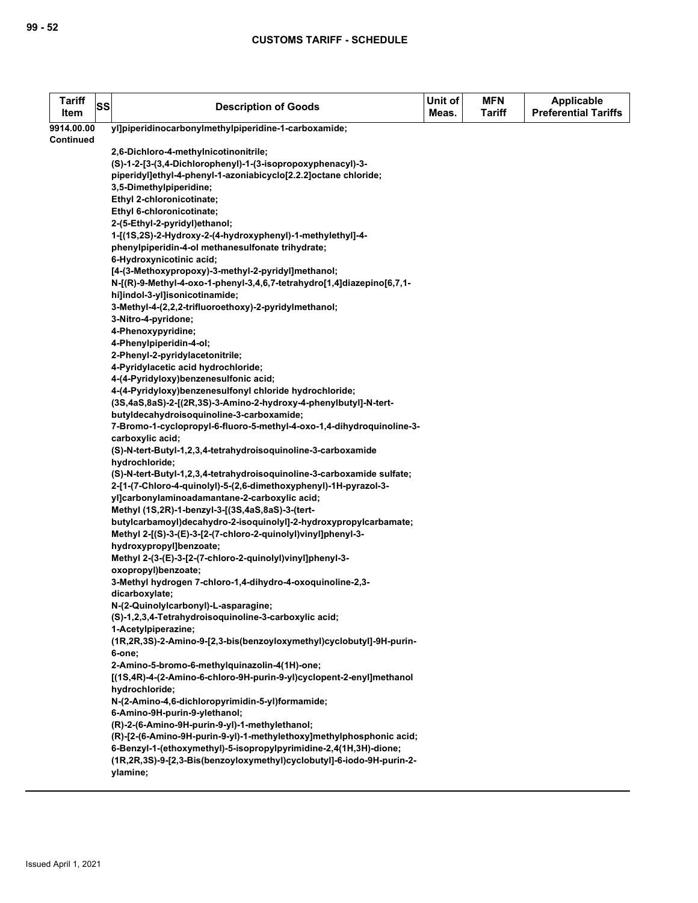| Tariff Item | SS | Description of Goods | Unit of Meas. | MFN Tariff | Applicable Preferential Tariffs |
|---|---|---|---|---|---|
| 9914.00.00 Continued | | yl]piperidinocarbonylmethylpiperidine-1-carboxamide;<br><br>2,6-Dichloro-4-methylnicotinonitrile;<br>(S)-1-2-[3-(3,4-Dichlorophenyl)-1-(3-isopropoxyphenacyl)-3-piperidyl]ethyl-4-phenyl-1-azoniabicyclo[2.2.2]octane chloride;<br>3,5-Dimethylpiperidine;<br>Ethyl 2-chloronicotinate;<br>Ethyl 6-chloronicotinate;<br>2-(5-Ethyl-2-pyridyl)ethanol;<br>1-[(1S,2S)-2-Hydroxy-2-(4-hydroxyphenyl)-1-methylethyl]-4-phenylpiperidin-4-ol methanesulfonate trihydrate;<br>6-Hydroxynicotinic acid;<br>[4-(3-Methoxypropoxy)-3-methyl-2-pyridyl]methanol;<br>N-[(R)-9-Methyl-4-oxo-1-phenyl-3,4,6,7-tetrahydro[1,4]diazepino[6,7,1-hi]indol-3-yl]isonicotinamide;<br>3-Methyl-4-(2,2,2-trifluoroethoxy)-2-pyridylmethanol;<br>3-Nitro-4-pyridone;<br>4-Phenoxypyridine;<br>4-Phenylpiperidin-4-ol;<br>2-Phenyl-2-pyridylacetonitrile;<br>4-Pyridylacetic acid hydrochloride;<br>4-(4-Pyridyloxy)benzenesulfonic acid;<br>4-(4-Pyridyloxy)benzenesulfonyl chloride hydrochloride;<br>(3S,4aS,8aS)-2-[(2R,3S)-3-Amino-2-hydroxy-4-phenylbutyl]-N-tert-butyldecahydroisoquinoline-3-carboxamide;<br>7-Bromo-1-cyclopropyl-6-fluoro-5-methyl-4-oxo-1,4-dihydroquinoline-3-carboxylic acid;<br>(S)-N-tert-Butyl-1,2,3,4-tetrahydroisoquinoline-3-carboxamide hydrochloride;<br>(S)-N-tert-Butyl-1,2,3,4-tetrahydroisoquinoline-3-carboxamide sulfate;<br>2-[1-(7-Chloro-4-quinolyl)-5-(2,6-dimethoxyphenyl)-1H-pyrazol-3-yl]carbonylaminoadamantane-2-carboxylic acid;<br>Methyl (1S,2R)-1-benzyl-3-[(3S,4aS,8aS)-3-(tert-butylcarbamoyl)decahydro-2-isoquinolyl]-2-hydroxypropylcarbamate;<br>Methyl 2-[(S)-3-(E)-3-[2-(7-chloro-2-quinolyl)vinyl]phenyl-3-hydroxypropyl]benzoate;<br>Methyl 2-(3-(E)-3-[2-(7-chloro-2-quinolyl)vinyl]phenyl-3-oxopropyl)benzoate;<br>3-Methyl hydrogen 7-chloro-1,4-dihydro-4-oxoquinoline-2,3-dicarboxylate;<br>N-(2-Quinolylcarbonyl)-L-asparagine;<br>(S)-1,2,3,4-Tetrahydroisoquinoline-3-carboxylic acid;<br>1-Acetylpiperazine;<br>(1R,2R,3S)-2-Amino-9-[2,3-bis(benzoyloxymethyl)cyclobutyl]-9H-purin-6-one;<br>2-Amino-5-bromo-6-methylquinazolin-4(1H)-one;<br>[(1S,4R)-4-(2-Amino-6-chloro-9H-purin-9-yl)cyclopent-2-enyl]methanol hydrochloride;<br>N-(2-Amino-4,6-dichloropyrimidin-5-yl)formamide;<br>6-Amino-9H-purin-9-ylethanol;<br>(R)-2-(6-Amino-9H-purin-9-yl)-1-methylethanol;<br>(R)-[2-(6-Amino-9H-purin-9-yl)-1-methylethoxy]methylphosphonic acid;<br>6-Benzyl-1-(ethoxymethyl)-5-isopropylpyrimidine-2,4(1H,3H)-dione;<br>(1R,2R,3S)-9-[2,3-Bis(benzoyloxymethyl)cyclobutyl]-6-iodo-9H-purin-2-ylamine; | | | |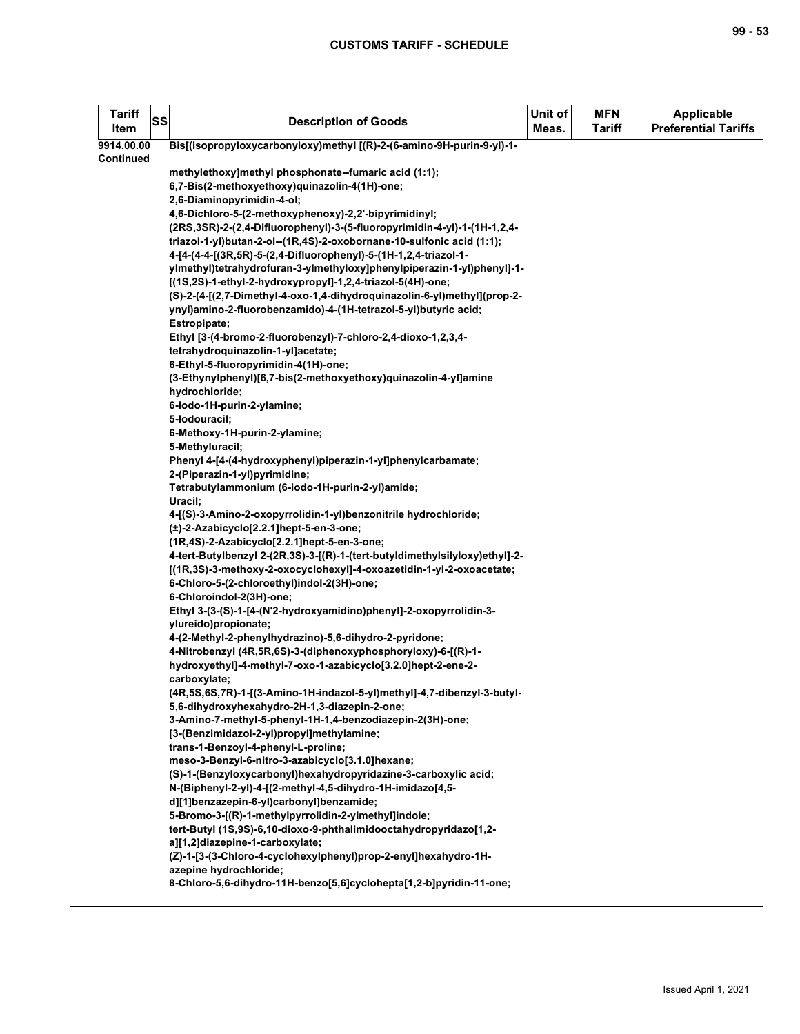| Tariff Item | SS | Description of Goods | Unit of Meas. | MFN Tariff | Applicable Preferential Tariffs |
|---|---|---|---|---|---|
| 9914.00.00 Continued | | Bis[(isopropyloxycarbonyloxy)methyl [(R)-2-(6-amino-9H-purin-9-yl)-1-methylethoxy]methyl phosphonate--fumaric acid (1:1);<br>6,7-Bis(2-methoxyethoxy)quinazolin-4(1H)-one;<br>2,6-Diaminopyrimidin-4-ol;<br>4,6-Dichloro-5-(2-methoxyphenoxy)-2,2'-bipyrimidinyl;<br>(2RS,3SR)-2-(2,4-Difluorophenyl)-3-(5-fluoropyrimidin-4-yl)-1-(1H-1,2,4-triazol-1-yl)butan-2-ol--(1R,4S)-2-oxobornane-10-sulfonic acid (1:1);<br>4-[4-(4-4-[(3R,5R)-5-(2,4-Difluorophenyl)-5-(1H-1,2,4-triazol-1-ylmethyl)tetrahydrofuran-3-ylmethyloxy]phenylpiperazin-1-yl)phenyl]-1-[(1S,2S)-1-ethyl-2-hydroxypropyl]-1,2,4-triazol-5(4H)-one;<br>(S)-2-(4-[(2,7-Dimethyl-4-oxo-1,4-dihydroquinazolin-6-yl)methyl](prop-2-ynyl)amino-2-fluorobenzamido)-4-(1H-tetrazol-5-yl)butyric acid;<br>Estropipate;<br>Ethyl [3-(4-bromo-2-fluorobenzyl)-7-chloro-2,4-dioxo-1,2,3,4-tetrahydroquinazolin-1-yl]acetate;<br>6-Ethyl-5-fluoropyrimidin-4(1H)-one;<br>(3-Ethynylphenyl)[6,7-bis(2-methoxyethoxy)quinazolin-4-yl]amine hydrochloride;<br>6-Iodo-1H-purin-2-ylamine;<br>5-Iodouracil;<br>6-Methoxy-1H-purin-2-ylamine;<br>5-Methyluracil;<br>Phenyl 4-[4-(4-hydroxyphenyl)piperazin-1-yl]phenylcarbamate;<br>2-(Piperazin-1-yl)pyrimidine;<br>Tetrabutylammonium (6-iodo-1H-purin-2-yl)amide;<br>Uracil;<br>4-[(S)-3-Amino-2-oxopyrrolidin-1-yl)benzonitrile hydrochloride;<br>(±)-2-Azabicyclo[2.2.1]hept-5-en-3-one;<br>(1R,4S)-2-Azabicyclo[2.2.1]hept-5-en-3-one;<br>4-tert-Butylbenzyl 2-(2R,3S)-3-[(R)-1-(tert-butyldimethylsilyloxy)ethyl]-2-[(1R,3S)-3-methoxy-2-oxocyclohexyl]-4-oxoazetidin-1-yl-2-oxoacetate;<br>6-Chloro-5-(2-chloroethyl)indol-2(3H)-one;<br>6-Chloroindol-2(3H)-one;<br>Ethyl 3-(3-(S)-1-[4-(N'2-hydroxyamidino)phenyl]-2-oxopyrrolidin-3-ylureido)propionate;<br>4-(2-Methyl-2-phenylhydrazino)-5,6-dihydro-2-pyridone;<br>4-Nitrobenzyl (4R,5R,6S)-3-(diphenoxyphosphoryloxy)-6-[(R)-1-hydroxyethyl]-4-methyl-7-oxo-1-azabicyclo[3.2.0]hept-2-ene-2-carboxylate;<br>(4R,5S,6S,7R)-1-[(3-Amino-1H-indazol-5-yl)methyl]-4,7-dibenzyl-3-butyl-5,6-dihydroxyhexahydro-2H-1,3-diazepin-2-one;<br>3-Amino-7-methyl-5-phenyl-1H-1,4-benzodiazepin-2(3H)-one;<br>[3-(Benzimidazol-2-yl)propyl]methylamine;<br>trans-1-Benzoyl-4-phenyl-L-proline;<br>meso-3-Benzyl-6-nitro-3-azabicyclo[3.1.0]hexane;<br>(S)-1-(Benzyloxycarbonyl)hexahydropyridazine-3-carboxylic acid;<br>N-(Biphenyl-2-yl)-4-[(2-methyl-4,5-dihydro-1H-imidazo[4,5-d][1]benzazepin-6-yl)carbonyl]benzamide;<br>5-Bromo-3-[(R)-1-methylpyrrolidin-2-ylmethyl]indole;<br>tert-Butyl (1S,9S)-6,10-dioxo-9-phthalimidooctahydropyridazo[1,2-a][1,2]diazepine-1-carboxylate;<br>(Z)-1-[3-(3-Chloro-4-cyclohexylphenyl)prop-2-enyl]hexahydro-1H-azepine hydrochloride;<br>8-Chloro-5,6-dihydro-11H-benzo[5,6]cyclohepta[1,2-b]pyridin-11-one; | | | |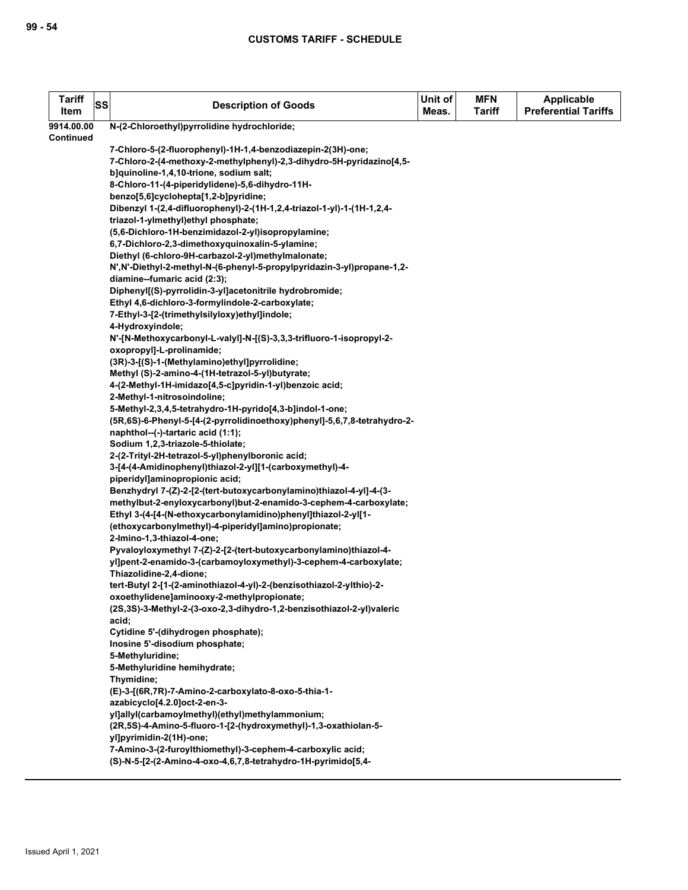| Tariff Item | SS | Description of Goods | Unit of Meas. | MFN Tariff | Applicable Preferential Tariffs |
|---|---|---|---|---|---|
| 9914.00.00 Continued | | N-(2-Chloroethyl)pyrrolidine hydrochloride;<br>7-Chloro-5-(2-fluorophenyl)-1H-1,4-benzodiazepin-2(3H)-one;<br>7-Chloro-2-(4-methoxy-2-methylphenyl)-2,3-dihydro-5H-pyridazino[4,5-b]quinoline-1,4,10-trione, sodium salt;<br>8-Chloro-11-(4-piperidylidene)-5,6-dihydro-11H-benzo[5,6]cyclohepta[1,2-b]pyridine;<br>Dibenzyl 1-(2,4-difluorophenyl)-2-(1H-1,2,4-triazol-1-yl)-1-(1H-1,2,4-triazol-1-ylmethyl)ethyl phosphate;<br>(5,6-Dichloro-1H-benzimidazol-2-yl)isopropylamine;<br>6,7-Dichloro-2,3-dimethoxyquinoxalin-5-ylamine;<br>Diethyl (6-chloro-9H-carbazol-2-yl)methylmalonate;<br>N',N'-Diethyl-2-methyl-N-(6-phenyl-5-propylpyridazin-3-yl)propane-1,2-diamine--fumaric acid (2:3);<br>Diphenyl[(S)-pyrrolidin-3-yl]acetonitrile hydrobromide;<br>Ethyl 4,6-dichloro-3-formylindole-2-carboxylate;<br>7-Ethyl-3-[2-(trimethylsilyloxy)ethyl]indole;<br>4-Hydroxyindole;<br>N'-[N-Methoxycarbonyl-L-valyl]-N-[(S)-3,3,3-trifluoro-1-isopropyl-2-oxopropyl]-L-prolinamide;<br>(3R)-3-[(S)-1-(Methylamino)ethyl]pyrrolidine;<br>Methyl (S)-2-amino-4-(1H-tetrazol-5-yl)butyrate;<br>4-(2-Methyl-1H-imidazo[4,5-c]pyridin-1-yl)benzoic acid;<br>2-Methyl-1-nitrosoindoline;<br>5-Methyl-2,3,4,5-tetrahydro-1H-pyrido[4,3-b]indol-1-one;<br>(5R,6S)-6-Phenyl-5-[4-(2-pyrrolidinoethoxy)phenyl]-5,6,7,8-tetrahydro-2-naphthol--(-)-tartaric acid (1:1);<br>Sodium 1,2,3-triazole-5-thiolate;<br>2-(2-Trityl-2H-tetrazol-5-yl)phenylboronic acid;<br>3-[4-(4-Amidinophenyl)thiazol-2-yl][1-(carboxymethyl)-4-piperidyl]aminopropionic acid;<br>Benzhydryl 7-(Z)-2-[2-(tert-butoxycarbonylamino)thiazol-4-yl]-4-(3-methylbut-2-enyloxycarbonyl)but-2-enamido-3-cephem-4-carboxylate;<br>Ethyl 3-(4-[4-(N-ethoxycarbonylamidino)phenyl]thiazol-2-yl[1-(ethoxycarbonylmethyl)-4-piperidyl]amino)propionate;<br>2-Imino-1,3-thiazol-4-one;<br>Pyvaloyloxymethyl 7-(Z)-2-[2-(tert-butoxycarbonylamino)thiazol-4-yl]pent-2-enamido-3-(carbamoyloxymethyl)-3-cephem-4-carboxylate;<br>Thiazolidine-2,4-dione;<br>tert-Butyl 2-[1-(2-aminothiazol-4-yl)-2-(benzisothiazol-2-ylthio)-2-oxoethylidene]aminooxy-2-methylpropionate;<br>(2S,3S)-3-Methyl-2-(3-oxo-2,3-dihydro-1,2-benzisothiazol-2-yl)valeric acid;<br>Cytidine 5'-(dihydrogen phosphate);<br>Inosine 5'-disodium phosphate;<br>5-Methyluridine;<br>5-Methyluridine hemihydrate;<br>Thymidine;<br>(E)-3-[(6R,7R)-7-Amino-2-carboxylato-8-oxo-5-thia-1-azabicyclo[4.2.0]oct-2-en-3-yl]allyl(carbamoylmethyl)(ethyl)methylammonium;<br>(2R,5S)-4-Amino-5-fluoro-1-[2-(hydroxymethyl)-1,3-oxathiolan-5-yl]pyrimidin-2(1H)-one;<br>7-Amino-3-(2-furoylthiomethyl)-3-cephem-4-carboxylic acid;<br>(S)-N-5-[2-(2-Amino-4-oxo-4,6,7,8-tetrahydro-1H-pyrimido[5,4- | | | |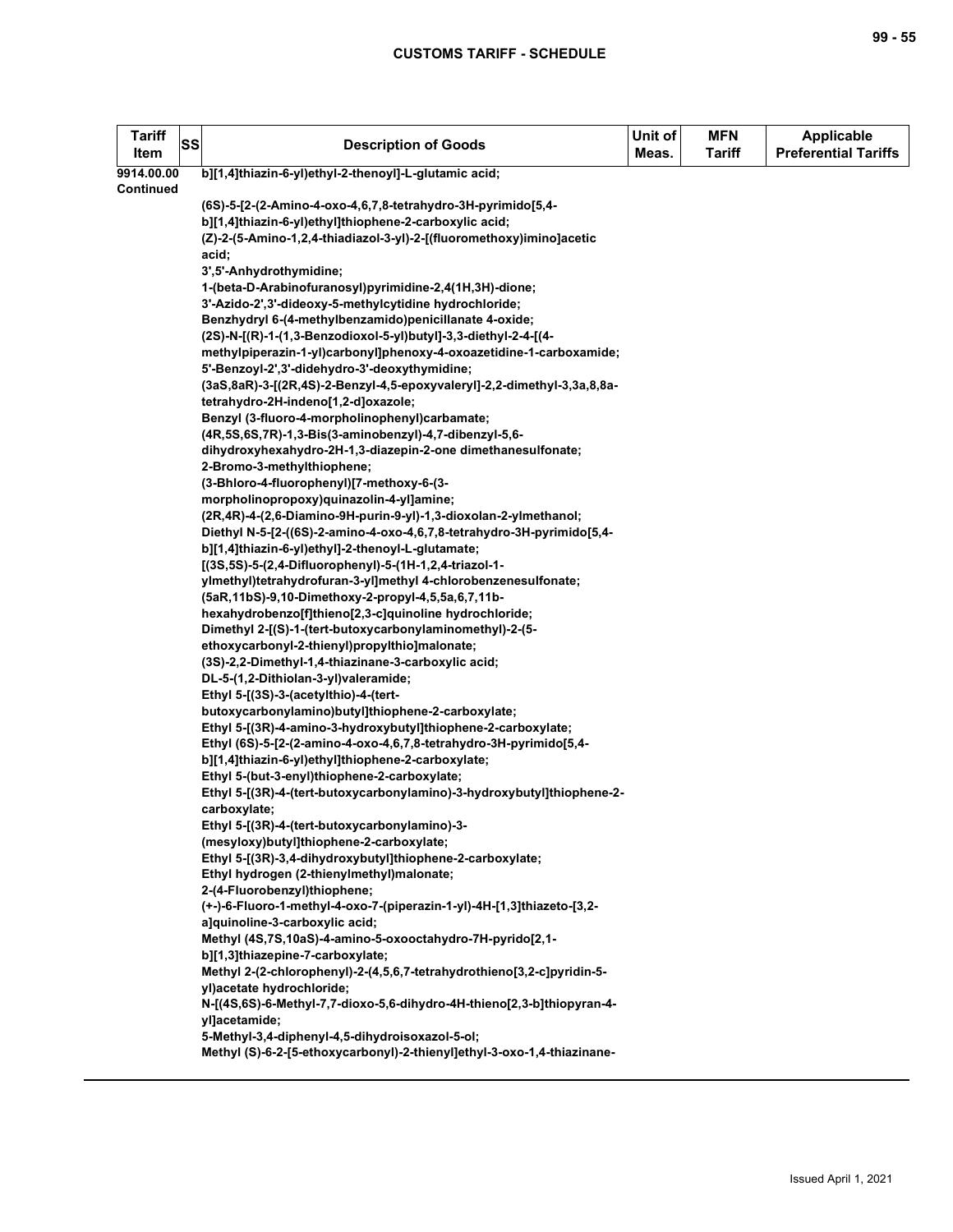| Tariff Item | SS | Description of Goods | Unit of Meas. | MFN Tariff | Applicable Preferential Tariffs |
|---|---|---|---|---|---|
| 9914.00.00 Continued | | b][1,4]thiazin-6-yl)ethyl-2-thenoyl]-L-glutamic acid;<br><br>(6S)-5-[2-(2-Amino-4-oxo-4,6,7,8-tetrahydro-3H-pyrimido[5,4-b][1,4]thiazin-6-yl)ethyl]thiophene-2-carboxylic acid;<br>(Z)-2-(5-Amino-1,2,4-thiadiazol-3-yl)-2-[(fluoromethoxy)imino]acetic acid;<br>3',5'-Anhydrothymidine;<br>1-(beta-D-Arabinofuranosyl)pyrimidine-2,4(1H,3H)-dione;<br>3'-Azido-2',3'-dideoxy-5-methylcytidine hydrochloride;<br>Benzhydryl 6-(4-methylbenzamido)penicillanate 4-oxide;<br>(2S)-N-[(R)-1-(1,3-Benzodioxol-5-yl)butyl]-3,3-diethyl-2-4-[(4-methylpiperazin-1-yl)carbonyl]phenoxy-4-oxoazetidine-1-carboxamide;<br>5'-Benzoyl-2',3'-didehydro-3'-deoxythymidine;<br>(3aS,8aR)-3-[(2R,4S)-2-Benzyl-4,5-epoxyvaleryl]-2,2-dimethyl-3,3a,8,8a-tetrahydro-2H-indeno[1,2-d]oxazole;<br>Benzyl (3-fluoro-4-morpholinophenyl)carbamate;<br>(4R,5S,6S,7R)-1,3-Bis(3-aminobenzyl)-4,7-dibenzyl-5,6-dihydroxyhexahydro-2H-1,3-diazepin-2-one dimethanesulfonate;<br>2-Bromo-3-methylthiophene;<br>(3-Bhloro-4-fluorophenyl)[7-methoxy-6-(3-morpholinopropoxy)quinazolin-4-yl]amine;<br>(2R,4R)-4-(2,6-Diamino-9H-purin-9-yl)-1,3-dioxolan-2-ylmethanol;<br>Diethyl N-5-[2-((6S)-2-amino-4-oxo-4,6,7,8-tetrahydro-3H-pyrimido[5,4-b][1,4]thiazin-6-yl)ethyl]-2-thenoyl-L-glutamate;<br>[(3S,5S)-5-(2,4-Difluorophenyl)-5-(1H-1,2,4-triazol-1-ylmethyl)tetrahydrofuran-3-yl]methyl 4-chlorobenzenesulfonate;<br>(5aR,11bS)-9,10-Dimethoxy-2-propyl-4,5,5a,6,7,11b-hexahydrobenzo[f]thieno[2,3-c]quinoline hydrochloride;<br>Dimethyl 2-[(S)-1-(tert-butoxycarbonylaminomethyl)-2-(5-ethoxycarbonyl-2-thienyl)propylthio]malonate;<br>(3S)-2,2-Dimethyl-1,4-thiazinane-3-carboxylic acid;<br>DL-5-(1,2-Dithiolan-3-yl)valeramide;<br>Ethyl 5-[(3S)-3-(acetylthio)-4-(tert-butoxycarbonylamino)butyl]thiophene-2-carboxylate;<br>Ethyl 5-[(3R)-4-amino-3-hydroxybutyl]thiophene-2-carboxylate;<br>Ethyl (6S)-5-[2-(2-amino-4-oxo-4,6,7,8-tetrahydro-3H-pyrimido[5,4-b][1,4]thiazin-6-yl)ethyl]thiophene-2-carboxylate;<br>Ethyl 5-(but-3-enyl)thiophene-2-carboxylate;<br>Ethyl 5-[(3R)-4-(tert-butoxycarbonylamino)-3-hydroxybutyl]thiophene-2-carboxylate;<br>Ethyl 5-[(3R)-4-(tert-butoxycarbonylamino)-3-(mesyloxy)butyl]thiophene-2-carboxylate;<br>Ethyl 5-[(3R)-3,4-dihydroxybutyl]thiophene-2-carboxylate;<br>Ethyl hydrogen (2-thienylmethyl)malonate;<br>2-(4-Fluorobenzyl)thiophene;<br>(+-)-6-Fluoro-1-methyl-4-oxo-7-(piperazin-1-yl)-4H-[1,3]thiazeto-[3,2-a]quinoline-3-carboxylic acid;<br>Methyl (4S,7S,10aS)-4-amino-5-oxooctahydro-7H-pyrido[2,1-b][1,3]thiazepine-7-carboxylate;<br>Methyl 2-(2-chlorophenyl)-2-(4,5,6,7-tetrahydrothieno[3,2-c]pyridin-5-yl)acetate hydrochloride;<br>N-[(4S,6S)-6-Methyl-7,7-dioxo-5,6-dihydro-4H-thieno[2,3-b]thiopyran-4-yl]acetamide;<br>5-Methyl-3,4-diphenyl-4,5-dihydroisoxazol-5-ol;<br>Methyl (S)-6-2-[5-ethoxycarbonyl)-2-thienyl]ethyl-3-oxo-1,4-thiazinane- | | | |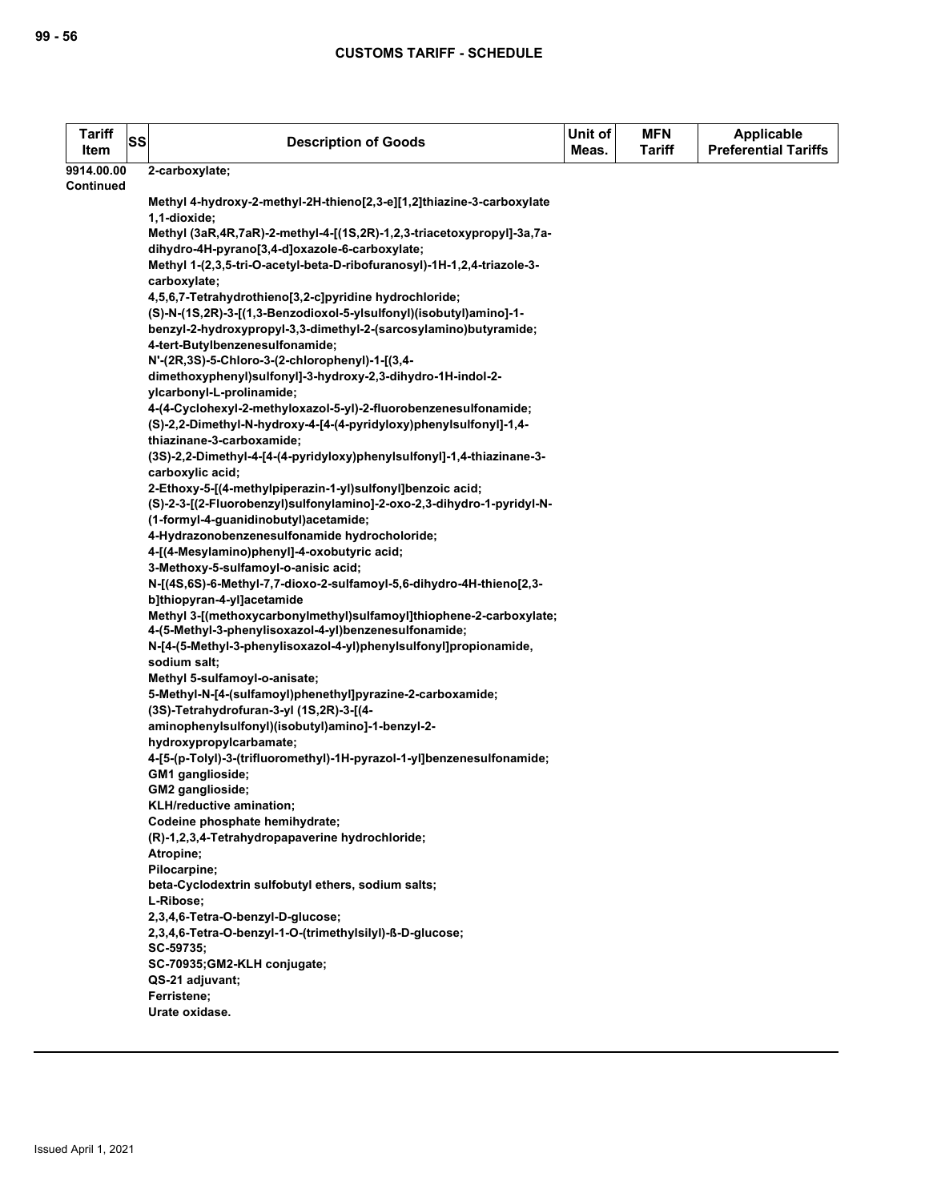| Tariff Item | SS | Description of Goods | Unit of Meas. | MFN Tariff | Applicable Preferential Tariffs |
|---|---|---|---|---|---|
| 9914.00.00 Continued | | 2-carboxylate;<br><br>Methyl 4-hydroxy-2-methyl-2H-thieno[2,3-e][1,2]thiazine-3-carboxylate 1,1-dioxide;<br>Methyl (3aR,4R,7aR)-2-methyl-4-[(1S,2R)-1,2,3-triacetoxypropyl]-3a,7a-dihydro-4H-pyrano[3,4-d]oxazole-6-carboxylate;<br>Methyl 1-(2,3,5-tri-O-acetyl-beta-D-ribofuranosyl)-1H-1,2,4-triazole-3-carboxylate;<br>4,5,6,7-Tetrahydrothieno[3,2-c]pyridine hydrochloride;<br>(S)-N-(1S,2R)-3-[(1,3-Benzodioxol-5-ylsulfonyl)(isobutyl)amino]-1-benzyl-2-hydroxypropyl-3,3-dimethyl-2-(sarcosylamino)butyramide;<br>4-tert-Butylbenzenesulfonamide;<br>N'-(2R,3S)-5-Chloro-3-(2-chlorophenyl)-1-[(3,4-dimethoxyphenyl)sulfonyl]-3-hydroxy-2,3-dihydro-1H-indol-2-ylcarbonyl-L-prolinamide;<br>4-(4-Cyclohexyl-2-methyloxazol-5-yl)-2-fluorobenzenesulfonamide;<br>(S)-2,2-Dimethyl-N-hydroxy-4-[4-(4-pyridyloxy)phenylsulfonyl]-1,4-thiazinane-3-carboxamide;<br>(3S)-2,2-Dimethyl-4-[4-(4-pyridyloxy)phenylsulfonyl]-1,4-thiazinane-3-carboxylic acid;<br>2-Ethoxy-5-[(4-methylpiperazin-1-yl)sulfonyl]benzoic acid;<br>(S)-2-3-[(2-Fluorobenzyl)sulfonylamino]-2-oxo-2,3-dihydro-1-pyridyl-N-(1-formyl-4-guanidinobutyl)acetamide;<br>4-Hydrazonobenzenesulfonamide hydrocholoride;<br>4-[(4-Mesylamino)phenyl]-4-oxobutyric acid;<br>3-Methoxy-5-sulfamoyl-o-anisic acid;<br>N-[(4S,6S)-6-Methyl-7,7-dioxo-2-sulfamoyl-5,6-dihydro-4H-thieno[2,3-b]thiopyran-4-yl]acetamide<br>Methyl 3-[(methoxycarbonylmethyl)sulfamoyl]thiophene-2-carboxylate;<br>4-(5-Methyl-3-phenylisoxazol-4-yl)benzenesulfonamide;<br>N-[4-(5-Methyl-3-phenylisoxazol-4-yl)phenylsulfonyl]propionamide, sodium salt;<br>Methyl 5-sulfamoyl-o-anisate;<br>5-Methyl-N-[4-(sulfamoyl)phenethyl]pyrazine-2-carboxamide;<br>(3S)-Tetrahydrofuran-3-yl (1S,2R)-3-[(4-aminophenylsulfonyl)(isobutyl)amino]-1-benzyl-2-hydroxypropylcarbamate;<br>4-[5-(p-Tolyl)-3-(trifluoromethyl)-1H-pyrazol-1-yl]benzenesulfonamide;<br>GM1 ganglioside;<br>GM2 ganglioside;<br>KLH/reductive amination;<br>Codeine phosphate hemihydrate;<br>(R)-1,2,3,4-Tetrahydropapaverine hydrochloride;<br>Atropine;<br>Pilocarpine;<br>beta-Cyclodextrin sulfobutyl ethers, sodium salts;<br>L-Ribose;<br>2,3,4,6-Tetra-O-benzyl-D-glucose;<br>2,3,4,6-Tetra-O-benzyl-1-O-(trimethylsilyl)-ß-D-glucose;<br>SC-59735;<br>SC-70935;GM2-KLH conjugate;<br>QS-21 adjuvant;<br>Ferristene;<br>Urate oxidase. | | | |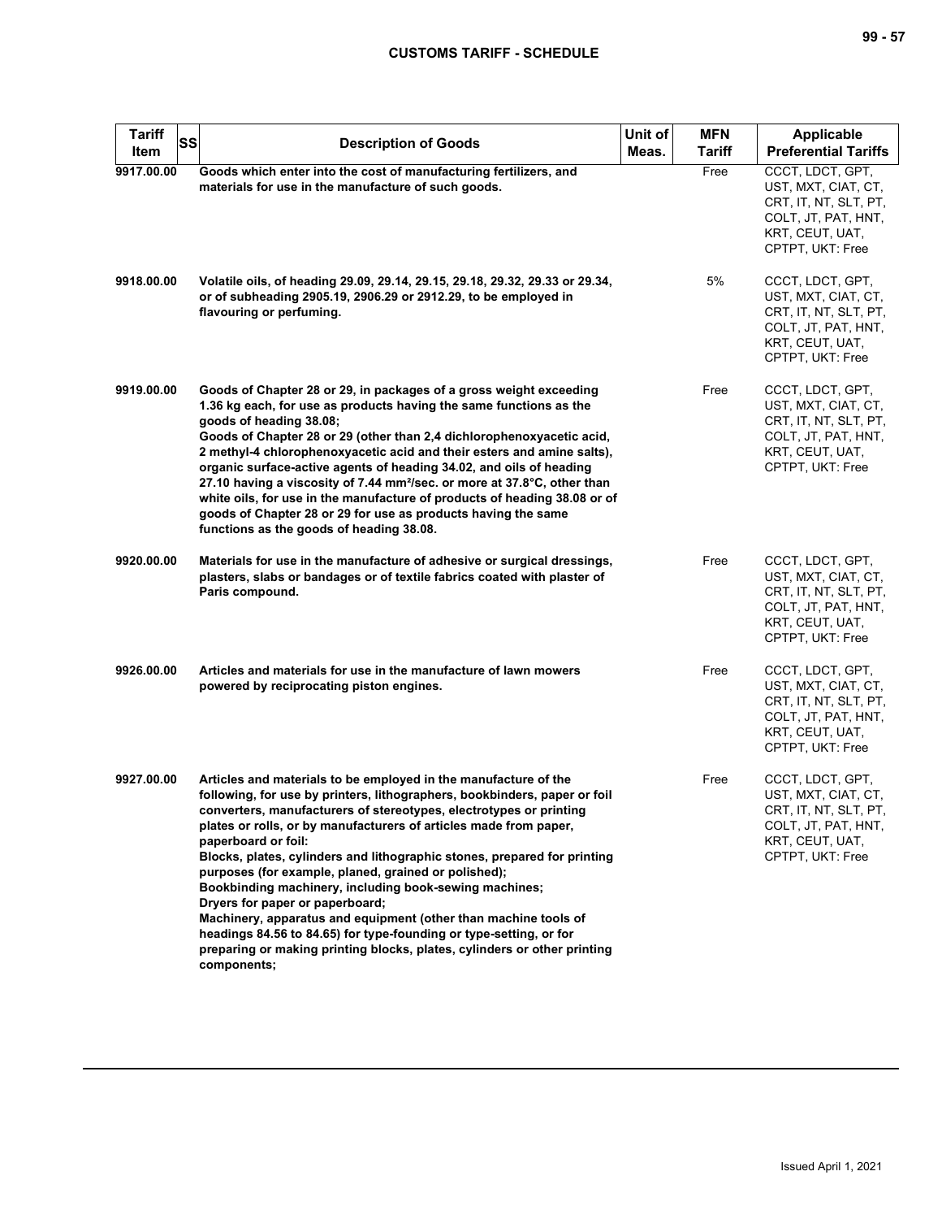| Tariff Item | SS | Description of Goods | Unit of Meas. | MFN Tariff | Applicable Preferential Tariffs |
|---|---|---|---|---|---|
| 9917.00.00 | | Goods which enter into the cost of manufacturing fertilizers, and materials for use in the manufacture of such goods. | | Free | CCCT, LDCT, GPT, UST, MXT, CIAT, CT, CRT, IT, NT, SLT, PT, COLT, JT, PAT, HNT, KRT, CEUT, UAT, CPTPT, UKT: Free |
| 9918.00.00 | | Volatile oils, of heading 29.09, 29.14, 29.15, 29.18, 29.32, 29.33 or 29.34, or of subheading 2905.19, 2906.29 or 2912.29, to be employed in flavouring or perfuming. | | 5% | CCCT, LDCT, GPT, UST, MXT, CIAT, CT, CRT, IT, NT, SLT, PT, COLT, JT, PAT, HNT, KRT, CEUT, UAT, CPTPT, UKT: Free |
| 9919.00.00 | | Goods of Chapter 28 or 29, in packages of a gross weight exceeding 1.36 kg each, for use as products having the same functions as the goods of heading 38.08;<br>Goods of Chapter 28 or 29 (other than 2,4 dichlorophenoxyacetic acid, 2 methyl-4 chlorophenoxyacetic acid and their esters and amine salts), organic surface-active agents of heading 34.02, and oils of heading 27.10 having a viscosity of 7.44 $mm^2$/sec. or more at 37.8°C, other than white oils, for use in the manufacture of products of heading 38.08 or of goods of Chapter 28 or 29 for use as products having the same functions as the goods of heading 38.08. | | Free | CCCT, LDCT, GPT, UST, MXT, CIAT, CT, CRT, IT, NT, SLT, PT, COLT, JT, PAT, HNT, KRT, CEUT, UAT, CPTPT, UKT: Free |
| 9920.00.00 | | Materials for use in the manufacture of adhesive or surgical dressings, plasters, slabs or bandages or of textile fabrics coated with plaster of Paris compound. | | Free | CCCT, LDCT, GPT, UST, MXT, CIAT, CT, CRT, IT, NT, SLT, PT, COLT, JT, PAT, HNT, KRT, CEUT, UAT, CPTPT, UKT: Free |
| 9926.00.00 | | Articles and materials for use in the manufacture of lawn mowers powered by reciprocating piston engines. | | Free | CCCT, LDCT, GPT, UST, MXT, CIAT, CT, CRT, IT, NT, SLT, PT, COLT, JT, PAT, HNT, KRT, CEUT, UAT, CPTPT, UKT: Free |
| 9927.00.00 | | Articles and materials to be employed in the manufacture of the following, for use by printers, lithographers, bookbinders, paper or foil converters, manufacturers of stereotypes, electrotypes or printing plates or rolls, or by manufacturers of articles made from paper, paperboard or foil:<br>Blocks, plates, cylinders and lithographic stones, prepared for printing purposes (for example, planed, grained or polished);<br>Bookbinding machinery, including book-sewing machines;<br>Dryers for paper or paperboard;<br>Machinery, apparatus and equipment (other than machine tools of headings 84.56 to 84.65) for type-founding or type-setting, or for preparing or making printing blocks, plates, cylinders or other printing components; | | Free | CCCT, LDCT, GPT, UST, MXT, CIAT, CT, CRT, IT, NT, SLT, PT, COLT, JT, PAT, HNT, KRT, CEUT, UAT, CPTPT, UKT: Free |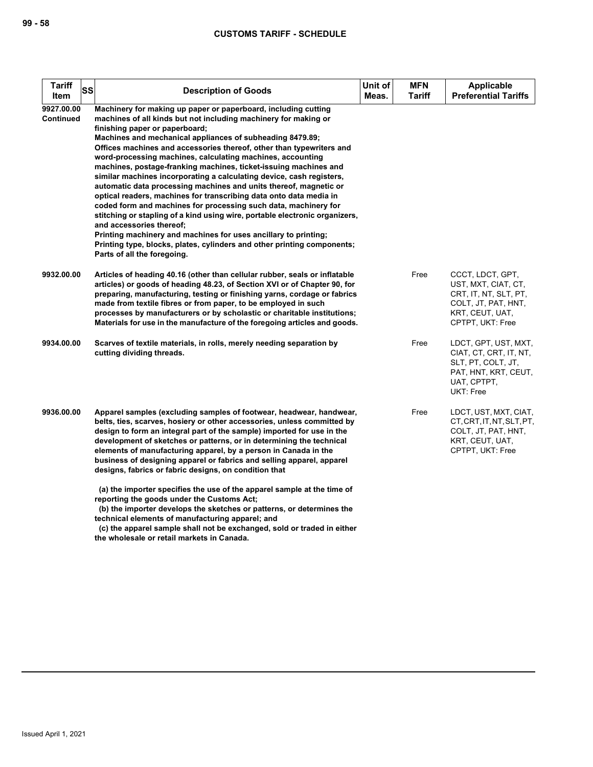| Tariff Item | SS | Description of Goods | Unit of Meas. | MFN Tariff | Applicable Preferential Tariffs |
|---|---|---|---|---|---|
| 9927.00.00 Continued | | **Machinery for making up paper or paperboard, including cutting machines of all kinds but not including machinery for making or finishing paper or paperboard;**<br>**Machines and mechanical appliances of subheading 8479.89;**<br>**Offices machines and accessories thereof, other than typewriters and word-processing machines, calculating machines, accounting machines, postage-franking machines, ticket-issuing machines and similar machines incorporating a calculating device, cash registers, automatic data processing machines and units thereof, magnetic or optical readers, machines for transcribing data onto data media in coded form and machines for processing such data, machinery for stitching or stapling of a kind using wire, portable electronic organizers, and accessories thereof;**<br>**Printing machinery and machines for uses ancillary to printing;**<br>**Printing type, blocks, plates, cylinders and other printing components;**<br>**Parts of all the foregoing.** | | | |
| 9932.00.00 | | **Articles of heading 40.16 (other than cellular rubber, seals or inflatable articles) or goods of heading 48.23, of Section XVI or of Chapter 90, for preparing, manufacturing, testing or finishing yarns, cordage or fabrics made from textile fibres or from paper, to be employed in such processes by manufacturers or by scholastic or charitable institutions;**<br>**Materials for use in the manufacture of the foregoing articles and goods.** | | Free | CCCT, LDCT, GPT, UST, MXT, CIAT, CT, CRT, IT, NT, SLT, PT, COLT, JT, PAT, HNT, KRT, CEUT, UAT, CPTPT, UKT: Free |
| 9934.00.00 | | **Scarves of textile materials, in rolls, merely needing separation by cutting dividing threads.** | | Free | LDCT, GPT, UST, MXT, CIAT, CT, CRT, IT, NT, SLT, PT, COLT, JT, PAT, HNT, KRT, CEUT, UAT, CPTPT, UKT: Free |
| 9936.00.00 | | **Apparel samples (excluding samples of footwear, headwear, handwear, belts, ties, scarves, hosiery or other accessories, unless committed by design to form an integral part of the sample) imported for use in the development of sketches or patterns, or in determining the technical elements of manufacturing apparel, by a person in Canada in the business of designing apparel or fabrics and selling apparel, apparel designs, fabrics or fabric designs, on condition that**<br><br>**(a) the importer specifies the use of the apparel sample at the time of reporting the goods under the Customs Act;**<br>**(b) the importer develops the sketches or patterns, or determines the technical elements of manufacturing apparel; and**<br>**(c) the apparel sample shall not be exchanged, sold or traded in either the wholesale or retail markets in Canada.** | | Free | LDCT, UST, MXT, CIAT, CT, CRT, IT, NT, SLT, PT, COLT, JT, PAT, HNT, KRT, CEUT, UAT, CPTPT, UKT: Free |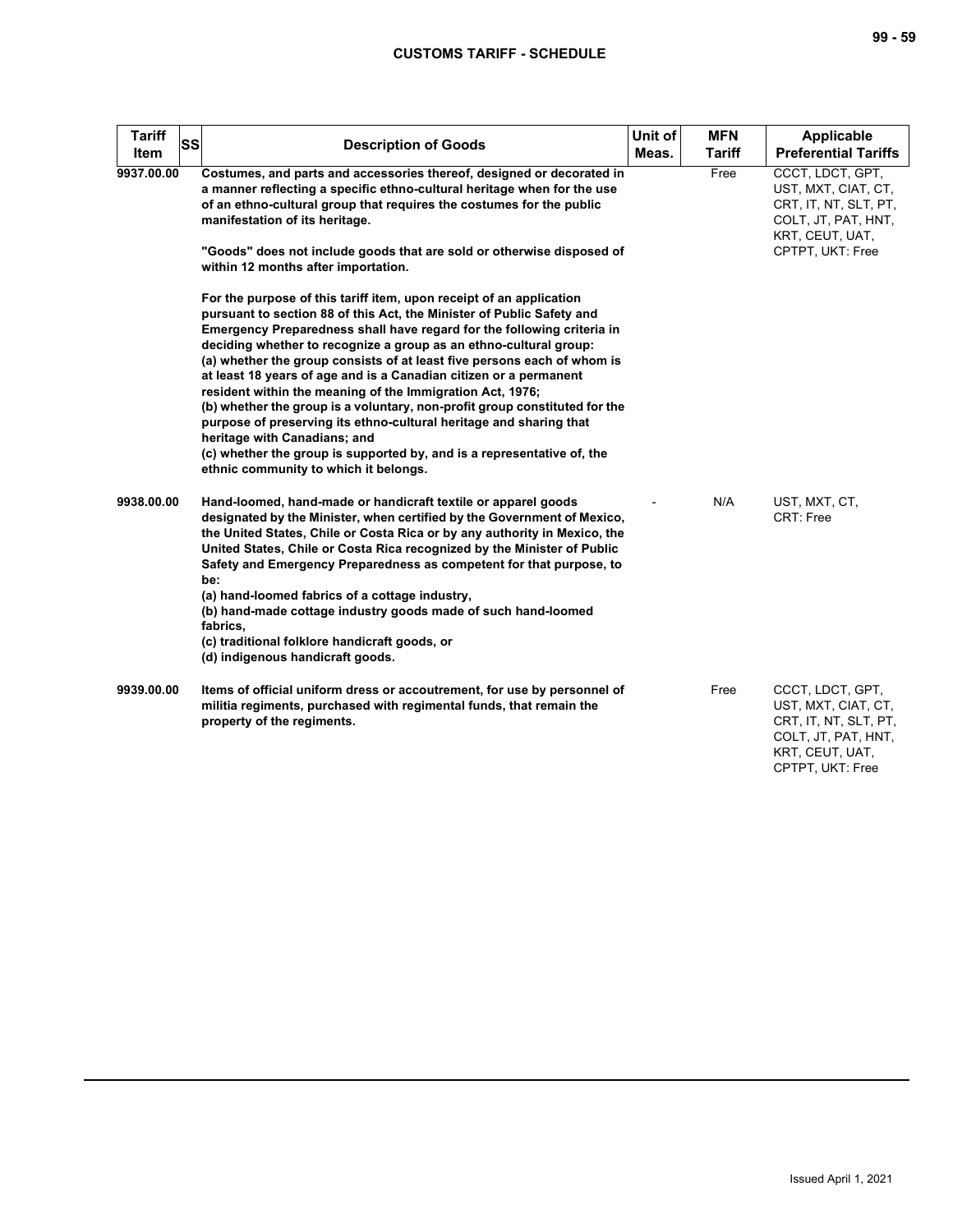| Tariff Item | SS | Description of Goods | Unit of Meas. | MFN Tariff | Applicable Preferential Tariffs |
|---|---|---|---|---|---|
| 9937.00.00 | | Costumes, and parts and accessories thereof, designed or decorated in a manner reflecting a specific ethno-cultural heritage when for the use of an ethno-cultural group that requires the costumes for the public manifestation of its heritage.<br><br>"Goods" does not include goods that are sold or otherwise disposed of within 12 months after importation.<br><br>For the purpose of this tariff item, upon receipt of an application pursuant to section 88 of this Act, the Minister of Public Safety and Emergency Preparedness shall have regard for the following criteria in deciding whether to recognize a group as an ethno-cultural group:<br>(a) whether the group consists of at least five persons each of whom is at least 18 years of age and is a Canadian citizen or a permanent resident within the meaning of the Immigration Act, 1976;<br>(b) whether the group is a voluntary, non-profit group constituted for the purpose of preserving its ethno-cultural heritage and sharing that heritage with Canadians; and<br>(c) whether the group is supported by, and is a representative of, the ethnic community to which it belongs. | | Free | CCCT, LDCT, GPT, UST, MXT, CIAT, CT, CRT, IT, NT, SLT, PT, COLT, JT, PAT, HNT, KRT, CEUT, UAT, CPTPT, UKT: Free |
| 9938.00.00 | | Hand-loomed, hand-made or handicraft textile or apparel goods designated by the Minister, when certified by the Government of Mexico, the United States, Chile or Costa Rica or by any authority in Mexico, the United States, Chile or Costa Rica recognized by the Minister of Public Safety and Emergency Preparedness as competent for that purpose, to be:<br>(a) hand-loomed fabrics of a cottage industry,<br>(b) hand-made cottage industry goods made of such hand-loomed fabrics,<br>(c) traditional folklore handicraft goods, or<br>(d) indigenous handicraft goods. | - | N/A | UST, MXT, CT, CRT: Free |
| 9939.00.00 | | Items of official uniform dress or accoutrement, for use by personnel of militia regiments, purchased with regimental funds, that remain the property of the regiments. | | Free | CCCT, LDCT, GPT, UST, MXT, CIAT, CT, CRT, IT, NT, SLT, PT, COLT, JT, PAT, HNT, KRT, CEUT, UAT, CPTPT, UKT: Free |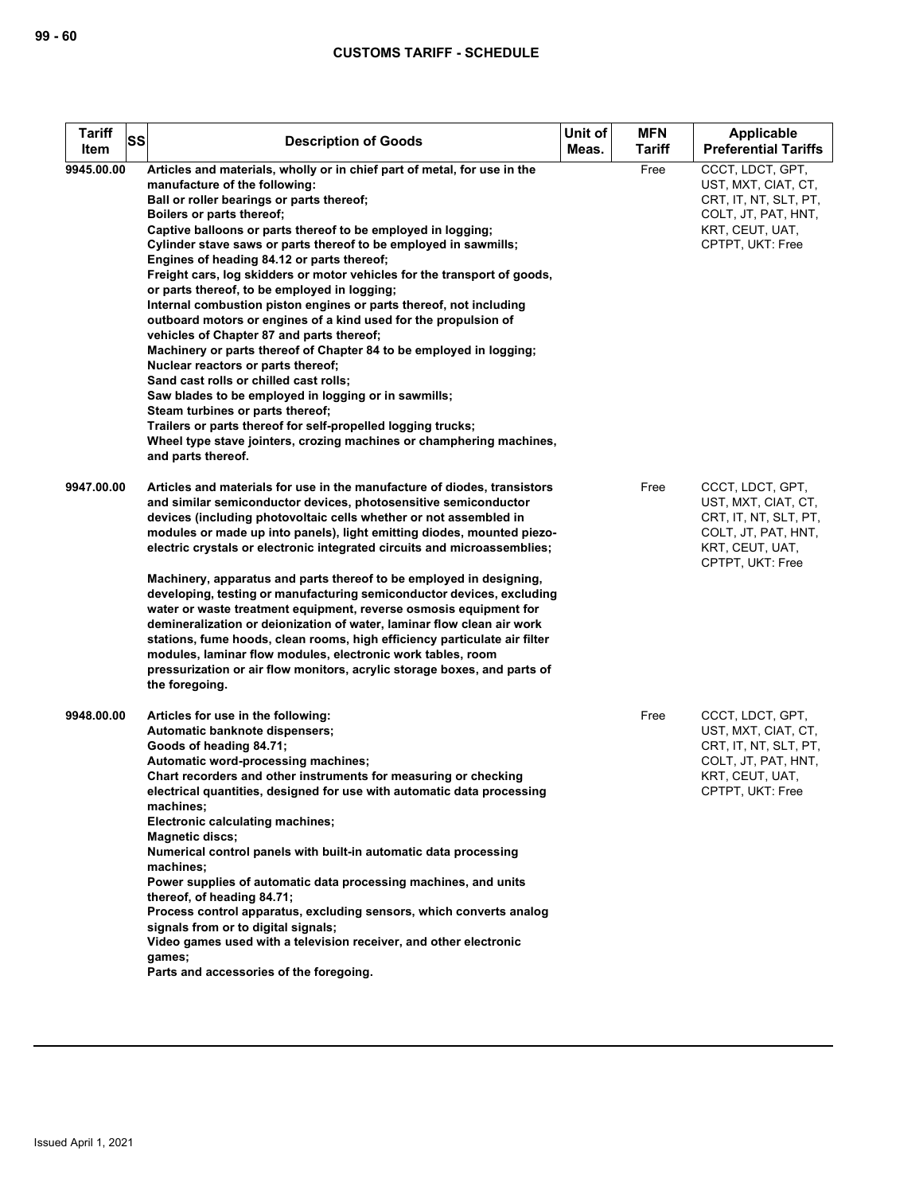| Tariff Item | SS | Description of Goods | Unit of Meas. | MFN Tariff | Applicable Preferential Tariffs |
|---|---|---|---|---|---|
| 9945.00.00 | | Articles and materials, wholly or in chief part of metal, for use in the manufacture of the following:<br>Ball or roller bearings or parts thereof;<br>Boilers or parts thereof;<br>Captive balloons or parts thereof to be employed in logging;<br>Cylinder stave saws or parts thereof to be employed in sawmills;<br>Engines of heading 84.12 or parts thereof;<br>Freight cars, log skidders or motor vehicles for the transport of goods, or parts thereof, to be employed in logging;<br>Internal combustion piston engines or parts thereof, not including outboard motors or engines of a kind used for the propulsion of vehicles of Chapter 87 and parts thereof;<br>Machinery or parts thereof of Chapter 84 to be employed in logging;<br>Nuclear reactors or parts thereof;<br>Sand cast rolls or chilled cast rolls;<br>Saw blades to be employed in logging or in sawmills;<br>Steam turbines or parts thereof;<br>Trailers or parts thereof for self-propelled logging trucks;<br>Wheel type stave jointers, crozing machines or champhering machines, and parts thereof. | | Free | CCCT, LDCT, GPT, UST, MXT, CIAT, CT, CRT, IT, NT, SLT, PT, COLT, JT, PAT, HNT, KRT, CEUT, UAT, CPTPT, UKT: Free |
| 9947.00.00 | | Articles and materials for use in the manufacture of diodes, transistors and similar semiconductor devices, photosensitive semiconductor devices (including photovoltaic cells whether or not assembled in modules or made up into panels), light emitting diodes, mounted piezo-electric crystals or electronic integrated circuits and microassemblies;<br><br>Machinery, apparatus and parts thereof to be employed in designing, developing, testing or manufacturing semiconductor devices, excluding water or waste treatment equipment, reverse osmosis equipment for demineralization or deionization of water, laminar flow clean air work stations, fume hoods, clean rooms, high efficiency particulate air filter modules, laminar flow modules, electronic work tables, room pressurization or air flow monitors, acrylic storage boxes, and parts of the foregoing. | | Free | CCCT, LDCT, GPT, UST, MXT, CIAT, CT, CRT, IT, NT, SLT, PT, COLT, JT, PAT, HNT, KRT, CEUT, UAT, CPTPT, UKT: Free |
| 9948.00.00 | | Articles for use in the following:<br>Automatic banknote dispensers;<br>Goods of heading 84.71;<br>Automatic word-processing machines;<br>Chart recorders and other instruments for measuring or checking electrical quantities, designed for use with automatic data processing machines;<br>Electronic calculating machines;<br>Magnetic discs;<br>Numerical control panels with built-in automatic data processing machines;<br>Power supplies of automatic data processing machines, and units thereof, of heading 84.71;<br>Process control apparatus, excluding sensors, which converts analog signals from or to digital signals;<br>Video games used with a television receiver, and other electronic games;<br>Parts and accessories of the foregoing. | | Free | CCCT, LDCT, GPT, UST, MXT, CIAT, CT, CRT, IT, NT, SLT, PT, COLT, JT, PAT, HNT, KRT, CEUT, UAT, CPTPT, UKT: Free |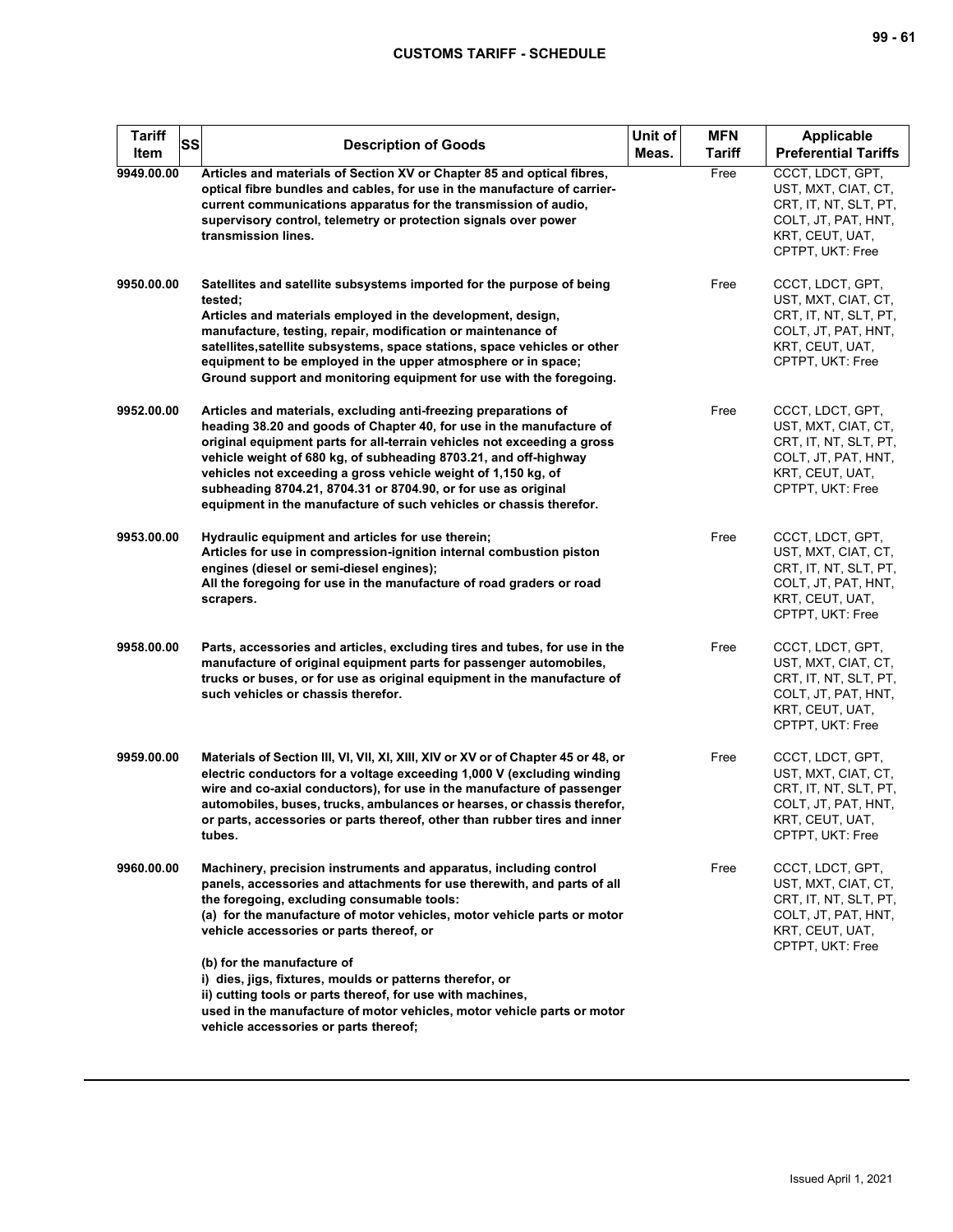| Tariff Item | SS | Description of Goods | Unit of Meas. | MFN Tariff | Applicable Preferential Tariffs |
|---|---|---|---|---|---|
| 9949.00.00 | | **Articles and materials of Section XV or Chapter 85 and optical fibres, optical fibre bundles and cables, for use in the manufacture of carrier-current communications apparatus for the transmission of audio, supervisory control, telemetry or protection signals over power transmission lines.** | | Free | CCCT, LDCT, GPT, UST, MXT, CIAT, CT, CRT, IT, NT, SLT, PT, COLT, JT, PAT, HNT, KRT, CEUT, UAT, CPTPT, UKT: Free |
| 9950.00.00 | | **Satellites and satellite subsystems imported for the purpose of being tested;<br>Articles and materials employed in the development, design, manufacture, testing, repair, modification or maintenance of satellites,satellite subsystems, space stations, space vehicles or other equipment to be employed in the upper atmosphere or in space;<br>Ground support and monitoring equipment for use with the foregoing.** | | Free | CCCT, LDCT, GPT, UST, MXT, CIAT, CT, CRT, IT, NT, SLT, PT, COLT, JT, PAT, HNT, KRT, CEUT, UAT, CPTPT, UKT: Free |
| 9952.00.00 | | **Articles and materials, excluding anti-freezing preparations of heading 38.20 and goods of Chapter 40, for use in the manufacture of original equipment parts for all-terrain vehicles not exceeding a gross vehicle weight of 680 kg, of subheading 8703.21, and off-highway vehicles not exceeding a gross vehicle weight of 1,150 kg, of subheading 8704.21, 8704.31 or 8704.90, or for use as original equipment in the manufacture of such vehicles or chassis therefor.** | | Free | CCCT, LDCT, GPT, UST, MXT, CIAT, CT, CRT, IT, NT, SLT, PT, COLT, JT, PAT, HNT, KRT, CEUT, UAT, CPTPT, UKT: Free |
| 9953.00.00 | | **Hydraulic equipment and articles for use therein;<br>Articles for use in compression-ignition internal combustion piston engines (diesel or semi-diesel engines);<br>All the foregoing for use in the manufacture of road graders or road scrapers.** | | Free | CCCT, LDCT, GPT, UST, MXT, CIAT, CT, CRT, IT, NT, SLT, PT, COLT, JT, PAT, HNT, KRT, CEUT, UAT, CPTPT, UKT: Free |
| 9958.00.00 | | **Parts, accessories and articles, excluding tires and tubes, for use in the manufacture of original equipment parts for passenger automobiles, trucks or buses, or for use as original equipment in the manufacture of such vehicles or chassis therefor.** | | Free | CCCT, LDCT, GPT, UST, MXT, CIAT, CT, CRT, IT, NT, SLT, PT, COLT, JT, PAT, HNT, KRT, CEUT, UAT, CPTPT, UKT: Free |
| 9959.00.00 | | **Materials of Section III, VI, VII, XI, XIII, XIV or XV or of Chapter 45 or 48, or electric conductors for a voltage exceeding 1,000 V (excluding winding wire and co-axial conductors), for use in the manufacture of passenger automobiles, buses, trucks, ambulances or hearses, or chassis therefor, or parts, accessories or parts thereof, other than rubber tires and inner tubes.** | | Free | CCCT, LDCT, GPT, UST, MXT, CIAT, CT, CRT, IT, NT, SLT, PT, COLT, JT, PAT, HNT, KRT, CEUT, UAT, CPTPT, UKT: Free |
| 9960.00.00 | | **Machinery, precision instruments and apparatus, including control panels, accessories and attachments for use therewith, and parts of all the foregoing, excluding consumable tools:<br>(a) for the manufacture of motor vehicles, motor vehicle parts or motor vehicle accessories or parts thereof, or<br><br>(b) for the manufacture of<br>i) dies, jigs, fixtures, moulds or patterns therefor, or<br>ii) cutting tools or parts thereof, for use with machines,<br>used in the manufacture of motor vehicles, motor vehicle parts or motor vehicle accessories or parts thereof;** | | Free | CCCT, LDCT, GPT, UST, MXT, CIAT, CT, CRT, IT, NT, SLT, PT, COLT, JT, PAT, HNT, KRT, CEUT, UAT, CPTPT, UKT: Free |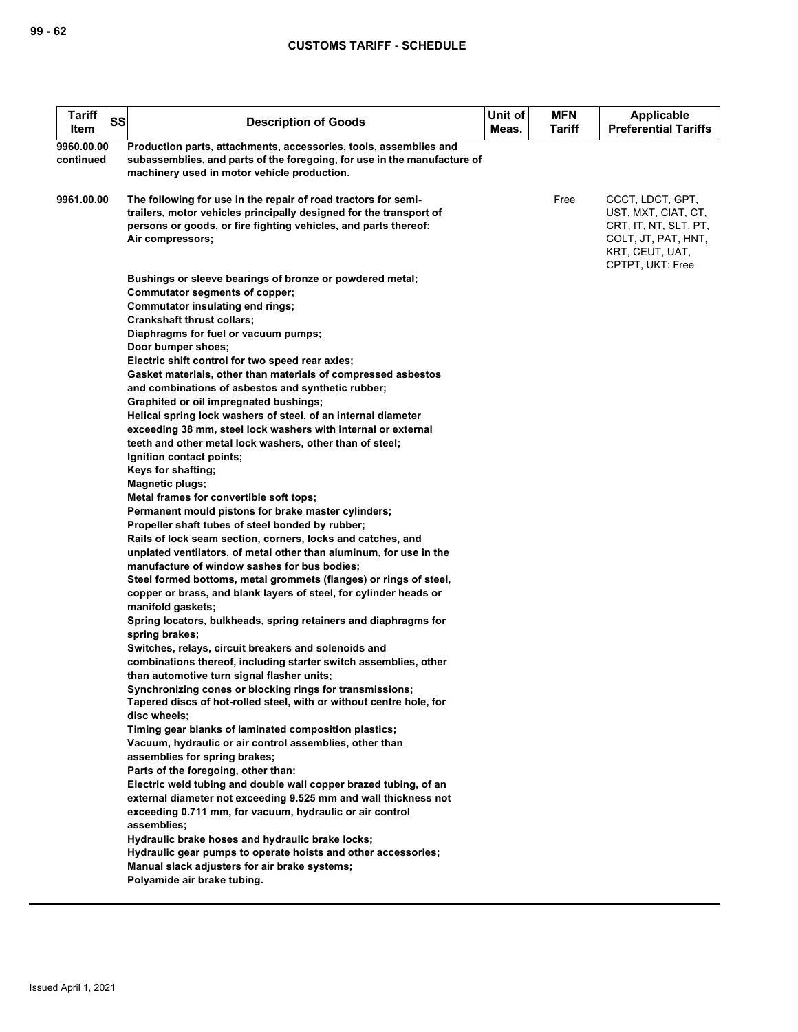| Tariff Item | SS | Description of Goods | Unit of Meas. | MFN Tariff | Applicable Preferential Tariffs |
|---|---|---|---|---|---|
| 9960.00.00 continued | | **Production parts, attachments, accessories, tools, assemblies and subassemblies, and parts of the foregoing, for use in the manufacture of machinery used in motor vehicle production.** | | | |
| 9961.00.00 | | **The following for use in the repair of road tractors for semi-trailers, motor vehicles principally designed for the transport of persons or goods, or fire fighting vehicles, and parts thereof:**<br>**Air compressors;**<br>**Bushings or sleeve bearings of bronze or powdered metal;**<br>**Commutator segments of copper;**<br>**Commutator insulating end rings;**<br>**Crankshaft thrust collars;**<br>**Diaphragms for fuel or vacuum pumps;**<br>**Door bumper shoes;**<br>**Electric shift control for two speed rear axles;**<br>**Gasket materials, other than materials of compressed asbestos and combinations of asbestos and synthetic rubber;**<br>**Graphited or oil impregnated bushings;**<br>**Helical spring lock washers of steel, of an internal diameter exceeding 38 mm, steel lock washers with internal or external teeth and other metal lock washers, other than of steel;**<br>**Ignition contact points;**<br>**Keys for shafting;**<br>**Magnetic plugs;**<br>**Metal frames for convertible soft tops;**<br>**Permanent mould pistons for brake master cylinders;**<br>**Propeller shaft tubes of steel bonded by rubber;**<br>**Rails of lock seam section, corners, locks and catches, and unplated ventilators, of metal other than aluminum, for use in the manufacture of window sashes for bus bodies;**<br>**Steel formed bottoms, metal grommets (flanges) or rings of steel, copper or brass, and blank layers of steel, for cylinder heads or manifold gaskets;**<br>**Spring locators, bulkheads, spring retainers and diaphragms for spring brakes;**<br>**Switches, relays, circuit breakers and solenoids and combinations thereof, including starter switch assemblies, other than automotive turn signal flasher units;**<br>**Synchronizing cones or blocking rings for transmissions;**<br>**Tapered discs of hot-rolled steel, with or without centre hole, for disc wheels;**<br>**Timing gear blanks of laminated composition plastics;**<br>**Vacuum, hydraulic or air control assemblies, other than assemblies for spring brakes;**<br>**Parts of the foregoing, other than:**<br>**Electric weld tubing and double wall copper brazed tubing, of an external diameter not exceeding 9.525 mm and wall thickness not exceeding 0.711 mm, for vacuum, hydraulic or air control assemblies;**<br>**Hydraulic brake hoses and hydraulic brake locks;**<br>**Hydraulic gear pumps to operate hoists and other accessories;**<br>**Manual slack adjusters for air brake systems;**<br>**Polyamide air brake tubing.** | | Free | CCCT, LDCT, GPT, UST, MXT, CIAT, CT, CRT, IT, NT, SLT, PT, COLT, JT, PAT, HNT, KRT, CEUT, UAT, CPTPT, UKT: Free |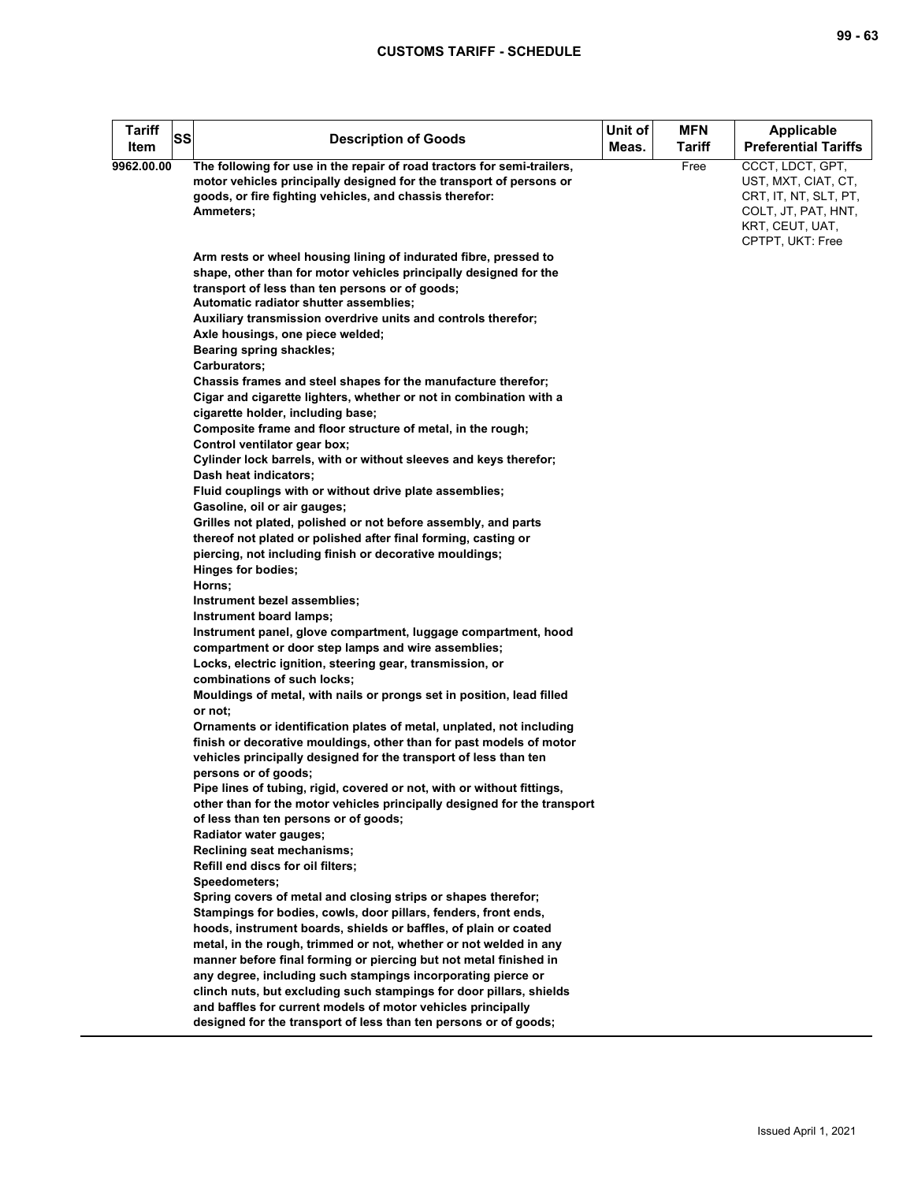| Tariff Item | SS | Description of Goods | Unit of Meas. | MFN Tariff | Applicable Preferential Tariffs |
|---|---|---|---|---|---|
| 9962.00.00 | | The following for use in the repair of road tractors for semi-trailers, motor vehicles principally designed for the transport of persons or goods, or fire fighting vehicles, and chassis therefor:<br>Ammeters;<br><br>Arm rests or wheel housing lining of indurated fibre, pressed to shape, other than for motor vehicles principally designed for the transport of less than ten persons or of goods;<br>Automatic radiator shutter assemblies;<br>Auxiliary transmission overdrive units and controls therefor;<br>Axle housings, one piece welded;<br>Bearing spring shackles;<br>Carburators;<br>Chassis frames and steel shapes for the manufacture therefor;<br>Cigar and cigarette lighters, whether or not in combination with a cigarette holder, including base;<br>Composite frame and floor structure of metal, in the rough;<br>Control ventilator gear box;<br>Cylinder lock barrels, with or without sleeves and keys therefor;<br>Dash heat indicators;<br>Fluid couplings with or without drive plate assemblies;<br>Gasoline, oil or air gauges;<br>Grilles not plated, polished or not before assembly, and parts thereof not plated or polished after final forming, casting or piercing, not including finish or decorative mouldings;<br>Hinges for bodies;<br>Horns;<br>Instrument bezel assemblies;<br>Instrument board lamps;<br>Instrument panel, glove compartment, luggage compartment, hood compartment or door step lamps and wire assemblies;<br>Locks, electric ignition, steering gear, transmission, or combinations of such locks;<br>Mouldings of metal, with nails or prongs set in position, lead filled or not;<br>Ornaments or identification plates of metal, unplated, not including finish or decorative mouldings, other than for past models of motor vehicles principally designed for the transport of less than ten persons or of goods;<br>Pipe lines of tubing, rigid, covered or not, with or without fittings, other than for the motor vehicles principally designed for the transport of less than ten persons or of goods;<br>Radiator water gauges;<br>Reclining seat mechanisms;<br>Refill end discs for oil filters;<br>Speedometers;<br>Spring covers of metal and closing strips or shapes therefor;<br>Stampings for bodies, cowls, door pillars, fenders, front ends, hoods, instrument boards, shields or baffles, of plain or coated metal, in the rough, trimmed or not, whether or not welded in any manner before final forming or piercing but not metal finished in any degree, including such stampings incorporating pierce or clinch nuts, but excluding such stampings for door pillars, shields and baffles for current models of motor vehicles principally designed for the transport of less than ten persons or of goods; | | Free | CCCT, LDCT, GPT, UST, MXT, CIAT, CT, CRT, IT, NT, SLT, PT, COLT, JT, PAT, HNT, KRT, CEUT, UAT, CPTPT, UKT: Free |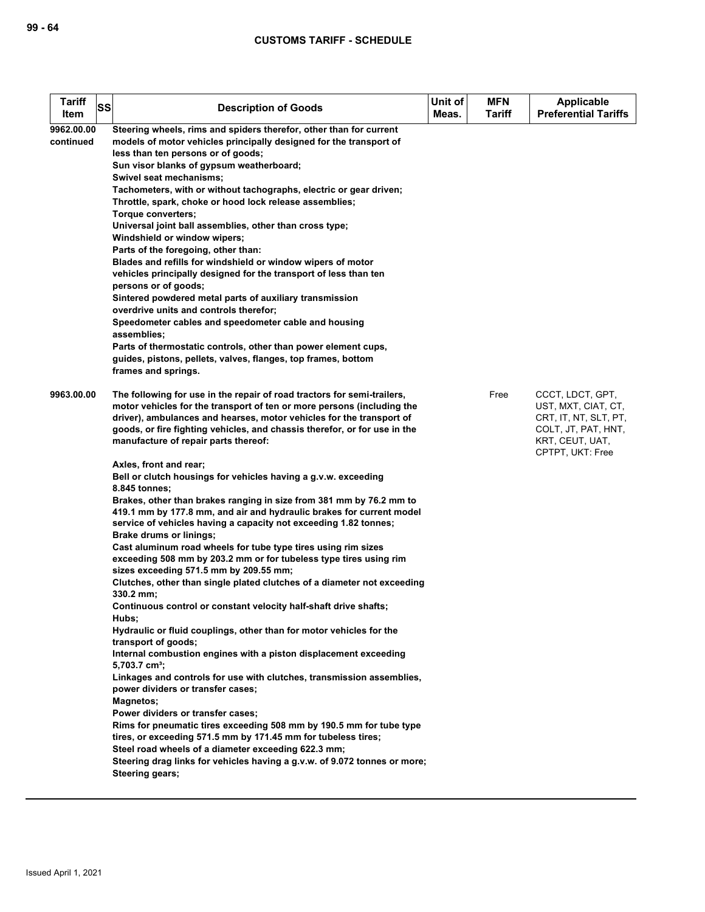| Tariff Item | SS | Description of Goods | Unit of Meas. | MFN Tariff | Applicable Preferential Tariffs |
|---|---|---|---|---|---|
| 9962.00.00 continued | | Steering wheels, rims and spiders therefor, other than for current models of motor vehicles principally designed for the transport of less than ten persons or of goods;<br>Sun visor blanks of gypsum weatherboard;<br>Swivel seat mechanisms;<br>Tachometers, with or without tachographs, electric or gear driven;<br>Throttle, spark, choke or hood lock release assemblies;<br>Torque converters;<br>Universal joint ball assemblies, other than cross type;<br>Windshield or window wipers;<br>Parts of the foregoing, other than:<br>Blades and refills for windshield or window wipers of motor vehicles principally designed for the transport of less than ten persons or of goods;<br>Sintered powdered metal parts of auxiliary transmission overdrive units and controls therefor;<br>Speedometer cables and speedometer cable and housing assemblies;<br>Parts of thermostatic controls, other than power element cups, guides, pistons, pellets, valves, flanges, top frames, bottom frames and springs. | | | |
| 9963.00.00 | | The following for use in the repair of road tractors for semi-trailers, motor vehicles for the transport of ten or more persons (including the driver), ambulances and hearses, motor vehicles for the transport of goods, or fire fighting vehicles, and chassis therefor, or for use in the manufacture of repair parts thereof:<br><br>Axles, front and rear;<br>Bell or clutch housings for vehicles having a g.v.w. exceeding 8.845 tonnes;<br>Brakes, other than brakes ranging in size from 381 mm by 76.2 mm to 419.1 mm by 177.8 mm, and air and hydraulic brakes for current model service of vehicles having a capacity not exceeding 1.82 tonnes;<br>Brake drums or linings;<br>Cast aluminum road wheels for tube type tires using rim sizes exceeding 508 mm by 203.2 mm or for tubeless type tires using rim sizes exceeding 571.5 mm by 209.55 mm;<br>Clutches, other than single plated clutches of a diameter not exceeding 330.2 mm;<br>Continuous control or constant velocity half-shaft drive shafts;<br>Hubs;<br>Hydraulic or fluid couplings, other than for motor vehicles for the transport of goods;<br>Internal combustion engines with a piston displacement exceeding 5,703.7 cm³;<br>Linkages and controls for use with clutches, transmission assemblies, power dividers or transfer cases;<br>Magnetos;<br>Power dividers or transfer cases;<br>Rims for pneumatic tires exceeding 508 mm by 190.5 mm for tube type tires, or exceeding 571.5 mm by 171.45 mm for tubeless tires;<br>Steel road wheels of a diameter exceeding 622.3 mm;<br>Steering drag links for vehicles having a g.v.w. of 9.072 tonnes or more;<br>Steering gears; | | Free | CCCT, LDCT, GPT, UST, MXT, CIAT, CT, CRT, IT, NT, SLT, PT, COLT, JT, PAT, HNT, KRT, CEUT, UAT, CPTPT, UKT: Free |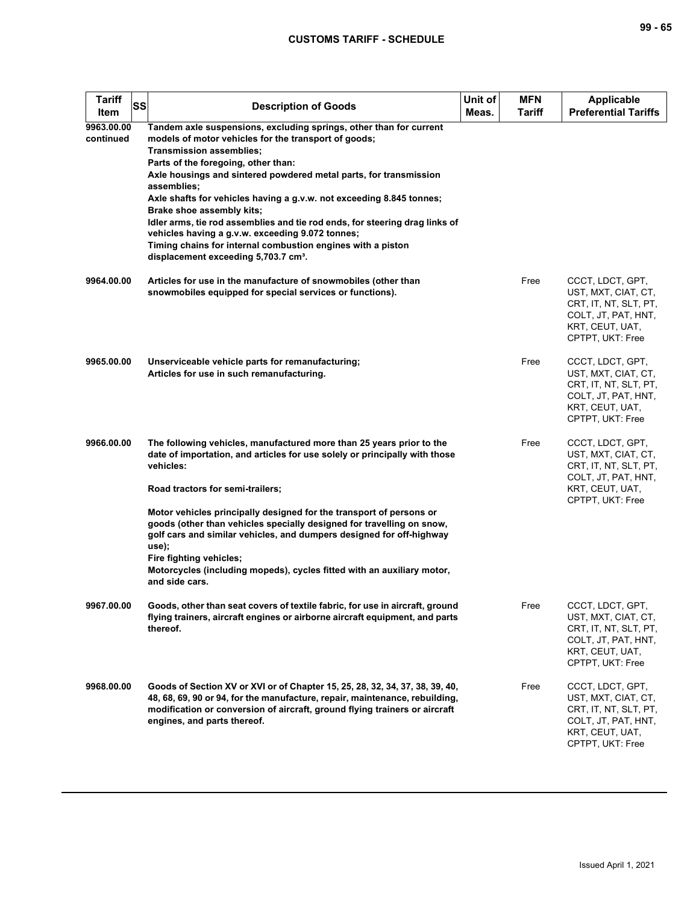| Tariff Item | SS | Description of Goods | Unit of Meas. | MFN Tariff | Applicable Preferential Tariffs |
|---|---|---|---|---|---|
| 9963.00.00 continued | | Tandem axle suspensions, excluding springs, other than for current models of motor vehicles for the transport of goods;<br>Transmission assemblies;<br>Parts of the foregoing, other than:<br>Axle housings and sintered powdered metal parts, for transmission assemblies;<br>Axle shafts for vehicles having a g.v.w. not exceeding 8.845 tonnes;<br>Brake shoe assembly kits;<br>Idler arms, tie rod assemblies and tie rod ends, for steering drag links of vehicles having a g.v.w. exceeding 9.072 tonnes;<br>Timing chains for internal combustion engines with a piston displacement exceeding 5,703.7 $cm^3$. | | | |
| 9964.00.00 | | Articles for use in the manufacture of snowmobiles (other than snowmobiles equipped for special services or functions). | | Free | CCCT, LDCT, GPT, UST, MXT, CIAT, CT, CRT, IT, NT, SLT, PT, COLT, JT, PAT, HNT, KRT, CEUT, UAT, CPTPT, UKT: Free |
| 9965.00.00 | | Unserviceable vehicle parts for remanufacturing;<br>Articles for use in such remanufacturing. | | Free | CCCT, LDCT, GPT, UST, MXT, CIAT, CT, CRT, IT, NT, SLT, PT, COLT, JT, PAT, HNT, KRT, CEUT, UAT, CPTPT, UKT: Free |
| 9966.00.00 | | The following vehicles, manufactured more than 25 years prior to the date of importation, and articles for use solely or principally with those vehicles:<br><br>Road tractors for semi-trailers;<br><br>Motor vehicles principally designed for the transport of persons or goods (other than vehicles specially designed for travelling on snow, golf cars and similar vehicles, and dumpers designed for off-highway use);<br>Fire fighting vehicles;<br>Motorcycles (including mopeds), cycles fitted with an auxiliary motor, and side cars. | | Free | CCCT, LDCT, GPT, UST, MXT, CIAT, CT, CRT, IT, NT, SLT, PT, COLT, JT, PAT, HNT, KRT, CEUT, UAT, CPTPT, UKT: Free |
| 9967.00.00 | | Goods, other than seat covers of textile fabric, for use in aircraft, ground flying trainers, aircraft engines or airborne aircraft equipment, and parts thereof. | | Free | CCCT, LDCT, GPT, UST, MXT, CIAT, CT, CRT, IT, NT, SLT, PT, COLT, JT, PAT, HNT, KRT, CEUT, UAT, CPTPT, UKT: Free |
| 9968.00.00 | | Goods of Section XV or XVI or of Chapter 15, 25, 28, 32, 34, 37, 38, 39, 40, 48, 68, 69, 90 or 94, for the manufacture, repair, maintenance, rebuilding, modification or conversion of aircraft, ground flying trainers or aircraft engines, and parts thereof. | | Free | CCCT, LDCT, GPT, UST, MXT, CIAT, CT, CRT, IT, NT, SLT, PT, COLT, JT, PAT, HNT, KRT, CEUT, UAT, CPTPT, UKT: Free |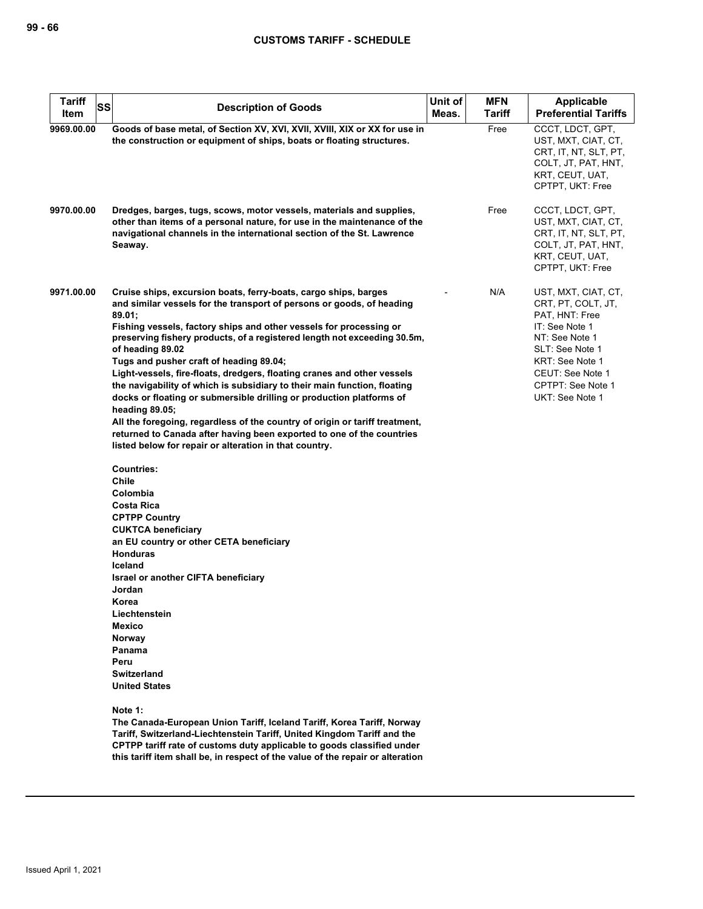| Tariff Item | SS | Description of Goods | Unit of Meas. | MFN Tariff | Applicable Preferential Tariffs |
|---|---|---|---|---|---|
| 9969.00.00 | | **Goods of base metal, of Section XV, XVI, XVII, XVIII, XIX or XX for use in the construction or equipment of ships, boats or floating structures.** | | Free | CCCT, LDCT, GPT, UST, MXT, CIAT, CT, CRT, IT, NT, SLT, PT, COLT, JT, PAT, HNT, KRT, CEUT, UAT, CPTPT, UKT: Free |
| 9970.00.00 | | **Dredges, barges, tugs, scows, motor vessels, materials and supplies, other than items of a personal nature, for use in the maintenance of the navigational channels in the international section of the St. Lawrence Seaway.** | | Free | CCCT, LDCT, GPT, UST, MXT, CIAT, CT, CRT, IT, NT, SLT, PT, COLT, JT, PAT, HNT, KRT, CEUT, UAT, CPTPT, UKT: Free |
| 9971.00.00 | | **Cruise ships, excursion boats, ferry-boats, cargo ships, barges and similar vessels for the transport of persons or goods, of heading 89.01;**<br>**Fishing vessels, factory ships and other vessels for processing or preserving fishery products, of a registered length not exceeding 30.5m, of heading 89.02**<br>**Tugs and pusher craft of heading 89.04;**<br>**Light-vessels, fire-floats, dredgers, floating cranes and other vessels the navigability of which is subsidiary to their main function, floating docks or floating or submersible drilling or production platforms of heading 89.05;**<br>**All the foregoing, regardless of the country of origin or tariff treatment, returned to Canada after having been exported to one of the countries listed below for repair or alteration in that country.**<br><br>**Countries:**<br>**Chile**<br>**Colombia**<br>**Costa Rica**<br>**CPTPP Country**<br>**CUKTCA beneficiary**<br>**an EU country or other CETA beneficiary**<br>**Honduras**<br>**Iceland**<br>**Israel or another CIFTA beneficiary**<br>**Jordan**<br>**Korea**<br>**Liechtenstein**<br>**Mexico**<br>**Norway**<br>**Panama**<br>**Peru**<br>**Switzerland**<br>**United States**<br><br>**Note 1:**<br>**The Canada-European Union Tariff, Iceland Tariff, Korea Tariff, Norway Tariff, Switzerland-Liechtenstein Tariff, United Kingdom Tariff and the CPTPP tariff rate of customs duty applicable to goods classified under this tariff item shall be, in respect of the value of the repair or alteration** | - | N/A | UST, MXT, CIAT, CT, CRT, PT, COLT, JT, PAT, HNT: Free<br>IT: See Note 1<br>NT: See Note 1<br>SLT: See Note 1<br>KRT: See Note 1<br>CEUT: See Note 1<br>CPTPT: See Note 1<br>UKT: See Note 1 |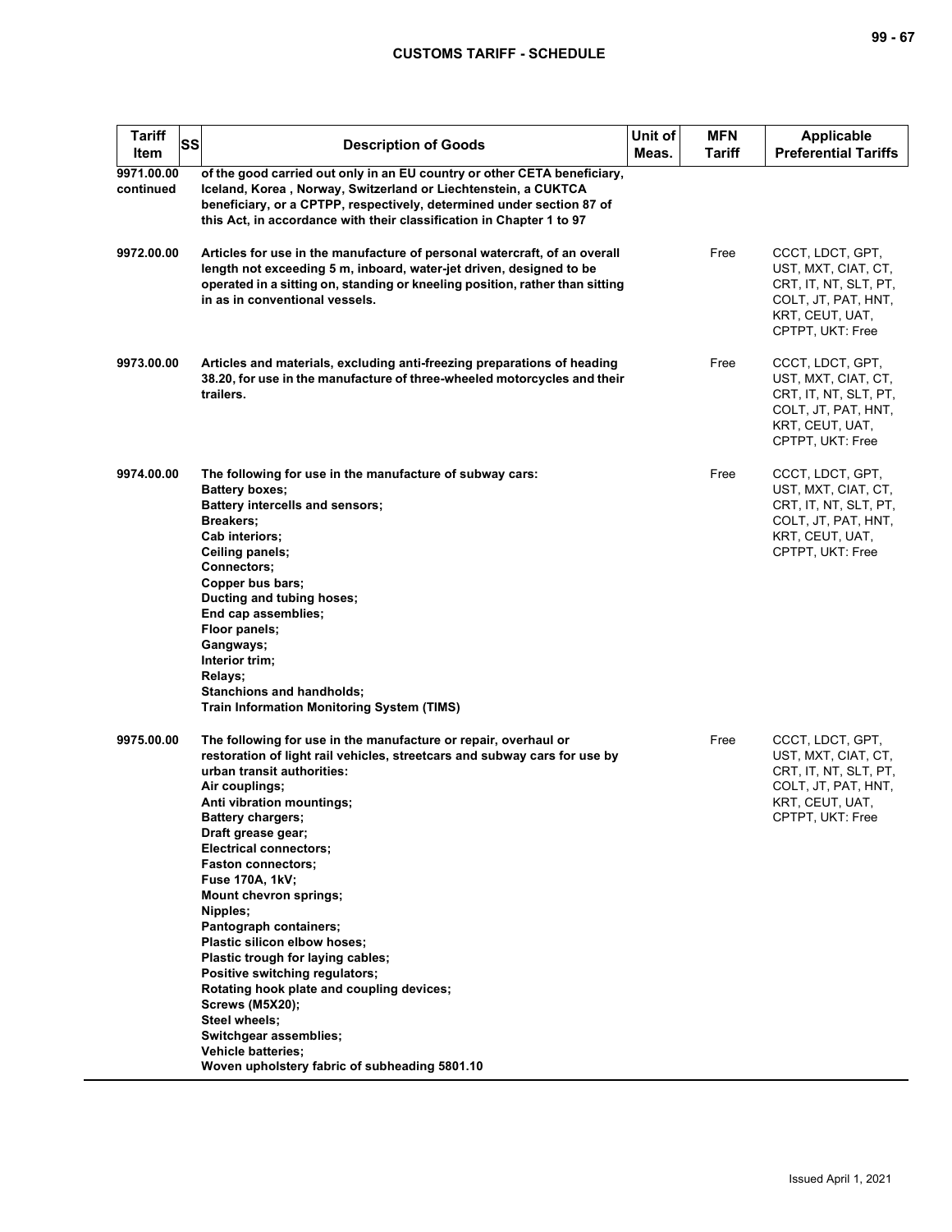| Tariff Item | SS | Description of Goods | Unit of Meas. | MFN Tariff | Applicable Preferential Tariffs |
|---|---|---|---|---|---|
| 9971.00.00 continued | | of the good carried out only in an EU country or other CETA beneficiary, Iceland, Korea , Norway, Switzerland or Liechtenstein, a CUKTCA beneficiary, or a CPTPP, respectively, determined under section 87 of this Act, in accordance with their classification in Chapter 1 to 97 | | | |
| 9972.00.00 | | Articles for use in the manufacture of personal watercraft, of an overall length not exceeding 5 m, inboard, water-jet driven, designed to be operated in a sitting on, standing or kneeling position, rather than sitting in as in conventional vessels. | | Free | CCCT, LDCT, GPT, UST, MXT, CIAT, CT, CRT, IT, NT, SLT, PT, COLT, JT, PAT, HNT, KRT, CEUT, UAT, CPTPT, UKT: Free |
| 9973.00.00 | | Articles and materials, excluding anti-freezing preparations of heading 38.20, for use in the manufacture of three-wheeled motorcycles and their trailers. | | Free | CCCT, LDCT, GPT, UST, MXT, CIAT, CT, CRT, IT, NT, SLT, PT, COLT, JT, PAT, HNT, KRT, CEUT, UAT, CPTPT, UKT: Free |
| 9974.00.00 | | The following for use in the manufacture of subway cars:<br>Battery boxes;<br>Battery intercells and sensors;<br>Breakers;<br>Cab interiors;<br>Ceiling panels;<br>Connectors;<br>Copper bus bars;<br>Ducting and tubing hoses;<br>End cap assemblies;<br>Floor panels;<br>Gangways;<br>Interior trim;<br>Relays;<br>Stanchions and handholds;<br>Train Information Monitoring System (TIMS) | | Free | CCCT, LDCT, GPT, UST, MXT, CIAT, CT, CRT, IT, NT, SLT, PT, COLT, JT, PAT, HNT, KRT, CEUT, UAT, CPTPT, UKT: Free |
| 9975.00.00 | | The following for use in the manufacture or repair, overhaul or restoration of light rail vehicles, streetcars and subway cars for use by urban transit authorities:<br>Air couplings;<br>Anti vibration mountings;<br>Battery chargers;<br>Draft grease gear;<br>Electrical connectors;<br>Faston connectors;<br>Fuse 170A, 1kV;<br>Mount chevron springs;<br>Nipples;<br>Pantograph containers;<br>Plastic silicon elbow hoses;<br>Plastic trough for laying cables;<br>Positive switching regulators;<br>Rotating hook plate and coupling devices;<br>Screws (M5X20);<br>Steel wheels;<br>Switchgear assemblies;<br>Vehicle batteries;<br>Woven upholstery fabric of subheading 5801.10 | | Free | CCCT, LDCT, GPT, UST, MXT, CIAT, CT, CRT, IT, NT, SLT, PT, COLT, JT, PAT, HNT, KRT, CEUT, UAT, CPTPT, UKT: Free |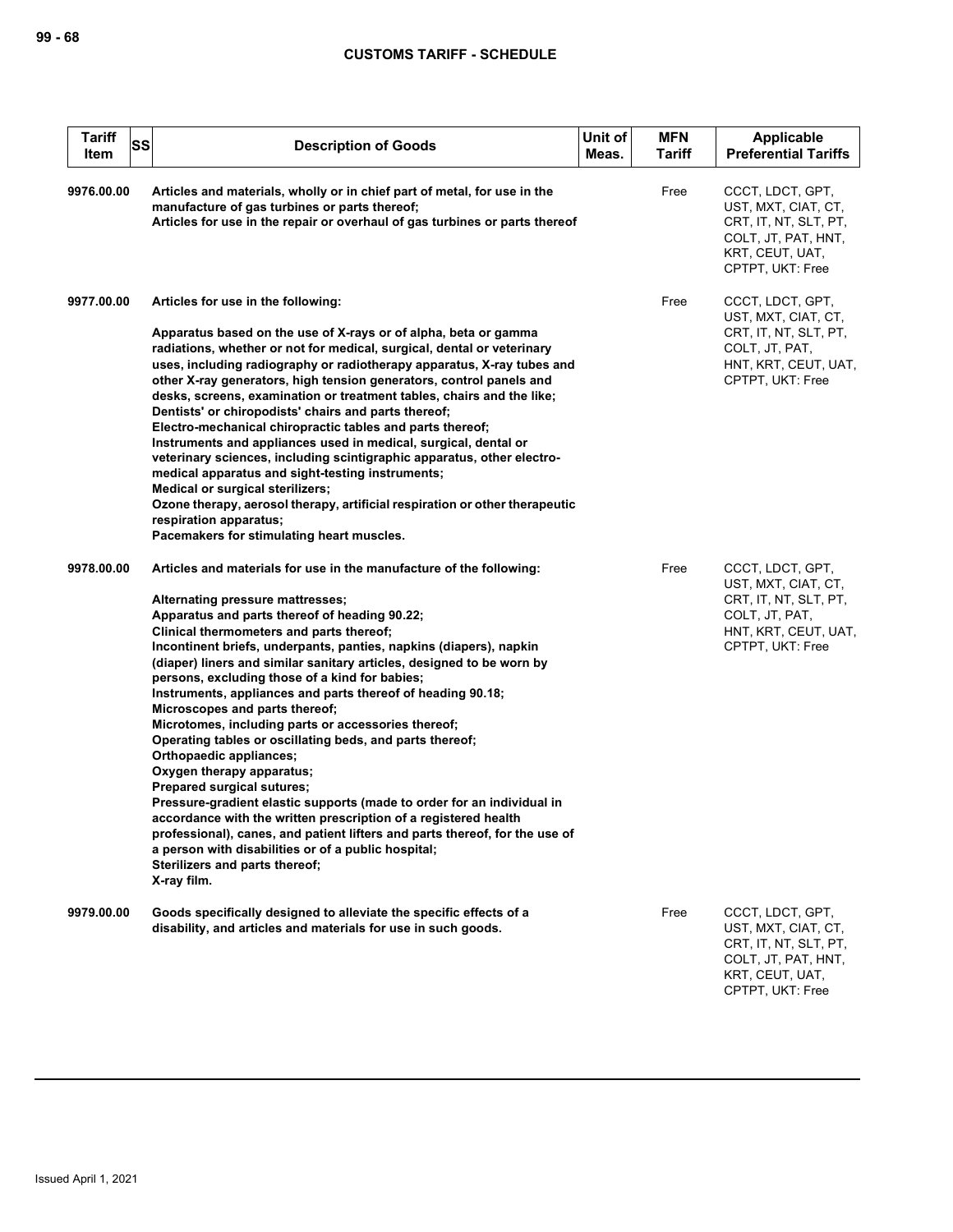| Tariff Item | SS | Description of Goods | Unit of Meas. | MFN Tariff | Applicable Preferential Tariffs |
|---|---|---|---|---|---|
| 9976.00.00 | | Articles and materials, wholly or in chief part of metal, for use in the manufacture of gas turbines or parts thereof;<br>Articles for use in the repair or overhaul of gas turbines or parts thereof | | Free | CCCT, LDCT, GPT, UST, MXT, CIAT, CT, CRT, IT, NT, SLT, PT, COLT, JT, PAT, HNT, KRT, CEUT, UAT, CPTPT, UKT: Free |
| 9977.00.00 | | Articles for use in the following:<br><br>Apparatus based on the use of X-rays or of alpha, beta or gamma radiations, whether or not for medical, surgical, dental or veterinary uses, including radiography or radiotherapy apparatus, X-ray tubes and other X-ray generators, high tension generators, control panels and desks, screens, examination or treatment tables, chairs and the like;<br>Dentists' or chiropodists' chairs and parts thereof;<br>Electro-mechanical chiropractic tables and parts thereof;<br>Instruments and appliances used in medical, surgical, dental or veterinary sciences, including scintigraphic apparatus, other electro-medical apparatus and sight-testing instruments;<br>Medical or surgical sterilizers;<br>Ozone therapy, aerosol therapy, artificial respiration or other therapeutic respiration apparatus;<br>Pacemakers for stimulating heart muscles. | | Free | CCCT, LDCT, GPT, UST, MXT, CIAT, CT, CRT, IT, NT, SLT, PT, COLT, JT, PAT, HNT, KRT, CEUT, UAT, CPTPT, UKT: Free |
| 9978.00.00 | | Articles and materials for use in the manufacture of the following:<br><br>Alternating pressure mattresses;<br>Apparatus and parts thereof of heading 90.22;<br>Clinical thermometers and parts thereof;<br>Incontinent briefs, underpants, panties, napkins (diapers), napkin (diaper) liners and similar sanitary articles, designed to be worn by persons, excluding those of a kind for babies;<br>Instruments, appliances and parts thereof of heading 90.18;<br>Microscopes and parts thereof;<br>Microtomes, including parts or accessories thereof;<br>Operating tables or oscillating beds, and parts thereof;<br>Orthopaedic appliances;<br>Oxygen therapy apparatus;<br>Prepared surgical sutures;<br>Pressure-gradient elastic supports (made to order for an individual in accordance with the written prescription of a registered health professional), canes, and patient lifters and parts thereof, for the use of a person with disabilities or of a public hospital;<br>Sterilizers and parts thereof;<br>X-ray film. | | Free | CCCT, LDCT, GPT, UST, MXT, CIAT, CT, CRT, IT, NT, SLT, PT, COLT, JT, PAT, HNT, KRT, CEUT, UAT, CPTPT, UKT: Free |
| 9979.00.00 | | Goods specifically designed to alleviate the specific effects of a disability, and articles and materials for use in such goods. | | Free | CCCT, LDCT, GPT, UST, MXT, CIAT, CT, CRT, IT, NT, SLT, PT, COLT, JT, PAT, HNT, KRT, CEUT, UAT, CPTPT, UKT: Free |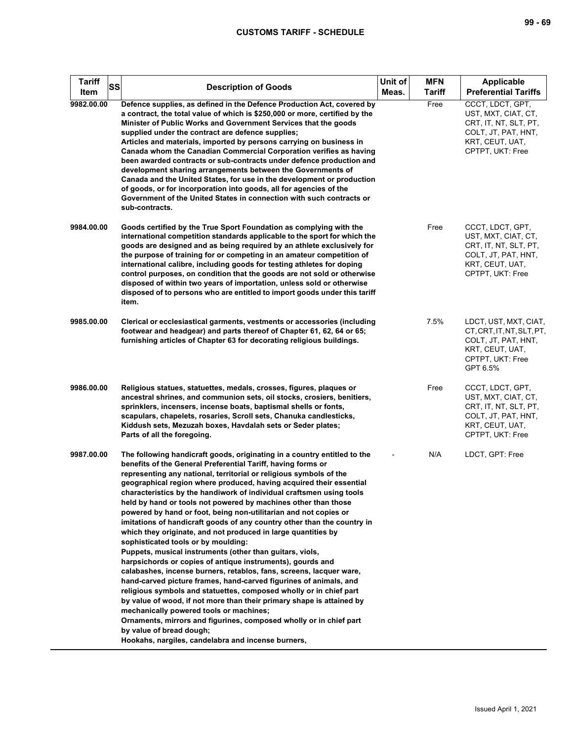| Tariff Item | SS | Description of Goods | Unit of Meas. | MFN Tariff | Applicable Preferential Tariffs |
|---|---|---|---|---|---|
| 9982.00.00 | | Defence supplies, as defined in the Defence Production Act, covered by a contract, the total value of which is $250,000 or more, certified by the Minister of Public Works and Government Services that the goods supplied under the contract are defence supplies;<br>Articles and materials, imported by persons carrying on business in Canada whom the Canadian Commercial Corporation verifies as having been awarded contracts or sub-contracts under defence production and development sharing arrangements between the Governments of Canada and the United States, for use in the development or production of goods, or for incorporation into goods, all for agencies of the Government of the United States in connection with such contracts or sub-contracts. | | Free | CCCT, LDCT, GPT, UST, MXT, CIAT, CT, CRT, IT, NT, SLT, PT, COLT, JT, PAT, HNT, KRT, CEUT, UAT, CPTPT, UKT: Free |
| 9984.00.00 | | Goods certified by the True Sport Foundation as complying with the international competition standards applicable to the sport for which the goods are designed and as being required by an athlete exclusively for the purpose of training for or competing in an amateur competition of international calibre, including goods for testing athletes for doping control purposes, on condition that the goods are not sold or otherwise disposed of within two years of importation, unless sold or otherwise disposed of to persons who are entitled to import goods under this tariff item. | | Free | CCCT, LDCT, GPT, UST, MXT, CIAT, CT, CRT, IT, NT, SLT, PT, COLT, JT, PAT, HNT, KRT, CEUT, UAT, CPTPT, UKT: Free |
| 9985.00.00 | | Clerical or ecclesiastical garments, vestments or accessories (including footwear and headgear) and parts thereof of Chapter 61, 62, 64 or 65; furnishing articles of Chapter 63 for decorating religious buildings. | | 7.5% | LDCT, UST, MXT, CIAT, CT, CRT, IT, NT, SLT, PT, COLT, JT, PAT, HNT, KRT, CEUT, UAT, CPTPT, UKT: Free<br>GPT 6.5% |
| 9986.00.00 | | Religious statues, statuettes, medals, crosses, figures, plaques or ancestral shrines, and communion sets, oil stocks, crosiers, benitiers, sprinklers, incensers, incense boats, baptismal shells or fonts, scapulars, chapelets, rosaries, Scroll sets, Chanuka candlesticks, Kiddush sets, Mezuzah boxes, Havdalah sets or Seder plates;<br>Parts of all the foregoing. | | Free | CCCT, LDCT, GPT, UST, MXT, CIAT, CT, CRT, IT, NT, SLT, PT, COLT, JT, PAT, HNT, KRT, CEUT, UAT, CPTPT, UKT: Free |
| 9987.00.00 | | The following handicraft goods, originating in a country entitled to the benefits of the General Preferential Tariff, having forms or representing any national, territorial or religious symbols of the geographical region where produced, having acquired their essential characteristics by the handiwork of individual craftsmen using tools held by hand or tools not powered by machines other than those powered by hand or foot, being non-utilitarian and not copies or imitations of handicraft goods of any country other than the country in which they originate, and not produced in large quantities by sophisticated tools or by moulding:<br>Puppets, musical instruments (other than guitars, viols, harpsichords or copies of antique instruments), gourds and calabashes, incense burners, retablos, fans, screens, lacquer ware, hand-carved picture frames, hand-carved figurines of animals, and religious symbols and statuettes, composed wholly or in chief part by value of wood, if not more than their primary shape is attained by mechanically powered tools or machines;<br>Ornaments, mirrors and figurines, composed wholly or in chief part by value of bread dough;<br>Hookahs, nargiles, candelabra and incense burners, | - | N/A | LDCT, GPT: Free |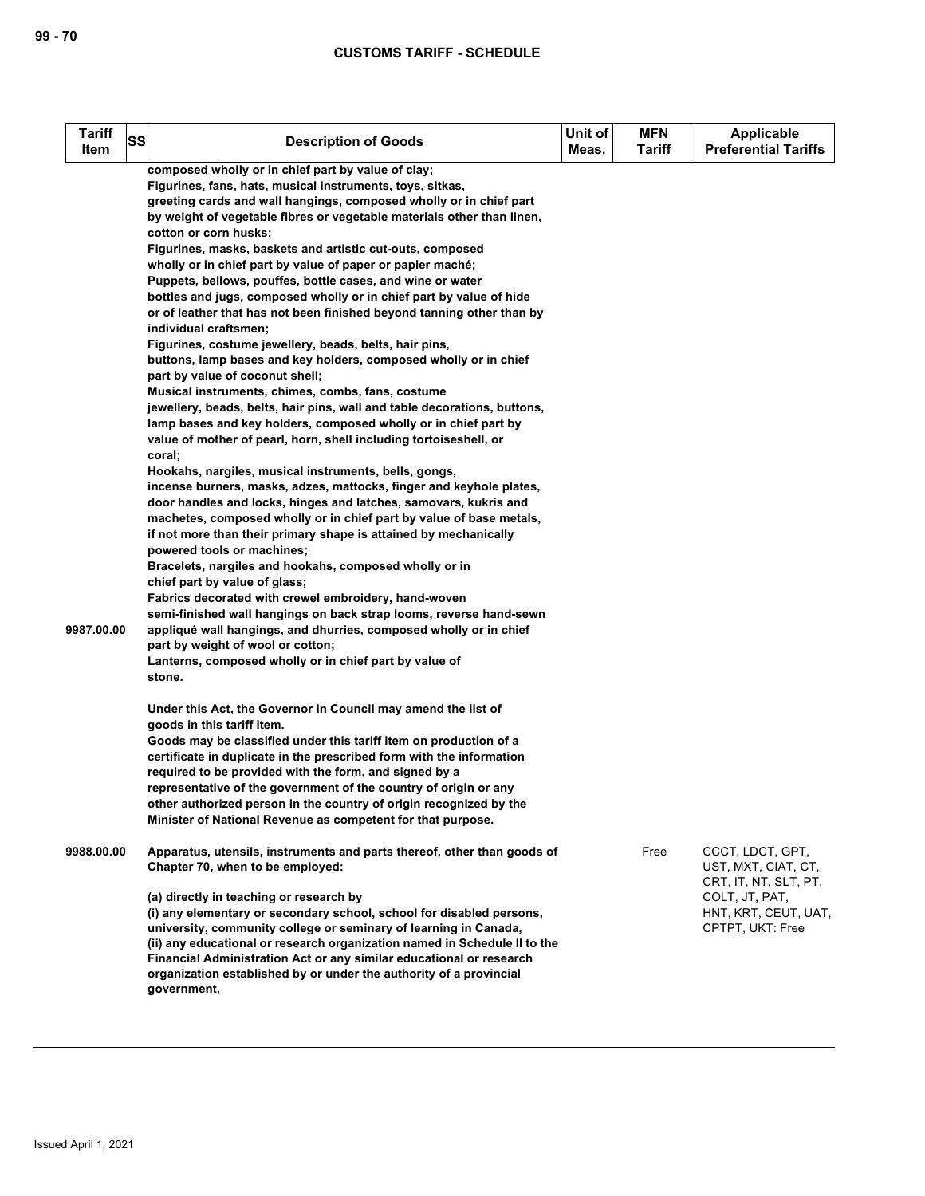| Tariff Item | SS | Description of Goods | Unit of Meas. | MFN Tariff | Applicable Preferential Tariffs |
|---|---|---|---|---|---|
| 9987.00.00 | | composed wholly or in chief part by value of clay;<br>Figurines, fans, hats, musical instruments, toys, sitkas, greeting cards and wall hangings, composed wholly or in chief part by weight of vegetable fibres or vegetable materials other than linen, cotton or corn husks;<br>Figurines, masks, baskets and artistic cut-outs, composed wholly or in chief part by value of paper or papier maché;<br>Puppets, bellows, pouffes, bottle cases, and wine or water bottles and jugs, composed wholly or in chief part by value of hide or of leather that has not been finished beyond tanning other than by individual craftsmen;<br>Figurines, costume jewellery, beads, belts, hair pins, buttons, lamp bases and key holders, composed wholly or in chief part by value of coconut shell;<br>Musical instruments, chimes, combs, fans, costume jewellery, beads, belts, hair pins, wall and table decorations, buttons, lamp bases and key holders, composed wholly or in chief part by value of mother of pearl, horn, shell including tortoiseshell, or coral;<br>Hookahs, nargiles, musical instruments, bells, gongs, incense burners, masks, adzes, mattocks, finger and keyhole plates, door handles and locks, hinges and latches, samovars, kukris and machetes, composed wholly or in chief part by value of base metals, if not more than their primary shape is attained by mechanically powered tools or machines;<br>Bracelets, nargiles and hookahs, composed wholly or in chief part by value of glass;<br>Fabrics decorated with crewel embroidery, hand-woven semi-finished wall hangings on back strap looms, reverse hand-sewn appliqué wall hangings, and dhurries, composed wholly or in chief part by weight of wool or cotton;<br>Lanterns, composed wholly or in chief part by value of stone.<br><br>Under this Act, the Governor in Council may amend the list of goods in this tariff item.<br>Goods may be classified under this tariff item on production of a certificate in duplicate in the prescribed form with the information required to be provided with the form, and signed by a representative of the government of the country of origin or any other authorized person in the country of origin recognized by the Minister of National Revenue as competent for that purpose. | | | |
| 9988.00.00 | | Apparatus, utensils, instruments and parts thereof, other than goods of Chapter 70, when to be employed:<br><br>(a) directly in teaching or research by<br>(i) any elementary or secondary school, school for disabled persons, university, community college or seminary of learning in Canada,<br>(ii) any educational or research organization named in Schedule II to the Financial Administration Act or any similar educational or research organization established by or under the authority of a provincial government, | | Free | CCCT, LDCT, GPT, UST, MXT, CIAT, CT, CRT, IT, NT, SLT, PT, COLT, JT, PAT, HNT, KRT, CEUT, UAT, CPTPT, UKT: Free |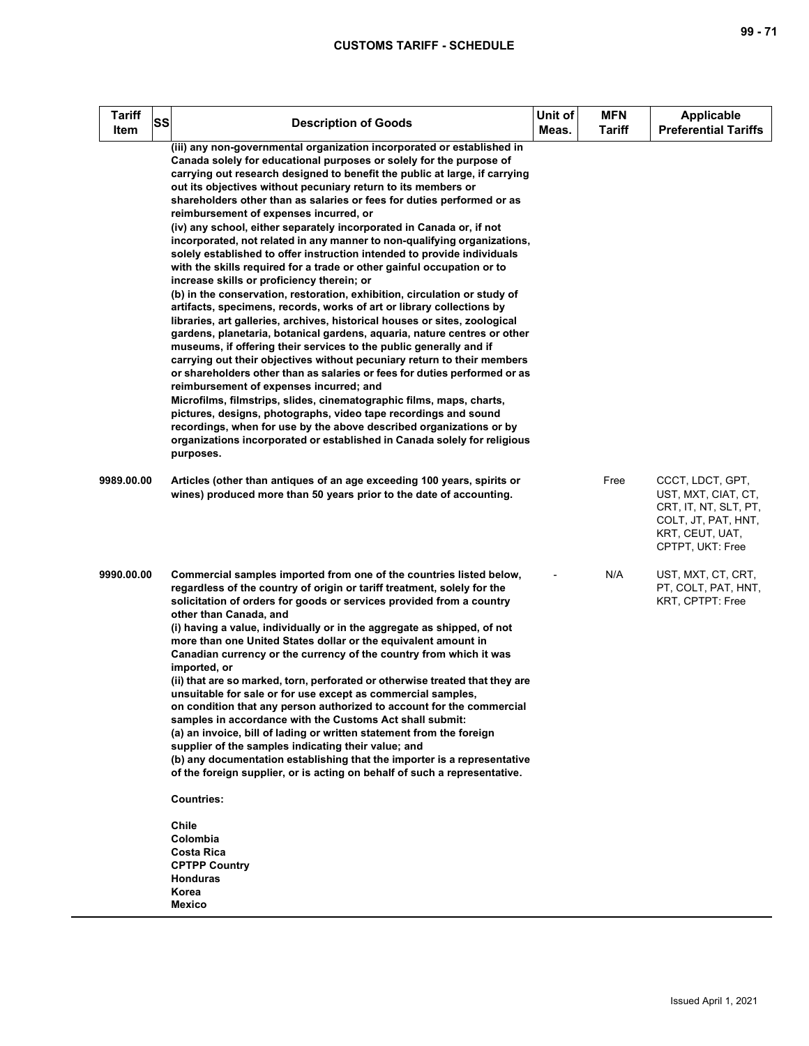| Tariff Item | SS | Description of Goods | Unit of Meas. | MFN Tariff | Applicable Preferential Tariffs |
|---|---|---|---|---|---|
| | | (iii) any non-governmental organization incorporated or established in Canada solely for educational purposes or solely for the purpose of carrying out research designed to benefit the public at large, if carrying out its objectives without pecuniary return to its members or shareholders other than as salaries or fees for duties performed or as reimbursement of expenses incurred, or<br>(iv) any school, either separately incorporated in Canada or, if not incorporated, not related in any manner to non-qualifying organizations, solely established to offer instruction intended to provide individuals with the skills required for a trade or other gainful occupation or to increase skills or proficiency therein; or<br>(b) in the conservation, restoration, exhibition, circulation or study of artifacts, specimens, records, works of art or library collections by libraries, art galleries, archives, historical houses or sites, zoological gardens, planetaria, botanical gardens, aquaria, nature centres or other museums, if offering their services to the public generally and if carrying out their objectives without pecuniary return to their members or shareholders other than as salaries or fees for duties performed or as reimbursement of expenses incurred; and<br>Microfilms, filmstrips, slides, cinematographic films, maps, charts, pictures, designs, photographs, video tape recordings and sound recordings, when for use by the above described organizations or by organizations incorporated or established in Canada solely for religious purposes. | | | |
| 9989.00.00 | | Articles (other than antiques of an age exceeding 100 years, spirits or wines) produced more than 50 years prior to the date of accounting. | | Free | CCCT, LDCT, GPT, UST, MXT, CIAT, CT, CRT, IT, NT, SLT, PT, COLT, JT, PAT, HNT, KRT, CEUT, UAT, CPTPT, UKT: Free |
| 9990.00.00 | | Commercial samples imported from one of the countries listed below, regardless of the country of origin or tariff treatment, solely for the solicitation of orders for goods or services provided from a country other than Canada, and<br>(i) having a value, individually or in the aggregate as shipped, of not more than one United States dollar or the equivalent amount in Canadian currency or the currency of the country from which it was imported, or<br>(ii) that are so marked, torn, perforated or otherwise treated that they are unsuitable for sale or for use except as commercial samples,<br>on condition that any person authorized to account for the commercial samples in accordance with the Customs Act shall submit:<br>(a) an invoice, bill of lading or written statement from the foreign supplier of the samples indicating their value; and<br>(b) any documentation establishing that the importer is a representative of the foreign supplier, or is acting on behalf of such a representative.<br><br>Countries:<br><br>Chile<br>Colombia<br>Costa Rica<br>CPTPP Country<br>Honduras<br>Korea<br>Mexico | - | N/A | UST, MXT, CT, CRT, PT, COLT, PAT, HNT, KRT, CPTPT: Free |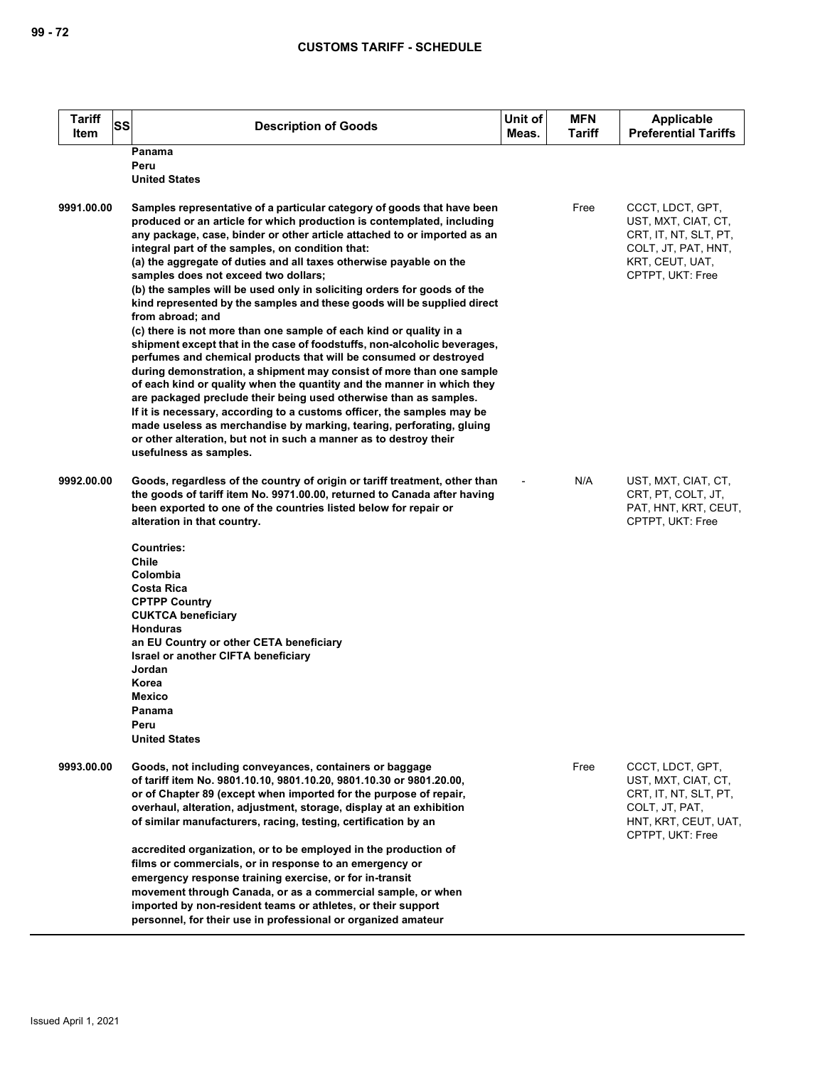| Tariff Item | SS | Description of Goods | Unit of Meas. | MFN Tariff | Applicable Preferential Tariffs |
|---|---|---|---|---|---|
| | | Panama<br>Peru<br>United States | | | |
| 9991.00.00 | | Samples representative of a particular category of goods that have been produced or an article for which production is contemplated, including any package, case, binder or other article attached to or imported as an integral part of the samples, on condition that:<br>(a) the aggregate of duties and all taxes otherwise payable on the samples does not exceed two dollars;<br>(b) the samples will be used only in soliciting orders for goods of the kind represented by the samples and these goods will be supplied direct from abroad; and<br>(c) there is not more than one sample of each kind or quality in a shipment except that in the case of foodstuffs, non-alcoholic beverages, perfumes and chemical products that will be consumed or destroyed during demonstration, a shipment may consist of more than one sample of each kind or quality when the quantity and the manner in which they are packaged preclude their being used otherwise than as samples.<br>If it is necessary, according to a customs officer, the samples may be made useless as merchandise by marking, tearing, perforating, gluing or other alteration, but not in such a manner as to destroy their usefulness as samples. | | Free | CCCT, LDCT, GPT, UST, MXT, CIAT, CT, CRT, IT, NT, SLT, PT, COLT, JT, PAT, HNT, KRT, CEUT, UAT, CPTPT, UKT: Free |
| 9992.00.00 | | Goods, regardless of the country of origin or tariff treatment, other than the goods of tariff item No. 9971.00.00, returned to Canada after having been exported to one of the countries listed below for repair or alteration in that country.<br><br>Countries:<br>Chile<br>Colombia<br>Costa Rica<br>CPTPP Country<br>CUKTCA beneficiary<br>Honduras<br>an EU Country or other CETA beneficiary<br>Israel or another CIFTA beneficiary<br>Jordan<br>Korea<br>Mexico<br>Panama<br>Peru<br>United States | - | N/A | UST, MXT, CIAT, CT, CRT, PT, COLT, JT, PAT, HNT, KRT, CEUT, CPTPT, UKT: Free |
| 9993.00.00 | | Goods, not including conveyances, containers or baggage of tariff item No. 9801.10.10, 9801.10.20, 9801.10.30 or 9801.20.00, or of Chapter 89 (except when imported for the purpose of repair, overhaul, alteration, adjustment, storage, display at an exhibition of similar manufacturers, racing, testing, certification by an<br><br>accredited organization, or to be employed in the production of films or commercials, or in response to an emergency or emergency response training exercise, or for in-transit movement through Canada, or as a commercial sample, or when imported by non-resident teams or athletes, or their support personnel, for their use in professional or organized amateur | | Free | CCCT, LDCT, GPT, UST, MXT, CIAT, CT, CRT, IT, NT, SLT, PT, COLT, JT, PAT, HNT, KRT, CEUT, UAT, CPTPT, UKT: Free |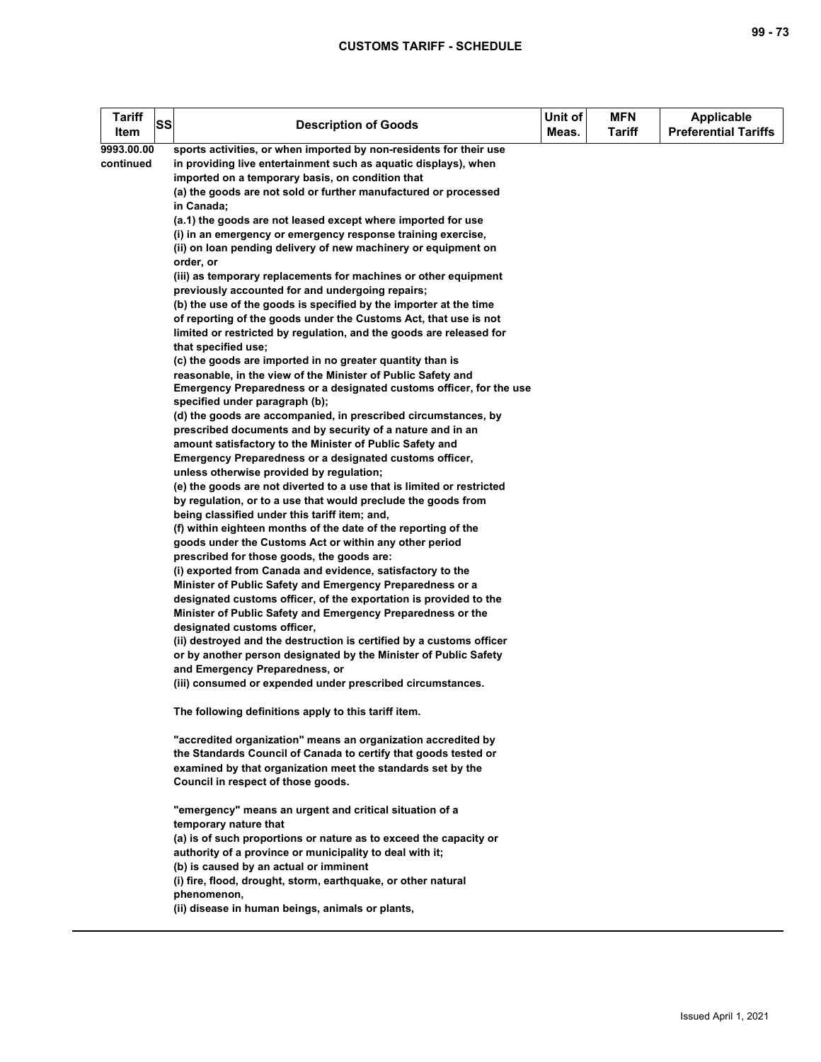| Tariff Item | SS | Description of Goods | Unit of Meas. | MFN Tariff | Applicable Preferential Tariffs |
|---|---|---|---|---|---|
| 9993.00.00 continued | | sports activities, or when imported by non-residents for their use in providing live entertainment such as aquatic displays), when imported on a temporary basis, on condition that<br>(a) the goods are not sold or further manufactured or processed in Canada;<br>(a.1) the goods are not leased except where imported for use<br>(i) in an emergency or emergency response training exercise,<br>(ii) on loan pending delivery of new machinery or equipment on order, or<br>(iii) as temporary replacements for machines or other equipment previously accounted for and undergoing repairs;<br>(b) the use of the goods is specified by the importer at the time of reporting of the goods under the Customs Act, that use is not limited or restricted by regulation, and the goods are released for that specified use;<br>(c) the goods are imported in no greater quantity than is reasonable, in the view of the Minister of Public Safety and Emergency Preparedness or a designated customs officer, for the use specified under paragraph (b);<br>(d) the goods are accompanied, in prescribed circumstances, by prescribed documents and by security of a nature and in an amount satisfactory to the Minister of Public Safety and Emergency Preparedness or a designated customs officer, unless otherwise provided by regulation;<br>(e) the goods are not diverted to a use that is limited or restricted by regulation, or to a use that would preclude the goods from being classified under this tariff item; and,<br>(f) within eighteen months of the date of the reporting of the goods under the Customs Act or within any other period prescribed for those goods, the goods are:<br>(i) exported from Canada and evidence, satisfactory to the Minister of Public Safety and Emergency Preparedness or a designated customs officer, of the exportation is provided to the Minister of Public Safety and Emergency Preparedness or the designated customs officer,<br>(ii) destroyed and the destruction is certified by a customs officer or by another person designated by the Minister of Public Safety and Emergency Preparedness, or<br>(iii) consumed or expended under prescribed circumstances.<br><br>The following definitions apply to this tariff item.<br><br>"accredited organization" means an organization accredited by the Standards Council of Canada to certify that goods tested or examined by that organization meet the standards set by the Council in respect of those goods.<br><br>"emergency" means an urgent and critical situation of a temporary nature that<br>(a) is of such proportions or nature as to exceed the capacity or authority of a province or municipality to deal with it;<br>(b) is caused by an actual or imminent<br>(i) fire, flood, drought, storm, earthquake, or other natural phenomenon,<br>(ii) disease in human beings, animals or plants, | | | |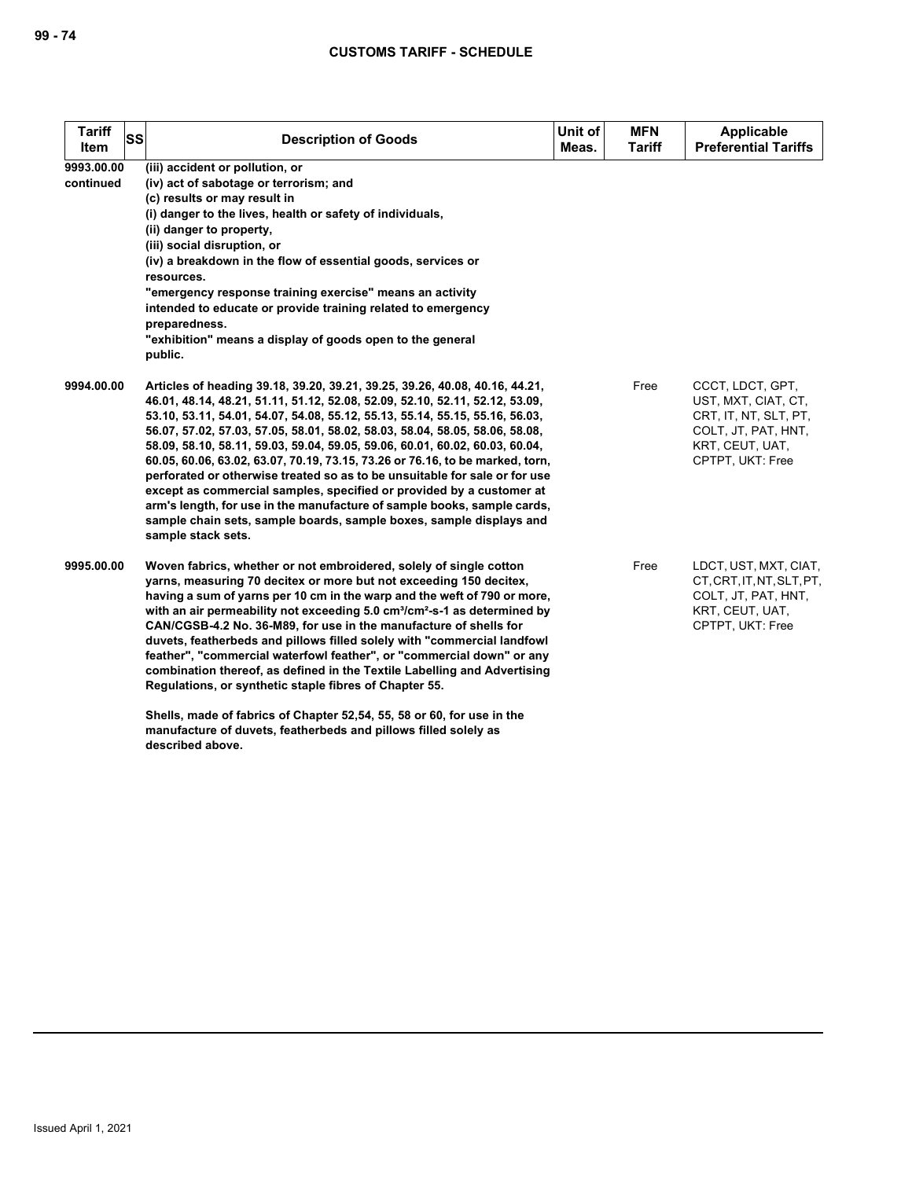| Tariff Item | SS | Description of Goods | Unit of Meas. | MFN Tariff | Applicable Preferential Tariffs |
|---|---|---|---|---|---|
| 9993.00.00 continued | | (iii) accident or pollution, or<br>(iv) act of sabotage or terrorism; and<br>(c) results or may result in<br>(i) danger to the lives, health or safety of individuals,<br>(ii) danger to property,<br>(iii) social disruption, or<br>(iv) a breakdown in the flow of essential goods, services or resources.<br>"emergency response training exercise" means an activity intended to educate or provide training related to emergency preparedness.<br>"exhibition" means a display of goods open to the general public. | | | |
| 9994.00.00 | | Articles of heading 39.18, 39.20, 39.21, 39.25, 39.26, 40.08, 40.16, 44.21, 46.01, 48.14, 48.21, 51.11, 51.12, 52.08, 52.09, 52.10, 52.11, 52.12, 53.09, 53.10, 53.11, 54.01, 54.07, 54.08, 55.12, 55.13, 55.14, 55.15, 55.16, 56.03, 56.07, 57.02, 57.03, 57.05, 58.01, 58.02, 58.03, 58.04, 58.05, 58.06, 58.08, 58.09, 58.10, 58.11, 59.03, 59.04, 59.05, 59.06, 60.01, 60.02, 60.03, 60.04, 60.05, 60.06, 63.02, 63.07, 70.19, 73.15, 73.26 or 76.16, to be marked, torn, perforated or otherwise treated so as to be unsuitable for sale or for use except as commercial samples, specified or provided by a customer at arm's length, for use in the manufacture of sample books, sample cards, sample chain sets, sample boards, sample boxes, sample displays and sample stack sets. | | Free | CCCT, LDCT, GPT, UST, MXT, CIAT, CT, CRT, IT, NT, SLT, PT, COLT, JT, PAT, HNT, KRT, CEUT, UAT, CPTPT, UKT: Free |
| 9995.00.00 | | Woven fabrics, whether or not embroidered, solely of single cotton yarns, measuring 70 decitex or more but not exceeding 150 decitex, having a sum of yarns per 10 cm in the warp and the weft of 790 or more, with an air permeability not exceeding 5.0 $cm^3/cm^2$-s-1 as determined by CAN/CGSB-4.2 No. 36-M89, for use in the manufacture of shells for duvets, featherbeds and pillows filled solely with "commercial landfowl feather", "commercial waterfowl feather", or "commercial down" or any combination thereof, as defined in the Textile Labelling and Advertising Regulations, or synthetic staple fibres of Chapter 55.<br><br>Shells, made of fabrics of Chapter 52,54, 55, 58 or 60, for use in the manufacture of duvets, featherbeds and pillows filled solely as described above. | | Free | LDCT, UST, MXT, CIAT, CT, CRT, IT, NT, SLT, PT, COLT, JT, PAT, HNT, KRT, CEUT, UAT, CPTPT, UKT: Free |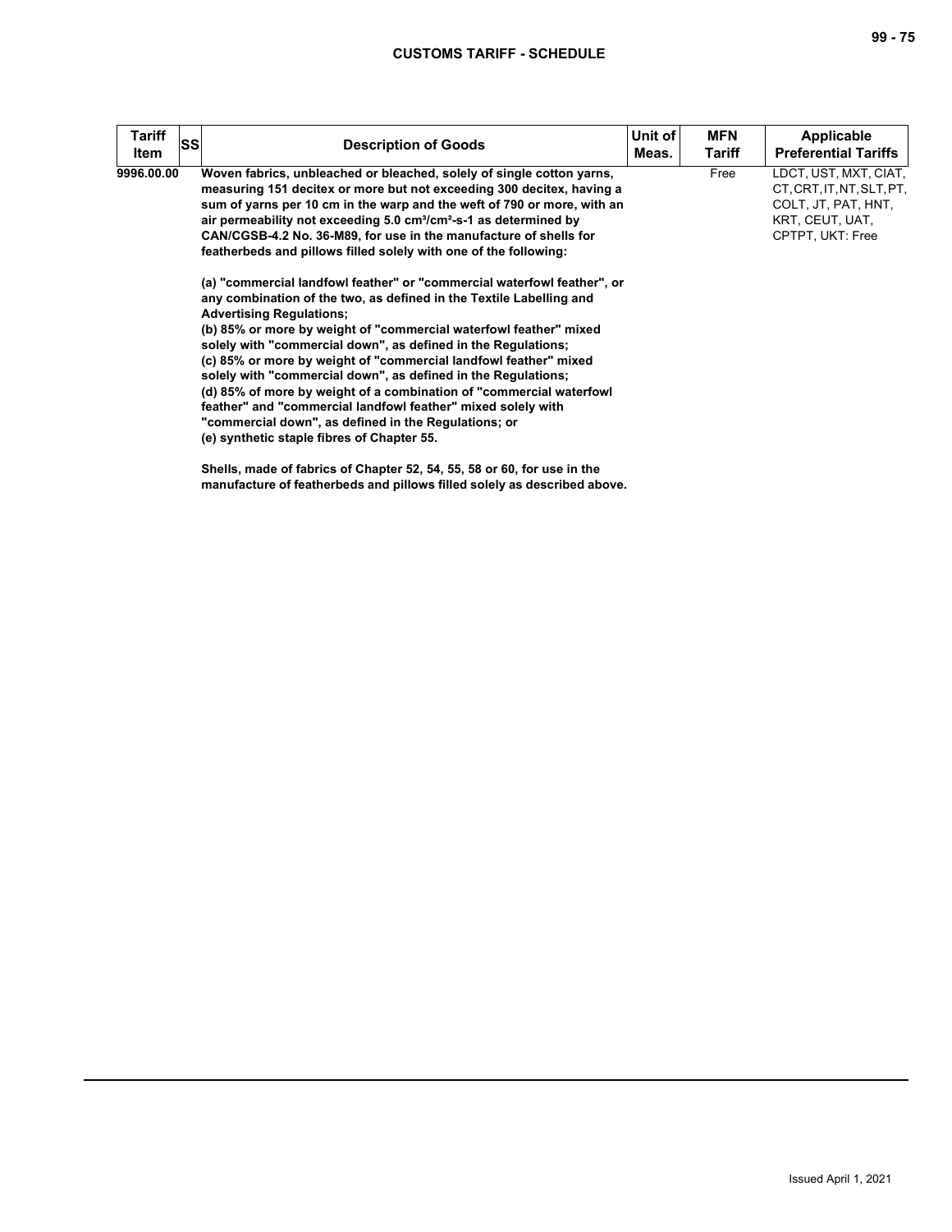| Tariff Item | SS | Description of Goods | Unit of Meas. | MFN Tariff | Applicable Preferential Tariffs |
|---|---|---|---|---|---|
| 9996.00.00 | | **Woven fabrics, unbleached or bleached, solely of single cotton yarns, measuring 151 decitex or more but not exceeding 300 decitex, having a sum of yarns per 10 cm in the warp and the weft of 790 or more, with an air permeability not exceeding 5.0 cm³/cm²-s-1 as determined by CAN/CGSB-4.2 No. 36-M89, for use in the manufacture of shells for featherbeds and pillows filled solely with one of the following:**<br><br>**(a) "commercial landfowl feather" or "commercial waterfowl feather", or any combination of the two, as defined in the Textile Labelling and Advertising Regulations;**<br>**(b) 85% or more by weight of "commercial waterfowl feather" mixed solely with "commercial down", as defined in the Regulations;**<br>**(c) 85% or more by weight of "commercial landfowl feather" mixed solely with "commercial down", as defined in the Regulations;**<br>**(d) 85% of more by weight of a combination of "commercial waterfowl feather" and "commercial landfowl feather" mixed solely with "commercial down", as defined in the Regulations; or**<br>**(e) synthetic staple fibres of Chapter 55.**<br><br>**Shells, made of fabrics of Chapter 52, 54, 55, 58 or 60, for use in the manufacture of featherbeds and pillows filled solely as described above.** | | Free | LDCT, UST, MXT, CIAT, CT, CRT, IT, NT, SLT, PT, COLT, JT, PAT, HNT, KRT, CEUT, UAT, CPTPT, UKT: Free |